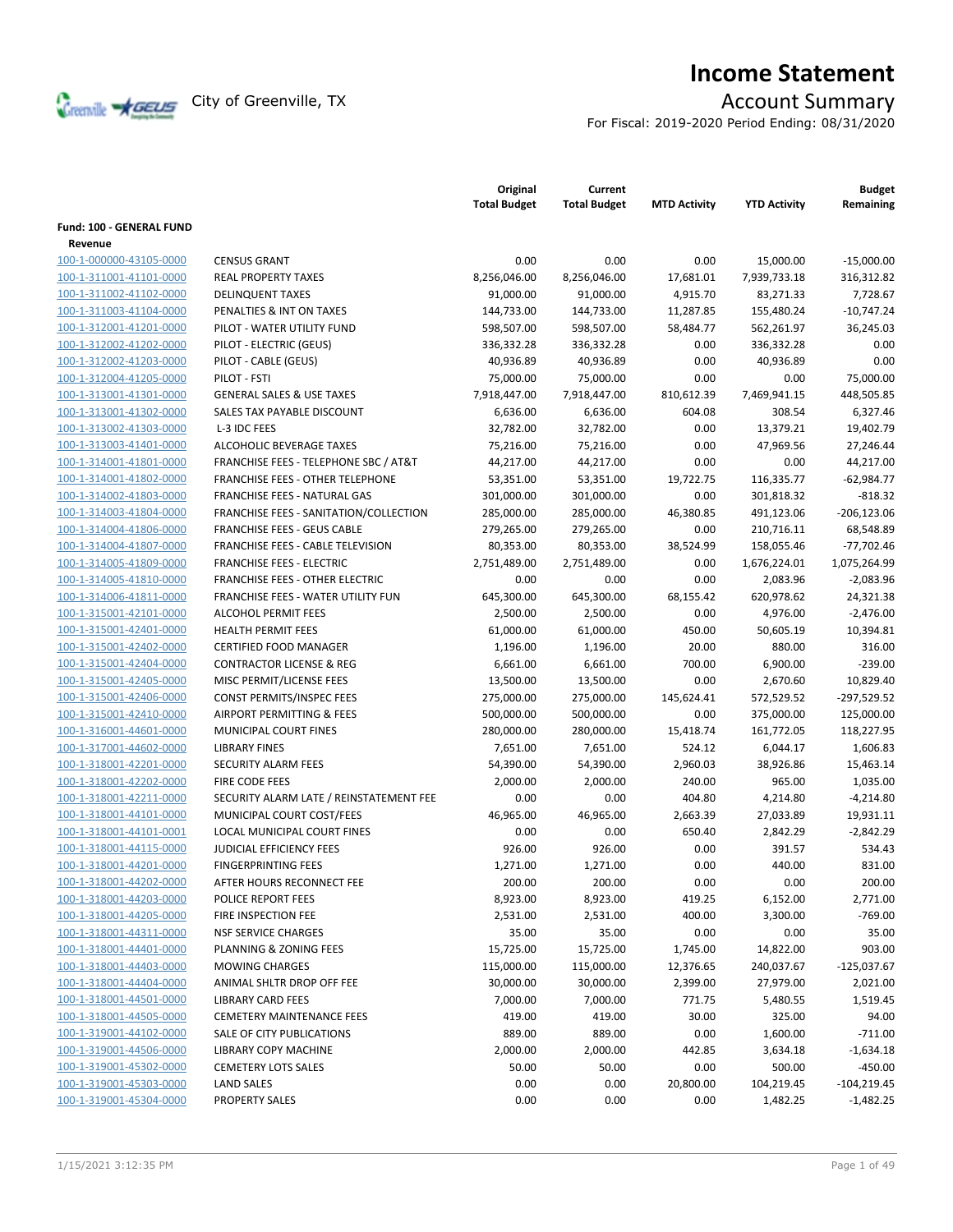# Income Statement

City of Greenville, TX

## Account Summary

For Fiscal: 2019-2020 Period Ending: 08/31/2020

| | | Original Total Budget | Current Total Budget | MTD Activity | YTD Activity | Budget Remaining |
|---|---|---|---|---|---|---|
| **Fund: 100 - GENERAL FUND** | | | | | | |
| **Revenue** | | | | | | |
| 100-1-000000-43105-0000 | CENSUS GRANT | 0.00 | 0.00 | 0.00 | 15,000.00 | -15,000.00 |
| 100-1-311001-41101-0000 | REAL PROPERTY TAXES | 8,256,046.00 | 8,256,046.00 | 17,681.01 | 7,939,733.18 | 316,312.82 |
| 100-1-311002-41102-0000 | DELINQUENT TAXES | 91,000.00 | 91,000.00 | 4,915.70 | 83,271.33 | 7,728.67 |
| 100-1-311003-41104-0000 | PENALTIES & INT ON TAXES | 144,733.00 | 144,733.00 | 11,287.85 | 155,480.24 | -10,747.24 |
| 100-1-312001-41201-0000 | PILOT - WATER UTILITY FUND | 598,507.00 | 598,507.00 | 58,484.77 | 562,261.97 | 36,245.03 |
| 100-1-312002-41202-0000 | PILOT - ELECTRIC (GEUS) | 336,332.28 | 336,332.28 | 0.00 | 336,332.28 | 0.00 |
| 100-1-312002-41203-0000 | PILOT - CABLE (GEUS) | 40,936.89 | 40,936.89 | 0.00 | 40,936.89 | 0.00 |
| 100-1-312004-41205-0000 | PILOT - FSTI | 75,000.00 | 75,000.00 | 0.00 | 0.00 | 75,000.00 |
| 100-1-313001-41301-0000 | GENERAL SALES & USE TAXES | 7,918,447.00 | 7,918,447.00 | 810,612.39 | 7,469,941.15 | 448,505.85 |
| 100-1-313001-41302-0000 | SALES TAX PAYABLE DISCOUNT | 6,636.00 | 6,636.00 | 604.08 | 308.54 | 6,327.46 |
| 100-1-313002-41303-0000 | L-3 IDC FEES | 32,782.00 | 32,782.00 | 0.00 | 13,379.21 | 19,402.79 |
| 100-1-313003-41401-0000 | ALCOHOLIC BEVERAGE TAXES | 75,216.00 | 75,216.00 | 0.00 | 47,969.56 | 27,246.44 |
| 100-1-314001-41801-0000 | FRANCHISE FEES - TELEPHONE SBC / AT&T | 44,217.00 | 44,217.00 | 0.00 | 0.00 | 44,217.00 |
| 100-1-314001-41802-0000 | FRANCHISE FEES - OTHER TELEPHONE | 53,351.00 | 53,351.00 | 19,722.75 | 116,335.77 | -62,984.77 |
| 100-1-314002-41803-0000 | FRANCHISE FEES - NATURAL GAS | 301,000.00 | 301,000.00 | 0.00 | 301,818.32 | -818.32 |
| 100-1-314003-41804-0000 | FRANCHISE FEES - SANITATION/COLLECTION | 285,000.00 | 285,000.00 | 46,380.85 | 491,123.06 | -206,123.06 |
| 100-1-314004-41806-0000 | FRANCHISE FEES - GEUS CABLE | 279,265.00 | 279,265.00 | 0.00 | 210,716.11 | 68,548.89 |
| 100-1-314004-41807-0000 | FRANCHISE FEES - CABLE TELEVISION | 80,353.00 | 80,353.00 | 38,524.99 | 158,055.46 | -77,702.46 |
| 100-1-314005-41809-0000 | FRANCHISE FEES - ELECTRIC | 2,751,489.00 | 2,751,489.00 | 0.00 | 1,676,224.01 | 1,075,264.99 |
| 100-1-314005-41810-0000 | FRANCHISE FEES - OTHER ELECTRIC | 0.00 | 0.00 | 0.00 | 2,083.96 | -2,083.96 |
| 100-1-314006-41811-0000 | FRANCHISE FEES - WATER UTILITY FUN | 645,300.00 | 645,300.00 | 68,155.42 | 620,978.62 | 24,321.38 |
| 100-1-315001-42101-0000 | ALCOHOL PERMIT FEES | 2,500.00 | 2,500.00 | 0.00 | 4,976.00 | -2,476.00 |
| 100-1-315001-42401-0000 | HEALTH PERMIT FEES | 61,000.00 | 61,000.00 | 450.00 | 50,605.19 | 10,394.81 |
| 100-1-315001-42402-0000 | CERTIFIED FOOD MANAGER | 1,196.00 | 1,196.00 | 20.00 | 880.00 | 316.00 |
| 100-1-315001-42404-0000 | CONTRACTOR LICENSE & REG | 6,661.00 | 6,661.00 | 700.00 | 6,900.00 | -239.00 |
| 100-1-315001-42405-0000 | MISC PERMIT/LICENSE FEES | 13,500.00 | 13,500.00 | 0.00 | 2,670.60 | 10,829.40 |
| 100-1-315001-42406-0000 | CONST PERMITS/INSPEC FEES | 275,000.00 | 275,000.00 | 145,624.41 | 572,529.52 | -297,529.52 |
| 100-1-315001-42410-0000 | AIRPORT PERMITTING & FEES | 500,000.00 | 500,000.00 | 0.00 | 375,000.00 | 125,000.00 |
| 100-1-316001-44601-0000 | MUNICIPAL COURT FINES | 280,000.00 | 280,000.00 | 15,418.74 | 161,772.05 | 118,227.95 |
| 100-1-317001-44602-0000 | LIBRARY FINES | 7,651.00 | 7,651.00 | 524.12 | 6,044.17 | 1,606.83 |
| 100-1-318001-42201-0000 | SECURITY ALARM FEES | 54,390.00 | 54,390.00 | 2,960.03 | 38,926.86 | 15,463.14 |
| 100-1-318001-42202-0000 | FIRE CODE FEES | 2,000.00 | 2,000.00 | 240.00 | 965.00 | 1,035.00 |
| 100-1-318001-42211-0000 | SECURITY ALARM LATE / REINSTATEMENT FEE | 0.00 | 0.00 | 404.80 | 4,214.80 | -4,214.80 |
| 100-1-318001-44101-0000 | MUNICIPAL COURT COST/FEES | 46,965.00 | 46,965.00 | 2,663.39 | 27,033.89 | 19,931.11 |
| 100-1-318001-44101-0001 | LOCAL MUNICIPAL COURT FINES | 0.00 | 0.00 | 650.40 | 2,842.29 | -2,842.29 |
| 100-1-318001-44115-0000 | JUDICIAL EFFICIENCY FEES | 926.00 | 926.00 | 0.00 | 391.57 | 534.43 |
| 100-1-318001-44201-0000 | FINGERPRINTING FEES | 1,271.00 | 1,271.00 | 0.00 | 440.00 | 831.00 |
| 100-1-318001-44202-0000 | AFTER HOURS RECONNECT FEE | 200.00 | 200.00 | 0.00 | 0.00 | 200.00 |
| 100-1-318001-44203-0000 | POLICE REPORT FEES | 8,923.00 | 8,923.00 | 419.25 | 6,152.00 | 2,771.00 |
| 100-1-318001-44205-0000 | FIRE INSPECTION FEE | 2,531.00 | 2,531.00 | 400.00 | 3,300.00 | -769.00 |
| 100-1-318001-44311-0000 | NSF SERVICE CHARGES | 35.00 | 35.00 | 0.00 | 0.00 | 35.00 |
| 100-1-318001-44401-0000 | PLANNING & ZONING FEES | 15,725.00 | 15,725.00 | 1,745.00 | 14,822.00 | 903.00 |
| 100-1-318001-44403-0000 | MOWING CHARGES | 115,000.00 | 115,000.00 | 12,376.65 | 240,037.67 | -125,037.67 |
| 100-1-318001-44404-0000 | ANIMAL SHLTR DROP OFF FEE | 30,000.00 | 30,000.00 | 2,399.00 | 27,979.00 | 2,021.00 |
| 100-1-318001-44501-0000 | LIBRARY CARD FEES | 7,000.00 | 7,000.00 | 771.75 | 5,480.55 | 1,519.45 |
| 100-1-318001-44505-0000 | CEMETERY MAINTENANCE FEES | 419.00 | 419.00 | 30.00 | 325.00 | 94.00 |
| 100-1-319001-44102-0000 | SALE OF CITY PUBLICATIONS | 889.00 | 889.00 | 0.00 | 1,600.00 | -711.00 |
| 100-1-319001-44506-0000 | LIBRARY COPY MACHINE | 2,000.00 | 2,000.00 | 442.85 | 3,634.18 | -1,634.18 |
| 100-1-319001-45302-0000 | CEMETERY LOTS SALES | 50.00 | 50.00 | 0.00 | 500.00 | -450.00 |
| 100-1-319001-45303-0000 | LAND SALES | 0.00 | 0.00 | 20,800.00 | 104,219.45 | -104,219.45 |
| 100-1-319001-45304-0000 | PROPERTY SALES | 0.00 | 0.00 | 0.00 | 1,482.25 | -1,482.25 |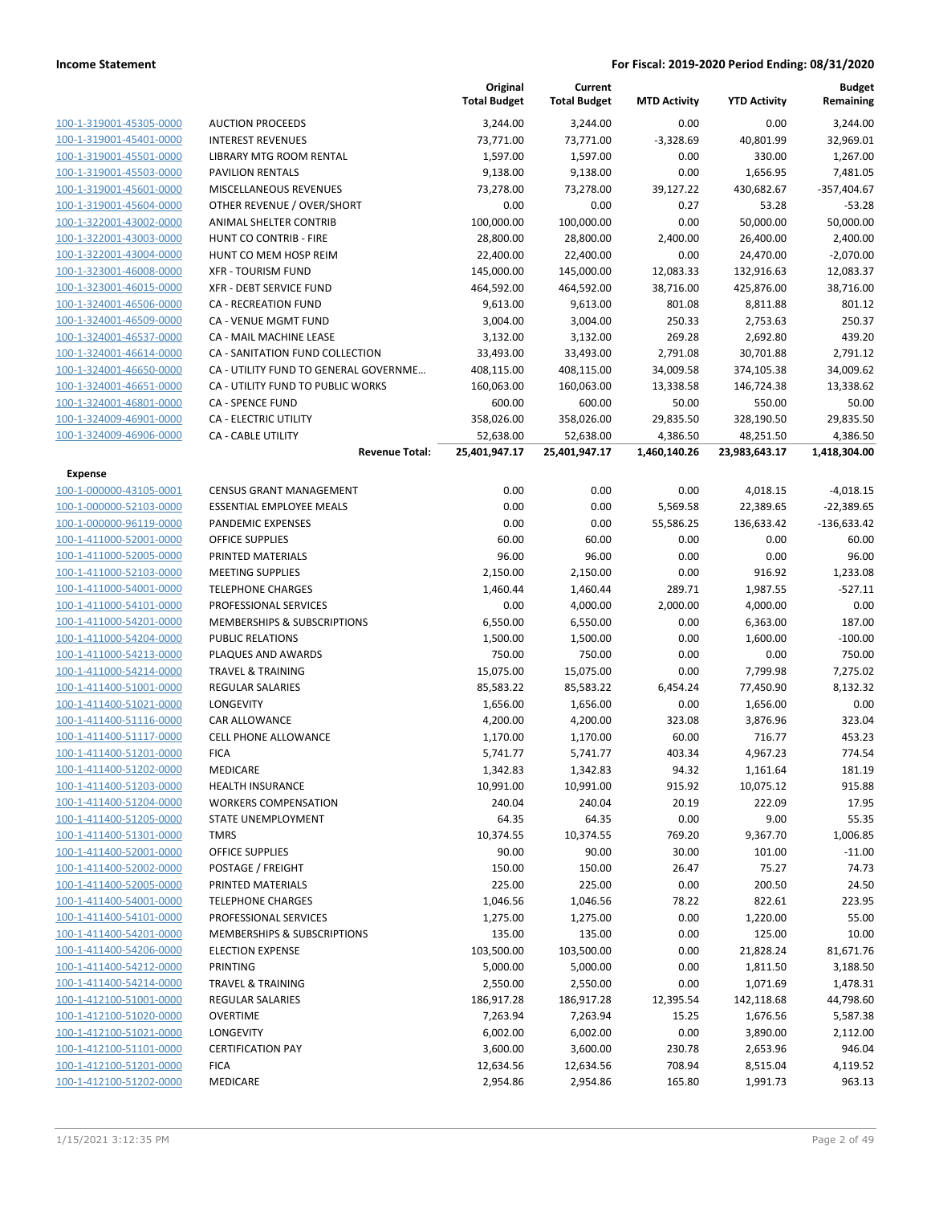**Income Statement** — For Fiscal: 2019-2020 Period Ending: 08/31/2020

| | | Original Total Budget | Current Total Budget | MTD Activity | YTD Activity | Budget Remaining |
|---|---|---|---|---|---|---|
| 100-1-319001-45305-0000 | AUCTION PROCEEDS | 3,244.00 | 3,244.00 | 0.00 | 0.00 | 3,244.00 |
| 100-1-319001-45401-0000 | INTEREST REVENUES | 73,771.00 | 73,771.00 | -3,328.69 | 40,801.99 | 32,969.01 |
| 100-1-319001-45501-0000 | LIBRARY MTG ROOM RENTAL | 1,597.00 | 1,597.00 | 0.00 | 330.00 | 1,267.00 |
| 100-1-319001-45503-0000 | PAVILION RENTALS | 9,138.00 | 9,138.00 | 0.00 | 1,656.95 | 7,481.05 |
| 100-1-319001-45601-0000 | MISCELLANEOUS REVENUES | 73,278.00 | 73,278.00 | 39,127.22 | 430,682.67 | -357,404.67 |
| 100-1-319001-45604-0000 | OTHER REVENUE / OVER/SHORT | 0.00 | 0.00 | 0.27 | 53.28 | -53.28 |
| 100-1-322001-43002-0000 | ANIMAL SHELTER CONTRIB | 100,000.00 | 100,000.00 | 0.00 | 50,000.00 | 50,000.00 |
| 100-1-322001-43003-0000 | HUNT CO CONTRIB - FIRE | 28,800.00 | 28,800.00 | 2,400.00 | 26,400.00 | 2,400.00 |
| 100-1-322001-43004-0000 | HUNT CO MEM HOSP REIM | 22,400.00 | 22,400.00 | 0.00 | 24,470.00 | -2,070.00 |
| 100-1-323001-46008-0000 | XFR - TOURISM FUND | 145,000.00 | 145,000.00 | 12,083.33 | 132,916.63 | 12,083.37 |
| 100-1-323001-46015-0000 | XFR - DEBT SERVICE FUND | 464,592.00 | 464,592.00 | 38,716.00 | 425,876.00 | 38,716.00 |
| 100-1-324001-46506-0000 | CA - RECREATION FUND | 9,613.00 | 9,613.00 | 801.08 | 8,811.88 | 801.12 |
| 100-1-324001-46509-0000 | CA - VENUE MGMT FUND | 3,004.00 | 3,004.00 | 250.33 | 2,753.63 | 250.37 |
| 100-1-324001-46537-0000 | CA - MAIL MACHINE LEASE | 3,132.00 | 3,132.00 | 269.28 | 2,692.80 | 439.20 |
| 100-1-324001-46614-0000 | CA - SANITATION FUND COLLECTION | 33,493.00 | 33,493.00 | 2,791.08 | 30,701.88 | 2,791.12 |
| 100-1-324001-46650-0000 | CA - UTILITY FUND TO GENERAL GOVERNME… | 408,115.00 | 408,115.00 | 34,009.58 | 374,105.38 | 34,009.62 |
| 100-1-324001-46651-0000 | CA - UTILITY FUND TO PUBLIC WORKS | 160,063.00 | 160,063.00 | 13,338.58 | 146,724.38 | 13,338.62 |
| 100-1-324001-46801-0000 | CA - SPENCE FUND | 600.00 | 600.00 | 50.00 | 550.00 | 50.00 |
| 100-1-324009-46901-0000 | CA - ELECTRIC UTILITY | 358,026.00 | 358,026.00 | 29,835.50 | 328,190.50 | 29,835.50 |
| 100-1-324009-46906-0000 | CA - CABLE UTILITY | 52,638.00 | 52,638.00 | 4,386.50 | 48,251.50 | 4,386.50 |
| | **Revenue Total:** | **25,401,947.17** | **25,401,947.17** | **1,460,140.26** | **23,983,643.17** | **1,418,304.00** |
| **Expense** | | | | | | |
| 100-1-000000-43105-0001 | CENSUS GRANT MANAGEMENT | 0.00 | 0.00 | 0.00 | 4,018.15 | -4,018.15 |
| 100-1-000000-52103-0000 | ESSENTIAL EMPLOYEE MEALS | 0.00 | 0.00 | 5,569.58 | 22,389.65 | -22,389.65 |
| 100-1-000000-96119-0000 | PANDEMIC EXPENSES | 0.00 | 0.00 | 55,586.25 | 136,633.42 | -136,633.42 |
| 100-1-411000-52001-0000 | OFFICE SUPPLIES | 60.00 | 60.00 | 0.00 | 0.00 | 60.00 |
| 100-1-411000-52005-0000 | PRINTED MATERIALS | 96.00 | 96.00 | 0.00 | 0.00 | 96.00 |
| 100-1-411000-52103-0000 | MEETING SUPPLIES | 2,150.00 | 2,150.00 | 0.00 | 916.92 | 1,233.08 |
| 100-1-411000-54001-0000 | TELEPHONE CHARGES | 1,460.44 | 1,460.44 | 289.71 | 1,987.55 | -527.11 |
| 100-1-411000-54101-0000 | PROFESSIONAL SERVICES | 0.00 | 4,000.00 | 2,000.00 | 4,000.00 | 0.00 |
| 100-1-411000-54201-0000 | MEMBERSHIPS & SUBSCRIPTIONS | 6,550.00 | 6,550.00 | 0.00 | 6,363.00 | 187.00 |
| 100-1-411000-54204-0000 | PUBLIC RELATIONS | 1,500.00 | 1,500.00 | 0.00 | 1,600.00 | -100.00 |
| 100-1-411000-54213-0000 | PLAQUES AND AWARDS | 750.00 | 750.00 | 0.00 | 0.00 | 750.00 |
| 100-1-411000-54214-0000 | TRAVEL & TRAINING | 15,075.00 | 15,075.00 | 0.00 | 7,799.98 | 7,275.02 |
| 100-1-411400-51001-0000 | REGULAR SALARIES | 85,583.22 | 85,583.22 | 6,454.24 | 77,450.90 | 8,132.32 |
| 100-1-411400-51021-0000 | LONGEVITY | 1,656.00 | 1,656.00 | 0.00 | 1,656.00 | 0.00 |
| 100-1-411400-51116-0000 | CAR ALLOWANCE | 4,200.00 | 4,200.00 | 323.08 | 3,876.96 | 323.04 |
| 100-1-411400-51117-0000 | CELL PHONE ALLOWANCE | 1,170.00 | 1,170.00 | 60.00 | 716.77 | 453.23 |
| 100-1-411400-51201-0000 | FICA | 5,741.77 | 5,741.77 | 403.34 | 4,967.23 | 774.54 |
| 100-1-411400-51202-0000 | MEDICARE | 1,342.83 | 1,342.83 | 94.32 | 1,161.64 | 181.19 |
| 100-1-411400-51203-0000 | HEALTH INSURANCE | 10,991.00 | 10,991.00 | 915.92 | 10,075.12 | 915.88 |
| 100-1-411400-51204-0000 | WORKERS COMPENSATION | 240.04 | 240.04 | 20.19 | 222.09 | 17.95 |
| 100-1-411400-51205-0000 | STATE UNEMPLOYMENT | 64.35 | 64.35 | 0.00 | 9.00 | 55.35 |
| 100-1-411400-51301-0000 | TMRS | 10,374.55 | 10,374.55 | 769.20 | 9,367.70 | 1,006.85 |
| 100-1-411400-52001-0000 | OFFICE SUPPLIES | 90.00 | 90.00 | 30.00 | 101.00 | -11.00 |
| 100-1-411400-52002-0000 | POSTAGE / FREIGHT | 150.00 | 150.00 | 26.47 | 75.27 | 74.73 |
| 100-1-411400-52005-0000 | PRINTED MATERIALS | 225.00 | 225.00 | 0.00 | 200.50 | 24.50 |
| 100-1-411400-54001-0000 | TELEPHONE CHARGES | 1,046.56 | 1,046.56 | 78.22 | 822.61 | 223.95 |
| 100-1-411400-54101-0000 | PROFESSIONAL SERVICES | 1,275.00 | 1,275.00 | 0.00 | 1,220.00 | 55.00 |
| 100-1-411400-54201-0000 | MEMBERSHIPS & SUBSCRIPTIONS | 135.00 | 135.00 | 0.00 | 125.00 | 10.00 |
| 100-1-411400-54206-0000 | ELECTION EXPENSE | 103,500.00 | 103,500.00 | 0.00 | 21,828.24 | 81,671.76 |
| 100-1-411400-54212-0000 | PRINTING | 5,000.00 | 5,000.00 | 0.00 | 1,811.50 | 3,188.50 |
| 100-1-411400-54214-0000 | TRAVEL & TRAINING | 2,550.00 | 2,550.00 | 0.00 | 1,071.69 | 1,478.31 |
| 100-1-412100-51001-0000 | REGULAR SALARIES | 186,917.28 | 186,917.28 | 12,395.54 | 142,118.68 | 44,798.60 |
| 100-1-412100-51020-0000 | OVERTIME | 7,263.94 | 7,263.94 | 15.25 | 1,676.56 | 5,587.38 |
| 100-1-412100-51021-0000 | LONGEVITY | 6,002.00 | 6,002.00 | 0.00 | 3,890.00 | 2,112.00 |
| 100-1-412100-51101-0000 | CERTIFICATION PAY | 3,600.00 | 3,600.00 | 230.78 | 2,653.96 | 946.04 |
| 100-1-412100-51201-0000 | FICA | 12,634.56 | 12,634.56 | 708.94 | 8,515.04 | 4,119.52 |
| 100-1-412100-51202-0000 | MEDICARE | 2,954.86 | 2,954.86 | 165.80 | 1,991.73 | 963.13 |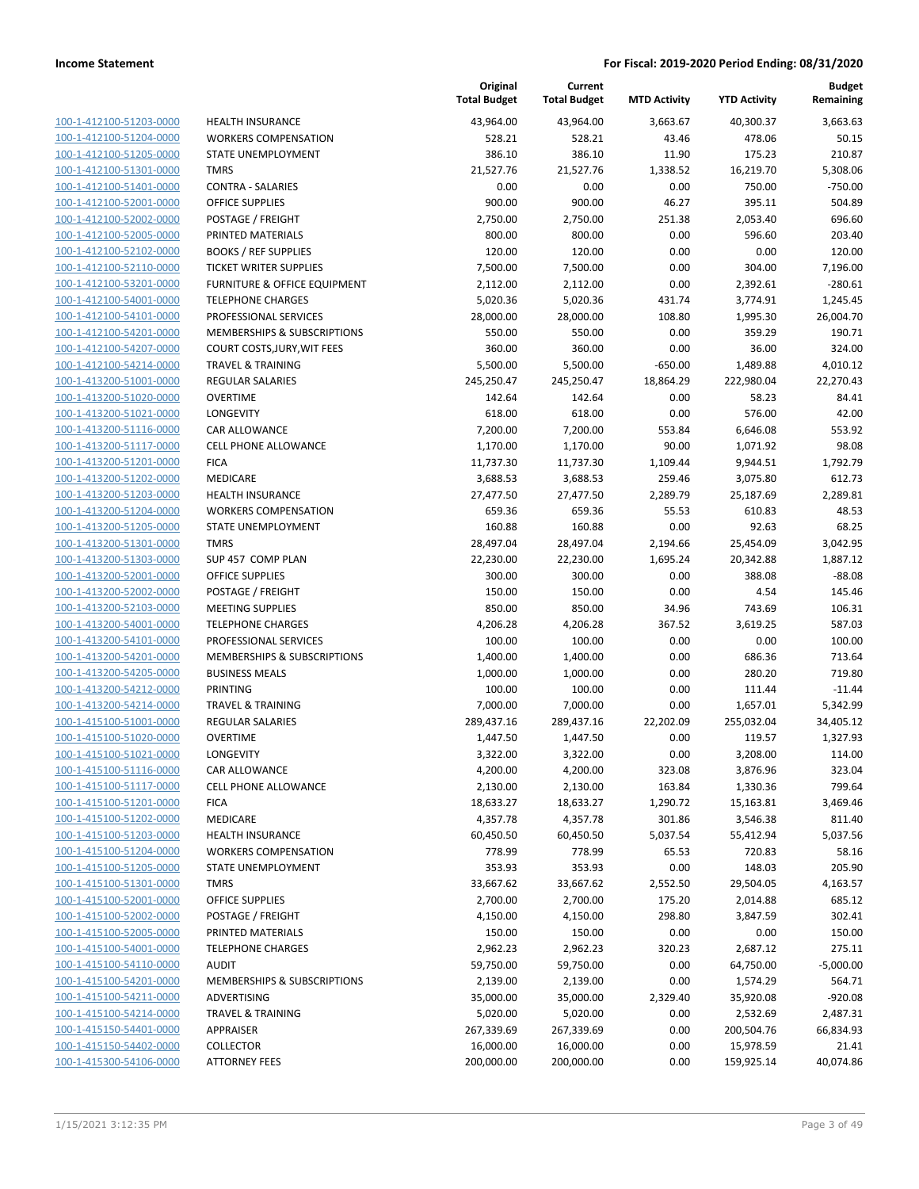**Income Statement** **For Fiscal: 2019-2020 Period Ending: 08/31/2020**

| | | Original Total Budget | Current Total Budget | MTD Activity | YTD Activity | Budget Remaining |
|---|---|---|---|---|---|---|
| 100-1-412100-51203-0000 | HEALTH INSURANCE | 43,964.00 | 43,964.00 | 3,663.67 | 40,300.37 | 3,663.63 |
| 100-1-412100-51204-0000 | WORKERS COMPENSATION | 528.21 | 528.21 | 43.46 | 478.06 | 50.15 |
| 100-1-412100-51205-0000 | STATE UNEMPLOYMENT | 386.10 | 386.10 | 11.90 | 175.23 | 210.87 |
| 100-1-412100-51301-0000 | TMRS | 21,527.76 | 21,527.76 | 1,338.52 | 16,219.70 | 5,308.06 |
| 100-1-412100-51401-0000 | CONTRA - SALARIES | 0.00 | 0.00 | 0.00 | 750.00 | -750.00 |
| 100-1-412100-52001-0000 | OFFICE SUPPLIES | 900.00 | 900.00 | 46.27 | 395.11 | 504.89 |
| 100-1-412100-52002-0000 | POSTAGE / FREIGHT | 2,750.00 | 2,750.00 | 251.38 | 2,053.40 | 696.60 |
| 100-1-412100-52005-0000 | PRINTED MATERIALS | 800.00 | 800.00 | 0.00 | 596.60 | 203.40 |
| 100-1-412100-52102-0000 | BOOKS / REF SUPPLIES | 120.00 | 120.00 | 0.00 | 0.00 | 120.00 |
| 100-1-412100-52110-0000 | TICKET WRITER SUPPLIES | 7,500.00 | 7,500.00 | 0.00 | 304.00 | 7,196.00 |
| 100-1-412100-53201-0000 | FURNITURE & OFFICE EQUIPMENT | 2,112.00 | 2,112.00 | 0.00 | 2,392.61 | -280.61 |
| 100-1-412100-54001-0000 | TELEPHONE CHARGES | 5,020.36 | 5,020.36 | 431.74 | 3,774.91 | 1,245.45 |
| 100-1-412100-54101-0000 | PROFESSIONAL SERVICES | 28,000.00 | 28,000.00 | 108.80 | 1,995.30 | 26,004.70 |
| 100-1-412100-54201-0000 | MEMBERSHIPS & SUBSCRIPTIONS | 550.00 | 550.00 | 0.00 | 359.29 | 190.71 |
| 100-1-412100-54207-0000 | COURT COSTS,JURY,WIT FEES | 360.00 | 360.00 | 0.00 | 36.00 | 324.00 |
| 100-1-412100-54214-0000 | TRAVEL & TRAINING | 5,500.00 | 5,500.00 | -650.00 | 1,489.88 | 4,010.12 |
| 100-1-413200-51001-0000 | REGULAR SALARIES | 245,250.47 | 245,250.47 | 18,864.29 | 222,980.04 | 22,270.43 |
| 100-1-413200-51020-0000 | OVERTIME | 142.64 | 142.64 | 0.00 | 58.23 | 84.41 |
| 100-1-413200-51021-0000 | LONGEVITY | 618.00 | 618.00 | 0.00 | 576.00 | 42.00 |
| 100-1-413200-51116-0000 | CAR ALLOWANCE | 7,200.00 | 7,200.00 | 553.84 | 6,646.08 | 553.92 |
| 100-1-413200-51117-0000 | CELL PHONE ALLOWANCE | 1,170.00 | 1,170.00 | 90.00 | 1,071.92 | 98.08 |
| 100-1-413200-51201-0000 | FICA | 11,737.30 | 11,737.30 | 1,109.44 | 9,944.51 | 1,792.79 |
| 100-1-413200-51202-0000 | MEDICARE | 3,688.53 | 3,688.53 | 259.46 | 3,075.80 | 612.73 |
| 100-1-413200-51203-0000 | HEALTH INSURANCE | 27,477.50 | 27,477.50 | 2,289.79 | 25,187.69 | 2,289.81 |
| 100-1-413200-51204-0000 | WORKERS COMPENSATION | 659.36 | 659.36 | 55.53 | 610.83 | 48.53 |
| 100-1-413200-51205-0000 | STATE UNEMPLOYMENT | 160.88 | 160.88 | 0.00 | 92.63 | 68.25 |
| 100-1-413200-51301-0000 | TMRS | 28,497.04 | 28,497.04 | 2,194.66 | 25,454.09 | 3,042.95 |
| 100-1-413200-51303-0000 | SUP 457 COMP PLAN | 22,230.00 | 22,230.00 | 1,695.24 | 20,342.88 | 1,887.12 |
| 100-1-413200-52001-0000 | OFFICE SUPPLIES | 300.00 | 300.00 | 0.00 | 388.08 | -88.08 |
| 100-1-413200-52002-0000 | POSTAGE / FREIGHT | 150.00 | 150.00 | 0.00 | 4.54 | 145.46 |
| 100-1-413200-52103-0000 | MEETING SUPPLIES | 850.00 | 850.00 | 34.96 | 743.69 | 106.31 |
| 100-1-413200-54001-0000 | TELEPHONE CHARGES | 4,206.28 | 4,206.28 | 367.52 | 3,619.25 | 587.03 |
| 100-1-413200-54101-0000 | PROFESSIONAL SERVICES | 100.00 | 100.00 | 0.00 | 0.00 | 100.00 |
| 100-1-413200-54201-0000 | MEMBERSHIPS & SUBSCRIPTIONS | 1,400.00 | 1,400.00 | 0.00 | 686.36 | 713.64 |
| 100-1-413200-54205-0000 | BUSINESS MEALS | 1,000.00 | 1,000.00 | 0.00 | 280.20 | 719.80 |
| 100-1-413200-54212-0000 | PRINTING | 100.00 | 100.00 | 0.00 | 111.44 | -11.44 |
| 100-1-413200-54214-0000 | TRAVEL & TRAINING | 7,000.00 | 7,000.00 | 0.00 | 1,657.01 | 5,342.99 |
| 100-1-415100-51001-0000 | REGULAR SALARIES | 289,437.16 | 289,437.16 | 22,202.09 | 255,032.04 | 34,405.12 |
| 100-1-415100-51020-0000 | OVERTIME | 1,447.50 | 1,447.50 | 0.00 | 119.57 | 1,327.93 |
| 100-1-415100-51021-0000 | LONGEVITY | 3,322.00 | 3,322.00 | 0.00 | 3,208.00 | 114.00 |
| 100-1-415100-51116-0000 | CAR ALLOWANCE | 4,200.00 | 4,200.00 | 323.08 | 3,876.96 | 323.04 |
| 100-1-415100-51117-0000 | CELL PHONE ALLOWANCE | 2,130.00 | 2,130.00 | 163.84 | 1,330.36 | 799.64 |
| 100-1-415100-51201-0000 | FICA | 18,633.27 | 18,633.27 | 1,290.72 | 15,163.81 | 3,469.46 |
| 100-1-415100-51202-0000 | MEDICARE | 4,357.78 | 4,357.78 | 301.86 | 3,546.38 | 811.40 |
| 100-1-415100-51203-0000 | HEALTH INSURANCE | 60,450.50 | 60,450.50 | 5,037.54 | 55,412.94 | 5,037.56 |
| 100-1-415100-51204-0000 | WORKERS COMPENSATION | 778.99 | 778.99 | 65.53 | 720.83 | 58.16 |
| 100-1-415100-51205-0000 | STATE UNEMPLOYMENT | 353.93 | 353.93 | 0.00 | 148.03 | 205.90 |
| 100-1-415100-51301-0000 | TMRS | 33,667.62 | 33,667.62 | 2,552.50 | 29,504.05 | 4,163.57 |
| 100-1-415100-52001-0000 | OFFICE SUPPLIES | 2,700.00 | 2,700.00 | 175.20 | 2,014.88 | 685.12 |
| 100-1-415100-52002-0000 | POSTAGE / FREIGHT | 4,150.00 | 4,150.00 | 298.80 | 3,847.59 | 302.41 |
| 100-1-415100-52005-0000 | PRINTED MATERIALS | 150.00 | 150.00 | 0.00 | 0.00 | 150.00 |
| 100-1-415100-54001-0000 | TELEPHONE CHARGES | 2,962.23 | 2,962.23 | 320.23 | 2,687.12 | 275.11 |
| 100-1-415100-54110-0000 | AUDIT | 59,750.00 | 59,750.00 | 0.00 | 64,750.00 | -5,000.00 |
| 100-1-415100-54201-0000 | MEMBERSHIPS & SUBSCRIPTIONS | 2,139.00 | 2,139.00 | 0.00 | 1,574.29 | 564.71 |
| 100-1-415100-54211-0000 | ADVERTISING | 35,000.00 | 35,000.00 | 2,329.40 | 35,920.08 | -920.08 |
| 100-1-415100-54214-0000 | TRAVEL & TRAINING | 5,020.00 | 5,020.00 | 0.00 | 2,532.69 | 2,487.31 |
| 100-1-415150-54401-0000 | APPRAISER | 267,339.69 | 267,339.69 | 0.00 | 200,504.76 | 66,834.93 |
| 100-1-415150-54402-0000 | COLLECTOR | 16,000.00 | 16,000.00 | 0.00 | 15,978.59 | 21.41 |
| 100-1-415300-54106-0000 | ATTORNEY FEES | 200,000.00 | 200,000.00 | 0.00 | 159,925.14 | 40,074.86 |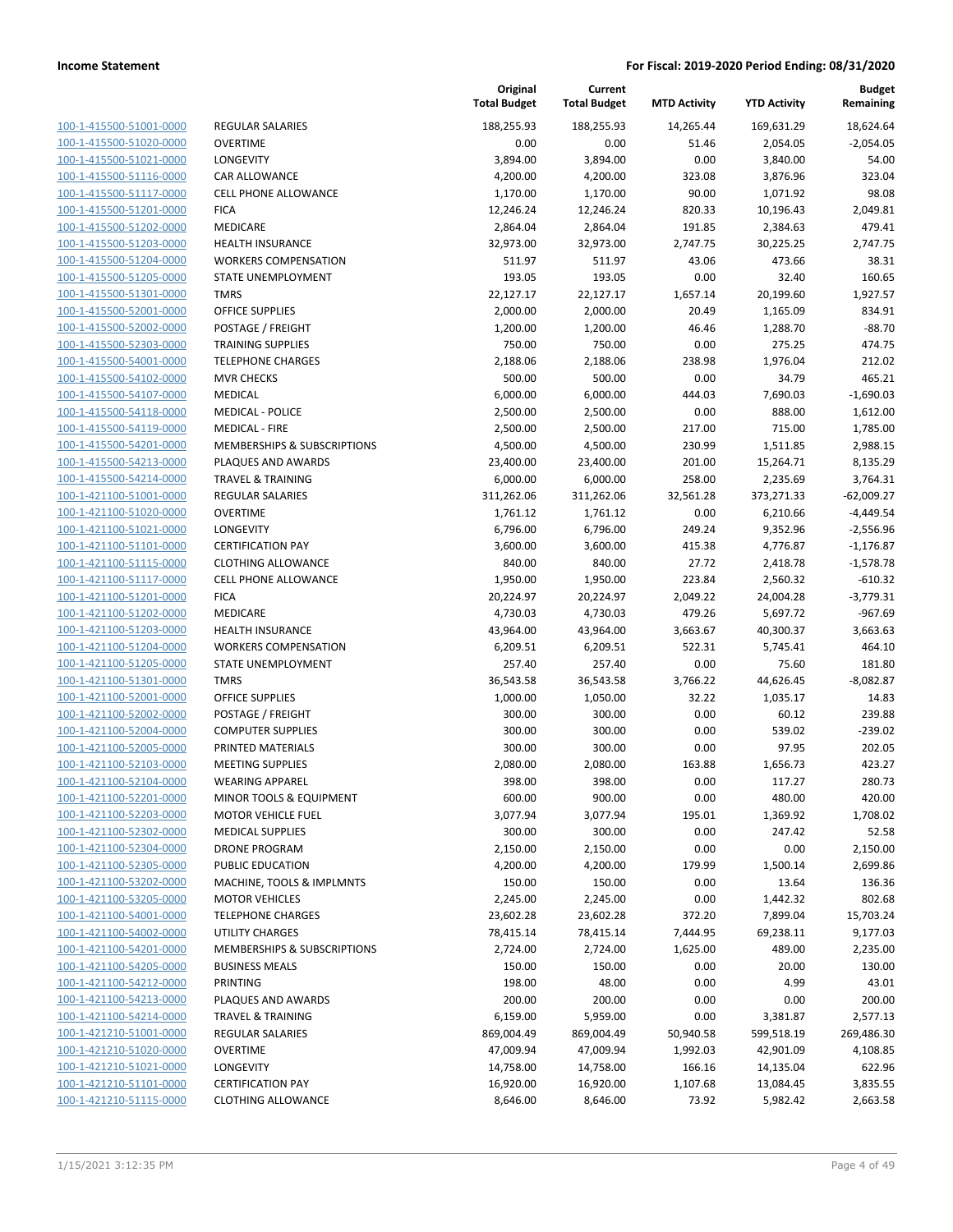| | | Original Total Budget | Current Total Budget | MTD Activity | YTD Activity | Budget Remaining |
|---|---|---|---|---|---|---|
| 100-1-415500-51001-0000 | REGULAR SALARIES | 188,255.93 | 188,255.93 | 14,265.44 | 169,631.29 | 18,624.64 |
| 100-1-415500-51020-0000 | OVERTIME | 0.00 | 0.00 | 51.46 | 2,054.05 | -2,054.05 |
| 100-1-415500-51021-0000 | LONGEVITY | 3,894.00 | 3,894.00 | 0.00 | 3,840.00 | 54.00 |
| 100-1-415500-51116-0000 | CAR ALLOWANCE | 4,200.00 | 4,200.00 | 323.08 | 3,876.96 | 323.04 |
| 100-1-415500-51117-0000 | CELL PHONE ALLOWANCE | 1,170.00 | 1,170.00 | 90.00 | 1,071.92 | 98.08 |
| 100-1-415500-51201-0000 | FICA | 12,246.24 | 12,246.24 | 820.33 | 10,196.43 | 2,049.81 |
| 100-1-415500-51202-0000 | MEDICARE | 2,864.04 | 2,864.04 | 191.85 | 2,384.63 | 479.41 |
| 100-1-415500-51203-0000 | HEALTH INSURANCE | 32,973.00 | 32,973.00 | 2,747.75 | 30,225.25 | 2,747.75 |
| 100-1-415500-51204-0000 | WORKERS COMPENSATION | 511.97 | 511.97 | 43.06 | 473.66 | 38.31 |
| 100-1-415500-51205-0000 | STATE UNEMPLOYMENT | 193.05 | 193.05 | 0.00 | 32.40 | 160.65 |
| 100-1-415500-51301-0000 | TMRS | 22,127.17 | 22,127.17 | 1,657.14 | 20,199.60 | 1,927.57 |
| 100-1-415500-52001-0000 | OFFICE SUPPLIES | 2,000.00 | 2,000.00 | 20.49 | 1,165.09 | 834.91 |
| 100-1-415500-52002-0000 | POSTAGE / FREIGHT | 1,200.00 | 1,200.00 | 46.46 | 1,288.70 | -88.70 |
| 100-1-415500-52303-0000 | TRAINING SUPPLIES | 750.00 | 750.00 | 0.00 | 275.25 | 474.75 |
| 100-1-415500-54001-0000 | TELEPHONE CHARGES | 2,188.06 | 2,188.06 | 238.98 | 1,976.04 | 212.02 |
| 100-1-415500-54102-0000 | MVR CHECKS | 500.00 | 500.00 | 0.00 | 34.79 | 465.21 |
| 100-1-415500-54107-0000 | MEDICAL | 6,000.00 | 6,000.00 | 444.03 | 7,690.03 | -1,690.03 |
| 100-1-415500-54118-0000 | MEDICAL - POLICE | 2,500.00 | 2,500.00 | 0.00 | 888.00 | 1,612.00 |
| 100-1-415500-54119-0000 | MEDICAL - FIRE | 2,500.00 | 2,500.00 | 217.00 | 715.00 | 1,785.00 |
| 100-1-415500-54201-0000 | MEMBERSHIPS & SUBSCRIPTIONS | 4,500.00 | 4,500.00 | 230.99 | 1,511.85 | 2,988.15 |
| 100-1-415500-54213-0000 | PLAQUES AND AWARDS | 23,400.00 | 23,400.00 | 201.00 | 15,264.71 | 8,135.29 |
| 100-1-415500-54214-0000 | TRAVEL & TRAINING | 6,000.00 | 6,000.00 | 258.00 | 2,235.69 | 3,764.31 |
| 100-1-421100-51001-0000 | REGULAR SALARIES | 311,262.06 | 311,262.06 | 32,561.28 | 373,271.33 | -62,009.27 |
| 100-1-421100-51020-0000 | OVERTIME | 1,761.12 | 1,761.12 | 0.00 | 6,210.66 | -4,449.54 |
| 100-1-421100-51021-0000 | LONGEVITY | 6,796.00 | 6,796.00 | 249.24 | 9,352.96 | -2,556.96 |
| 100-1-421100-51101-0000 | CERTIFICATION PAY | 3,600.00 | 3,600.00 | 415.38 | 4,776.87 | -1,176.87 |
| 100-1-421100-51115-0000 | CLOTHING ALLOWANCE | 840.00 | 840.00 | 27.72 | 2,418.78 | -1,578.78 |
| 100-1-421100-51117-0000 | CELL PHONE ALLOWANCE | 1,950.00 | 1,950.00 | 223.84 | 2,560.32 | -610.32 |
| 100-1-421100-51201-0000 | FICA | 20,224.97 | 20,224.97 | 2,049.22 | 24,004.28 | -3,779.31 |
| 100-1-421100-51202-0000 | MEDICARE | 4,730.03 | 4,730.03 | 479.26 | 5,697.72 | -967.69 |
| 100-1-421100-51203-0000 | HEALTH INSURANCE | 43,964.00 | 43,964.00 | 3,663.67 | 40,300.37 | 3,663.63 |
| 100-1-421100-51204-0000 | WORKERS COMPENSATION | 6,209.51 | 6,209.51 | 522.31 | 5,745.41 | 464.10 |
| 100-1-421100-51205-0000 | STATE UNEMPLOYMENT | 257.40 | 257.40 | 0.00 | 75.60 | 181.80 |
| 100-1-421100-51301-0000 | TMRS | 36,543.58 | 36,543.58 | 3,766.22 | 44,626.45 | -8,082.87 |
| 100-1-421100-52001-0000 | OFFICE SUPPLIES | 1,000.00 | 1,050.00 | 32.22 | 1,035.17 | 14.83 |
| 100-1-421100-52002-0000 | POSTAGE / FREIGHT | 300.00 | 300.00 | 0.00 | 60.12 | 239.88 |
| 100-1-421100-52004-0000 | COMPUTER SUPPLIES | 300.00 | 300.00 | 0.00 | 539.02 | -239.02 |
| 100-1-421100-52005-0000 | PRINTED MATERIALS | 300.00 | 300.00 | 0.00 | 97.95 | 202.05 |
| 100-1-421100-52103-0000 | MEETING SUPPLIES | 2,080.00 | 2,080.00 | 163.88 | 1,656.73 | 423.27 |
| 100-1-421100-52104-0000 | WEARING APPAREL | 398.00 | 398.00 | 0.00 | 117.27 | 280.73 |
| 100-1-421100-52201-0000 | MINOR TOOLS & EQUIPMENT | 600.00 | 900.00 | 0.00 | 480.00 | 420.00 |
| 100-1-421100-52203-0000 | MOTOR VEHICLE FUEL | 3,077.94 | 3,077.94 | 195.01 | 1,369.92 | 1,708.02 |
| 100-1-421100-52302-0000 | MEDICAL SUPPLIES | 300.00 | 300.00 | 0.00 | 247.42 | 52.58 |
| 100-1-421100-52304-0000 | DRONE PROGRAM | 2,150.00 | 2,150.00 | 0.00 | 0.00 | 2,150.00 |
| 100-1-421100-52305-0000 | PUBLIC EDUCATION | 4,200.00 | 4,200.00 | 179.99 | 1,500.14 | 2,699.86 |
| 100-1-421100-53202-0000 | MACHINE, TOOLS & IMPLMNTS | 150.00 | 150.00 | 0.00 | 13.64 | 136.36 |
| 100-1-421100-53205-0000 | MOTOR VEHICLES | 2,245.00 | 2,245.00 | 0.00 | 1,442.32 | 802.68 |
| 100-1-421100-54001-0000 | TELEPHONE CHARGES | 23,602.28 | 23,602.28 | 372.20 | 7,899.04 | 15,703.24 |
| 100-1-421100-54002-0000 | UTILITY CHARGES | 78,415.14 | 78,415.14 | 7,444.95 | 69,238.11 | 9,177.03 |
| 100-1-421100-54201-0000 | MEMBERSHIPS & SUBSCRIPTIONS | 2,724.00 | 2,724.00 | 1,625.00 | 489.00 | 2,235.00 |
| 100-1-421100-54205-0000 | BUSINESS MEALS | 150.00 | 150.00 | 0.00 | 20.00 | 130.00 |
| 100-1-421100-54212-0000 | PRINTING | 198.00 | 48.00 | 0.00 | 4.99 | 43.01 |
| 100-1-421100-54213-0000 | PLAQUES AND AWARDS | 200.00 | 200.00 | 0.00 | 0.00 | 200.00 |
| 100-1-421100-54214-0000 | TRAVEL & TRAINING | 6,159.00 | 5,959.00 | 0.00 | 3,381.87 | 2,577.13 |
| 100-1-421210-51001-0000 | REGULAR SALARIES | 869,004.49 | 869,004.49 | 50,940.58 | 599,518.19 | 269,486.30 |
| 100-1-421210-51020-0000 | OVERTIME | 47,009.94 | 47,009.94 | 1,992.03 | 42,901.09 | 4,108.85 |
| 100-1-421210-51021-0000 | LONGEVITY | 14,758.00 | 14,758.00 | 166.16 | 14,135.04 | 622.96 |
| 100-1-421210-51101-0000 | CERTIFICATION PAY | 16,920.00 | 16,920.00 | 1,107.68 | 13,084.45 | 3,835.55 |
| 100-1-421210-51115-0000 | CLOTHING ALLOWANCE | 8,646.00 | 8,646.00 | 73.92 | 5,982.42 | 2,663.58 |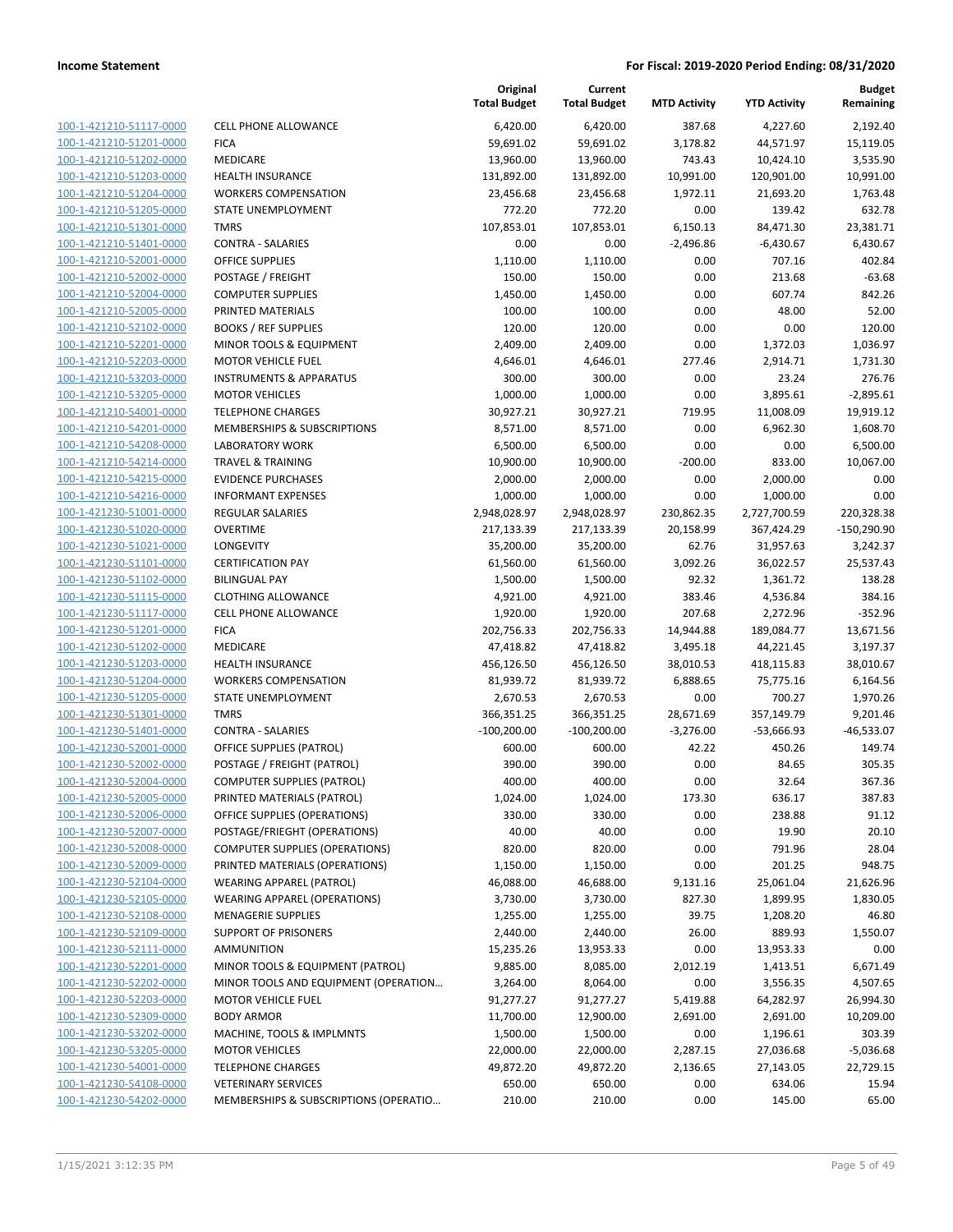**Income Statement** | **For Fiscal: 2019-2020 Period Ending: 08/31/2020**

| | | Original Total Budget | Current Total Budget | MTD Activity | YTD Activity | Budget Remaining |
|---|---|---|---|---|---|---|
| 100-1-421210-51117-0000 | CELL PHONE ALLOWANCE | 6,420.00 | 6,420.00 | 387.68 | 4,227.60 | 2,192.40 |
| 100-1-421210-51201-0000 | FICA | 59,691.02 | 59,691.02 | 3,178.82 | 44,571.97 | 15,119.05 |
| 100-1-421210-51202-0000 | MEDICARE | 13,960.00 | 13,960.00 | 743.43 | 10,424.10 | 3,535.90 |
| 100-1-421210-51203-0000 | HEALTH INSURANCE | 131,892.00 | 131,892.00 | 10,991.00 | 120,901.00 | 10,991.00 |
| 100-1-421210-51204-0000 | WORKERS COMPENSATION | 23,456.68 | 23,456.68 | 1,972.11 | 21,693.20 | 1,763.48 |
| 100-1-421210-51205-0000 | STATE UNEMPLOYMENT | 772.20 | 772.20 | 0.00 | 139.42 | 632.78 |
| 100-1-421210-51301-0000 | TMRS | 107,853.01 | 107,853.01 | 6,150.13 | 84,471.30 | 23,381.71 |
| 100-1-421210-51401-0000 | CONTRA - SALARIES | 0.00 | 0.00 | -2,496.86 | -6,430.67 | 6,430.67 |
| 100-1-421210-52001-0000 | OFFICE SUPPLIES | 1,110.00 | 1,110.00 | 0.00 | 707.16 | 402.84 |
| 100-1-421210-52002-0000 | POSTAGE / FREIGHT | 150.00 | 150.00 | 0.00 | 213.68 | -63.68 |
| 100-1-421210-52004-0000 | COMPUTER SUPPLIES | 1,450.00 | 1,450.00 | 0.00 | 607.74 | 842.26 |
| 100-1-421210-52005-0000 | PRINTED MATERIALS | 100.00 | 100.00 | 0.00 | 48.00 | 52.00 |
| 100-1-421210-52102-0000 | BOOKS / REF SUPPLIES | 120.00 | 120.00 | 0.00 | 0.00 | 120.00 |
| 100-1-421210-52201-0000 | MINOR TOOLS & EQUIPMENT | 2,409.00 | 2,409.00 | 0.00 | 1,372.03 | 1,036.97 |
| 100-1-421210-52203-0000 | MOTOR VEHICLE FUEL | 4,646.01 | 4,646.01 | 277.46 | 2,914.71 | 1,731.30 |
| 100-1-421210-53203-0000 | INSTRUMENTS & APPARATUS | 300.00 | 300.00 | 0.00 | 23.24 | 276.76 |
| 100-1-421210-53205-0000 | MOTOR VEHICLES | 1,000.00 | 1,000.00 | 0.00 | 3,895.61 | -2,895.61 |
| 100-1-421210-54001-0000 | TELEPHONE CHARGES | 30,927.21 | 30,927.21 | 719.95 | 11,008.09 | 19,919.12 |
| 100-1-421210-54201-0000 | MEMBERSHIPS & SUBSCRIPTIONS | 8,571.00 | 8,571.00 | 0.00 | 6,962.30 | 1,608.70 |
| 100-1-421210-54208-0000 | LABORATORY WORK | 6,500.00 | 6,500.00 | 0.00 | 0.00 | 6,500.00 |
| 100-1-421210-54214-0000 | TRAVEL & TRAINING | 10,900.00 | 10,900.00 | -200.00 | 833.00 | 10,067.00 |
| 100-1-421210-54215-0000 | EVIDENCE PURCHASES | 2,000.00 | 2,000.00 | 0.00 | 2,000.00 | 0.00 |
| 100-1-421210-54216-0000 | INFORMANT EXPENSES | 1,000.00 | 1,000.00 | 0.00 | 1,000.00 | 0.00 |
| 100-1-421230-51001-0000 | REGULAR SALARIES | 2,948,028.97 | 2,948,028.97 | 230,862.35 | 2,727,700.59 | 220,328.38 |
| 100-1-421230-51020-0000 | OVERTIME | 217,133.39 | 217,133.39 | 20,158.99 | 367,424.29 | -150,290.90 |
| 100-1-421230-51021-0000 | LONGEVITY | 35,200.00 | 35,200.00 | 62.76 | 31,957.63 | 3,242.37 |
| 100-1-421230-51101-0000 | CERTIFICATION PAY | 61,560.00 | 61,560.00 | 3,092.26 | 36,022.57 | 25,537.43 |
| 100-1-421230-51102-0000 | BILINGUAL PAY | 1,500.00 | 1,500.00 | 92.32 | 1,361.72 | 138.28 |
| 100-1-421230-51115-0000 | CLOTHING ALLOWANCE | 4,921.00 | 4,921.00 | 383.46 | 4,536.84 | 384.16 |
| 100-1-421230-51117-0000 | CELL PHONE ALLOWANCE | 1,920.00 | 1,920.00 | 207.68 | 2,272.96 | -352.96 |
| 100-1-421230-51201-0000 | FICA | 202,756.33 | 202,756.33 | 14,944.88 | 189,084.77 | 13,671.56 |
| 100-1-421230-51202-0000 | MEDICARE | 47,418.82 | 47,418.82 | 3,495.18 | 44,221.45 | 3,197.37 |
| 100-1-421230-51203-0000 | HEALTH INSURANCE | 456,126.50 | 456,126.50 | 38,010.53 | 418,115.83 | 38,010.67 |
| 100-1-421230-51204-0000 | WORKERS COMPENSATION | 81,939.72 | 81,939.72 | 6,888.65 | 75,775.16 | 6,164.56 |
| 100-1-421230-51205-0000 | STATE UNEMPLOYMENT | 2,670.53 | 2,670.53 | 0.00 | 700.27 | 1,970.26 |
| 100-1-421230-51301-0000 | TMRS | 366,351.25 | 366,351.25 | 28,671.69 | 357,149.79 | 9,201.46 |
| 100-1-421230-51401-0000 | CONTRA - SALARIES | -100,200.00 | -100,200.00 | -3,276.00 | -53,666.93 | -46,533.07 |
| 100-1-421230-52001-0000 | OFFICE SUPPLIES (PATROL) | 600.00 | 600.00 | 42.22 | 450.26 | 149.74 |
| 100-1-421230-52002-0000 | POSTAGE / FREIGHT (PATROL) | 390.00 | 390.00 | 0.00 | 84.65 | 305.35 |
| 100-1-421230-52004-0000 | COMPUTER SUPPLIES (PATROL) | 400.00 | 400.00 | 0.00 | 32.64 | 367.36 |
| 100-1-421230-52005-0000 | PRINTED MATERIALS (PATROL) | 1,024.00 | 1,024.00 | 173.30 | 636.17 | 387.83 |
| 100-1-421230-52006-0000 | OFFICE SUPPLIES (OPERATIONS) | 330.00 | 330.00 | 0.00 | 238.88 | 91.12 |
| 100-1-421230-52007-0000 | POSTAGE/FRIEGHT (OPERATIONS) | 40.00 | 40.00 | 0.00 | 19.90 | 20.10 |
| 100-1-421230-52008-0000 | COMPUTER SUPPLIES (OPERATIONS) | 820.00 | 820.00 | 0.00 | 791.96 | 28.04 |
| 100-1-421230-52009-0000 | PRINTED MATERIALS (OPERATIONS) | 1,150.00 | 1,150.00 | 0.00 | 201.25 | 948.75 |
| 100-1-421230-52104-0000 | WEARING APPAREL (PATROL) | 46,088.00 | 46,688.00 | 9,131.16 | 25,061.04 | 21,626.96 |
| 100-1-421230-52105-0000 | WEARING APPAREL (OPERATIONS) | 3,730.00 | 3,730.00 | 827.30 | 1,899.95 | 1,830.05 |
| 100-1-421230-52108-0000 | MENAGERIE SUPPLIES | 1,255.00 | 1,255.00 | 39.75 | 1,208.20 | 46.80 |
| 100-1-421230-52109-0000 | SUPPORT OF PRISONERS | 2,440.00 | 2,440.00 | 26.00 | 889.93 | 1,550.07 |
| 100-1-421230-52111-0000 | AMMUNITION | 15,235.26 | 13,953.33 | 0.00 | 13,953.33 | 0.00 |
| 100-1-421230-52201-0000 | MINOR TOOLS & EQUIPMENT (PATROL) | 9,885.00 | 8,085.00 | 2,012.19 | 1,413.51 | 6,671.49 |
| 100-1-421230-52202-0000 | MINOR TOOLS AND EQUIPMENT (OPERATION… | 3,264.00 | 8,064.00 | 0.00 | 3,556.35 | 4,507.65 |
| 100-1-421230-52203-0000 | MOTOR VEHICLE FUEL | 91,277.27 | 91,277.27 | 5,419.88 | 64,282.97 | 26,994.30 |
| 100-1-421230-52309-0000 | BODY ARMOR | 11,700.00 | 12,900.00 | 2,691.00 | 2,691.00 | 10,209.00 |
| 100-1-421230-53202-0000 | MACHINE, TOOLS & IMPLMNTS | 1,500.00 | 1,500.00 | 0.00 | 1,196.61 | 303.39 |
| 100-1-421230-53205-0000 | MOTOR VEHICLES | 22,000.00 | 22,000.00 | 2,287.15 | 27,036.68 | -5,036.68 |
| 100-1-421230-54001-0000 | TELEPHONE CHARGES | 49,872.20 | 49,872.20 | 2,136.65 | 27,143.05 | 22,729.15 |
| 100-1-421230-54108-0000 | VETERINARY SERVICES | 650.00 | 650.00 | 0.00 | 634.06 | 15.94 |
| 100-1-421230-54202-0000 | MEMBERSHIPS & SUBSCRIPTIONS (OPERATIO… | 210.00 | 210.00 | 0.00 | 145.00 | 65.00 |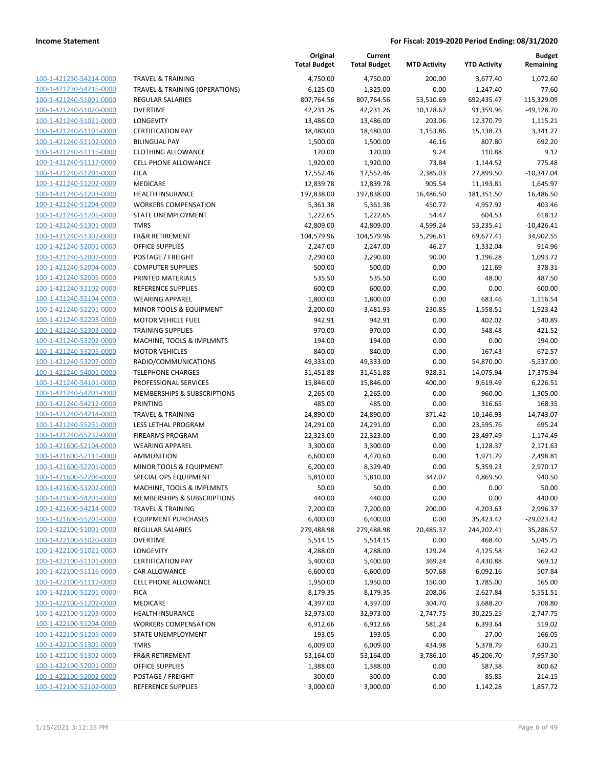**Income Statement** | **For Fiscal: 2019-2020 Period Ending: 08/31/2020**

| | | Original Total Budget | Current Total Budget | MTD Activity | YTD Activity | Budget Remaining |
|---|---|---|---|---|---|---|
| 100-1-421230-54214-0000 | TRAVEL & TRAINING | 4,750.00 | 4,750.00 | 200.00 | 3,677.40 | 1,072.60 |
| 100-1-421230-54215-0000 | TRAVEL & TRAINING (OPERATIONS) | 6,125.00 | 1,325.00 | 0.00 | 1,247.40 | 77.60 |
| 100-1-421240-51001-0000 | REGULAR SALARIES | 807,764.56 | 807,764.56 | 53,510.69 | 692,435.47 | 115,329.09 |
| 100-1-421240-51020-0000 | OVERTIME | 42,231.26 | 42,231.26 | 10,128.62 | 91,359.96 | -49,128.70 |
| 100-1-421240-51021-0000 | LONGEVITY | 13,486.00 | 13,486.00 | 203.06 | 12,370.79 | 1,115.21 |
| 100-1-421240-51101-0000 | CERTIFICATION PAY | 18,480.00 | 18,480.00 | 1,153.86 | 15,138.73 | 3,341.27 |
| 100-1-421240-51102-0000 | BILINGUAL PAY | 1,500.00 | 1,500.00 | 46.16 | 807.80 | 692.20 |
| 100-1-421240-51115-0000 | CLOTHING ALLOWANCE | 120.00 | 120.00 | 9.24 | 110.88 | 9.12 |
| 100-1-421240-51117-0000 | CELL PHONE ALLOWANCE | 1,920.00 | 1,920.00 | 73.84 | 1,144.52 | 775.48 |
| 100-1-421240-51201-0000 | FICA | 17,552.46 | 17,552.46 | 2,385.03 | 27,899.50 | -10,347.04 |
| 100-1-421240-51202-0000 | MEDICARE | 12,839.78 | 12,839.78 | 905.54 | 11,193.81 | 1,645.97 |
| 100-1-421240-51203-0000 | HEALTH INSURANCE | 197,838.00 | 197,838.00 | 16,486.50 | 181,351.50 | 16,486.50 |
| 100-1-421240-51204-0000 | WORKERS COMPENSATION | 5,361.38 | 5,361.38 | 450.72 | 4,957.92 | 403.46 |
| 100-1-421240-51205-0000 | STATE UNEMPLOYMENT | 1,222.65 | 1,222.65 | 54.47 | 604.53 | 618.12 |
| 100-1-421240-51301-0000 | TMRS | 42,809.00 | 42,809.00 | 4,599.24 | 53,235.41 | -10,426.41 |
| 100-1-421240-51302-0000 | FR&R RETIREMENT | 104,579.96 | 104,579.96 | 5,296.61 | 69,677.41 | 34,902.55 |
| 100-1-421240-52001-0000 | OFFICE SUPPLIES | 2,247.00 | 2,247.00 | 46.27 | 1,332.04 | 914.96 |
| 100-1-421240-52002-0000 | POSTAGE / FREIGHT | 2,290.00 | 2,290.00 | 90.00 | 1,196.28 | 1,093.72 |
| 100-1-421240-52004-0000 | COMPUTER SUPPLIES | 500.00 | 500.00 | 0.00 | 121.69 | 378.31 |
| 100-1-421240-52005-0000 | PRINTED MATERIALS | 535.50 | 535.50 | 0.00 | 48.00 | 487.50 |
| 100-1-421240-52102-0000 | REFERENCE SUPPLIES | 600.00 | 600.00 | 0.00 | 0.00 | 600.00 |
| 100-1-421240-52104-0000 | WEARING APPAREL | 1,800.00 | 1,800.00 | 0.00 | 683.46 | 1,116.54 |
| 100-1-421240-52201-0000 | MINOR TOOLS & EQUIPMENT | 2,200.00 | 3,481.93 | 230.85 | 1,558.51 | 1,923.42 |
| 100-1-421240-52203-0000 | MOTOR VEHICLE FUEL | 942.91 | 942.91 | 0.00 | 402.02 | 540.89 |
| 100-1-421240-52303-0000 | TRAINING SUPPLIES | 970.00 | 970.00 | 0.00 | 548.48 | 421.52 |
| 100-1-421240-53202-0000 | MACHINE, TOOLS & IMPLMNTS | 194.00 | 194.00 | 0.00 | 0.00 | 194.00 |
| 100-1-421240-53205-0000 | MOTOR VEHICLES | 840.00 | 840.00 | 0.00 | 167.43 | 672.57 |
| 100-1-421240-53207-0000 | RADIO/COMMUNICATIONS | 49,333.00 | 49,333.00 | 0.00 | 54,870.00 | -5,537.00 |
| 100-1-421240-54001-0000 | TELEPHONE CHARGES | 31,451.88 | 31,451.88 | 928.31 | 14,075.94 | 17,375.94 |
| 100-1-421240-54101-0000 | PROFESSIONAL SERVICES | 15,846.00 | 15,846.00 | 400.00 | 9,619.49 | 6,226.51 |
| 100-1-421240-54201-0000 | MEMBERSHIPS & SUBSCRIPTIONS | 2,265.00 | 2,265.00 | 0.00 | 960.00 | 1,305.00 |
| 100-1-421240-54212-0000 | PRINTING | 485.00 | 485.00 | 0.00 | 316.65 | 168.35 |
| 100-1-421240-54214-0000 | TRAVEL & TRAINING | 24,890.00 | 24,890.00 | 371.42 | 10,146.93 | 14,743.07 |
| 100-1-421240-55231-0000 | LESS LETHAL PROGRAM | 24,291.00 | 24,291.00 | 0.00 | 23,595.76 | 695.24 |
| 100-1-421240-55232-0000 | FIREARMS PROGRAM | 22,323.00 | 22,323.00 | 0.00 | 23,497.49 | -1,174.49 |
| 100-1-421600-52104-0000 | WEARING APPAREL | 3,300.00 | 3,300.00 | 0.00 | 1,128.37 | 2,171.63 |
| 100-1-421600-52111-0000 | AMMUNITION | 6,600.00 | 4,470.60 | 0.00 | 1,971.79 | 2,498.81 |
| 100-1-421600-52201-0000 | MINOR TOOLS & EQUIPMENT | 6,200.00 | 8,329.40 | 0.00 | 5,359.23 | 2,970.17 |
| 100-1-421600-52206-0000 | SPECIAL OPS EQUIPMENT | 5,810.00 | 5,810.00 | 347.07 | 4,869.50 | 940.50 |
| 100-1-421600-53202-0000 | MACHINE, TOOLS & IMPLMNTS | 50.00 | 50.00 | 0.00 | 0.00 | 50.00 |
| 100-1-421600-54201-0000 | MEMBERSHIPS & SUBSCRIPTIONS | 440.00 | 440.00 | 0.00 | 0.00 | 440.00 |
| 100-1-421600-54214-0000 | TRAVEL & TRAINING | 7,200.00 | 7,200.00 | 200.00 | 4,203.63 | 2,996.37 |
| 100-1-421600-55201-0000 | EQUIPMENT PURCHASES | 6,400.00 | 6,400.00 | 0.00 | 35,423.42 | -29,023.42 |
| 100-1-422100-51001-0000 | REGULAR SALARIES | 279,488.98 | 279,488.98 | 20,485.37 | 244,202.41 | 35,286.57 |
| 100-1-422100-51020-0000 | OVERTIME | 5,514.15 | 5,514.15 | 0.00 | 468.40 | 5,045.75 |
| 100-1-422100-51021-0000 | LONGEVITY | 4,288.00 | 4,288.00 | 129.24 | 4,125.58 | 162.42 |
| 100-1-422100-51101-0000 | CERTIFICATION PAY | 5,400.00 | 5,400.00 | 369.24 | 4,430.88 | 969.12 |
| 100-1-422100-51116-0000 | CAR ALLOWANCE | 6,600.00 | 6,600.00 | 507.68 | 6,092.16 | 507.84 |
| 100-1-422100-51117-0000 | CELL PHONE ALLOWANCE | 1,950.00 | 1,950.00 | 150.00 | 1,785.00 | 165.00 |
| 100-1-422100-51201-0000 | FICA | 8,179.35 | 8,179.35 | 208.06 | 2,627.84 | 5,551.51 |
| 100-1-422100-51202-0000 | MEDICARE | 4,397.00 | 4,397.00 | 304.70 | 3,688.20 | 708.80 |
| 100-1-422100-51203-0000 | HEALTH INSURANCE | 32,973.00 | 32,973.00 | 2,747.75 | 30,225.25 | 2,747.75 |
| 100-1-422100-51204-0000 | WORKERS COMPENSATION | 6,912.66 | 6,912.66 | 581.24 | 6,393.64 | 519.02 |
| 100-1-422100-51205-0000 | STATE UNEMPLOYMENT | 193.05 | 193.05 | 0.00 | 27.00 | 166.05 |
| 100-1-422100-51301-0000 | TMRS | 6,009.00 | 6,009.00 | 434.98 | 5,378.79 | 630.21 |
| 100-1-422100-51302-0000 | FR&R RETIREMENT | 53,164.00 | 53,164.00 | 3,786.10 | 45,206.70 | 7,957.30 |
| 100-1-422100-52001-0000 | OFFICE SUPPLIES | 1,388.00 | 1,388.00 | 0.00 | 587.38 | 800.62 |
| 100-1-422100-52002-0000 | POSTAGE / FREIGHT | 300.00 | 300.00 | 0.00 | 85.85 | 214.15 |
| 100-1-422100-52102-0000 | REFERENCE SUPPLIES | 3,000.00 | 3,000.00 | 0.00 | 1,142.28 | 1,857.72 |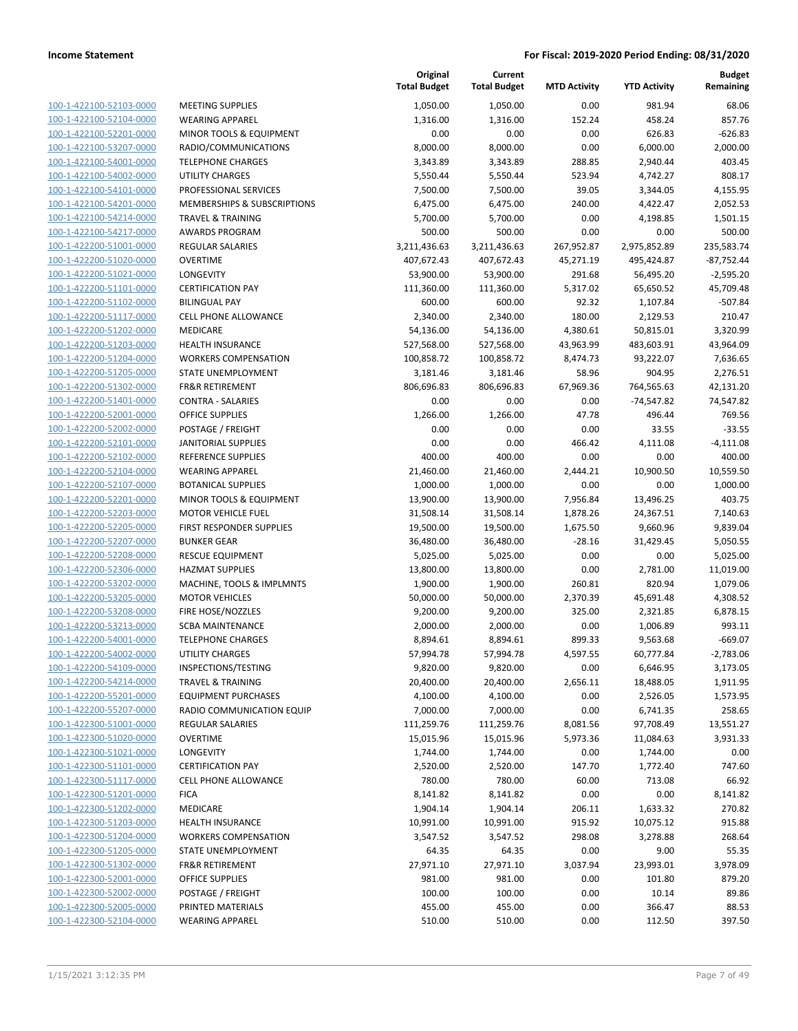**Income Statement** | **For Fiscal: 2019-2020 Period Ending: 08/31/2020**

| | | Original Total Budget | Current Total Budget | MTD Activity | YTD Activity | Budget Remaining |
|---|---|---|---|---|---|---|
| 100-1-422100-52103-0000 | MEETING SUPPLIES | 1,050.00 | 1,050.00 | 0.00 | 981.94 | 68.06 |
| 100-1-422100-52104-0000 | WEARING APPAREL | 1,316.00 | 1,316.00 | 152.24 | 458.24 | 857.76 |
| 100-1-422100-52201-0000 | MINOR TOOLS & EQUIPMENT | 0.00 | 0.00 | 0.00 | 626.83 | -626.83 |
| 100-1-422100-53207-0000 | RADIO/COMMUNICATIONS | 8,000.00 | 8,000.00 | 0.00 | 6,000.00 | 2,000.00 |
| 100-1-422100-54001-0000 | TELEPHONE CHARGES | 3,343.89 | 3,343.89 | 288.85 | 2,940.44 | 403.45 |
| 100-1-422100-54002-0000 | UTILITY CHARGES | 5,550.44 | 5,550.44 | 523.94 | 4,742.27 | 808.17 |
| 100-1-422100-54101-0000 | PROFESSIONAL SERVICES | 7,500.00 | 7,500.00 | 39.05 | 3,344.05 | 4,155.95 |
| 100-1-422100-54201-0000 | MEMBERSHIPS & SUBSCRIPTIONS | 6,475.00 | 6,475.00 | 240.00 | 4,422.47 | 2,052.53 |
| 100-1-422100-54214-0000 | TRAVEL & TRAINING | 5,700.00 | 5,700.00 | 0.00 | 4,198.85 | 1,501.15 |
| 100-1-422100-54217-0000 | AWARDS PROGRAM | 500.00 | 500.00 | 0.00 | 0.00 | 500.00 |
| 100-1-422200-51001-0000 | REGULAR SALARIES | 3,211,436.63 | 3,211,436.63 | 267,952.87 | 2,975,852.89 | 235,583.74 |
| 100-1-422200-51020-0000 | OVERTIME | 407,672.43 | 407,672.43 | 45,271.19 | 495,424.87 | -87,752.44 |
| 100-1-422200-51021-0000 | LONGEVITY | 53,900.00 | 53,900.00 | 291.68 | 56,495.20 | -2,595.20 |
| 100-1-422200-51101-0000 | CERTIFICATION PAY | 111,360.00 | 111,360.00 | 5,317.02 | 65,650.52 | 45,709.48 |
| 100-1-422200-51102-0000 | BILINGUAL PAY | 600.00 | 600.00 | 92.32 | 1,107.84 | -507.84 |
| 100-1-422200-51117-0000 | CELL PHONE ALLOWANCE | 2,340.00 | 2,340.00 | 180.00 | 2,129.53 | 210.47 |
| 100-1-422200-51202-0000 | MEDICARE | 54,136.00 | 54,136.00 | 4,380.61 | 50,815.01 | 3,320.99 |
| 100-1-422200-51203-0000 | HEALTH INSURANCE | 527,568.00 | 527,568.00 | 43,963.99 | 483,603.91 | 43,964.09 |
| 100-1-422200-51204-0000 | WORKERS COMPENSATION | 100,858.72 | 100,858.72 | 8,474.73 | 93,222.07 | 7,636.65 |
| 100-1-422200-51205-0000 | STATE UNEMPLOYMENT | 3,181.46 | 3,181.46 | 58.96 | 904.95 | 2,276.51 |
| 100-1-422200-51302-0000 | FR&R RETIREMENT | 806,696.83 | 806,696.83 | 67,969.36 | 764,565.63 | 42,131.20 |
| 100-1-422200-51401-0000 | CONTRA - SALARIES | 0.00 | 0.00 | 0.00 | -74,547.82 | 74,547.82 |
| 100-1-422200-52001-0000 | OFFICE SUPPLIES | 1,266.00 | 1,266.00 | 47.78 | 496.44 | 769.56 |
| 100-1-422200-52002-0000 | POSTAGE / FREIGHT | 0.00 | 0.00 | 0.00 | 33.55 | -33.55 |
| 100-1-422200-52101-0000 | JANITORIAL SUPPLIES | 0.00 | 0.00 | 466.42 | 4,111.08 | -4,111.08 |
| 100-1-422200-52102-0000 | REFERENCE SUPPLIES | 400.00 | 400.00 | 0.00 | 0.00 | 400.00 |
| 100-1-422200-52104-0000 | WEARING APPAREL | 21,460.00 | 21,460.00 | 2,444.21 | 10,900.50 | 10,559.50 |
| 100-1-422200-52107-0000 | BOTANICAL SUPPLIES | 1,000.00 | 1,000.00 | 0.00 | 0.00 | 1,000.00 |
| 100-1-422200-52201-0000 | MINOR TOOLS & EQUIPMENT | 13,900.00 | 13,900.00 | 7,956.84 | 13,496.25 | 403.75 |
| 100-1-422200-52203-0000 | MOTOR VEHICLE FUEL | 31,508.14 | 31,508.14 | 1,878.26 | 24,367.51 | 7,140.63 |
| 100-1-422200-52205-0000 | FIRST RESPONDER SUPPLIES | 19,500.00 | 19,500.00 | 1,675.50 | 9,660.96 | 9,839.04 |
| 100-1-422200-52207-0000 | BUNKER GEAR | 36,480.00 | 36,480.00 | -28.16 | 31,429.45 | 5,050.55 |
| 100-1-422200-52208-0000 | RESCUE EQUIPMENT | 5,025.00 | 5,025.00 | 0.00 | 0.00 | 5,025.00 |
| 100-1-422200-52306-0000 | HAZMAT SUPPLIES | 13,800.00 | 13,800.00 | 0.00 | 2,781.00 | 11,019.00 |
| 100-1-422200-53202-0000 | MACHINE, TOOLS & IMPLMNTS | 1,900.00 | 1,900.00 | 260.81 | 820.94 | 1,079.06 |
| 100-1-422200-53205-0000 | MOTOR VEHICLES | 50,000.00 | 50,000.00 | 2,370.39 | 45,691.48 | 4,308.52 |
| 100-1-422200-53208-0000 | FIRE HOSE/NOZZLES | 9,200.00 | 9,200.00 | 325.00 | 2,321.85 | 6,878.15 |
| 100-1-422200-53213-0000 | SCBA MAINTENANCE | 2,000.00 | 2,000.00 | 0.00 | 1,006.89 | 993.11 |
| 100-1-422200-54001-0000 | TELEPHONE CHARGES | 8,894.61 | 8,894.61 | 899.33 | 9,563.68 | -669.07 |
| 100-1-422200-54002-0000 | UTILITY CHARGES | 57,994.78 | 57,994.78 | 4,597.55 | 60,777.84 | -2,783.06 |
| 100-1-422200-54109-0000 | INSPECTIONS/TESTING | 9,820.00 | 9,820.00 | 0.00 | 6,646.95 | 3,173.05 |
| 100-1-422200-54214-0000 | TRAVEL & TRAINING | 20,400.00 | 20,400.00 | 2,656.11 | 18,488.05 | 1,911.95 |
| 100-1-422200-55201-0000 | EQUIPMENT PURCHASES | 4,100.00 | 4,100.00 | 0.00 | 2,526.05 | 1,573.95 |
| 100-1-422200-55207-0000 | RADIO COMMUNICATION EQUIP | 7,000.00 | 7,000.00 | 0.00 | 6,741.35 | 258.65 |
| 100-1-422300-51001-0000 | REGULAR SALARIES | 111,259.76 | 111,259.76 | 8,081.56 | 97,708.49 | 13,551.27 |
| 100-1-422300-51020-0000 | OVERTIME | 15,015.96 | 15,015.96 | 5,973.36 | 11,084.63 | 3,931.33 |
| 100-1-422300-51021-0000 | LONGEVITY | 1,744.00 | 1,744.00 | 0.00 | 1,744.00 | 0.00 |
| 100-1-422300-51101-0000 | CERTIFICATION PAY | 2,520.00 | 2,520.00 | 147.70 | 1,772.40 | 747.60 |
| 100-1-422300-51117-0000 | CELL PHONE ALLOWANCE | 780.00 | 780.00 | 60.00 | 713.08 | 66.92 |
| 100-1-422300-51201-0000 | FICA | 8,141.82 | 8,141.82 | 0.00 | 0.00 | 8,141.82 |
| 100-1-422300-51202-0000 | MEDICARE | 1,904.14 | 1,904.14 | 206.11 | 1,633.32 | 270.82 |
| 100-1-422300-51203-0000 | HEALTH INSURANCE | 10,991.00 | 10,991.00 | 915.92 | 10,075.12 | 915.88 |
| 100-1-422300-51204-0000 | WORKERS COMPENSATION | 3,547.52 | 3,547.52 | 298.08 | 3,278.88 | 268.64 |
| 100-1-422300-51205-0000 | STATE UNEMPLOYMENT | 64.35 | 64.35 | 0.00 | 9.00 | 55.35 |
| 100-1-422300-51302-0000 | FR&R RETIREMENT | 27,971.10 | 27,971.10 | 3,037.94 | 23,993.01 | 3,978.09 |
| 100-1-422300-52001-0000 | OFFICE SUPPLIES | 981.00 | 981.00 | 0.00 | 101.80 | 879.20 |
| 100-1-422300-52002-0000 | POSTAGE / FREIGHT | 100.00 | 100.00 | 0.00 | 10.14 | 89.86 |
| 100-1-422300-52005-0000 | PRINTED MATERIALS | 455.00 | 455.00 | 0.00 | 366.47 | 88.53 |
| 100-1-422300-52104-0000 | WEARING APPAREL | 510.00 | 510.00 | 0.00 | 112.50 | 397.50 |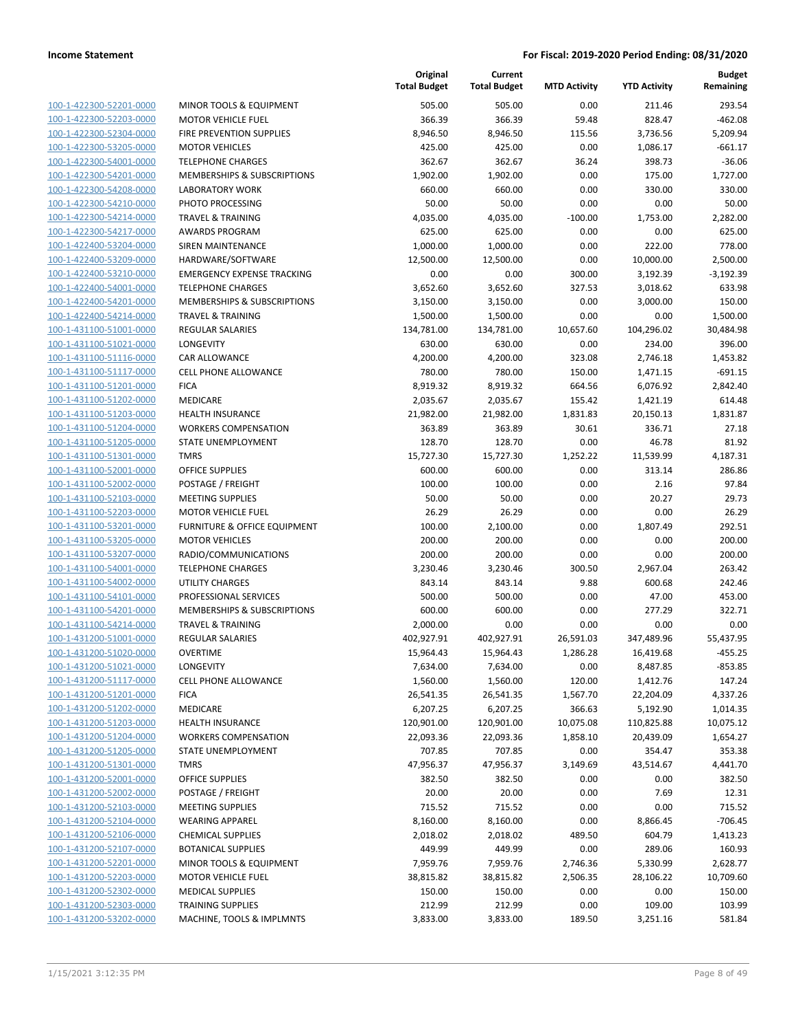| | | Original Total Budget | Current Total Budget | MTD Activity | YTD Activity | Budget Remaining |
|---|---|---|---|---|---|---|
| 100-1-422300-52201-0000 | MINOR TOOLS & EQUIPMENT | 505.00 | 505.00 | 0.00 | 211.46 | 293.54 |
| 100-1-422300-52203-0000 | MOTOR VEHICLE FUEL | 366.39 | 366.39 | 59.48 | 828.47 | -462.08 |
| 100-1-422300-52304-0000 | FIRE PREVENTION SUPPLIES | 8,946.50 | 8,946.50 | 115.56 | 3,736.56 | 5,209.94 |
| 100-1-422300-53205-0000 | MOTOR VEHICLES | 425.00 | 425.00 | 0.00 | 1,086.17 | -661.17 |
| 100-1-422300-54001-0000 | TELEPHONE CHARGES | 362.67 | 362.67 | 36.24 | 398.73 | -36.06 |
| 100-1-422300-54201-0000 | MEMBERSHIPS & SUBSCRIPTIONS | 1,902.00 | 1,902.00 | 0.00 | 175.00 | 1,727.00 |
| 100-1-422300-54208-0000 | LABORATORY WORK | 660.00 | 660.00 | 0.00 | 330.00 | 330.00 |
| 100-1-422300-54210-0000 | PHOTO PROCESSING | 50.00 | 50.00 | 0.00 | 0.00 | 50.00 |
| 100-1-422300-54214-0000 | TRAVEL & TRAINING | 4,035.00 | 4,035.00 | -100.00 | 1,753.00 | 2,282.00 |
| 100-1-422300-54217-0000 | AWARDS PROGRAM | 625.00 | 625.00 | 0.00 | 0.00 | 625.00 |
| 100-1-422400-53204-0000 | SIREN MAINTENANCE | 1,000.00 | 1,000.00 | 0.00 | 222.00 | 778.00 |
| 100-1-422400-53209-0000 | HARDWARE/SOFTWARE | 12,500.00 | 12,500.00 | 0.00 | 10,000.00 | 2,500.00 |
| 100-1-422400-53210-0000 | EMERGENCY EXPENSE TRACKING | 0.00 | 0.00 | 300.00 | 3,192.39 | -3,192.39 |
| 100-1-422400-54001-0000 | TELEPHONE CHARGES | 3,652.60 | 3,652.60 | 327.53 | 3,018.62 | 633.98 |
| 100-1-422400-54201-0000 | MEMBERSHIPS & SUBSCRIPTIONS | 3,150.00 | 3,150.00 | 0.00 | 3,000.00 | 150.00 |
| 100-1-422400-54214-0000 | TRAVEL & TRAINING | 1,500.00 | 1,500.00 | 0.00 | 0.00 | 1,500.00 |
| 100-1-431100-51001-0000 | REGULAR SALARIES | 134,781.00 | 134,781.00 | 10,657.60 | 104,296.02 | 30,484.98 |
| 100-1-431100-51021-0000 | LONGEVITY | 630.00 | 630.00 | 0.00 | 234.00 | 396.00 |
| 100-1-431100-51116-0000 | CAR ALLOWANCE | 4,200.00 | 4,200.00 | 323.08 | 2,746.18 | 1,453.82 |
| 100-1-431100-51117-0000 | CELL PHONE ALLOWANCE | 780.00 | 780.00 | 150.00 | 1,471.15 | -691.15 |
| 100-1-431100-51201-0000 | FICA | 8,919.32 | 8,919.32 | 664.56 | 6,076.92 | 2,842.40 |
| 100-1-431100-51202-0000 | MEDICARE | 2,035.67 | 2,035.67 | 155.42 | 1,421.19 | 614.48 |
| 100-1-431100-51203-0000 | HEALTH INSURANCE | 21,982.00 | 21,982.00 | 1,831.83 | 20,150.13 | 1,831.87 |
| 100-1-431100-51204-0000 | WORKERS COMPENSATION | 363.89 | 363.89 | 30.61 | 336.71 | 27.18 |
| 100-1-431100-51205-0000 | STATE UNEMPLOYMENT | 128.70 | 128.70 | 0.00 | 46.78 | 81.92 |
| 100-1-431100-51301-0000 | TMRS | 15,727.30 | 15,727.30 | 1,252.22 | 11,539.99 | 4,187.31 |
| 100-1-431100-52001-0000 | OFFICE SUPPLIES | 600.00 | 600.00 | 0.00 | 313.14 | 286.86 |
| 100-1-431100-52002-0000 | POSTAGE / FREIGHT | 100.00 | 100.00 | 0.00 | 2.16 | 97.84 |
| 100-1-431100-52103-0000 | MEETING SUPPLIES | 50.00 | 50.00 | 0.00 | 20.27 | 29.73 |
| 100-1-431100-52203-0000 | MOTOR VEHICLE FUEL | 26.29 | 26.29 | 0.00 | 0.00 | 26.29 |
| 100-1-431100-53201-0000 | FURNITURE & OFFICE EQUIPMENT | 100.00 | 2,100.00 | 0.00 | 1,807.49 | 292.51 |
| 100-1-431100-53205-0000 | MOTOR VEHICLES | 200.00 | 200.00 | 0.00 | 0.00 | 200.00 |
| 100-1-431100-53207-0000 | RADIO/COMMUNICATIONS | 200.00 | 200.00 | 0.00 | 0.00 | 200.00 |
| 100-1-431100-54001-0000 | TELEPHONE CHARGES | 3,230.46 | 3,230.46 | 300.50 | 2,967.04 | 263.42 |
| 100-1-431100-54002-0000 | UTILITY CHARGES | 843.14 | 843.14 | 9.88 | 600.68 | 242.46 |
| 100-1-431100-54101-0000 | PROFESSIONAL SERVICES | 500.00 | 500.00 | 0.00 | 47.00 | 453.00 |
| 100-1-431100-54201-0000 | MEMBERSHIPS & SUBSCRIPTIONS | 600.00 | 600.00 | 0.00 | 277.29 | 322.71 |
| 100-1-431100-54214-0000 | TRAVEL & TRAINING | 2,000.00 | 0.00 | 0.00 | 0.00 | 0.00 |
| 100-1-431200-51001-0000 | REGULAR SALARIES | 402,927.91 | 402,927.91 | 26,591.03 | 347,489.96 | 55,437.95 |
| 100-1-431200-51020-0000 | OVERTIME | 15,964.43 | 15,964.43 | 1,286.28 | 16,419.68 | -455.25 |
| 100-1-431200-51021-0000 | LONGEVITY | 7,634.00 | 7,634.00 | 0.00 | 8,487.85 | -853.85 |
| 100-1-431200-51117-0000 | CELL PHONE ALLOWANCE | 1,560.00 | 1,560.00 | 120.00 | 1,412.76 | 147.24 |
| 100-1-431200-51201-0000 | FICA | 26,541.35 | 26,541.35 | 1,567.70 | 22,204.09 | 4,337.26 |
| 100-1-431200-51202-0000 | MEDICARE | 6,207.25 | 6,207.25 | 366.63 | 5,192.90 | 1,014.35 |
| 100-1-431200-51203-0000 | HEALTH INSURANCE | 120,901.00 | 120,901.00 | 10,075.08 | 110,825.88 | 10,075.12 |
| 100-1-431200-51204-0000 | WORKERS COMPENSATION | 22,093.36 | 22,093.36 | 1,858.10 | 20,439.09 | 1,654.27 |
| 100-1-431200-51205-0000 | STATE UNEMPLOYMENT | 707.85 | 707.85 | 0.00 | 354.47 | 353.38 |
| 100-1-431200-51301-0000 | TMRS | 47,956.37 | 47,956.37 | 3,149.69 | 43,514.67 | 4,441.70 |
| 100-1-431200-52001-0000 | OFFICE SUPPLIES | 382.50 | 382.50 | 0.00 | 0.00 | 382.50 |
| 100-1-431200-52002-0000 | POSTAGE / FREIGHT | 20.00 | 20.00 | 0.00 | 7.69 | 12.31 |
| 100-1-431200-52103-0000 | MEETING SUPPLIES | 715.52 | 715.52 | 0.00 | 0.00 | 715.52 |
| 100-1-431200-52104-0000 | WEARING APPAREL | 8,160.00 | 8,160.00 | 0.00 | 8,866.45 | -706.45 |
| 100-1-431200-52106-0000 | CHEMICAL SUPPLIES | 2,018.02 | 2,018.02 | 489.50 | 604.79 | 1,413.23 |
| 100-1-431200-52107-0000 | BOTANICAL SUPPLIES | 449.99 | 449.99 | 0.00 | 289.06 | 160.93 |
| 100-1-431200-52201-0000 | MINOR TOOLS & EQUIPMENT | 7,959.76 | 7,959.76 | 2,746.36 | 5,330.99 | 2,628.77 |
| 100-1-431200-52203-0000 | MOTOR VEHICLE FUEL | 38,815.82 | 38,815.82 | 2,506.35 | 28,106.22 | 10,709.60 |
| 100-1-431200-52302-0000 | MEDICAL SUPPLIES | 150.00 | 150.00 | 0.00 | 0.00 | 150.00 |
| 100-1-431200-52303-0000 | TRAINING SUPPLIES | 212.99 | 212.99 | 0.00 | 109.00 | 103.99 |
| 100-1-431200-53202-0000 | MACHINE, TOOLS & IMPLMNTS | 3,833.00 | 3,833.00 | 189.50 | 3,251.16 | 581.84 |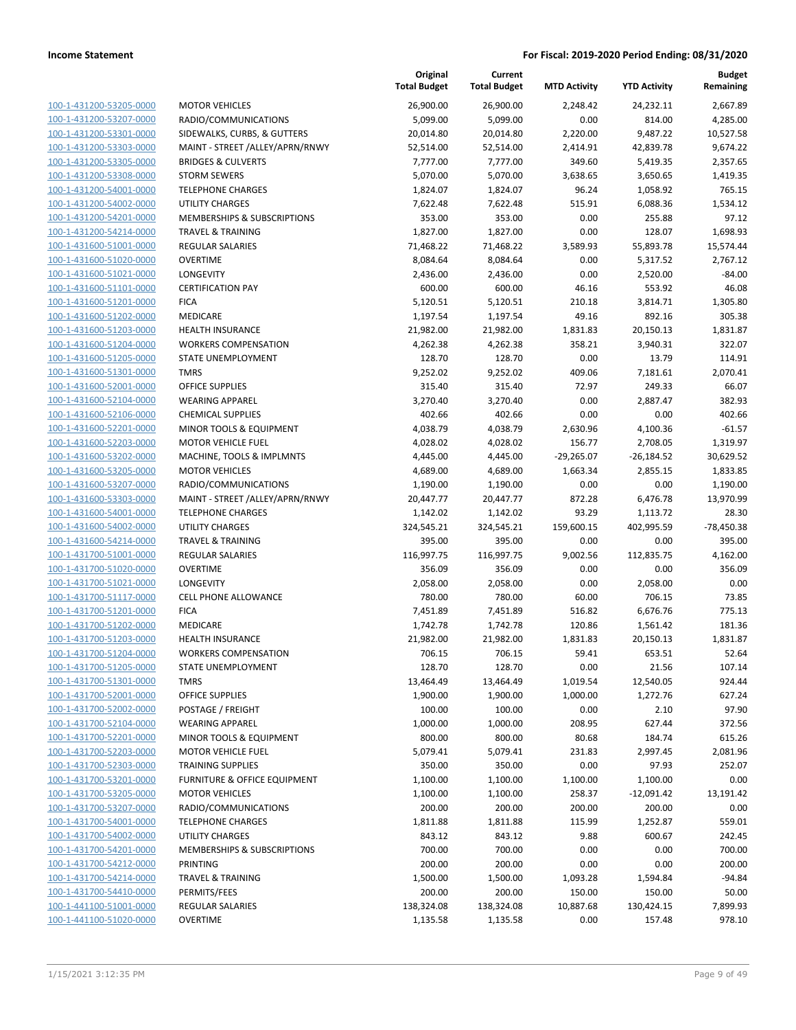| | | Original Total Budget | Current Total Budget | MTD Activity | YTD Activity | Budget Remaining |
|---|---|---|---|---|---|---|
| 100-1-431200-53205-0000 | MOTOR VEHICLES | 26,900.00 | 26,900.00 | 2,248.42 | 24,232.11 | 2,667.89 |
| 100-1-431200-53207-0000 | RADIO/COMMUNICATIONS | 5,099.00 | 5,099.00 | 0.00 | 814.00 | 4,285.00 |
| 100-1-431200-53301-0000 | SIDEWALKS, CURBS, & GUTTERS | 20,014.80 | 20,014.80 | 2,220.00 | 9,487.22 | 10,527.58 |
| 100-1-431200-53303-0000 | MAINT - STREET /ALLEY/APRN/RNWY | 52,514.00 | 52,514.00 | 2,414.91 | 42,839.78 | 9,674.22 |
| 100-1-431200-53305-0000 | BRIDGES & CULVERTS | 7,777.00 | 7,777.00 | 349.60 | 5,419.35 | 2,357.65 |
| 100-1-431200-53308-0000 | STORM SEWERS | 5,070.00 | 5,070.00 | 3,638.65 | 3,650.65 | 1,419.35 |
| 100-1-431200-54001-0000 | TELEPHONE CHARGES | 1,824.07 | 1,824.07 | 96.24 | 1,058.92 | 765.15 |
| 100-1-431200-54002-0000 | UTILITY CHARGES | 7,622.48 | 7,622.48 | 515.91 | 6,088.36 | 1,534.12 |
| 100-1-431200-54201-0000 | MEMBERSHIPS & SUBSCRIPTIONS | 353.00 | 353.00 | 0.00 | 255.88 | 97.12 |
| 100-1-431200-54214-0000 | TRAVEL & TRAINING | 1,827.00 | 1,827.00 | 0.00 | 128.07 | 1,698.93 |
| 100-1-431600-51001-0000 | REGULAR SALARIES | 71,468.22 | 71,468.22 | 3,589.93 | 55,893.78 | 15,574.44 |
| 100-1-431600-51020-0000 | OVERTIME | 8,084.64 | 8,084.64 | 0.00 | 5,317.52 | 2,767.12 |
| 100-1-431600-51021-0000 | LONGEVITY | 2,436.00 | 2,436.00 | 0.00 | 2,520.00 | -84.00 |
| 100-1-431600-51101-0000 | CERTIFICATION PAY | 600.00 | 600.00 | 46.16 | 553.92 | 46.08 |
| 100-1-431600-51201-0000 | FICA | 5,120.51 | 5,120.51 | 210.18 | 3,814.71 | 1,305.80 |
| 100-1-431600-51202-0000 | MEDICARE | 1,197.54 | 1,197.54 | 49.16 | 892.16 | 305.38 |
| 100-1-431600-51203-0000 | HEALTH INSURANCE | 21,982.00 | 21,982.00 | 1,831.83 | 20,150.13 | 1,831.87 |
| 100-1-431600-51204-0000 | WORKERS COMPENSATION | 4,262.38 | 4,262.38 | 358.21 | 3,940.31 | 322.07 |
| 100-1-431600-51205-0000 | STATE UNEMPLOYMENT | 128.70 | 128.70 | 0.00 | 13.79 | 114.91 |
| 100-1-431600-51301-0000 | TMRS | 9,252.02 | 9,252.02 | 409.06 | 7,181.61 | 2,070.41 |
| 100-1-431600-52001-0000 | OFFICE SUPPLIES | 315.40 | 315.40 | 72.97 | 249.33 | 66.07 |
| 100-1-431600-52104-0000 | WEARING APPAREL | 3,270.40 | 3,270.40 | 0.00 | 2,887.47 | 382.93 |
| 100-1-431600-52106-0000 | CHEMICAL SUPPLIES | 402.66 | 402.66 | 0.00 | 0.00 | 402.66 |
| 100-1-431600-52201-0000 | MINOR TOOLS & EQUIPMENT | 4,038.79 | 4,038.79 | 2,630.96 | 4,100.36 | -61.57 |
| 100-1-431600-52203-0000 | MOTOR VEHICLE FUEL | 4,028.02 | 4,028.02 | 156.77 | 2,708.05 | 1,319.97 |
| 100-1-431600-53202-0000 | MACHINE, TOOLS & IMPLMNTS | 4,445.00 | 4,445.00 | -29,265.07 | -26,184.52 | 30,629.52 |
| 100-1-431600-53205-0000 | MOTOR VEHICLES | 4,689.00 | 4,689.00 | 1,663.34 | 2,855.15 | 1,833.85 |
| 100-1-431600-53207-0000 | RADIO/COMMUNICATIONS | 1,190.00 | 1,190.00 | 0.00 | 0.00 | 1,190.00 |
| 100-1-431600-53303-0000 | MAINT - STREET /ALLEY/APRN/RNWY | 20,447.77 | 20,447.77 | 872.28 | 6,476.78 | 13,970.99 |
| 100-1-431600-54001-0000 | TELEPHONE CHARGES | 1,142.02 | 1,142.02 | 93.29 | 1,113.72 | 28.30 |
| 100-1-431600-54002-0000 | UTILITY CHARGES | 324,545.21 | 324,545.21 | 159,600.15 | 402,995.59 | -78,450.38 |
| 100-1-431600-54214-0000 | TRAVEL & TRAINING | 395.00 | 395.00 | 0.00 | 0.00 | 395.00 |
| 100-1-431700-51001-0000 | REGULAR SALARIES | 116,997.75 | 116,997.75 | 9,002.56 | 112,835.75 | 4,162.00 |
| 100-1-431700-51020-0000 | OVERTIME | 356.09 | 356.09 | 0.00 | 0.00 | 356.09 |
| 100-1-431700-51021-0000 | LONGEVITY | 2,058.00 | 2,058.00 | 0.00 | 2,058.00 | 0.00 |
| 100-1-431700-51117-0000 | CELL PHONE ALLOWANCE | 780.00 | 780.00 | 60.00 | 706.15 | 73.85 |
| 100-1-431700-51201-0000 | FICA | 7,451.89 | 7,451.89 | 516.82 | 6,676.76 | 775.13 |
| 100-1-431700-51202-0000 | MEDICARE | 1,742.78 | 1,742.78 | 120.86 | 1,561.42 | 181.36 |
| 100-1-431700-51203-0000 | HEALTH INSURANCE | 21,982.00 | 21,982.00 | 1,831.83 | 20,150.13 | 1,831.87 |
| 100-1-431700-51204-0000 | WORKERS COMPENSATION | 706.15 | 706.15 | 59.41 | 653.51 | 52.64 |
| 100-1-431700-51205-0000 | STATE UNEMPLOYMENT | 128.70 | 128.70 | 0.00 | 21.56 | 107.14 |
| 100-1-431700-51301-0000 | TMRS | 13,464.49 | 13,464.49 | 1,019.54 | 12,540.05 | 924.44 |
| 100-1-431700-52001-0000 | OFFICE SUPPLIES | 1,900.00 | 1,900.00 | 1,000.00 | 1,272.76 | 627.24 |
| 100-1-431700-52002-0000 | POSTAGE / FREIGHT | 100.00 | 100.00 | 0.00 | 2.10 | 97.90 |
| 100-1-431700-52104-0000 | WEARING APPAREL | 1,000.00 | 1,000.00 | 208.95 | 627.44 | 372.56 |
| 100-1-431700-52201-0000 | MINOR TOOLS & EQUIPMENT | 800.00 | 800.00 | 80.68 | 184.74 | 615.26 |
| 100-1-431700-52203-0000 | MOTOR VEHICLE FUEL | 5,079.41 | 5,079.41 | 231.83 | 2,997.45 | 2,081.96 |
| 100-1-431700-52303-0000 | TRAINING SUPPLIES | 350.00 | 350.00 | 0.00 | 97.93 | 252.07 |
| 100-1-431700-53201-0000 | FURNITURE & OFFICE EQUIPMENT | 1,100.00 | 1,100.00 | 1,100.00 | 1,100.00 | 0.00 |
| 100-1-431700-53205-0000 | MOTOR VEHICLES | 1,100.00 | 1,100.00 | 258.37 | -12,091.42 | 13,191.42 |
| 100-1-431700-53207-0000 | RADIO/COMMUNICATIONS | 200.00 | 200.00 | 200.00 | 200.00 | 0.00 |
| 100-1-431700-54001-0000 | TELEPHONE CHARGES | 1,811.88 | 1,811.88 | 115.99 | 1,252.87 | 559.01 |
| 100-1-431700-54002-0000 | UTILITY CHARGES | 843.12 | 843.12 | 9.88 | 600.67 | 242.45 |
| 100-1-431700-54201-0000 | MEMBERSHIPS & SUBSCRIPTIONS | 700.00 | 700.00 | 0.00 | 0.00 | 700.00 |
| 100-1-431700-54212-0000 | PRINTING | 200.00 | 200.00 | 0.00 | 0.00 | 200.00 |
| 100-1-431700-54214-0000 | TRAVEL & TRAINING | 1,500.00 | 1,500.00 | 1,093.28 | 1,594.84 | -94.84 |
| 100-1-431700-54410-0000 | PERMITS/FEES | 200.00 | 200.00 | 150.00 | 150.00 | 50.00 |
| 100-1-441100-51001-0000 | REGULAR SALARIES | 138,324.08 | 138,324.08 | 10,887.68 | 130,424.15 | 7,899.93 |
| 100-1-441100-51020-0000 | OVERTIME | 1,135.58 | 1,135.58 | 0.00 | 157.48 | 978.10 |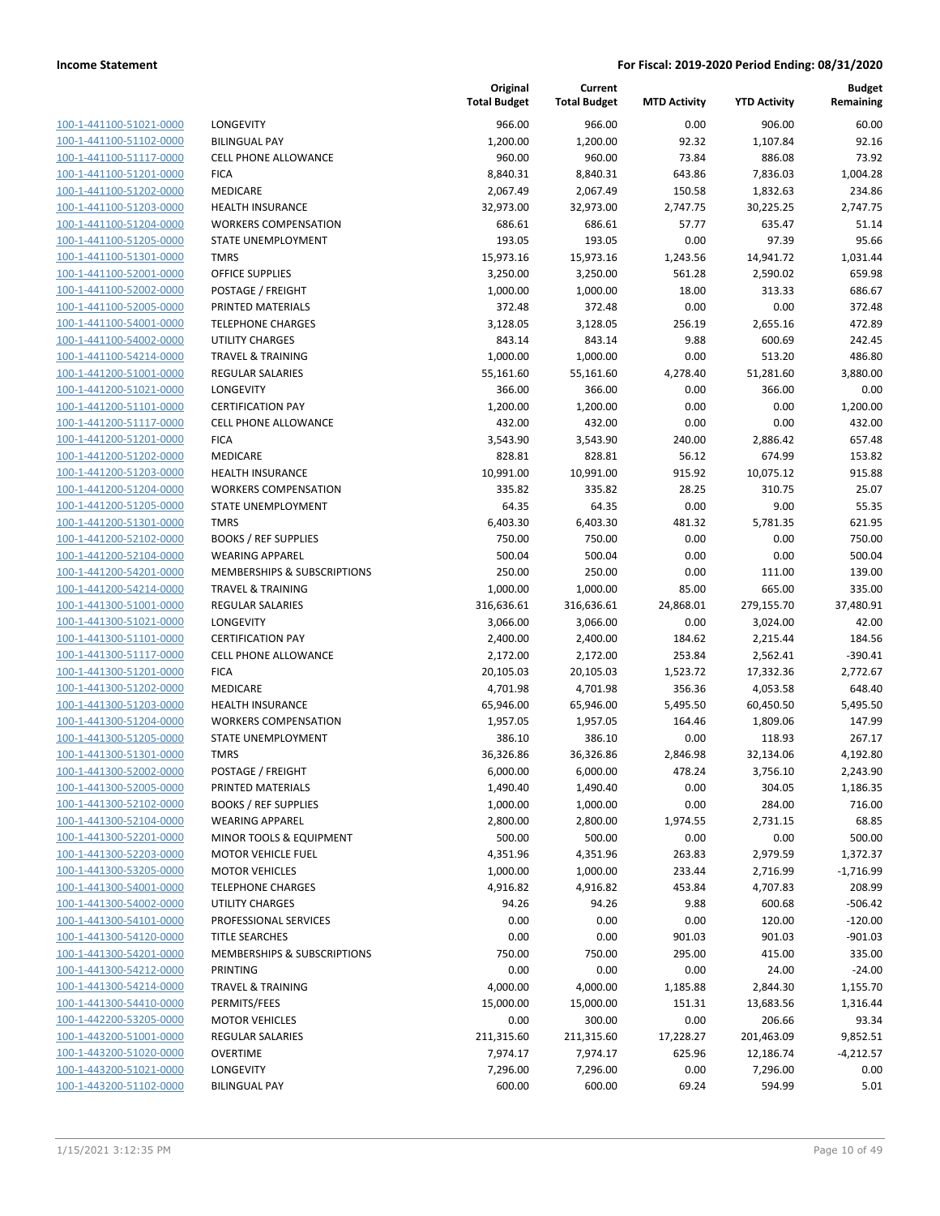**Income Statement** **For Fiscal: 2019-2020 Period Ending: 08/31/2020**

| | | Original Total Budget | Current Total Budget | MTD Activity | YTD Activity | Budget Remaining |
|---|---|---|---|---|---|---|
| 100-1-441100-51021-0000 | LONGEVITY | 966.00 | 966.00 | 0.00 | 906.00 | 60.00 |
| 100-1-441100-51102-0000 | BILINGUAL PAY | 1,200.00 | 1,200.00 | 92.32 | 1,107.84 | 92.16 |
| 100-1-441100-51117-0000 | CELL PHONE ALLOWANCE | 960.00 | 960.00 | 73.84 | 886.08 | 73.92 |
| 100-1-441100-51201-0000 | FICA | 8,840.31 | 8,840.31 | 643.86 | 7,836.03 | 1,004.28 |
| 100-1-441100-51202-0000 | MEDICARE | 2,067.49 | 2,067.49 | 150.58 | 1,832.63 | 234.86 |
| 100-1-441100-51203-0000 | HEALTH INSURANCE | 32,973.00 | 32,973.00 | 2,747.75 | 30,225.25 | 2,747.75 |
| 100-1-441100-51204-0000 | WORKERS COMPENSATION | 686.61 | 686.61 | 57.77 | 635.47 | 51.14 |
| 100-1-441100-51205-0000 | STATE UNEMPLOYMENT | 193.05 | 193.05 | 0.00 | 97.39 | 95.66 |
| 100-1-441100-51301-0000 | TMRS | 15,973.16 | 15,973.16 | 1,243.56 | 14,941.72 | 1,031.44 |
| 100-1-441100-52001-0000 | OFFICE SUPPLIES | 3,250.00 | 3,250.00 | 561.28 | 2,590.02 | 659.98 |
| 100-1-441100-52002-0000 | POSTAGE / FREIGHT | 1,000.00 | 1,000.00 | 18.00 | 313.33 | 686.67 |
| 100-1-441100-52005-0000 | PRINTED MATERIALS | 372.48 | 372.48 | 0.00 | 0.00 | 372.48 |
| 100-1-441100-54001-0000 | TELEPHONE CHARGES | 3,128.05 | 3,128.05 | 256.19 | 2,655.16 | 472.89 |
| 100-1-441100-54002-0000 | UTILITY CHARGES | 843.14 | 843.14 | 9.88 | 600.69 | 242.45 |
| 100-1-441100-54214-0000 | TRAVEL & TRAINING | 1,000.00 | 1,000.00 | 0.00 | 513.20 | 486.80 |
| 100-1-441200-51001-0000 | REGULAR SALARIES | 55,161.60 | 55,161.60 | 4,278.40 | 51,281.60 | 3,880.00 |
| 100-1-441200-51021-0000 | LONGEVITY | 366.00 | 366.00 | 0.00 | 366.00 | 0.00 |
| 100-1-441200-51101-0000 | CERTIFICATION PAY | 1,200.00 | 1,200.00 | 0.00 | 0.00 | 1,200.00 |
| 100-1-441200-51117-0000 | CELL PHONE ALLOWANCE | 432.00 | 432.00 | 0.00 | 0.00 | 432.00 |
| 100-1-441200-51201-0000 | FICA | 3,543.90 | 3,543.90 | 240.00 | 2,886.42 | 657.48 |
| 100-1-441200-51202-0000 | MEDICARE | 828.81 | 828.81 | 56.12 | 674.99 | 153.82 |
| 100-1-441200-51203-0000 | HEALTH INSURANCE | 10,991.00 | 10,991.00 | 915.92 | 10,075.12 | 915.88 |
| 100-1-441200-51204-0000 | WORKERS COMPENSATION | 335.82 | 335.82 | 28.25 | 310.75 | 25.07 |
| 100-1-441200-51205-0000 | STATE UNEMPLOYMENT | 64.35 | 64.35 | 0.00 | 9.00 | 55.35 |
| 100-1-441200-51301-0000 | TMRS | 6,403.30 | 6,403.30 | 481.32 | 5,781.35 | 621.95 |
| 100-1-441200-52102-0000 | BOOKS / REF SUPPLIES | 750.00 | 750.00 | 0.00 | 0.00 | 750.00 |
| 100-1-441200-52104-0000 | WEARING APPAREL | 500.04 | 500.04 | 0.00 | 0.00 | 500.04 |
| 100-1-441200-54201-0000 | MEMBERSHIPS & SUBSCRIPTIONS | 250.00 | 250.00 | 0.00 | 111.00 | 139.00 |
| 100-1-441200-54214-0000 | TRAVEL & TRAINING | 1,000.00 | 1,000.00 | 85.00 | 665.00 | 335.00 |
| 100-1-441300-51001-0000 | REGULAR SALARIES | 316,636.61 | 316,636.61 | 24,868.01 | 279,155.70 | 37,480.91 |
| 100-1-441300-51021-0000 | LONGEVITY | 3,066.00 | 3,066.00 | 0.00 | 3,024.00 | 42.00 |
| 100-1-441300-51101-0000 | CERTIFICATION PAY | 2,400.00 | 2,400.00 | 184.62 | 2,215.44 | 184.56 |
| 100-1-441300-51117-0000 | CELL PHONE ALLOWANCE | 2,172.00 | 2,172.00 | 253.84 | 2,562.41 | -390.41 |
| 100-1-441300-51201-0000 | FICA | 20,105.03 | 20,105.03 | 1,523.72 | 17,332.36 | 2,772.67 |
| 100-1-441300-51202-0000 | MEDICARE | 4,701.98 | 4,701.98 | 356.36 | 4,053.58 | 648.40 |
| 100-1-441300-51203-0000 | HEALTH INSURANCE | 65,946.00 | 65,946.00 | 5,495.50 | 60,450.50 | 5,495.50 |
| 100-1-441300-51204-0000 | WORKERS COMPENSATION | 1,957.05 | 1,957.05 | 164.46 | 1,809.06 | 147.99 |
| 100-1-441300-51205-0000 | STATE UNEMPLOYMENT | 386.10 | 386.10 | 0.00 | 118.93 | 267.17 |
| 100-1-441300-51301-0000 | TMRS | 36,326.86 | 36,326.86 | 2,846.98 | 32,134.06 | 4,192.80 |
| 100-1-441300-52002-0000 | POSTAGE / FREIGHT | 6,000.00 | 6,000.00 | 478.24 | 3,756.10 | 2,243.90 |
| 100-1-441300-52005-0000 | PRINTED MATERIALS | 1,490.40 | 1,490.40 | 0.00 | 304.05 | 1,186.35 |
| 100-1-441300-52102-0000 | BOOKS / REF SUPPLIES | 1,000.00 | 1,000.00 | 0.00 | 284.00 | 716.00 |
| 100-1-441300-52104-0000 | WEARING APPAREL | 2,800.00 | 2,800.00 | 1,974.55 | 2,731.15 | 68.85 |
| 100-1-441300-52201-0000 | MINOR TOOLS & EQUIPMENT | 500.00 | 500.00 | 0.00 | 0.00 | 500.00 |
| 100-1-441300-52203-0000 | MOTOR VEHICLE FUEL | 4,351.96 | 4,351.96 | 263.83 | 2,979.59 | 1,372.37 |
| 100-1-441300-53205-0000 | MOTOR VEHICLES | 1,000.00 | 1,000.00 | 233.44 | 2,716.99 | -1,716.99 |
| 100-1-441300-54001-0000 | TELEPHONE CHARGES | 4,916.82 | 4,916.82 | 453.84 | 4,707.83 | 208.99 |
| 100-1-441300-54002-0000 | UTILITY CHARGES | 94.26 | 94.26 | 9.88 | 600.68 | -506.42 |
| 100-1-441300-54101-0000 | PROFESSIONAL SERVICES | 0.00 | 0.00 | 0.00 | 120.00 | -120.00 |
| 100-1-441300-54120-0000 | TITLE SEARCHES | 0.00 | 0.00 | 901.03 | 901.03 | -901.03 |
| 100-1-441300-54201-0000 | MEMBERSHIPS & SUBSCRIPTIONS | 750.00 | 750.00 | 295.00 | 415.00 | 335.00 |
| 100-1-441300-54212-0000 | PRINTING | 0.00 | 0.00 | 0.00 | 24.00 | -24.00 |
| 100-1-441300-54214-0000 | TRAVEL & TRAINING | 4,000.00 | 4,000.00 | 1,185.88 | 2,844.30 | 1,155.70 |
| 100-1-441300-54410-0000 | PERMITS/FEES | 15,000.00 | 15,000.00 | 151.31 | 13,683.56 | 1,316.44 |
| 100-1-442200-53205-0000 | MOTOR VEHICLES | 0.00 | 300.00 | 0.00 | 206.66 | 93.34 |
| 100-1-443200-51001-0000 | REGULAR SALARIES | 211,315.60 | 211,315.60 | 17,228.27 | 201,463.09 | 9,852.51 |
| 100-1-443200-51020-0000 | OVERTIME | 7,974.17 | 7,974.17 | 625.96 | 12,186.74 | -4,212.57 |
| 100-1-443200-51021-0000 | LONGEVITY | 7,296.00 | 7,296.00 | 0.00 | 7,296.00 | 0.00 |
| 100-1-443200-51102-0000 | BILINGUAL PAY | 600.00 | 600.00 | 69.24 | 594.99 | 5.01 |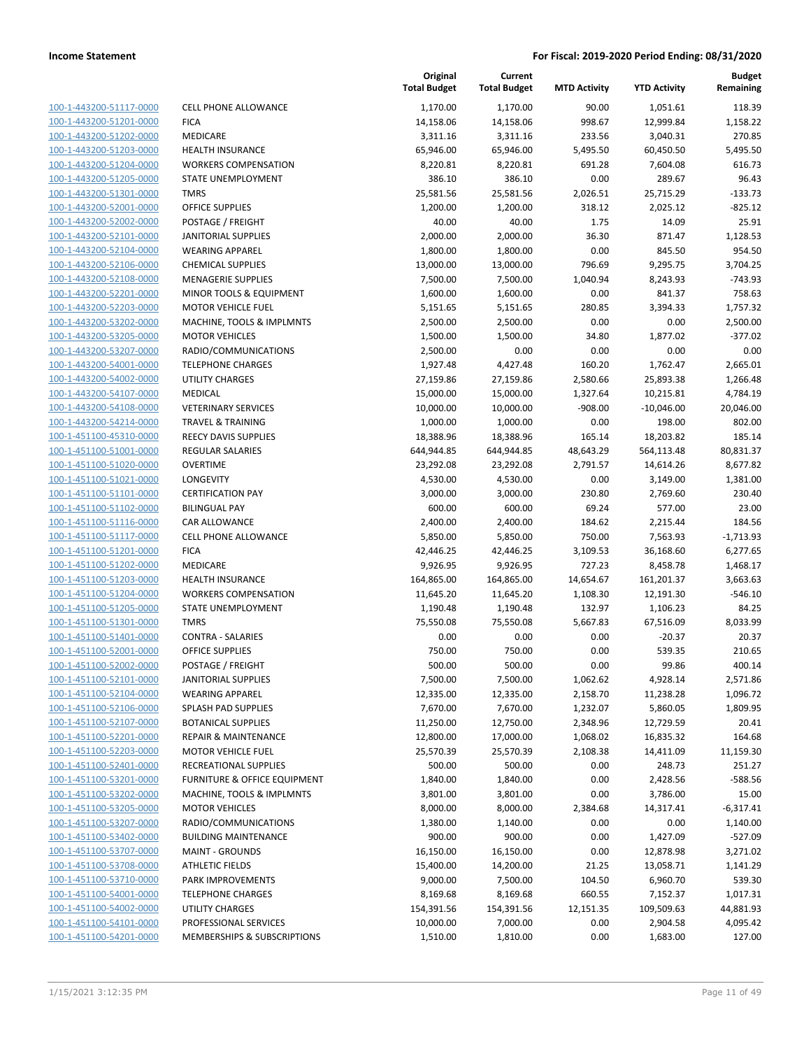**Income Statement** — **For Fiscal: 2019-2020 Period Ending: 08/31/2020**

| | | Original Total Budget | Current Total Budget | MTD Activity | YTD Activity | Budget Remaining |
|---|---|---|---|---|---|---|
| 100-1-443200-51117-0000 | CELL PHONE ALLOWANCE | 1,170.00 | 1,170.00 | 90.00 | 1,051.61 | 118.39 |
| 100-1-443200-51201-0000 | FICA | 14,158.06 | 14,158.06 | 998.67 | 12,999.84 | 1,158.22 |
| 100-1-443200-51202-0000 | MEDICARE | 3,311.16 | 3,311.16 | 233.56 | 3,040.31 | 270.85 |
| 100-1-443200-51203-0000 | HEALTH INSURANCE | 65,946.00 | 65,946.00 | 5,495.50 | 60,450.50 | 5,495.50 |
| 100-1-443200-51204-0000 | WORKERS COMPENSATION | 8,220.81 | 8,220.81 | 691.28 | 7,604.08 | 616.73 |
| 100-1-443200-51205-0000 | STATE UNEMPLOYMENT | 386.10 | 386.10 | 0.00 | 289.67 | 96.43 |
| 100-1-443200-51301-0000 | TMRS | 25,581.56 | 25,581.56 | 2,026.51 | 25,715.29 | -133.73 |
| 100-1-443200-52001-0000 | OFFICE SUPPLIES | 1,200.00 | 1,200.00 | 318.12 | 2,025.12 | -825.12 |
| 100-1-443200-52002-0000 | POSTAGE / FREIGHT | 40.00 | 40.00 | 1.75 | 14.09 | 25.91 |
| 100-1-443200-52101-0000 | JANITORIAL SUPPLIES | 2,000.00 | 2,000.00 | 36.30 | 871.47 | 1,128.53 |
| 100-1-443200-52104-0000 | WEARING APPAREL | 1,800.00 | 1,800.00 | 0.00 | 845.50 | 954.50 |
| 100-1-443200-52106-0000 | CHEMICAL SUPPLIES | 13,000.00 | 13,000.00 | 796.69 | 9,295.75 | 3,704.25 |
| 100-1-443200-52108-0000 | MENAGERIE SUPPLIES | 7,500.00 | 7,500.00 | 1,040.94 | 8,243.93 | -743.93 |
| 100-1-443200-52201-0000 | MINOR TOOLS & EQUIPMENT | 1,600.00 | 1,600.00 | 0.00 | 841.37 | 758.63 |
| 100-1-443200-52203-0000 | MOTOR VEHICLE FUEL | 5,151.65 | 5,151.65 | 280.85 | 3,394.33 | 1,757.32 |
| 100-1-443200-53202-0000 | MACHINE, TOOLS & IMPLMNTS | 2,500.00 | 2,500.00 | 0.00 | 0.00 | 2,500.00 |
| 100-1-443200-53205-0000 | MOTOR VEHICLES | 1,500.00 | 1,500.00 | 34.80 | 1,877.02 | -377.02 |
| 100-1-443200-53207-0000 | RADIO/COMMUNICATIONS | 2,500.00 | 0.00 | 0.00 | 0.00 | 0.00 |
| 100-1-443200-54001-0000 | TELEPHONE CHARGES | 1,927.48 | 4,427.48 | 160.20 | 1,762.47 | 2,665.01 |
| 100-1-443200-54002-0000 | UTILITY CHARGES | 27,159.86 | 27,159.86 | 2,580.66 | 25,893.38 | 1,266.48 |
| 100-1-443200-54107-0000 | MEDICAL | 15,000.00 | 15,000.00 | 1,327.64 | 10,215.81 | 4,784.19 |
| 100-1-443200-54108-0000 | VETERINARY SERVICES | 10,000.00 | 10,000.00 | -908.00 | -10,046.00 | 20,046.00 |
| 100-1-443200-54214-0000 | TRAVEL & TRAINING | 1,000.00 | 1,000.00 | 0.00 | 198.00 | 802.00 |
| 100-1-451100-45310-0000 | REECY DAVIS SUPPLIES | 18,388.96 | 18,388.96 | 165.14 | 18,203.82 | 185.14 |
| 100-1-451100-51001-0000 | REGULAR SALARIES | 644,944.85 | 644,944.85 | 48,643.29 | 564,113.48 | 80,831.37 |
| 100-1-451100-51020-0000 | OVERTIME | 23,292.08 | 23,292.08 | 2,791.57 | 14,614.26 | 8,677.82 |
| 100-1-451100-51021-0000 | LONGEVITY | 4,530.00 | 4,530.00 | 0.00 | 3,149.00 | 1,381.00 |
| 100-1-451100-51101-0000 | CERTIFICATION PAY | 3,000.00 | 3,000.00 | 230.80 | 2,769.60 | 230.40 |
| 100-1-451100-51102-0000 | BILINGUAL PAY | 600.00 | 600.00 | 69.24 | 577.00 | 23.00 |
| 100-1-451100-51116-0000 | CAR ALLOWANCE | 2,400.00 | 2,400.00 | 184.62 | 2,215.44 | 184.56 |
| 100-1-451100-51117-0000 | CELL PHONE ALLOWANCE | 5,850.00 | 5,850.00 | 750.00 | 7,563.93 | -1,713.93 |
| 100-1-451100-51201-0000 | FICA | 42,446.25 | 42,446.25 | 3,109.53 | 36,168.60 | 6,277.65 |
| 100-1-451100-51202-0000 | MEDICARE | 9,926.95 | 9,926.95 | 727.23 | 8,458.78 | 1,468.17 |
| 100-1-451100-51203-0000 | HEALTH INSURANCE | 164,865.00 | 164,865.00 | 14,654.67 | 161,201.37 | 3,663.63 |
| 100-1-451100-51204-0000 | WORKERS COMPENSATION | 11,645.20 | 11,645.20 | 1,108.30 | 12,191.30 | -546.10 |
| 100-1-451100-51205-0000 | STATE UNEMPLOYMENT | 1,190.48 | 1,190.48 | 132.97 | 1,106.23 | 84.25 |
| 100-1-451100-51301-0000 | TMRS | 75,550.08 | 75,550.08 | 5,667.83 | 67,516.09 | 8,033.99 |
| 100-1-451100-51401-0000 | CONTRA - SALARIES | 0.00 | 0.00 | 0.00 | -20.37 | 20.37 |
| 100-1-451100-52001-0000 | OFFICE SUPPLIES | 750.00 | 750.00 | 0.00 | 539.35 | 210.65 |
| 100-1-451100-52002-0000 | POSTAGE / FREIGHT | 500.00 | 500.00 | 0.00 | 99.86 | 400.14 |
| 100-1-451100-52101-0000 | JANITORIAL SUPPLIES | 7,500.00 | 7,500.00 | 1,062.62 | 4,928.14 | 2,571.86 |
| 100-1-451100-52104-0000 | WEARING APPAREL | 12,335.00 | 12,335.00 | 2,158.70 | 11,238.28 | 1,096.72 |
| 100-1-451100-52106-0000 | SPLASH PAD SUPPLIES | 7,670.00 | 7,670.00 | 1,232.07 | 5,860.05 | 1,809.95 |
| 100-1-451100-52107-0000 | BOTANICAL SUPPLIES | 11,250.00 | 12,750.00 | 2,348.96 | 12,729.59 | 20.41 |
| 100-1-451100-52201-0000 | REPAIR & MAINTENANCE | 12,800.00 | 17,000.00 | 1,068.02 | 16,835.32 | 164.68 |
| 100-1-451100-52203-0000 | MOTOR VEHICLE FUEL | 25,570.39 | 25,570.39 | 2,108.38 | 14,411.09 | 11,159.30 |
| 100-1-451100-52401-0000 | RECREATIONAL SUPPLIES | 500.00 | 500.00 | 0.00 | 248.73 | 251.27 |
| 100-1-451100-53201-0000 | FURNITURE & OFFICE EQUIPMENT | 1,840.00 | 1,840.00 | 0.00 | 2,428.56 | -588.56 |
| 100-1-451100-53202-0000 | MACHINE, TOOLS & IMPLMNTS | 3,801.00 | 3,801.00 | 0.00 | 3,786.00 | 15.00 |
| 100-1-451100-53205-0000 | MOTOR VEHICLES | 8,000.00 | 8,000.00 | 2,384.68 | 14,317.41 | -6,317.41 |
| 100-1-451100-53207-0000 | RADIO/COMMUNICATIONS | 1,380.00 | 1,140.00 | 0.00 | 0.00 | 1,140.00 |
| 100-1-451100-53402-0000 | BUILDING MAINTENANCE | 900.00 | 900.00 | 0.00 | 1,427.09 | -527.09 |
| 100-1-451100-53707-0000 | MAINT - GROUNDS | 16,150.00 | 16,150.00 | 0.00 | 12,878.98 | 3,271.02 |
| 100-1-451100-53708-0000 | ATHLETIC FIELDS | 15,400.00 | 14,200.00 | 21.25 | 13,058.71 | 1,141.29 |
| 100-1-451100-53710-0000 | PARK IMPROVEMENTS | 9,000.00 | 7,500.00 | 104.50 | 6,960.70 | 539.30 |
| 100-1-451100-54001-0000 | TELEPHONE CHARGES | 8,169.68 | 8,169.68 | 660.55 | 7,152.37 | 1,017.31 |
| 100-1-451100-54002-0000 | UTILITY CHARGES | 154,391.56 | 154,391.56 | 12,151.35 | 109,509.63 | 44,881.93 |
| 100-1-451100-54101-0000 | PROFESSIONAL SERVICES | 10,000.00 | 7,000.00 | 0.00 | 2,904.58 | 4,095.42 |
| 100-1-451100-54201-0000 | MEMBERSHIPS & SUBSCRIPTIONS | 1,510.00 | 1,810.00 | 0.00 | 1,683.00 | 127.00 |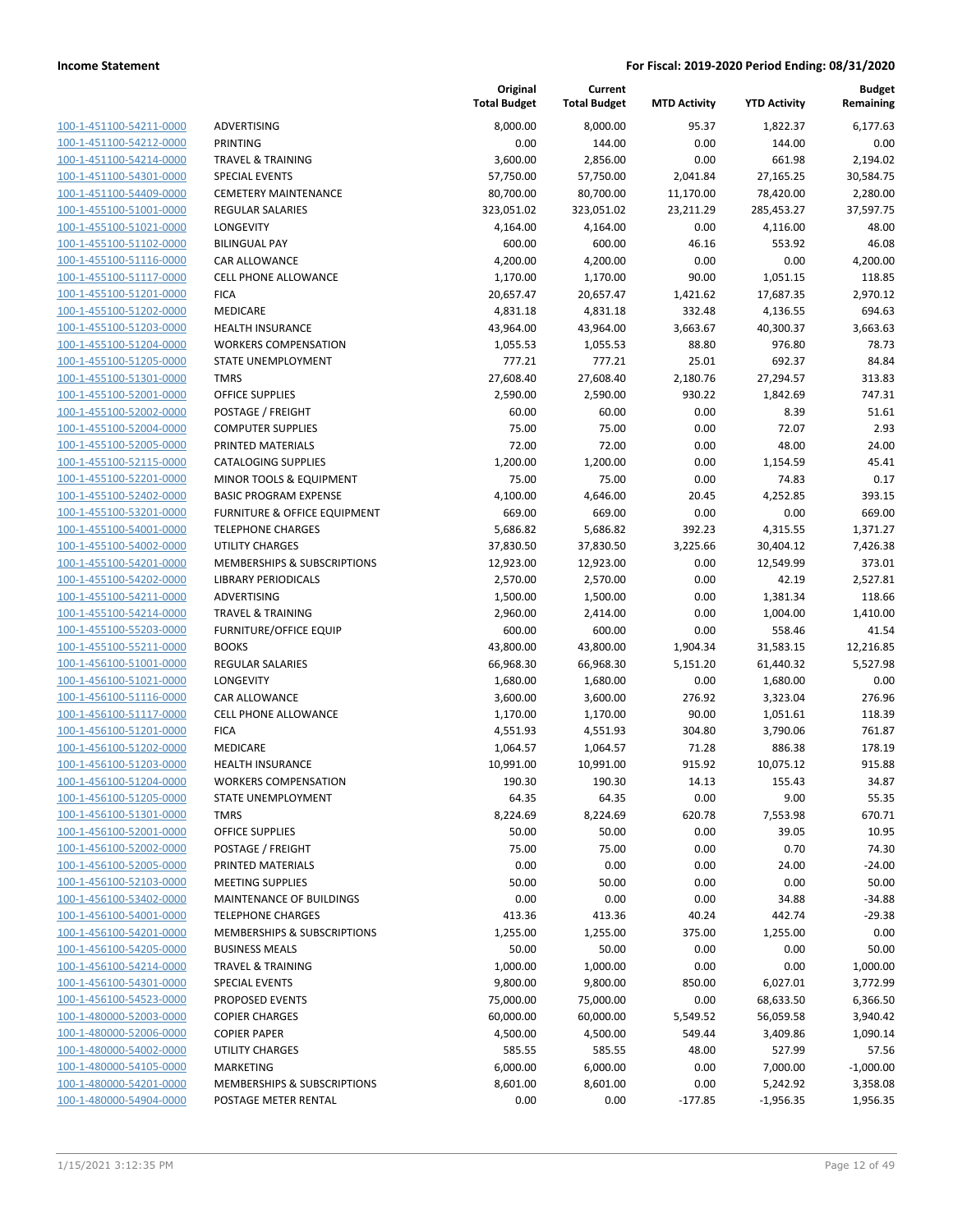**Income Statement** | **For Fiscal: 2019-2020 Period Ending: 08/31/2020**

| | | Original Total Budget | Current Total Budget | MTD Activity | YTD Activity | Budget Remaining |
|---|---|---|---|---|---|---|
| 100-1-451100-54211-0000 | ADVERTISING | 8,000.00 | 8,000.00 | 95.37 | 1,822.37 | 6,177.63 |
| 100-1-451100-54212-0000 | PRINTING | 0.00 | 144.00 | 0.00 | 144.00 | 0.00 |
| 100-1-451100-54214-0000 | TRAVEL & TRAINING | 3,600.00 | 2,856.00 | 0.00 | 661.98 | 2,194.02 |
| 100-1-451100-54301-0000 | SPECIAL EVENTS | 57,750.00 | 57,750.00 | 2,041.84 | 27,165.25 | 30,584.75 |
| 100-1-451100-54409-0000 | CEMETERY MAINTENANCE | 80,700.00 | 80,700.00 | 11,170.00 | 78,420.00 | 2,280.00 |
| 100-1-455100-51001-0000 | REGULAR SALARIES | 323,051.02 | 323,051.02 | 23,211.29 | 285,453.27 | 37,597.75 |
| 100-1-455100-51021-0000 | LONGEVITY | 4,164.00 | 4,164.00 | 0.00 | 4,116.00 | 48.00 |
| 100-1-455100-51102-0000 | BILINGUAL PAY | 600.00 | 600.00 | 46.16 | 553.92 | 46.08 |
| 100-1-455100-51116-0000 | CAR ALLOWANCE | 4,200.00 | 4,200.00 | 0.00 | 0.00 | 4,200.00 |
| 100-1-455100-51117-0000 | CELL PHONE ALLOWANCE | 1,170.00 | 1,170.00 | 90.00 | 1,051.15 | 118.85 |
| 100-1-455100-51201-0000 | FICA | 20,657.47 | 20,657.47 | 1,421.62 | 17,687.35 | 2,970.12 |
| 100-1-455100-51202-0000 | MEDICARE | 4,831.18 | 4,831.18 | 332.48 | 4,136.55 | 694.63 |
| 100-1-455100-51203-0000 | HEALTH INSURANCE | 43,964.00 | 43,964.00 | 3,663.67 | 40,300.37 | 3,663.63 |
| 100-1-455100-51204-0000 | WORKERS COMPENSATION | 1,055.53 | 1,055.53 | 88.80 | 976.80 | 78.73 |
| 100-1-455100-51205-0000 | STATE UNEMPLOYMENT | 777.21 | 777.21 | 25.01 | 692.37 | 84.84 |
| 100-1-455100-51301-0000 | TMRS | 27,608.40 | 27,608.40 | 2,180.76 | 27,294.57 | 313.83 |
| 100-1-455100-52001-0000 | OFFICE SUPPLIES | 2,590.00 | 2,590.00 | 930.22 | 1,842.69 | 747.31 |
| 100-1-455100-52002-0000 | POSTAGE / FREIGHT | 60.00 | 60.00 | 0.00 | 8.39 | 51.61 |
| 100-1-455100-52004-0000 | COMPUTER SUPPLIES | 75.00 | 75.00 | 0.00 | 72.07 | 2.93 |
| 100-1-455100-52005-0000 | PRINTED MATERIALS | 72.00 | 72.00 | 0.00 | 48.00 | 24.00 |
| 100-1-455100-52115-0000 | CATALOGING SUPPLIES | 1,200.00 | 1,200.00 | 0.00 | 1,154.59 | 45.41 |
| 100-1-455100-52201-0000 | MINOR TOOLS & EQUIPMENT | 75.00 | 75.00 | 0.00 | 74.83 | 0.17 |
| 100-1-455100-52402-0000 | BASIC PROGRAM EXPENSE | 4,100.00 | 4,646.00 | 20.45 | 4,252.85 | 393.15 |
| 100-1-455100-53201-0000 | FURNITURE & OFFICE EQUIPMENT | 669.00 | 669.00 | 0.00 | 0.00 | 669.00 |
| 100-1-455100-54001-0000 | TELEPHONE CHARGES | 5,686.82 | 5,686.82 | 392.23 | 4,315.55 | 1,371.27 |
| 100-1-455100-54002-0000 | UTILITY CHARGES | 37,830.50 | 37,830.50 | 3,225.66 | 30,404.12 | 7,426.38 |
| 100-1-455100-54201-0000 | MEMBERSHIPS & SUBSCRIPTIONS | 12,923.00 | 12,923.00 | 0.00 | 12,549.99 | 373.01 |
| 100-1-455100-54202-0000 | LIBRARY PERIODICALS | 2,570.00 | 2,570.00 | 0.00 | 42.19 | 2,527.81 |
| 100-1-455100-54211-0000 | ADVERTISING | 1,500.00 | 1,500.00 | 0.00 | 1,381.34 | 118.66 |
| 100-1-455100-54214-0000 | TRAVEL & TRAINING | 2,960.00 | 2,414.00 | 0.00 | 1,004.00 | 1,410.00 |
| 100-1-455100-55203-0000 | FURNITURE/OFFICE EQUIP | 600.00 | 600.00 | 0.00 | 558.46 | 41.54 |
| 100-1-455100-55211-0000 | BOOKS | 43,800.00 | 43,800.00 | 1,904.34 | 31,583.15 | 12,216.85 |
| 100-1-456100-51001-0000 | REGULAR SALARIES | 66,968.30 | 66,968.30 | 5,151.20 | 61,440.32 | 5,527.98 |
| 100-1-456100-51021-0000 | LONGEVITY | 1,680.00 | 1,680.00 | 0.00 | 1,680.00 | 0.00 |
| 100-1-456100-51116-0000 | CAR ALLOWANCE | 3,600.00 | 3,600.00 | 276.92 | 3,323.04 | 276.96 |
| 100-1-456100-51117-0000 | CELL PHONE ALLOWANCE | 1,170.00 | 1,170.00 | 90.00 | 1,051.61 | 118.39 |
| 100-1-456100-51201-0000 | FICA | 4,551.93 | 4,551.93 | 304.80 | 3,790.06 | 761.87 |
| 100-1-456100-51202-0000 | MEDICARE | 1,064.57 | 1,064.57 | 71.28 | 886.38 | 178.19 |
| 100-1-456100-51203-0000 | HEALTH INSURANCE | 10,991.00 | 10,991.00 | 915.92 | 10,075.12 | 915.88 |
| 100-1-456100-51204-0000 | WORKERS COMPENSATION | 190.30 | 190.30 | 14.13 | 155.43 | 34.87 |
| 100-1-456100-51205-0000 | STATE UNEMPLOYMENT | 64.35 | 64.35 | 0.00 | 9.00 | 55.35 |
| 100-1-456100-51301-0000 | TMRS | 8,224.69 | 8,224.69 | 620.78 | 7,553.98 | 670.71 |
| 100-1-456100-52001-0000 | OFFICE SUPPLIES | 50.00 | 50.00 | 0.00 | 39.05 | 10.95 |
| 100-1-456100-52002-0000 | POSTAGE / FREIGHT | 75.00 | 75.00 | 0.00 | 0.70 | 74.30 |
| 100-1-456100-52005-0000 | PRINTED MATERIALS | 0.00 | 0.00 | 0.00 | 24.00 | -24.00 |
| 100-1-456100-52103-0000 | MEETING SUPPLIES | 50.00 | 50.00 | 0.00 | 0.00 | 50.00 |
| 100-1-456100-53402-0000 | MAINTENANCE OF BUILDINGS | 0.00 | 0.00 | 0.00 | 34.88 | -34.88 |
| 100-1-456100-54001-0000 | TELEPHONE CHARGES | 413.36 | 413.36 | 40.24 | 442.74 | -29.38 |
| 100-1-456100-54201-0000 | MEMBERSHIPS & SUBSCRIPTIONS | 1,255.00 | 1,255.00 | 375.00 | 1,255.00 | 0.00 |
| 100-1-456100-54205-0000 | BUSINESS MEALS | 50.00 | 50.00 | 0.00 | 0.00 | 50.00 |
| 100-1-456100-54214-0000 | TRAVEL & TRAINING | 1,000.00 | 1,000.00 | 0.00 | 0.00 | 1,000.00 |
| 100-1-456100-54301-0000 | SPECIAL EVENTS | 9,800.00 | 9,800.00 | 850.00 | 6,027.01 | 3,772.99 |
| 100-1-456100-54523-0000 | PROPOSED EVENTS | 75,000.00 | 75,000.00 | 0.00 | 68,633.50 | 6,366.50 |
| 100-1-480000-52003-0000 | COPIER CHARGES | 60,000.00 | 60,000.00 | 5,549.52 | 56,059.58 | 3,940.42 |
| 100-1-480000-52006-0000 | COPIER PAPER | 4,500.00 | 4,500.00 | 549.44 | 3,409.86 | 1,090.14 |
| 100-1-480000-54002-0000 | UTILITY CHARGES | 585.55 | 585.55 | 48.00 | 527.99 | 57.56 |
| 100-1-480000-54105-0000 | MARKETING | 6,000.00 | 6,000.00 | 0.00 | 7,000.00 | -1,000.00 |
| 100-1-480000-54201-0000 | MEMBERSHIPS & SUBSCRIPTIONS | 8,601.00 | 8,601.00 | 0.00 | 5,242.92 | 3,358.08 |
| 100-1-480000-54904-0000 | POSTAGE METER RENTAL | 0.00 | 0.00 | -177.85 | -1,956.35 | 1,956.35 |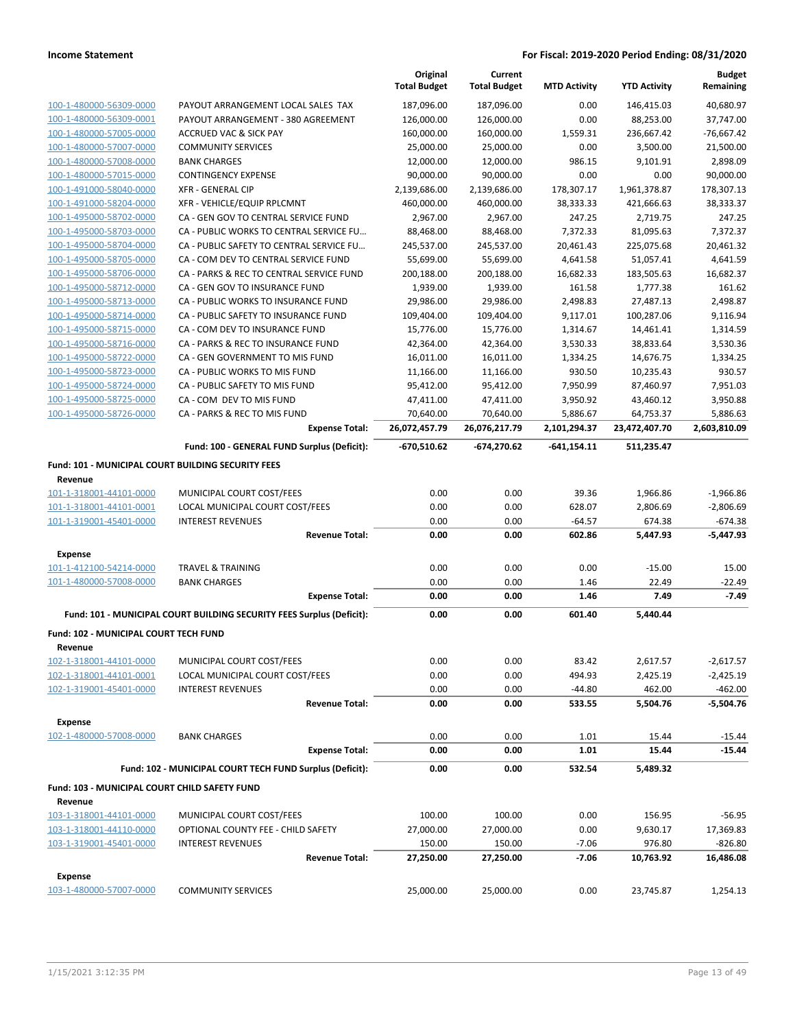| | | Original Total Budget | Current Total Budget | MTD Activity | YTD Activity | Budget Remaining |
|---|---|---|---|---|---|---|
| 100-1-480000-56309-0000 | PAYOUT ARRANGEMENT LOCAL SALES TAX | 187,096.00 | 187,096.00 | 0.00 | 146,415.03 | 40,680.97 |
| 100-1-480000-56309-0001 | PAYOUT ARRANGEMENT - 380 AGREEMENT | 126,000.00 | 126,000.00 | 0.00 | 88,253.00 | 37,747.00 |
| 100-1-480000-57005-0000 | ACCRUED VAC & SICK PAY | 160,000.00 | 160,000.00 | 1,559.31 | 236,667.42 | -76,667.42 |
| 100-1-480000-57007-0000 | COMMUNITY SERVICES | 25,000.00 | 25,000.00 | 0.00 | 3,500.00 | 21,500.00 |
| 100-1-480000-57008-0000 | BANK CHARGES | 12,000.00 | 12,000.00 | 986.15 | 9,101.91 | 2,898.09 |
| 100-1-480000-57015-0000 | CONTINGENCY EXPENSE | 90,000.00 | 90,000.00 | 0.00 | 0.00 | 90,000.00 |
| 100-1-491000-58040-0000 | XFR - GENERAL CIP | 2,139,686.00 | 2,139,686.00 | 178,307.17 | 1,961,378.87 | 178,307.13 |
| 100-1-491000-58204-0000 | XFR - VEHICLE/EQUIP RPLCMNT | 460,000.00 | 460,000.00 | 38,333.33 | 421,666.63 | 38,333.37 |
| 100-1-495000-58702-0000 | CA - GEN GOV TO CENTRAL SERVICE FUND | 2,967.00 | 2,967.00 | 247.25 | 2,719.75 | 247.25 |
| 100-1-495000-58703-0000 | CA - PUBLIC WORKS TO CENTRAL SERVICE FU… | 88,468.00 | 88,468.00 | 7,372.33 | 81,095.63 | 7,372.37 |
| 100-1-495000-58704-0000 | CA - PUBLIC SAFETY TO CENTRAL SERVICE FU… | 245,537.00 | 245,537.00 | 20,461.43 | 225,075.68 | 20,461.32 |
| 100-1-495000-58705-0000 | CA - COM DEV TO CENTRAL SERVICE FUND | 55,699.00 | 55,699.00 | 4,641.58 | 51,057.41 | 4,641.59 |
| 100-1-495000-58706-0000 | CA - PARKS & REC TO CENTRAL SERVICE FUND | 200,188.00 | 200,188.00 | 16,682.33 | 183,505.63 | 16,682.37 |
| 100-1-495000-58712-0000 | CA - GEN GOV TO INSURANCE FUND | 1,939.00 | 1,939.00 | 161.58 | 1,777.38 | 161.62 |
| 100-1-495000-58713-0000 | CA - PUBLIC WORKS TO INSURANCE FUND | 29,986.00 | 29,986.00 | 2,498.83 | 27,487.13 | 2,498.87 |
| 100-1-495000-58714-0000 | CA - PUBLIC SAFETY TO INSURANCE FUND | 109,404.00 | 109,404.00 | 9,117.01 | 100,287.06 | 9,116.94 |
| 100-1-495000-58715-0000 | CA - COM DEV TO INSURANCE FUND | 15,776.00 | 15,776.00 | 1,314.67 | 14,461.41 | 1,314.59 |
| 100-1-495000-58716-0000 | CA - PARKS & REC TO INSURANCE FUND | 42,364.00 | 42,364.00 | 3,530.33 | 38,833.64 | 3,530.36 |
| 100-1-495000-58722-0000 | CA - GEN GOVERNMENT TO MIS FUND | 16,011.00 | 16,011.00 | 1,334.25 | 14,676.75 | 1,334.25 |
| 100-1-495000-58723-0000 | CA - PUBLIC WORKS TO MIS FUND | 11,166.00 | 11,166.00 | 930.50 | 10,235.43 | 930.57 |
| 100-1-495000-58724-0000 | CA - PUBLIC SAFETY TO MIS FUND | 95,412.00 | 95,412.00 | 7,950.99 | 87,460.97 | 7,951.03 |
| 100-1-495000-58725-0000 | CA - COM DEV TO MIS FUND | 47,411.00 | 47,411.00 | 3,950.92 | 43,460.12 | 3,950.88 |
| 100-1-495000-58726-0000 | CA - PARKS & REC TO MIS FUND | 70,640.00 | 70,640.00 | 5,886.67 | 64,753.37 | 5,886.63 |
| | **Expense Total:** | **26,072,457.79** | **26,076,217.79** | **2,101,294.37** | **23,472,407.70** | **2,603,810.09** |
| | **Fund: 100 - GENERAL FUND Surplus (Deficit):** | **-670,510.62** | **-674,270.62** | **-641,154.11** | **511,235.47** | |
| **Fund: 101 - MUNICIPAL COURT BUILDING SECURITY FEES** | | | | | | |
| **Revenue** | | | | | | |
| 101-1-318001-44101-0000 | MUNICIPAL COURT COST/FEES | 0.00 | 0.00 | 39.36 | 1,966.86 | -1,966.86 |
| 101-1-318001-44101-0001 | LOCAL MUNICIPAL COURT COST/FEES | 0.00 | 0.00 | 628.07 | 2,806.69 | -2,806.69 |
| 101-1-319001-45401-0000 | INTEREST REVENUES | 0.00 | 0.00 | -64.57 | 674.38 | -674.38 |
| | **Revenue Total:** | **0.00** | **0.00** | **602.86** | **5,447.93** | **-5,447.93** |
| **Expense** | | | | | | |
| 101-1-412100-54214-0000 | TRAVEL & TRAINING | 0.00 | 0.00 | 0.00 | -15.00 | 15.00 |
| 101-1-480000-57008-0000 | BANK CHARGES | 0.00 | 0.00 | 1.46 | 22.49 | -22.49 |
| | **Expense Total:** | **0.00** | **0.00** | **1.46** | **7.49** | **-7.49** |
| | **Fund: 101 - MUNICIPAL COURT BUILDING SECURITY FEES Surplus (Deficit):** | **0.00** | **0.00** | **601.40** | **5,440.44** | |
| **Fund: 102 - MUNICIPAL COURT TECH FUND** | | | | | | |
| **Revenue** | | | | | | |
| 102-1-318001-44101-0000 | MUNICIPAL COURT COST/FEES | 0.00 | 0.00 | 83.42 | 2,617.57 | -2,617.57 |
| 102-1-318001-44101-0001 | LOCAL MUNICIPAL COURT COST/FEES | 0.00 | 0.00 | 494.93 | 2,425.19 | -2,425.19 |
| 102-1-319001-45401-0000 | INTEREST REVENUES | 0.00 | 0.00 | -44.80 | 462.00 | -462.00 |
| | **Revenue Total:** | **0.00** | **0.00** | **533.55** | **5,504.76** | **-5,504.76** |
| **Expense** | | | | | | |
| 102-1-480000-57008-0000 | BANK CHARGES | 0.00 | 0.00 | 1.01 | 15.44 | -15.44 |
| | **Expense Total:** | **0.00** | **0.00** | **1.01** | **15.44** | **-15.44** |
| | **Fund: 102 - MUNICIPAL COURT TECH FUND Surplus (Deficit):** | **0.00** | **0.00** | **532.54** | **5,489.32** | |
| **Fund: 103 - MUNICIPAL COURT CHILD SAFETY FUND** | | | | | | |
| **Revenue** | | | | | | |
| 103-1-318001-44101-0000 | MUNICIPAL COURT COST/FEES | 100.00 | 100.00 | 0.00 | 156.95 | -56.95 |
| 103-1-318001-44110-0000 | OPTIONAL COUNTY FEE - CHILD SAFETY | 27,000.00 | 27,000.00 | 0.00 | 9,630.17 | 17,369.83 |
| 103-1-319001-45401-0000 | INTEREST REVENUES | 150.00 | 150.00 | -7.06 | 976.80 | -826.80 |
| | **Revenue Total:** | **27,250.00** | **27,250.00** | **-7.06** | **10,763.92** | **16,486.08** |
| **Expense** | | | | | | |
| 103-1-480000-57007-0000 | COMMUNITY SERVICES | 25,000.00 | 25,000.00 | 0.00 | 23,745.87 | 1,254.13 |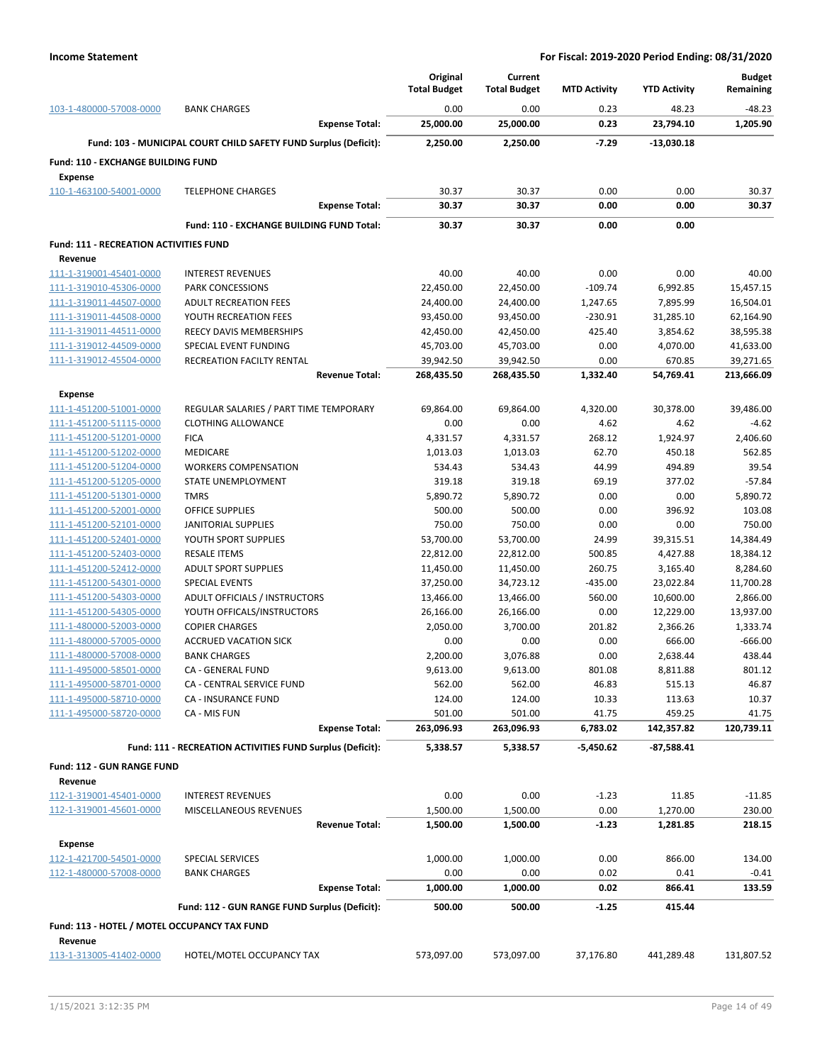**Income Statement** — **For Fiscal: 2019-2020 Period Ending: 08/31/2020**

| | | Original Total Budget | Current Total Budget | MTD Activity | YTD Activity | Budget Remaining |
|---|---|---|---|---|---|---|
| 103-1-480000-57008-0000 | BANK CHARGES | 0.00 | 0.00 | 0.23 | 48.23 | -48.23 |
| | **Expense Total:** | **25,000.00** | **25,000.00** | **0.23** | **23,794.10** | **1,205.90** |
| | **Fund: 103 - MUNICIPAL COURT CHILD SAFETY FUND Surplus (Deficit):** | **2,250.00** | **2,250.00** | **-7.29** | **-13,030.18** | |
| **Fund: 110 - EXCHANGE BUILDING FUND** | | | | | | |
| **Expense** | | | | | | |
| 110-1-463100-54001-0000 | TELEPHONE CHARGES | 30.37 | 30.37 | 0.00 | 0.00 | 30.37 |
| | **Expense Total:** | **30.37** | **30.37** | **0.00** | **0.00** | **30.37** |
| | **Fund: 110 - EXCHANGE BUILDING FUND Total:** | **30.37** | **30.37** | **0.00** | **0.00** | |
| **Fund: 111 - RECREATION ACTIVITIES FUND** | | | | | | |
| **Revenue** | | | | | | |
| 111-1-319001-45401-0000 | INTEREST REVENUES | 40.00 | 40.00 | 0.00 | 0.00 | 40.00 |
| 111-1-319010-45306-0000 | PARK CONCESSIONS | 22,450.00 | 22,450.00 | -109.74 | 6,992.85 | 15,457.15 |
| 111-1-319011-44507-0000 | ADULT RECREATION FEES | 24,400.00 | 24,400.00 | 1,247.65 | 7,895.99 | 16,504.01 |
| 111-1-319011-44508-0000 | YOUTH RECREATION FEES | 93,450.00 | 93,450.00 | -230.91 | 31,285.10 | 62,164.90 |
| 111-1-319011-44511-0000 | REECY DAVIS MEMBERSHIPS | 42,450.00 | 42,450.00 | 425.40 | 3,854.62 | 38,595.38 |
| 111-1-319012-44509-0000 | SPECIAL EVENT FUNDING | 45,703.00 | 45,703.00 | 0.00 | 4,070.00 | 41,633.00 |
| 111-1-319012-45504-0000 | RECREATION FACILTY RENTAL | 39,942.50 | 39,942.50 | 0.00 | 670.85 | 39,271.65 |
| | **Revenue Total:** | **268,435.50** | **268,435.50** | **1,332.40** | **54,769.41** | **213,666.09** |
| **Expense** | | | | | | |
| 111-1-451200-51001-0000 | REGULAR SALARIES / PART TIME TEMPORARY | 69,864.00 | 69,864.00 | 4,320.00 | 30,378.00 | 39,486.00 |
| 111-1-451200-51115-0000 | CLOTHING ALLOWANCE | 0.00 | 0.00 | 4.62 | 4.62 | -4.62 |
| 111-1-451200-51201-0000 | FICA | 4,331.57 | 4,331.57 | 268.12 | 1,924.97 | 2,406.60 |
| 111-1-451200-51202-0000 | MEDICARE | 1,013.03 | 1,013.03 | 62.70 | 450.18 | 562.85 |
| 111-1-451200-51204-0000 | WORKERS COMPENSATION | 534.43 | 534.43 | 44.99 | 494.89 | 39.54 |
| 111-1-451200-51205-0000 | STATE UNEMPLOYMENT | 319.18 | 319.18 | 69.19 | 377.02 | -57.84 |
| 111-1-451200-51301-0000 | TMRS | 5,890.72 | 5,890.72 | 0.00 | 0.00 | 5,890.72 |
| 111-1-451200-52001-0000 | OFFICE SUPPLIES | 500.00 | 500.00 | 0.00 | 396.92 | 103.08 |
| 111-1-451200-52101-0000 | JANITORIAL SUPPLIES | 750.00 | 750.00 | 0.00 | 0.00 | 750.00 |
| 111-1-451200-52401-0000 | YOUTH SPORT SUPPLIES | 53,700.00 | 53,700.00 | 24.99 | 39,315.51 | 14,384.49 |
| 111-1-451200-52403-0000 | RESALE ITEMS | 22,812.00 | 22,812.00 | 500.85 | 4,427.88 | 18,384.12 |
| 111-1-451200-52412-0000 | ADULT SPORT SUPPLIES | 11,450.00 | 11,450.00 | 260.75 | 3,165.40 | 8,284.60 |
| 111-1-451200-54301-0000 | SPECIAL EVENTS | 37,250.00 | 34,723.12 | -435.00 | 23,022.84 | 11,700.28 |
| 111-1-451200-54303-0000 | ADULT OFFICIALS / INSTRUCTORS | 13,466.00 | 13,466.00 | 560.00 | 10,600.00 | 2,866.00 |
| 111-1-451200-54305-0000 | YOUTH OFFICALS/INSTRUCTORS | 26,166.00 | 26,166.00 | 0.00 | 12,229.00 | 13,937.00 |
| 111-1-480000-52003-0000 | COPIER CHARGES | 2,050.00 | 3,700.00 | 201.82 | 2,366.26 | 1,333.74 |
| 111-1-480000-57005-0000 | ACCRUED VACATION SICK | 0.00 | 0.00 | 0.00 | 666.00 | -666.00 |
| 111-1-480000-57008-0000 | BANK CHARGES | 2,200.00 | 3,076.88 | 0.00 | 2,638.44 | 438.44 |
| 111-1-495000-58501-0000 | CA - GENERAL FUND | 9,613.00 | 9,613.00 | 801.08 | 8,811.88 | 801.12 |
| 111-1-495000-58701-0000 | CA - CENTRAL SERVICE FUND | 562.00 | 562.00 | 46.83 | 515.13 | 46.87 |
| 111-1-495000-58710-0000 | CA - INSURANCE FUND | 124.00 | 124.00 | 10.33 | 113.63 | 10.37 |
| 111-1-495000-58720-0000 | CA - MIS FUN | 501.00 | 501.00 | 41.75 | 459.25 | 41.75 |
| | **Expense Total:** | **263,096.93** | **263,096.93** | **6,783.02** | **142,357.82** | **120,739.11** |
| | **Fund: 111 - RECREATION ACTIVITIES FUND Surplus (Deficit):** | **5,338.57** | **5,338.57** | **-5,450.62** | **-87,588.41** | |
| **Fund: 112 - GUN RANGE FUND** | | | | | | |
| **Revenue** | | | | | | |
| 112-1-319001-45401-0000 | INTEREST REVENUES | 0.00 | 0.00 | -1.23 | 11.85 | -11.85 |
| 112-1-319001-45601-0000 | MISCELLANEOUS REVENUES | 1,500.00 | 1,500.00 | 0.00 | 1,270.00 | 230.00 |
| | **Revenue Total:** | **1,500.00** | **1,500.00** | **-1.23** | **1,281.85** | **218.15** |
| **Expense** | | | | | | |
| 112-1-421700-54501-0000 | SPECIAL SERVICES | 1,000.00 | 1,000.00 | 0.00 | 866.00 | 134.00 |
| 112-1-480000-57008-0000 | BANK CHARGES | 0.00 | 0.00 | 0.02 | 0.41 | -0.41 |
| | **Expense Total:** | **1,000.00** | **1,000.00** | **0.02** | **866.41** | **133.59** |
| | **Fund: 112 - GUN RANGE FUND Surplus (Deficit):** | **500.00** | **500.00** | **-1.25** | **415.44** | |
| **Fund: 113 - HOTEL / MOTEL OCCUPANCY TAX FUND** | | | | | | |
| **Revenue** | | | | | | |
| 113-1-313005-41402-0000 | HOTEL/MOTEL OCCUPANCY TAX | 573,097.00 | 573,097.00 | 37,176.80 | 441,289.48 | 131,807.52 |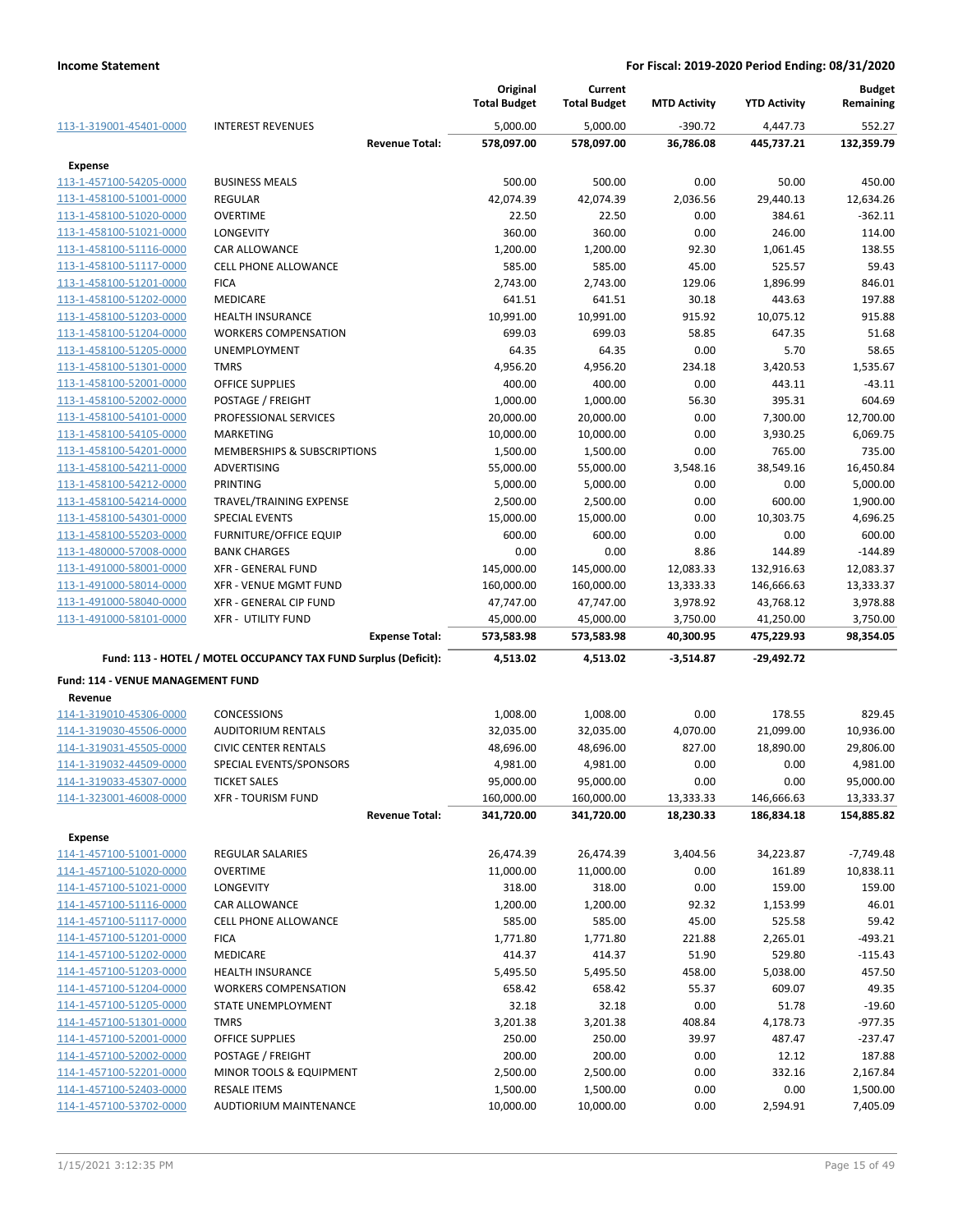| | | Original Total Budget | Current Total Budget | MTD Activity | YTD Activity | Budget Remaining |
|---|---|---|---|---|---|---|
| 113-1-319001-45401-0000 | INTEREST REVENUES | 5,000.00 | 5,000.00 | -390.72 | 4,447.73 | 552.27 |
| | **Revenue Total:** | **578,097.00** | **578,097.00** | **36,786.08** | **445,737.21** | **132,359.79** |
| **Expense** | | | | | | |
| 113-1-457100-54205-0000 | BUSINESS MEALS | 500.00 | 500.00 | 0.00 | 50.00 | 450.00 |
| 113-1-458100-51001-0000 | REGULAR | 42,074.39 | 42,074.39 | 2,036.56 | 29,440.13 | 12,634.26 |
| 113-1-458100-51020-0000 | OVERTIME | 22.50 | 22.50 | 0.00 | 384.61 | -362.11 |
| 113-1-458100-51021-0000 | LONGEVITY | 360.00 | 360.00 | 0.00 | 246.00 | 114.00 |
| 113-1-458100-51116-0000 | CAR ALLOWANCE | 1,200.00 | 1,200.00 | 92.30 | 1,061.45 | 138.55 |
| 113-1-458100-51117-0000 | CELL PHONE ALLOWANCE | 585.00 | 585.00 | 45.00 | 525.57 | 59.43 |
| 113-1-458100-51201-0000 | FICA | 2,743.00 | 2,743.00 | 129.06 | 1,896.99 | 846.01 |
| 113-1-458100-51202-0000 | MEDICARE | 641.51 | 641.51 | 30.18 | 443.63 | 197.88 |
| 113-1-458100-51203-0000 | HEALTH INSURANCE | 10,991.00 | 10,991.00 | 915.92 | 10,075.12 | 915.88 |
| 113-1-458100-51204-0000 | WORKERS COMPENSATION | 699.03 | 699.03 | 58.85 | 647.35 | 51.68 |
| 113-1-458100-51205-0000 | UNEMPLOYMENT | 64.35 | 64.35 | 0.00 | 5.70 | 58.65 |
| 113-1-458100-51301-0000 | TMRS | 4,956.20 | 4,956.20 | 234.18 | 3,420.53 | 1,535.67 |
| 113-1-458100-52001-0000 | OFFICE SUPPLIES | 400.00 | 400.00 | 0.00 | 443.11 | -43.11 |
| 113-1-458100-52002-0000 | POSTAGE / FREIGHT | 1,000.00 | 1,000.00 | 56.30 | 395.31 | 604.69 |
| 113-1-458100-54101-0000 | PROFESSIONAL SERVICES | 20,000.00 | 20,000.00 | 0.00 | 7,300.00 | 12,700.00 |
| 113-1-458100-54105-0000 | MARKETING | 10,000.00 | 10,000.00 | 0.00 | 3,930.25 | 6,069.75 |
| 113-1-458100-54201-0000 | MEMBERSHIPS & SUBSCRIPTIONS | 1,500.00 | 1,500.00 | 0.00 | 765.00 | 735.00 |
| 113-1-458100-54211-0000 | ADVERTISING | 55,000.00 | 55,000.00 | 3,548.16 | 38,549.16 | 16,450.84 |
| 113-1-458100-54212-0000 | PRINTING | 5,000.00 | 5,000.00 | 0.00 | 0.00 | 5,000.00 |
| 113-1-458100-54214-0000 | TRAVEL/TRAINING EXPENSE | 2,500.00 | 2,500.00 | 0.00 | 600.00 | 1,900.00 |
| 113-1-458100-54301-0000 | SPECIAL EVENTS | 15,000.00 | 15,000.00 | 0.00 | 10,303.75 | 4,696.25 |
| 113-1-458100-55203-0000 | FURNITURE/OFFICE EQUIP | 600.00 | 600.00 | 0.00 | 0.00 | 600.00 |
| 113-1-480000-57008-0000 | BANK CHARGES | 0.00 | 0.00 | 8.86 | 144.89 | -144.89 |
| 113-1-491000-58001-0000 | XFR - GENERAL FUND | 145,000.00 | 145,000.00 | 12,083.33 | 132,916.63 | 12,083.37 |
| 113-1-491000-58014-0000 | XFR - VENUE MGMT FUND | 160,000.00 | 160,000.00 | 13,333.33 | 146,666.63 | 13,333.37 |
| 113-1-491000-58040-0000 | XFR - GENERAL CIP FUND | 47,747.00 | 47,747.00 | 3,978.92 | 43,768.12 | 3,978.88 |
| 113-1-491000-58101-0000 | XFR - UTILITY FUND | 45,000.00 | 45,000.00 | 3,750.00 | 41,250.00 | 3,750.00 |
| | **Expense Total:** | **573,583.98** | **573,583.98** | **40,300.95** | **475,229.93** | **98,354.05** |
| | **Fund: 113 - HOTEL / MOTEL OCCUPANCY TAX FUND Surplus (Deficit):** | **4,513.02** | **4,513.02** | **-3,514.87** | **-29,492.72** | |
| **Fund: 114 - VENUE MANAGEMENT FUND** | | | | | | |
| **Revenue** | | | | | | |
| 114-1-319010-45306-0000 | CONCESSIONS | 1,008.00 | 1,008.00 | 0.00 | 178.55 | 829.45 |
| 114-1-319030-45506-0000 | AUDITORIUM RENTALS | 32,035.00 | 32,035.00 | 4,070.00 | 21,099.00 | 10,936.00 |
| 114-1-319031-45505-0000 | CIVIC CENTER RENTALS | 48,696.00 | 48,696.00 | 827.00 | 18,890.00 | 29,806.00 |
| 114-1-319032-44509-0000 | SPECIAL EVENTS/SPONSORS | 4,981.00 | 4,981.00 | 0.00 | 0.00 | 4,981.00 |
| 114-1-319033-45307-0000 | TICKET SALES | 95,000.00 | 95,000.00 | 0.00 | 0.00 | 95,000.00 |
| 114-1-323001-46008-0000 | XFR - TOURISM FUND | 160,000.00 | 160,000.00 | 13,333.33 | 146,666.63 | 13,333.37 |
| | **Revenue Total:** | **341,720.00** | **341,720.00** | **18,230.33** | **186,834.18** | **154,885.82** |
| **Expense** | | | | | | |
| 114-1-457100-51001-0000 | REGULAR SALARIES | 26,474.39 | 26,474.39 | 3,404.56 | 34,223.87 | -7,749.48 |
| 114-1-457100-51020-0000 | OVERTIME | 11,000.00 | 11,000.00 | 0.00 | 161.89 | 10,838.11 |
| 114-1-457100-51021-0000 | LONGEVITY | 318.00 | 318.00 | 0.00 | 159.00 | 159.00 |
| 114-1-457100-51116-0000 | CAR ALLOWANCE | 1,200.00 | 1,200.00 | 92.32 | 1,153.99 | 46.01 |
| 114-1-457100-51117-0000 | CELL PHONE ALLOWANCE | 585.00 | 585.00 | 45.00 | 525.58 | 59.42 |
| 114-1-457100-51201-0000 | FICA | 1,771.80 | 1,771.80 | 221.88 | 2,265.01 | -493.21 |
| 114-1-457100-51202-0000 | MEDICARE | 414.37 | 414.37 | 51.90 | 529.80 | -115.43 |
| 114-1-457100-51203-0000 | HEALTH INSURANCE | 5,495.50 | 5,495.50 | 458.00 | 5,038.00 | 457.50 |
| 114-1-457100-51204-0000 | WORKERS COMPENSATION | 658.42 | 658.42 | 55.37 | 609.07 | 49.35 |
| 114-1-457100-51205-0000 | STATE UNEMPLOYMENT | 32.18 | 32.18 | 0.00 | 51.78 | -19.60 |
| 114-1-457100-51301-0000 | TMRS | 3,201.38 | 3,201.38 | 408.84 | 4,178.73 | -977.35 |
| 114-1-457100-52001-0000 | OFFICE SUPPLIES | 250.00 | 250.00 | 39.97 | 487.47 | -237.47 |
| 114-1-457100-52002-0000 | POSTAGE / FREIGHT | 200.00 | 200.00 | 0.00 | 12.12 | 187.88 |
| 114-1-457100-52201-0000 | MINOR TOOLS & EQUIPMENT | 2,500.00 | 2,500.00 | 0.00 | 332.16 | 2,167.84 |
| 114-1-457100-52403-0000 | RESALE ITEMS | 1,500.00 | 1,500.00 | 0.00 | 0.00 | 1,500.00 |
| 114-1-457100-53702-0000 | AUDTIORIUM MAINTENANCE | 10,000.00 | 10,000.00 | 0.00 | 2,594.91 | 7,405.09 |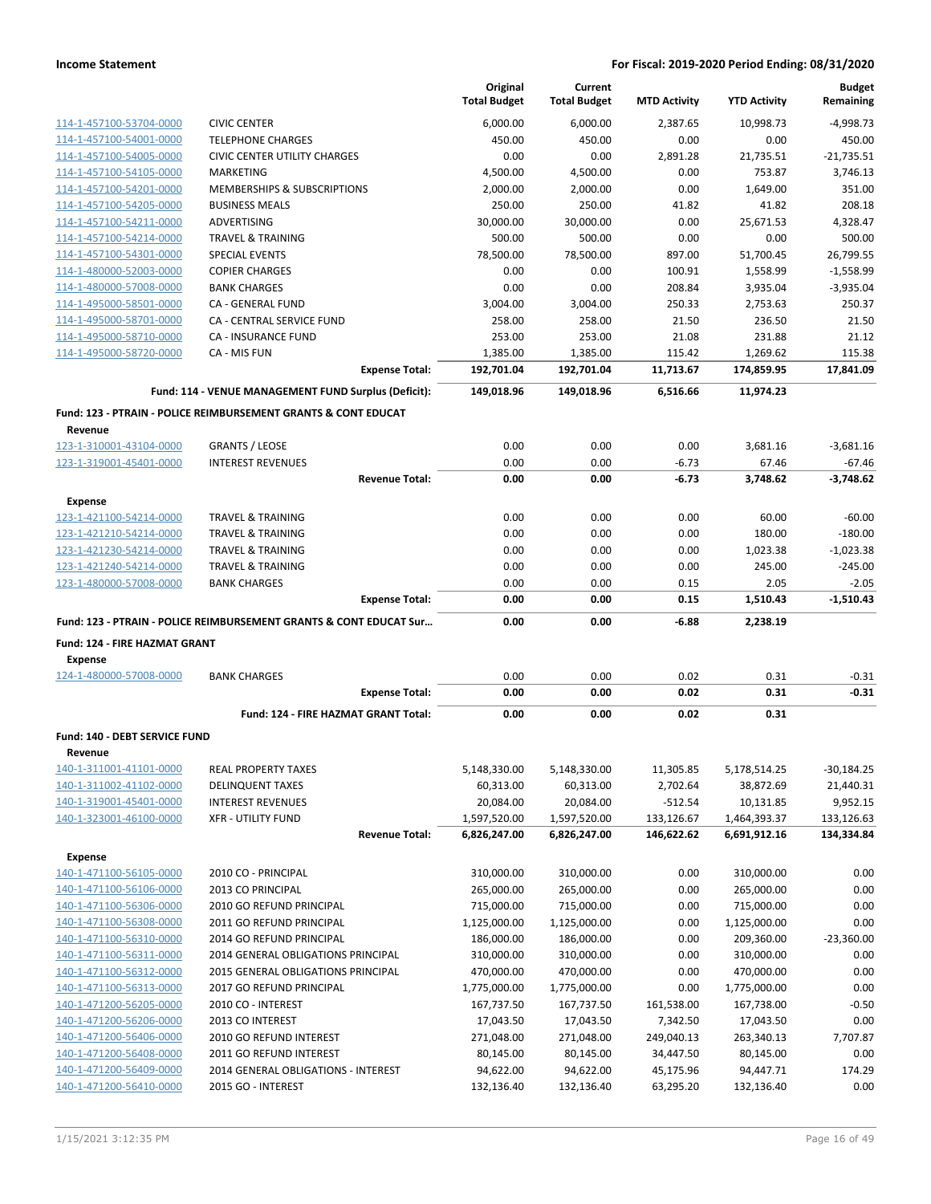**Income Statement** — **For Fiscal: 2019-2020 Period Ending: 08/31/2020**

| | | Original Total Budget | Current Total Budget | MTD Activity | YTD Activity | Budget Remaining |
|---|---|---|---|---|---|---|
| 114-1-457100-53704-0000 | CIVIC CENTER | 6,000.00 | 6,000.00 | 2,387.65 | 10,998.73 | -4,998.73 |
| 114-1-457100-54001-0000 | TELEPHONE CHARGES | 450.00 | 450.00 | 0.00 | 0.00 | 450.00 |
| 114-1-457100-54005-0000 | CIVIC CENTER UTILITY CHARGES | 0.00 | 0.00 | 2,891.28 | 21,735.51 | -21,735.51 |
| 114-1-457100-54105-0000 | MARKETING | 4,500.00 | 4,500.00 | 0.00 | 753.87 | 3,746.13 |
| 114-1-457100-54201-0000 | MEMBERSHIPS & SUBSCRIPTIONS | 2,000.00 | 2,000.00 | 0.00 | 1,649.00 | 351.00 |
| 114-1-457100-54205-0000 | BUSINESS MEALS | 250.00 | 250.00 | 41.82 | 41.82 | 208.18 |
| 114-1-457100-54211-0000 | ADVERTISING | 30,000.00 | 30,000.00 | 0.00 | 25,671.53 | 4,328.47 |
| 114-1-457100-54214-0000 | TRAVEL & TRAINING | 500.00 | 500.00 | 0.00 | 0.00 | 500.00 |
| 114-1-457100-54301-0000 | SPECIAL EVENTS | 78,500.00 | 78,500.00 | 897.00 | 51,700.45 | 26,799.55 |
| 114-1-480000-52003-0000 | COPIER CHARGES | 0.00 | 0.00 | 100.91 | 1,558.99 | -1,558.99 |
| 114-1-480000-57008-0000 | BANK CHARGES | 0.00 | 0.00 | 208.84 | 3,935.04 | -3,935.04 |
| 114-1-495000-58501-0000 | CA - GENERAL FUND | 3,004.00 | 3,004.00 | 250.33 | 2,753.63 | 250.37 |
| 114-1-495000-58701-0000 | CA - CENTRAL SERVICE FUND | 258.00 | 258.00 | 21.50 | 236.50 | 21.50 |
| 114-1-495000-58710-0000 | CA - INSURANCE FUND | 253.00 | 253.00 | 21.08 | 231.88 | 21.12 |
| 114-1-495000-58720-0000 | CA - MIS FUN | 1,385.00 | 1,385.00 | 115.42 | 1,269.62 | 115.38 |
| | **Expense Total:** | **192,701.04** | **192,701.04** | **11,713.67** | **174,859.95** | **17,841.09** |
| | **Fund: 114 - VENUE MANAGEMENT FUND Surplus (Deficit):** | **149,018.96** | **149,018.96** | **6,516.66** | **11,974.23** | |
| **Fund: 123 - PTRAIN - POLICE REIMBURSEMENT GRANTS & CONT EDUCAT** | | | | | | |
| **Revenue** | | | | | | |
| 123-1-310001-43104-0000 | GRANTS / LEOSE | 0.00 | 0.00 | 0.00 | 3,681.16 | -3,681.16 |
| 123-1-319001-45401-0000 | INTEREST REVENUES | 0.00 | 0.00 | -6.73 | 67.46 | -67.46 |
| | **Revenue Total:** | **0.00** | **0.00** | **-6.73** | **3,748.62** | **-3,748.62** |
| **Expense** | | | | | | |
| 123-1-421100-54214-0000 | TRAVEL & TRAINING | 0.00 | 0.00 | 0.00 | 60.00 | -60.00 |
| 123-1-421210-54214-0000 | TRAVEL & TRAINING | 0.00 | 0.00 | 0.00 | 180.00 | -180.00 |
| 123-1-421230-54214-0000 | TRAVEL & TRAINING | 0.00 | 0.00 | 0.00 | 1,023.38 | -1,023.38 |
| 123-1-421240-54214-0000 | TRAVEL & TRAINING | 0.00 | 0.00 | 0.00 | 245.00 | -245.00 |
| 123-1-480000-57008-0000 | BANK CHARGES | 0.00 | 0.00 | 0.15 | 2.05 | -2.05 |
| | **Expense Total:** | **0.00** | **0.00** | **0.15** | **1,510.43** | **-1,510.43** |
| | **Fund: 123 - PTRAIN - POLICE REIMBURSEMENT GRANTS & CONT EDUCAT Sur...** | **0.00** | **0.00** | **-6.88** | **2,238.19** | |
| **Fund: 124 - FIRE HAZMAT GRANT** | | | | | | |
| **Expense** | | | | | | |
| 124-1-480000-57008-0000 | BANK CHARGES | 0.00 | 0.00 | 0.02 | 0.31 | -0.31 |
| | **Expense Total:** | **0.00** | **0.00** | **0.02** | **0.31** | **-0.31** |
| | **Fund: 124 - FIRE HAZMAT GRANT Total:** | **0.00** | **0.00** | **0.02** | **0.31** | |
| **Fund: 140 - DEBT SERVICE FUND** | | | | | | |
| **Revenue** | | | | | | |
| 140-1-311001-41101-0000 | REAL PROPERTY TAXES | 5,148,330.00 | 5,148,330.00 | 11,305.85 | 5,178,514.25 | -30,184.25 |
| 140-1-311002-41102-0000 | DELINQUENT TAXES | 60,313.00 | 60,313.00 | 2,702.64 | 38,872.69 | 21,440.31 |
| 140-1-319001-45401-0000 | INTEREST REVENUES | 20,084.00 | 20,084.00 | -512.54 | 10,131.85 | 9,952.15 |
| 140-1-323001-46100-0000 | XFR - UTILITY FUND | 1,597,520.00 | 1,597,520.00 | 133,126.67 | 1,464,393.37 | 133,126.63 |
| | **Revenue Total:** | **6,826,247.00** | **6,826,247.00** | **146,622.62** | **6,691,912.16** | **134,334.84** |
| **Expense** | | | | | | |
| 140-1-471100-56105-0000 | 2010 CO - PRINCIPAL | 310,000.00 | 310,000.00 | 0.00 | 310,000.00 | 0.00 |
| 140-1-471100-56106-0000 | 2013 CO PRINCIPAL | 265,000.00 | 265,000.00 | 0.00 | 265,000.00 | 0.00 |
| 140-1-471100-56306-0000 | 2010 GO REFUND PRINCIPAL | 715,000.00 | 715,000.00 | 0.00 | 715,000.00 | 0.00 |
| 140-1-471100-56308-0000 | 2011 GO REFUND PRINCIPAL | 1,125,000.00 | 1,125,000.00 | 0.00 | 1,125,000.00 | 0.00 |
| 140-1-471100-56310-0000 | 2014 GO REFUND PRINCIPAL | 186,000.00 | 186,000.00 | 0.00 | 209,360.00 | -23,360.00 |
| 140-1-471100-56311-0000 | 2014 GENERAL OBLIGATIONS PRINCIPAL | 310,000.00 | 310,000.00 | 0.00 | 310,000.00 | 0.00 |
| 140-1-471100-56312-0000 | 2015 GENERAL OBLIGATIONS PRINCIPAL | 470,000.00 | 470,000.00 | 0.00 | 470,000.00 | 0.00 |
| 140-1-471100-56313-0000 | 2017 GO REFUND PRINCIPAL | 1,775,000.00 | 1,775,000.00 | 0.00 | 1,775,000.00 | 0.00 |
| 140-1-471200-56205-0000 | 2010 CO - INTEREST | 167,737.50 | 167,737.50 | 161,538.00 | 167,738.00 | -0.50 |
| 140-1-471200-56206-0000 | 2013 CO INTEREST | 17,043.50 | 17,043.50 | 7,342.50 | 17,043.50 | 0.00 |
| 140-1-471200-56406-0000 | 2010 GO REFUND INTEREST | 271,048.00 | 271,048.00 | 249,040.13 | 263,340.13 | 7,707.87 |
| 140-1-471200-56408-0000 | 2011 GO REFUND INTEREST | 80,145.00 | 80,145.00 | 34,447.50 | 80,145.00 | 0.00 |
| 140-1-471200-56409-0000 | 2014 GENERAL OBLIGATIONS - INTEREST | 94,622.00 | 94,622.00 | 45,175.96 | 94,447.71 | 174.29 |
| 140-1-471200-56410-0000 | 2015 GO - INTEREST | 132,136.40 | 132,136.40 | 63,295.20 | 132,136.40 | 0.00 |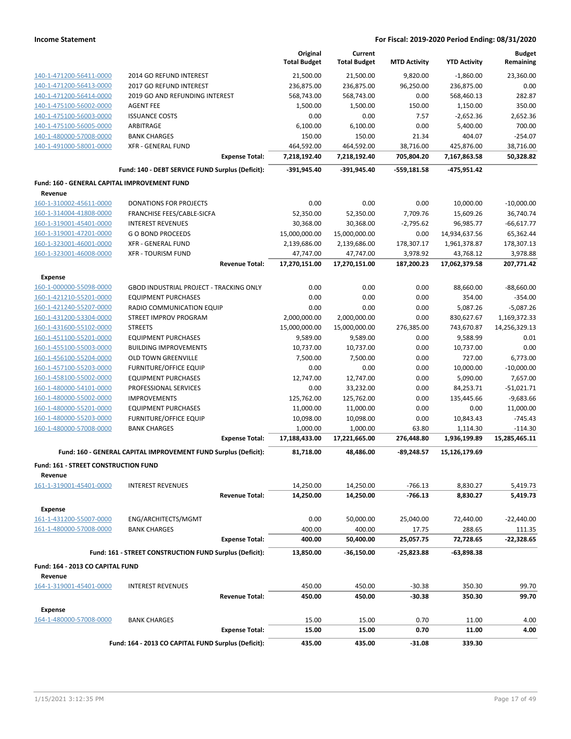**Income Statement** — For Fiscal: 2019-2020 Period Ending: 08/31/2020

| | | Original Total Budget | Current Total Budget | MTD Activity | YTD Activity | Budget Remaining |
|---|---|---|---|---|---|---|
| 140-1-471200-56411-0000 | 2014 GO REFUND INTEREST | 21,500.00 | 21,500.00 | 9,820.00 | -1,860.00 | 23,360.00 |
| 140-1-471200-56413-0000 | 2017 GO REFUND INTEREST | 236,875.00 | 236,875.00 | 96,250.00 | 236,875.00 | 0.00 |
| 140-1-471200-56414-0000 | 2019 GO AND REFUNDING INTEREST | 568,743.00 | 568,743.00 | 0.00 | 568,460.13 | 282.87 |
| 140-1-475100-56002-0000 | AGENT FEE | 1,500.00 | 1,500.00 | 150.00 | 1,150.00 | 350.00 |
| 140-1-475100-56003-0000 | ISSUANCE COSTS | 0.00 | 0.00 | 7.57 | -2,652.36 | 2,652.36 |
| 140-1-475100-56005-0000 | ARBITRAGE | 6,100.00 | 6,100.00 | 0.00 | 5,400.00 | 700.00 |
| 140-1-480000-57008-0000 | BANK CHARGES | 150.00 | 150.00 | 21.34 | 404.07 | -254.07 |
| 140-1-491000-58001-0000 | XFR - GENERAL FUND | 464,592.00 | 464,592.00 | 38,716.00 | 425,876.00 | 38,716.00 |
| | **Expense Total:** | **7,218,192.40** | **7,218,192.40** | **705,804.20** | **7,167,863.58** | **50,328.82** |
| | **Fund: 140 - DEBT SERVICE FUND Surplus (Deficit):** | **-391,945.40** | **-391,945.40** | **-559,181.58** | **-475,951.42** | |

**Fund: 160 - GENERAL CAPITAL IMPROVEMENT FUND**

| | | Original Total Budget | Current Total Budget | MTD Activity | YTD Activity | Budget Remaining |
|---|---|---|---|---|---|---|
| **Revenue** | | | | | | |
| 160-1-310002-45611-0000 | DONATIONS FOR PROJECTS | 0.00 | 0.00 | 0.00 | 10,000.00 | -10,000.00 |
| 160-1-314004-41808-0000 | FRANCHISE FEES/CABLE-SICFA | 52,350.00 | 52,350.00 | 7,709.76 | 15,609.26 | 36,740.74 |
| 160-1-319001-45401-0000 | INTEREST REVENUES | 30,368.00 | 30,368.00 | -2,795.62 | 96,985.77 | -66,617.77 |
| 160-1-319001-47201-0000 | G O BOND PROCEEDS | 15,000,000.00 | 15,000,000.00 | 0.00 | 14,934,637.56 | 65,362.44 |
| 160-1-323001-46001-0000 | XFR - GENERAL FUND | 2,139,686.00 | 2,139,686.00 | 178,307.17 | 1,961,378.87 | 178,307.13 |
| 160-1-323001-46008-0000 | XFR - TOURISM FUND | 47,747.00 | 47,747.00 | 3,978.92 | 43,768.12 | 3,978.88 |
| | **Revenue Total:** | **17,270,151.00** | **17,270,151.00** | **187,200.23** | **17,062,379.58** | **207,771.42** |
| **Expense** | | | | | | |
| 160-1-000000-55098-0000 | GBOD INDUSTRIAL PROJECT - TRACKING ONLY | 0.00 | 0.00 | 0.00 | 88,660.00 | -88,660.00 |
| 160-1-421210-55201-0000 | EQUIPMENT PURCHASES | 0.00 | 0.00 | 0.00 | 354.00 | -354.00 |
| 160-1-421240-55207-0000 | RADIO COMMUNICATION EQUIP | 0.00 | 0.00 | 0.00 | 5,087.26 | -5,087.26 |
| 160-1-431200-53304-0000 | STREET IMPROV PROGRAM | 2,000,000.00 | 2,000,000.00 | 0.00 | 830,627.67 | 1,169,372.33 |
| 160-1-431600-55102-0000 | STREETS | 15,000,000.00 | 15,000,000.00 | 276,385.00 | 743,670.87 | 14,256,329.13 |
| 160-1-451100-55201-0000 | EQUIPMENT PURCHASES | 9,589.00 | 9,589.00 | 0.00 | 9,588.99 | 0.01 |
| 160-1-455100-55003-0000 | BUILDING IMPROVEMENTS | 10,737.00 | 10,737.00 | 0.00 | 10,737.00 | 0.00 |
| 160-1-456100-55204-0000 | OLD TOWN GREENVILLE | 7,500.00 | 7,500.00 | 0.00 | 727.00 | 6,773.00 |
| 160-1-457100-55203-0000 | FURNITURE/OFFICE EQUIP | 0.00 | 0.00 | 0.00 | 10,000.00 | -10,000.00 |
| 160-1-458100-55002-0000 | EQUIPMENT PURCHASES | 12,747.00 | 12,747.00 | 0.00 | 5,090.00 | 7,657.00 |
| 160-1-480000-54101-0000 | PROFESSIONAL SERVICES | 0.00 | 33,232.00 | 0.00 | 84,253.71 | -51,021.71 |
| 160-1-480000-55002-0000 | IMPROVEMENTS | 125,762.00 | 125,762.00 | 0.00 | 135,445.66 | -9,683.66 |
| 160-1-480000-55201-0000 | EQUIPMENT PURCHASES | 11,000.00 | 11,000.00 | 0.00 | 0.00 | 11,000.00 |
| 160-1-480000-55203-0000 | FURNITURE/OFFICE EQUIP | 10,098.00 | 10,098.00 | 0.00 | 10,843.43 | -745.43 |
| 160-1-480000-57008-0000 | BANK CHARGES | 1,000.00 | 1,000.00 | 63.80 | 1,114.30 | -114.30 |
| | **Expense Total:** | **17,188,433.00** | **17,221,665.00** | **276,448.80** | **1,936,199.89** | **15,285,465.11** |
| | **Fund: 160 - GENERAL CAPITAL IMPROVEMENT FUND Surplus (Deficit):** | **81,718.00** | **48,486.00** | **-89,248.57** | **15,126,179.69** | |

**Fund: 161 - STREET CONSTRUCTION FUND**

| | | Original Total Budget | Current Total Budget | MTD Activity | YTD Activity | Budget Remaining |
|---|---|---|---|---|---|---|
| **Revenue** | | | | | | |
| 161-1-319001-45401-0000 | INTEREST REVENUES | 14,250.00 | 14,250.00 | -766.13 | 8,830.27 | 5,419.73 |
| | **Revenue Total:** | **14,250.00** | **14,250.00** | **-766.13** | **8,830.27** | **5,419.73** |
| **Expense** | | | | | | |
| 161-1-431200-55007-0000 | ENG/ARCHITECTS/MGMT | 0.00 | 50,000.00 | 25,040.00 | 72,440.00 | -22,440.00 |
| 161-1-480000-57008-0000 | BANK CHARGES | 400.00 | 400.00 | 17.75 | 288.65 | 111.35 |
| | **Expense Total:** | **400.00** | **50,400.00** | **25,057.75** | **72,728.65** | **-22,328.65** |
| | **Fund: 161 - STREET CONSTRUCTION FUND Surplus (Deficit):** | **13,850.00** | **-36,150.00** | **-25,823.88** | **-63,898.38** | |

**Fund: 164 - 2013 CO CAPITAL FUND**

| | | Original Total Budget | Current Total Budget | MTD Activity | YTD Activity | Budget Remaining |
|---|---|---|---|---|---|---|
| **Revenue** | | | | | | |
| 164-1-319001-45401-0000 | INTEREST REVENUES | 450.00 | 450.00 | -30.38 | 350.30 | 99.70 |
| | **Revenue Total:** | **450.00** | **450.00** | **-30.38** | **350.30** | **99.70** |
| **Expense** | | | | | | |
| 164-1-480000-57008-0000 | BANK CHARGES | 15.00 | 15.00 | 0.70 | 11.00 | 4.00 |
| | **Expense Total:** | **15.00** | **15.00** | **0.70** | **11.00** | **4.00** |
| | **Fund: 164 - 2013 CO CAPITAL FUND Surplus (Deficit):** | **435.00** | **435.00** | **-31.08** | **339.30** | |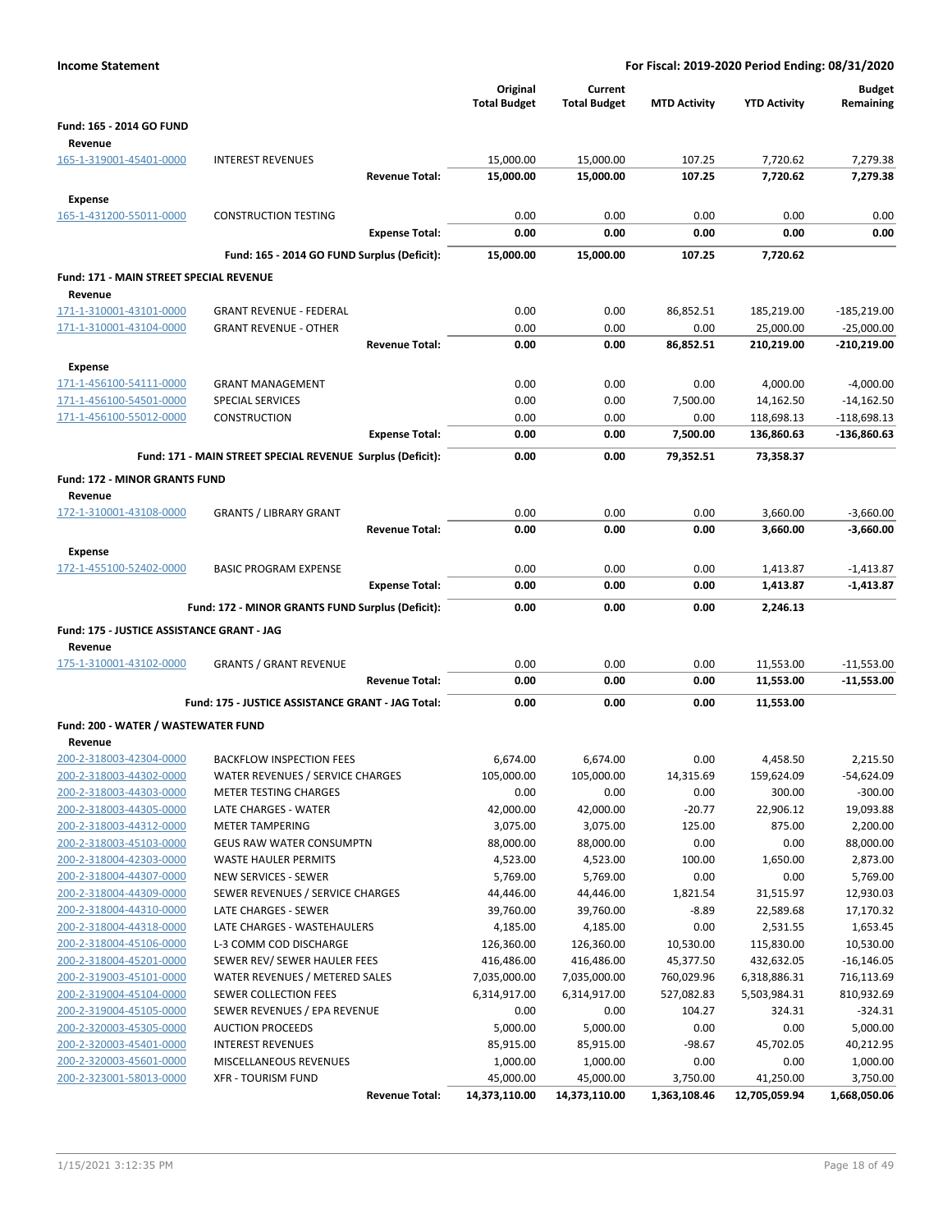**Income Statement** — **For Fiscal: 2019-2020 Period Ending: 08/31/2020**

| | | Original Total Budget | Current Total Budget | MTD Activity | YTD Activity | Budget Remaining |
|---|---|---|---|---|---|---|
| **Fund: 165 - 2014 GO FUND** | | | | | | |
| **Revenue** | | | | | | |
| 165-1-319001-45401-0000 | INTEREST REVENUES | 15,000.00 | 15,000.00 | 107.25 | 7,720.62 | 7,279.38 |
| | **Revenue Total:** | **15,000.00** | **15,000.00** | **107.25** | **7,720.62** | **7,279.38** |
| **Expense** | | | | | | |
| 165-1-431200-55011-0000 | CONSTRUCTION TESTING | 0.00 | 0.00 | 0.00 | 0.00 | 0.00 |
| | **Expense Total:** | **0.00** | **0.00** | **0.00** | **0.00** | **0.00** |
| | **Fund: 165 - 2014 GO FUND Surplus (Deficit):** | **15,000.00** | **15,000.00** | **107.25** | **7,720.62** | |
| **Fund: 171 - MAIN STREET SPECIAL REVENUE** | | | | | | |
| **Revenue** | | | | | | |
| 171-1-310001-43101-0000 | GRANT REVENUE - FEDERAL | 0.00 | 0.00 | 86,852.51 | 185,219.00 | -185,219.00 |
| 171-1-310001-43104-0000 | GRANT REVENUE - OTHER | 0.00 | 0.00 | 0.00 | 25,000.00 | -25,000.00 |
| | **Revenue Total:** | **0.00** | **0.00** | **86,852.51** | **210,219.00** | **-210,219.00** |
| **Expense** | | | | | | |
| 171-1-456100-54111-0000 | GRANT MANAGEMENT | 0.00 | 0.00 | 0.00 | 4,000.00 | -4,000.00 |
| 171-1-456100-54501-0000 | SPECIAL SERVICES | 0.00 | 0.00 | 7,500.00 | 14,162.50 | -14,162.50 |
| 171-1-456100-55012-0000 | CONSTRUCTION | 0.00 | 0.00 | 0.00 | 118,698.13 | -118,698.13 |
| | **Expense Total:** | **0.00** | **0.00** | **7,500.00** | **136,860.63** | **-136,860.63** |
| | **Fund: 171 - MAIN STREET SPECIAL REVENUE Surplus (Deficit):** | **0.00** | **0.00** | **79,352.51** | **73,358.37** | |
| **Fund: 172 - MINOR GRANTS FUND** | | | | | | |
| **Revenue** | | | | | | |
| 172-1-310001-43108-0000 | GRANTS / LIBRARY GRANT | 0.00 | 0.00 | 0.00 | 3,660.00 | -3,660.00 |
| | **Revenue Total:** | **0.00** | **0.00** | **0.00** | **3,660.00** | **-3,660.00** |
| **Expense** | | | | | | |
| 172-1-455100-52402-0000 | BASIC PROGRAM EXPENSE | 0.00 | 0.00 | 0.00 | 1,413.87 | -1,413.87 |
| | **Expense Total:** | **0.00** | **0.00** | **0.00** | **1,413.87** | **-1,413.87** |
| | **Fund: 172 - MINOR GRANTS FUND Surplus (Deficit):** | **0.00** | **0.00** | **0.00** | **2,246.13** | |
| **Fund: 175 - JUSTICE ASSISTANCE GRANT - JAG** | | | | | | |
| **Revenue** | | | | | | |
| 175-1-310001-43102-0000 | GRANTS / GRANT REVENUE | 0.00 | 0.00 | 0.00 | 11,553.00 | -11,553.00 |
| | **Revenue Total:** | **0.00** | **0.00** | **0.00** | **11,553.00** | **-11,553.00** |
| | **Fund: 175 - JUSTICE ASSISTANCE GRANT - JAG Total:** | **0.00** | **0.00** | **0.00** | **11,553.00** | |
| **Fund: 200 - WATER / WASTEWATER FUND** | | | | | | |
| **Revenue** | | | | | | |
| 200-2-318003-42304-0000 | BACKFLOW INSPECTION FEES | 6,674.00 | 6,674.00 | 0.00 | 4,458.50 | 2,215.50 |
| 200-2-318003-44302-0000 | WATER REVENUES / SERVICE CHARGES | 105,000.00 | 105,000.00 | 14,315.69 | 159,624.09 | -54,624.09 |
| 200-2-318003-44303-0000 | METER TESTING CHARGES | 0.00 | 0.00 | 0.00 | 300.00 | -300.00 |
| 200-2-318003-44305-0000 | LATE CHARGES - WATER | 42,000.00 | 42,000.00 | -20.77 | 22,906.12 | 19,093.88 |
| 200-2-318003-44312-0000 | METER TAMPERING | 3,075.00 | 3,075.00 | 125.00 | 875.00 | 2,200.00 |
| 200-2-318003-45103-0000 | GEUS RAW WATER CONSUMPTN | 88,000.00 | 88,000.00 | 0.00 | 0.00 | 88,000.00 |
| 200-2-318004-42303-0000 | WASTE HAULER PERMITS | 4,523.00 | 4,523.00 | 100.00 | 1,650.00 | 2,873.00 |
| 200-2-318004-44307-0000 | NEW SERVICES - SEWER | 5,769.00 | 5,769.00 | 0.00 | 0.00 | 5,769.00 |
| 200-2-318004-44309-0000 | SEWER REVENUES / SERVICE CHARGES | 44,446.00 | 44,446.00 | 1,821.54 | 31,515.97 | 12,930.03 |
| 200-2-318004-44310-0000 | LATE CHARGES - SEWER | 39,760.00 | 39,760.00 | -8.89 | 22,589.68 | 17,170.32 |
| 200-2-318004-44318-0000 | LATE CHARGES - WASTEHAULERS | 4,185.00 | 4,185.00 | 0.00 | 2,531.55 | 1,653.45 |
| 200-2-318004-45106-0000 | L-3 COMM COD DISCHARGE | 126,360.00 | 126,360.00 | 10,530.00 | 115,830.00 | 10,530.00 |
| 200-2-318004-45201-0000 | SEWER REV/ SEWER HAULER FEES | 416,486.00 | 416,486.00 | 45,377.50 | 432,632.05 | -16,146.05 |
| 200-2-319003-45101-0000 | WATER REVENUES / METERED SALES | 7,035,000.00 | 7,035,000.00 | 760,029.96 | 6,318,886.31 | 716,113.69 |
| 200-2-319004-45104-0000 | SEWER COLLECTION FEES | 6,314,917.00 | 6,314,917.00 | 527,082.83 | 5,503,984.31 | 810,932.69 |
| 200-2-319004-45105-0000 | SEWER REVENUES / EPA REVENUE | 0.00 | 0.00 | 104.27 | 324.31 | -324.31 |
| 200-2-320003-45305-0000 | AUCTION PROCEEDS | 5,000.00 | 5,000.00 | 0.00 | 0.00 | 5,000.00 |
| 200-2-320003-45401-0000 | INTEREST REVENUES | 85,915.00 | 85,915.00 | -98.67 | 45,702.05 | 40,212.95 |
| 200-2-320003-45601-0000 | MISCELLANEOUS REVENUES | 1,000.00 | 1,000.00 | 0.00 | 0.00 | 1,000.00 |
| 200-2-323001-58013-0000 | XFR - TOURISM FUND | 45,000.00 | 45,000.00 | 3,750.00 | 41,250.00 | 3,750.00 |
| | **Revenue Total:** | **14,373,110.00** | **14,373,110.00** | **1,363,108.46** | **12,705,059.94** | **1,668,050.06** |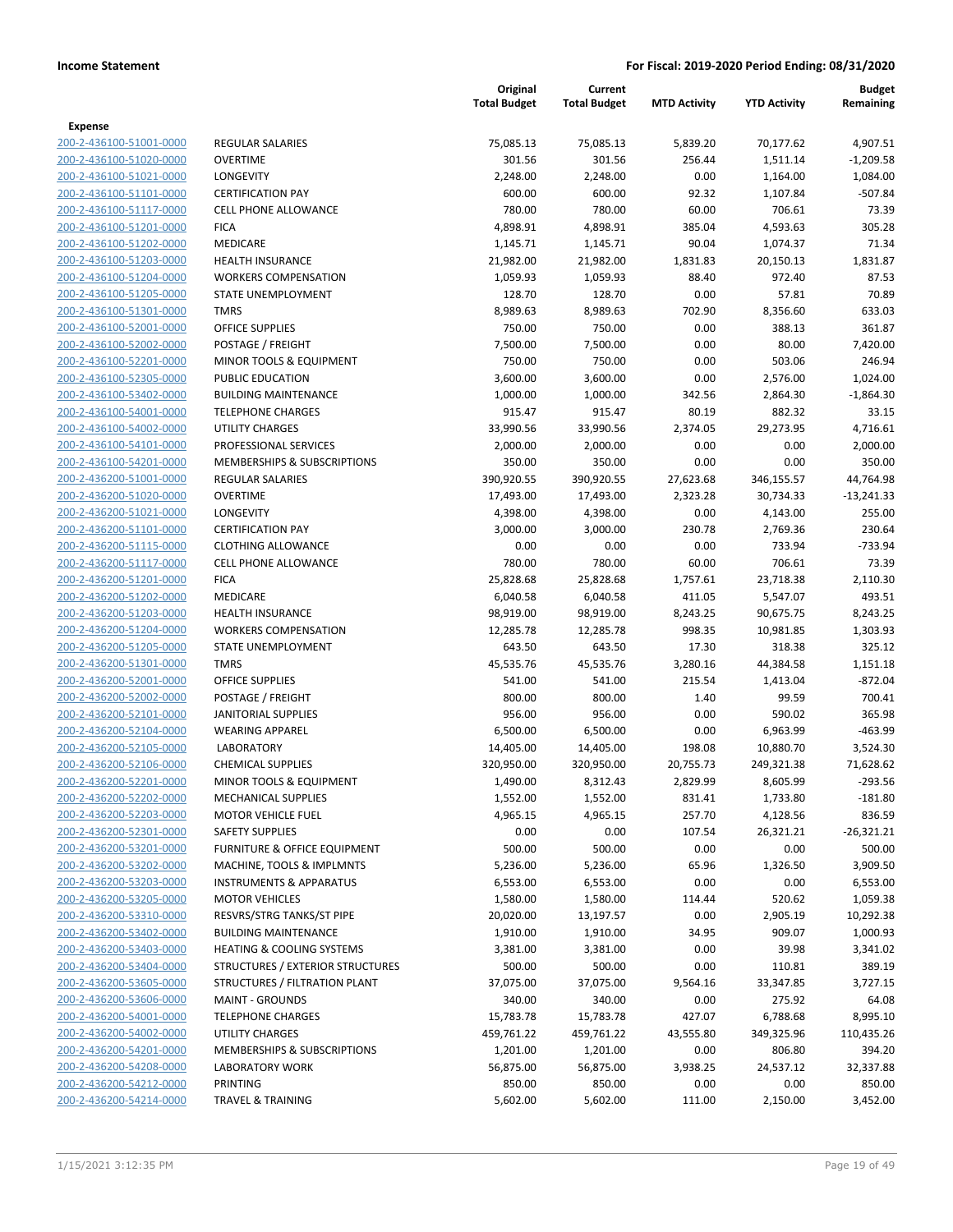**Income Statement** | **For Fiscal: 2019-2020 Period Ending: 08/31/2020**

| | | Original Total Budget | Current Total Budget | MTD Activity | YTD Activity | Budget Remaining |
|---|---|---|---|---|---|---|
| **Expense** | | | | | | |
| 200-2-436100-51001-0000 | REGULAR SALARIES | 75,085.13 | 75,085.13 | 5,839.20 | 70,177.62 | 4,907.51 |
| 200-2-436100-51020-0000 | OVERTIME | 301.56 | 301.56 | 256.44 | 1,511.14 | -1,209.58 |
| 200-2-436100-51021-0000 | LONGEVITY | 2,248.00 | 2,248.00 | 0.00 | 1,164.00 | 1,084.00 |
| 200-2-436100-51101-0000 | CERTIFICATION PAY | 600.00 | 600.00 | 92.32 | 1,107.84 | -507.84 |
| 200-2-436100-51117-0000 | CELL PHONE ALLOWANCE | 780.00 | 780.00 | 60.00 | 706.61 | 73.39 |
| 200-2-436100-51201-0000 | FICA | 4,898.91 | 4,898.91 | 385.04 | 4,593.63 | 305.28 |
| 200-2-436100-51202-0000 | MEDICARE | 1,145.71 | 1,145.71 | 90.04 | 1,074.37 | 71.34 |
| 200-2-436100-51203-0000 | HEALTH INSURANCE | 21,982.00 | 21,982.00 | 1,831.83 | 20,150.13 | 1,831.87 |
| 200-2-436100-51204-0000 | WORKERS COMPENSATION | 1,059.93 | 1,059.93 | 88.40 | 972.40 | 87.53 |
| 200-2-436100-51205-0000 | STATE UNEMPLOYMENT | 128.70 | 128.70 | 0.00 | 57.81 | 70.89 |
| 200-2-436100-51301-0000 | TMRS | 8,989.63 | 8,989.63 | 702.90 | 8,356.60 | 633.03 |
| 200-2-436100-52001-0000 | OFFICE SUPPLIES | 750.00 | 750.00 | 0.00 | 388.13 | 361.87 |
| 200-2-436100-52002-0000 | POSTAGE / FREIGHT | 7,500.00 | 7,500.00 | 0.00 | 80.00 | 7,420.00 |
| 200-2-436100-52201-0000 | MINOR TOOLS & EQUIPMENT | 750.00 | 750.00 | 0.00 | 503.06 | 246.94 |
| 200-2-436100-52305-0000 | PUBLIC EDUCATION | 3,600.00 | 3,600.00 | 0.00 | 2,576.00 | 1,024.00 |
| 200-2-436100-53402-0000 | BUILDING MAINTENANCE | 1,000.00 | 1,000.00 | 342.56 | 2,864.30 | -1,864.30 |
| 200-2-436100-54001-0000 | TELEPHONE CHARGES | 915.47 | 915.47 | 80.19 | 882.32 | 33.15 |
| 200-2-436100-54002-0000 | UTILITY CHARGES | 33,990.56 | 33,990.56 | 2,374.05 | 29,273.95 | 4,716.61 |
| 200-2-436100-54101-0000 | PROFESSIONAL SERVICES | 2,000.00 | 2,000.00 | 0.00 | 0.00 | 2,000.00 |
| 200-2-436100-54201-0000 | MEMBERSHIPS & SUBSCRIPTIONS | 350.00 | 350.00 | 0.00 | 0.00 | 350.00 |
| 200-2-436200-51001-0000 | REGULAR SALARIES | 390,920.55 | 390,920.55 | 27,623.68 | 346,155.57 | 44,764.98 |
| 200-2-436200-51020-0000 | OVERTIME | 17,493.00 | 17,493.00 | 2,323.28 | 30,734.33 | -13,241.33 |
| 200-2-436200-51021-0000 | LONGEVITY | 4,398.00 | 4,398.00 | 0.00 | 4,143.00 | 255.00 |
| 200-2-436200-51101-0000 | CERTIFICATION PAY | 3,000.00 | 3,000.00 | 230.78 | 2,769.36 | 230.64 |
| 200-2-436200-51115-0000 | CLOTHING ALLOWANCE | 0.00 | 0.00 | 0.00 | 733.94 | -733.94 |
| 200-2-436200-51117-0000 | CELL PHONE ALLOWANCE | 780.00 | 780.00 | 60.00 | 706.61 | 73.39 |
| 200-2-436200-51201-0000 | FICA | 25,828.68 | 25,828.68 | 1,757.61 | 23,718.38 | 2,110.30 |
| 200-2-436200-51202-0000 | MEDICARE | 6,040.58 | 6,040.58 | 411.05 | 5,547.07 | 493.51 |
| 200-2-436200-51203-0000 | HEALTH INSURANCE | 98,919.00 | 98,919.00 | 8,243.25 | 90,675.75 | 8,243.25 |
| 200-2-436200-51204-0000 | WORKERS COMPENSATION | 12,285.78 | 12,285.78 | 998.35 | 10,981.85 | 1,303.93 |
| 200-2-436200-51205-0000 | STATE UNEMPLOYMENT | 643.50 | 643.50 | 17.30 | 318.38 | 325.12 |
| 200-2-436200-51301-0000 | TMRS | 45,535.76 | 45,535.76 | 3,280.16 | 44,384.58 | 1,151.18 |
| 200-2-436200-52001-0000 | OFFICE SUPPLIES | 541.00 | 541.00 | 215.54 | 1,413.04 | -872.04 |
| 200-2-436200-52002-0000 | POSTAGE / FREIGHT | 800.00 | 800.00 | 1.40 | 99.59 | 700.41 |
| 200-2-436200-52101-0000 | JANITORIAL SUPPLIES | 956.00 | 956.00 | 0.00 | 590.02 | 365.98 |
| 200-2-436200-52104-0000 | WEARING APPAREL | 6,500.00 | 6,500.00 | 0.00 | 6,963.99 | -463.99 |
| 200-2-436200-52105-0000 | LABORATORY | 14,405.00 | 14,405.00 | 198.08 | 10,880.70 | 3,524.30 |
| 200-2-436200-52106-0000 | CHEMICAL SUPPLIES | 320,950.00 | 320,950.00 | 20,755.73 | 249,321.38 | 71,628.62 |
| 200-2-436200-52201-0000 | MINOR TOOLS & EQUIPMENT | 1,490.00 | 8,312.43 | 2,829.99 | 8,605.99 | -293.56 |
| 200-2-436200-52202-0000 | MECHANICAL SUPPLIES | 1,552.00 | 1,552.00 | 831.41 | 1,733.80 | -181.80 |
| 200-2-436200-52203-0000 | MOTOR VEHICLE FUEL | 4,965.15 | 4,965.15 | 257.70 | 4,128.56 | 836.59 |
| 200-2-436200-52301-0000 | SAFETY SUPPLIES | 0.00 | 0.00 | 107.54 | 26,321.21 | -26,321.21 |
| 200-2-436200-53201-0000 | FURNITURE & OFFICE EQUIPMENT | 500.00 | 500.00 | 0.00 | 0.00 | 500.00 |
| 200-2-436200-53202-0000 | MACHINE, TOOLS & IMPLMNTS | 5,236.00 | 5,236.00 | 65.96 | 1,326.50 | 3,909.50 |
| 200-2-436200-53203-0000 | INSTRUMENTS & APPARATUS | 6,553.00 | 6,553.00 | 0.00 | 0.00 | 6,553.00 |
| 200-2-436200-53205-0000 | MOTOR VEHICLES | 1,580.00 | 1,580.00 | 114.44 | 520.62 | 1,059.38 |
| 200-2-436200-53310-0000 | RESVRS/STRG TANKS/ST PIPE | 20,020.00 | 13,197.57 | 0.00 | 2,905.19 | 10,292.38 |
| 200-2-436200-53402-0000 | BUILDING MAINTENANCE | 1,910.00 | 1,910.00 | 34.95 | 909.07 | 1,000.93 |
| 200-2-436200-53403-0000 | HEATING & COOLING SYSTEMS | 3,381.00 | 3,381.00 | 0.00 | 39.98 | 3,341.02 |
| 200-2-436200-53404-0000 | STRUCTURES / EXTERIOR STRUCTURES | 500.00 | 500.00 | 0.00 | 110.81 | 389.19 |
| 200-2-436200-53605-0000 | STRUCTURES / FILTRATION PLANT | 37,075.00 | 37,075.00 | 9,564.16 | 33,347.85 | 3,727.15 |
| 200-2-436200-53606-0000 | MAINT - GROUNDS | 340.00 | 340.00 | 0.00 | 275.92 | 64.08 |
| 200-2-436200-54001-0000 | TELEPHONE CHARGES | 15,783.78 | 15,783.78 | 427.07 | 6,788.68 | 8,995.10 |
| 200-2-436200-54002-0000 | UTILITY CHARGES | 459,761.22 | 459,761.22 | 43,555.80 | 349,325.96 | 110,435.26 |
| 200-2-436200-54201-0000 | MEMBERSHIPS & SUBSCRIPTIONS | 1,201.00 | 1,201.00 | 0.00 | 806.80 | 394.20 |
| 200-2-436200-54208-0000 | LABORATORY WORK | 56,875.00 | 56,875.00 | 3,938.25 | 24,537.12 | 32,337.88 |
| 200-2-436200-54212-0000 | PRINTING | 850.00 | 850.00 | 0.00 | 0.00 | 850.00 |
| 200-2-436200-54214-0000 | TRAVEL & TRAINING | 5,602.00 | 5,602.00 | 111.00 | 2,150.00 | 3,452.00 |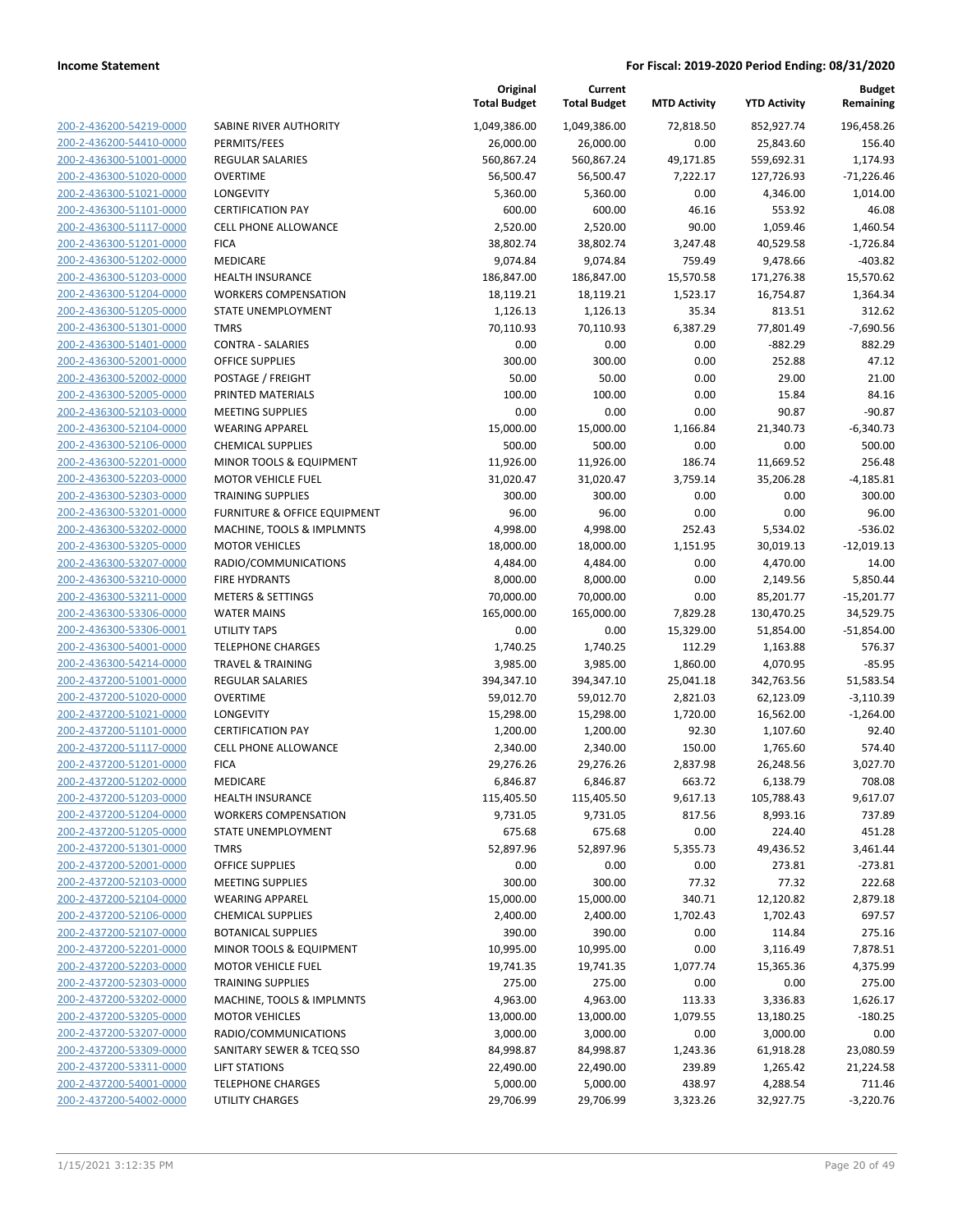**Income Statement** **For Fiscal: 2019-2020 Period Ending: 08/31/2020**

| | | Original Total Budget | Current Total Budget | MTD Activity | YTD Activity | Budget Remaining |
|---|---|---|---|---|---|---|
| 200-2-436200-54219-0000 | SABINE RIVER AUTHORITY | 1,049,386.00 | 1,049,386.00 | 72,818.50 | 852,927.74 | 196,458.26 |
| 200-2-436200-54410-0000 | PERMITS/FEES | 26,000.00 | 26,000.00 | 0.00 | 25,843.60 | 156.40 |
| 200-2-436300-51001-0000 | REGULAR SALARIES | 560,867.24 | 560,867.24 | 49,171.85 | 559,692.31 | 1,174.93 |
| 200-2-436300-51020-0000 | OVERTIME | 56,500.47 | 56,500.47 | 7,222.17 | 127,726.93 | -71,226.46 |
| 200-2-436300-51021-0000 | LONGEVITY | 5,360.00 | 5,360.00 | 0.00 | 4,346.00 | 1,014.00 |
| 200-2-436300-51101-0000 | CERTIFICATION PAY | 600.00 | 600.00 | 46.16 | 553.92 | 46.08 |
| 200-2-436300-51117-0000 | CELL PHONE ALLOWANCE | 2,520.00 | 2,520.00 | 90.00 | 1,059.46 | 1,460.54 |
| 200-2-436300-51201-0000 | FICA | 38,802.74 | 38,802.74 | 3,247.48 | 40,529.58 | -1,726.84 |
| 200-2-436300-51202-0000 | MEDICARE | 9,074.84 | 9,074.84 | 759.49 | 9,478.66 | -403.82 |
| 200-2-436300-51203-0000 | HEALTH INSURANCE | 186,847.00 | 186,847.00 | 15,570.58 | 171,276.38 | 15,570.62 |
| 200-2-436300-51204-0000 | WORKERS COMPENSATION | 18,119.21 | 18,119.21 | 1,523.17 | 16,754.87 | 1,364.34 |
| 200-2-436300-51205-0000 | STATE UNEMPLOYMENT | 1,126.13 | 1,126.13 | 35.34 | 813.51 | 312.62 |
| 200-2-436300-51301-0000 | TMRS | 70,110.93 | 70,110.93 | 6,387.29 | 77,801.49 | -7,690.56 |
| 200-2-436300-51401-0000 | CONTRA - SALARIES | 0.00 | 0.00 | 0.00 | -882.29 | 882.29 |
| 200-2-436300-52001-0000 | OFFICE SUPPLIES | 300.00 | 300.00 | 0.00 | 252.88 | 47.12 |
| 200-2-436300-52002-0000 | POSTAGE / FREIGHT | 50.00 | 50.00 | 0.00 | 29.00 | 21.00 |
| 200-2-436300-52005-0000 | PRINTED MATERIALS | 100.00 | 100.00 | 0.00 | 15.84 | 84.16 |
| 200-2-436300-52103-0000 | MEETING SUPPLIES | 0.00 | 0.00 | 0.00 | 90.87 | -90.87 |
| 200-2-436300-52104-0000 | WEARING APPAREL | 15,000.00 | 15,000.00 | 1,166.84 | 21,340.73 | -6,340.73 |
| 200-2-436300-52106-0000 | CHEMICAL SUPPLIES | 500.00 | 500.00 | 0.00 | 0.00 | 500.00 |
| 200-2-436300-52201-0000 | MINOR TOOLS & EQUIPMENT | 11,926.00 | 11,926.00 | 186.74 | 11,669.52 | 256.48 |
| 200-2-436300-52203-0000 | MOTOR VEHICLE FUEL | 31,020.47 | 31,020.47 | 3,759.14 | 35,206.28 | -4,185.81 |
| 200-2-436300-52303-0000 | TRAINING SUPPLIES | 300.00 | 300.00 | 0.00 | 0.00 | 300.00 |
| 200-2-436300-53201-0000 | FURNITURE & OFFICE EQUIPMENT | 96.00 | 96.00 | 0.00 | 0.00 | 96.00 |
| 200-2-436300-53202-0000 | MACHINE, TOOLS & IMPLMNTS | 4,998.00 | 4,998.00 | 252.43 | 5,534.02 | -536.02 |
| 200-2-436300-53205-0000 | MOTOR VEHICLES | 18,000.00 | 18,000.00 | 1,151.95 | 30,019.13 | -12,019.13 |
| 200-2-436300-53207-0000 | RADIO/COMMUNICATIONS | 4,484.00 | 4,484.00 | 0.00 | 4,470.00 | 14.00 |
| 200-2-436300-53210-0000 | FIRE HYDRANTS | 8,000.00 | 8,000.00 | 0.00 | 2,149.56 | 5,850.44 |
| 200-2-436300-53211-0000 | METERS & SETTINGS | 70,000.00 | 70,000.00 | 0.00 | 85,201.77 | -15,201.77 |
| 200-2-436300-53306-0000 | WATER MAINS | 165,000.00 | 165,000.00 | 7,829.28 | 130,470.25 | 34,529.75 |
| 200-2-436300-53306-0001 | UTILITY TAPS | 0.00 | 0.00 | 15,329.00 | 51,854.00 | -51,854.00 |
| 200-2-436300-54001-0000 | TELEPHONE CHARGES | 1,740.25 | 1,740.25 | 112.29 | 1,163.88 | 576.37 |
| 200-2-436300-54214-0000 | TRAVEL & TRAINING | 3,985.00 | 3,985.00 | 1,860.00 | 4,070.95 | -85.95 |
| 200-2-437200-51001-0000 | REGULAR SALARIES | 394,347.10 | 394,347.10 | 25,041.18 | 342,763.56 | 51,583.54 |
| 200-2-437200-51020-0000 | OVERTIME | 59,012.70 | 59,012.70 | 2,821.03 | 62,123.09 | -3,110.39 |
| 200-2-437200-51021-0000 | LONGEVITY | 15,298.00 | 15,298.00 | 1,720.00 | 16,562.00 | -1,264.00 |
| 200-2-437200-51101-0000 | CERTIFICATION PAY | 1,200.00 | 1,200.00 | 92.30 | 1,107.60 | 92.40 |
| 200-2-437200-51117-0000 | CELL PHONE ALLOWANCE | 2,340.00 | 2,340.00 | 150.00 | 1,765.60 | 574.40 |
| 200-2-437200-51201-0000 | FICA | 29,276.26 | 29,276.26 | 2,837.98 | 26,248.56 | 3,027.70 |
| 200-2-437200-51202-0000 | MEDICARE | 6,846.87 | 6,846.87 | 663.72 | 6,138.79 | 708.08 |
| 200-2-437200-51203-0000 | HEALTH INSURANCE | 115,405.50 | 115,405.50 | 9,617.13 | 105,788.43 | 9,617.07 |
| 200-2-437200-51204-0000 | WORKERS COMPENSATION | 9,731.05 | 9,731.05 | 817.56 | 8,993.16 | 737.89 |
| 200-2-437200-51205-0000 | STATE UNEMPLOYMENT | 675.68 | 675.68 | 0.00 | 224.40 | 451.28 |
| 200-2-437200-51301-0000 | TMRS | 52,897.96 | 52,897.96 | 5,355.73 | 49,436.52 | 3,461.44 |
| 200-2-437200-52001-0000 | OFFICE SUPPLIES | 0.00 | 0.00 | 0.00 | 273.81 | -273.81 |
| 200-2-437200-52103-0000 | MEETING SUPPLIES | 300.00 | 300.00 | 77.32 | 77.32 | 222.68 |
| 200-2-437200-52104-0000 | WEARING APPAREL | 15,000.00 | 15,000.00 | 340.71 | 12,120.82 | 2,879.18 |
| 200-2-437200-52106-0000 | CHEMICAL SUPPLIES | 2,400.00 | 2,400.00 | 1,702.43 | 1,702.43 | 697.57 |
| 200-2-437200-52107-0000 | BOTANICAL SUPPLIES | 390.00 | 390.00 | 0.00 | 114.84 | 275.16 |
| 200-2-437200-52201-0000 | MINOR TOOLS & EQUIPMENT | 10,995.00 | 10,995.00 | 0.00 | 3,116.49 | 7,878.51 |
| 200-2-437200-52203-0000 | MOTOR VEHICLE FUEL | 19,741.35 | 19,741.35 | 1,077.74 | 15,365.36 | 4,375.99 |
| 200-2-437200-52303-0000 | TRAINING SUPPLIES | 275.00 | 275.00 | 0.00 | 0.00 | 275.00 |
| 200-2-437200-53202-0000 | MACHINE, TOOLS & IMPLMNTS | 4,963.00 | 4,963.00 | 113.33 | 3,336.83 | 1,626.17 |
| 200-2-437200-53205-0000 | MOTOR VEHICLES | 13,000.00 | 13,000.00 | 1,079.55 | 13,180.25 | -180.25 |
| 200-2-437200-53207-0000 | RADIO/COMMUNICATIONS | 3,000.00 | 3,000.00 | 0.00 | 3,000.00 | 0.00 |
| 200-2-437200-53309-0000 | SANITARY SEWER & TCEQ SSO | 84,998.87 | 84,998.87 | 1,243.36 | 61,918.28 | 23,080.59 |
| 200-2-437200-53311-0000 | LIFT STATIONS | 22,490.00 | 22,490.00 | 239.89 | 1,265.42 | 21,224.58 |
| 200-2-437200-54001-0000 | TELEPHONE CHARGES | 5,000.00 | 5,000.00 | 438.97 | 4,288.54 | 711.46 |
| 200-2-437200-54002-0000 | UTILITY CHARGES | 29,706.99 | 29,706.99 | 3,323.26 | 32,927.75 | -3,220.76 |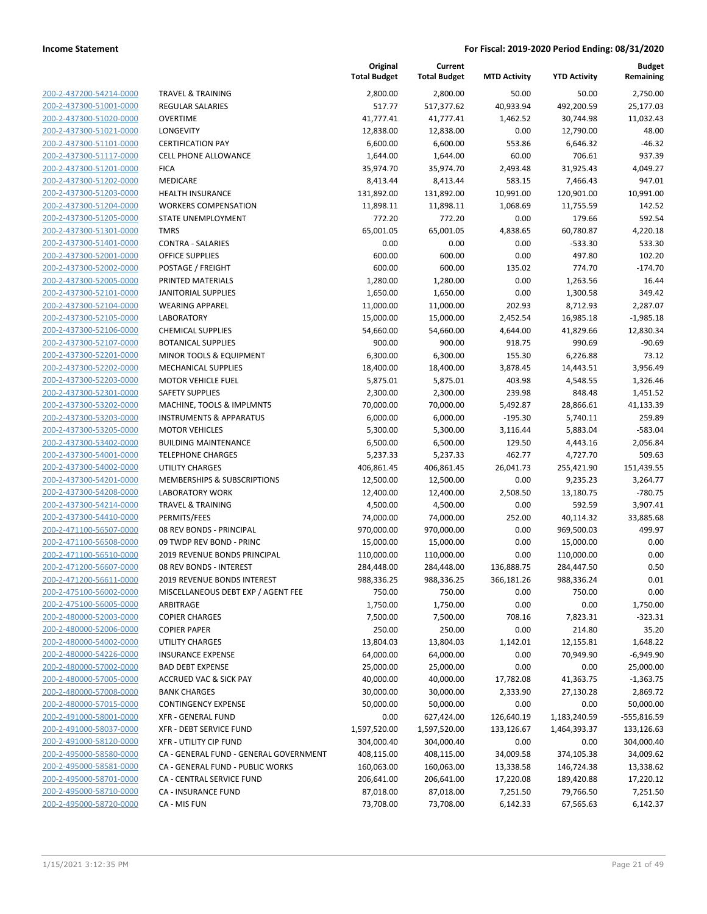| | | Original Total Budget | Current Total Budget | MTD Activity | YTD Activity | Budget Remaining |
|---|---|---|---|---|---|---|
| 200-2-437200-54214-0000 | TRAVEL & TRAINING | 2,800.00 | 2,800.00 | 50.00 | 50.00 | 2,750.00 |
| 200-2-437300-51001-0000 | REGULAR SALARIES | 517.77 | 517,377.62 | 40,933.94 | 492,200.59 | 25,177.03 |
| 200-2-437300-51020-0000 | OVERTIME | 41,777.41 | 41,777.41 | 1,462.52 | 30,744.98 | 11,032.43 |
| 200-2-437300-51021-0000 | LONGEVITY | 12,838.00 | 12,838.00 | 0.00 | 12,790.00 | 48.00 |
| 200-2-437300-51101-0000 | CERTIFICATION PAY | 6,600.00 | 6,600.00 | 553.86 | 6,646.32 | -46.32 |
| 200-2-437300-51117-0000 | CELL PHONE ALLOWANCE | 1,644.00 | 1,644.00 | 60.00 | 706.61 | 937.39 |
| 200-2-437300-51201-0000 | FICA | 35,974.70 | 35,974.70 | 2,493.48 | 31,925.43 | 4,049.27 |
| 200-2-437300-51202-0000 | MEDICARE | 8,413.44 | 8,413.44 | 583.15 | 7,466.43 | 947.01 |
| 200-2-437300-51203-0000 | HEALTH INSURANCE | 131,892.00 | 131,892.00 | 10,991.00 | 120,901.00 | 10,991.00 |
| 200-2-437300-51204-0000 | WORKERS COMPENSATION | 11,898.11 | 11,898.11 | 1,068.69 | 11,755.59 | 142.52 |
| 200-2-437300-51205-0000 | STATE UNEMPLOYMENT | 772.20 | 772.20 | 0.00 | 179.66 | 592.54 |
| 200-2-437300-51301-0000 | TMRS | 65,001.05 | 65,001.05 | 4,838.65 | 60,780.87 | 4,220.18 |
| 200-2-437300-51401-0000 | CONTRA - SALARIES | 0.00 | 0.00 | 0.00 | -533.30 | 533.30 |
| 200-2-437300-52001-0000 | OFFICE SUPPLIES | 600.00 | 600.00 | 0.00 | 497.80 | 102.20 |
| 200-2-437300-52002-0000 | POSTAGE / FREIGHT | 600.00 | 600.00 | 135.02 | 774.70 | -174.70 |
| 200-2-437300-52005-0000 | PRINTED MATERIALS | 1,280.00 | 1,280.00 | 0.00 | 1,263.56 | 16.44 |
| 200-2-437300-52101-0000 | JANITORIAL SUPPLIES | 1,650.00 | 1,650.00 | 0.00 | 1,300.58 | 349.42 |
| 200-2-437300-52104-0000 | WEARING APPAREL | 11,000.00 | 11,000.00 | 202.93 | 8,712.93 | 2,287.07 |
| 200-2-437300-52105-0000 | LABORATORY | 15,000.00 | 15,000.00 | 2,452.54 | 16,985.18 | -1,985.18 |
| 200-2-437300-52106-0000 | CHEMICAL SUPPLIES | 54,660.00 | 54,660.00 | 4,644.00 | 41,829.66 | 12,830.34 |
| 200-2-437300-52107-0000 | BOTANICAL SUPPLIES | 900.00 | 900.00 | 918.75 | 990.69 | -90.69 |
| 200-2-437300-52201-0000 | MINOR TOOLS & EQUIPMENT | 6,300.00 | 6,300.00 | 155.30 | 6,226.88 | 73.12 |
| 200-2-437300-52202-0000 | MECHANICAL SUPPLIES | 18,400.00 | 18,400.00 | 3,878.45 | 14,443.51 | 3,956.49 |
| 200-2-437300-52203-0000 | MOTOR VEHICLE FUEL | 5,875.01 | 5,875.01 | 403.98 | 4,548.55 | 1,326.46 |
| 200-2-437300-52301-0000 | SAFETY SUPPLIES | 2,300.00 | 2,300.00 | 239.98 | 848.48 | 1,451.52 |
| 200-2-437300-53202-0000 | MACHINE, TOOLS & IMPLMNTS | 70,000.00 | 70,000.00 | 5,492.87 | 28,866.61 | 41,133.39 |
| 200-2-437300-53203-0000 | INSTRUMENTS & APPARATUS | 6,000.00 | 6,000.00 | -195.30 | 5,740.11 | 259.89 |
| 200-2-437300-53205-0000 | MOTOR VEHICLES | 5,300.00 | 5,300.00 | 3,116.44 | 5,883.04 | -583.04 |
| 200-2-437300-53402-0000 | BUILDING MAINTENANCE | 6,500.00 | 6,500.00 | 129.50 | 4,443.16 | 2,056.84 |
| 200-2-437300-54001-0000 | TELEPHONE CHARGES | 5,237.33 | 5,237.33 | 462.77 | 4,727.70 | 509.63 |
| 200-2-437300-54002-0000 | UTILITY CHARGES | 406,861.45 | 406,861.45 | 26,041.73 | 255,421.90 | 151,439.55 |
| 200-2-437300-54201-0000 | MEMBERSHIPS & SUBSCRIPTIONS | 12,500.00 | 12,500.00 | 0.00 | 9,235.23 | 3,264.77 |
| 200-2-437300-54208-0000 | LABORATORY WORK | 12,400.00 | 12,400.00 | 2,508.50 | 13,180.75 | -780.75 |
| 200-2-437300-54214-0000 | TRAVEL & TRAINING | 4,500.00 | 4,500.00 | 0.00 | 592.59 | 3,907.41 |
| 200-2-437300-54410-0000 | PERMITS/FEES | 74,000.00 | 74,000.00 | 252.00 | 40,114.32 | 33,885.68 |
| 200-2-471100-56507-0000 | 08 REV BONDS - PRINCIPAL | 970,000.00 | 970,000.00 | 0.00 | 969,500.03 | 499.97 |
| 200-2-471100-56508-0000 | 09 TWDP REV BOND - PRINC | 15,000.00 | 15,000.00 | 0.00 | 15,000.00 | 0.00 |
| 200-2-471100-56510-0000 | 2019 REVENUE BONDS PRINCIPAL | 110,000.00 | 110,000.00 | 0.00 | 110,000.00 | 0.00 |
| 200-2-471200-56607-0000 | 08 REV BONDS - INTEREST | 284,448.00 | 284,448.00 | 136,888.75 | 284,447.50 | 0.50 |
| 200-2-471200-56611-0000 | 2019 REVENUE BONDS INTEREST | 988,336.25 | 988,336.25 | 366,181.26 | 988,336.24 | 0.01 |
| 200-2-475100-56002-0000 | MISCELLANEOUS DEBT EXP / AGENT FEE | 750.00 | 750.00 | 0.00 | 750.00 | 0.00 |
| 200-2-475100-56005-0000 | ARBITRAGE | 1,750.00 | 1,750.00 | 0.00 | 0.00 | 1,750.00 |
| 200-2-480000-52003-0000 | COPIER CHARGES | 7,500.00 | 7,500.00 | 708.16 | 7,823.31 | -323.31 |
| 200-2-480000-52006-0000 | COPIER PAPER | 250.00 | 250.00 | 0.00 | 214.80 | 35.20 |
| 200-2-480000-54002-0000 | UTILITY CHARGES | 13,804.03 | 13,804.03 | 1,142.01 | 12,155.81 | 1,648.22 |
| 200-2-480000-54226-0000 | INSURANCE EXPENSE | 64,000.00 | 64,000.00 | 0.00 | 70,949.90 | -6,949.90 |
| 200-2-480000-57002-0000 | BAD DEBT EXPENSE | 25,000.00 | 25,000.00 | 0.00 | 0.00 | 25,000.00 |
| 200-2-480000-57005-0000 | ACCRUED VAC & SICK PAY | 40,000.00 | 40,000.00 | 17,782.08 | 41,363.75 | -1,363.75 |
| 200-2-480000-57008-0000 | BANK CHARGES | 30,000.00 | 30,000.00 | 2,333.90 | 27,130.28 | 2,869.72 |
| 200-2-480000-57015-0000 | CONTINGENCY EXPENSE | 50,000.00 | 50,000.00 | 0.00 | 0.00 | 50,000.00 |
| 200-2-491000-58001-0000 | XFR - GENERAL FUND | 0.00 | 627,424.00 | 126,640.19 | 1,183,240.59 | -555,816.59 |
| 200-2-491000-58037-0000 | XFR - DEBT SERVICE FUND | 1,597,520.00 | 1,597,520.00 | 133,126.67 | 1,464,393.37 | 133,126.63 |
| 200-2-491000-58120-0000 | XFR - UTILITY CIP FUND | 304,000.40 | 304,000.40 | 0.00 | 0.00 | 304,000.40 |
| 200-2-495000-58580-0000 | CA - GENERAL FUND - GENERAL GOVERNMENT | 408,115.00 | 408,115.00 | 34,009.58 | 374,105.38 | 34,009.62 |
| 200-2-495000-58581-0000 | CA - GENERAL FUND - PUBLIC WORKS | 160,063.00 | 160,063.00 | 13,338.58 | 146,724.38 | 13,338.62 |
| 200-2-495000-58701-0000 | CA - CENTRAL SERVICE FUND | 206,641.00 | 206,641.00 | 17,220.08 | 189,420.88 | 17,220.12 |
| 200-2-495000-58710-0000 | CA - INSURANCE FUND | 87,018.00 | 87,018.00 | 7,251.50 | 79,766.50 | 7,251.50 |
| 200-2-495000-58720-0000 | CA - MIS FUN | 73,708.00 | 73,708.00 | 6,142.33 | 67,565.63 | 6,142.37 |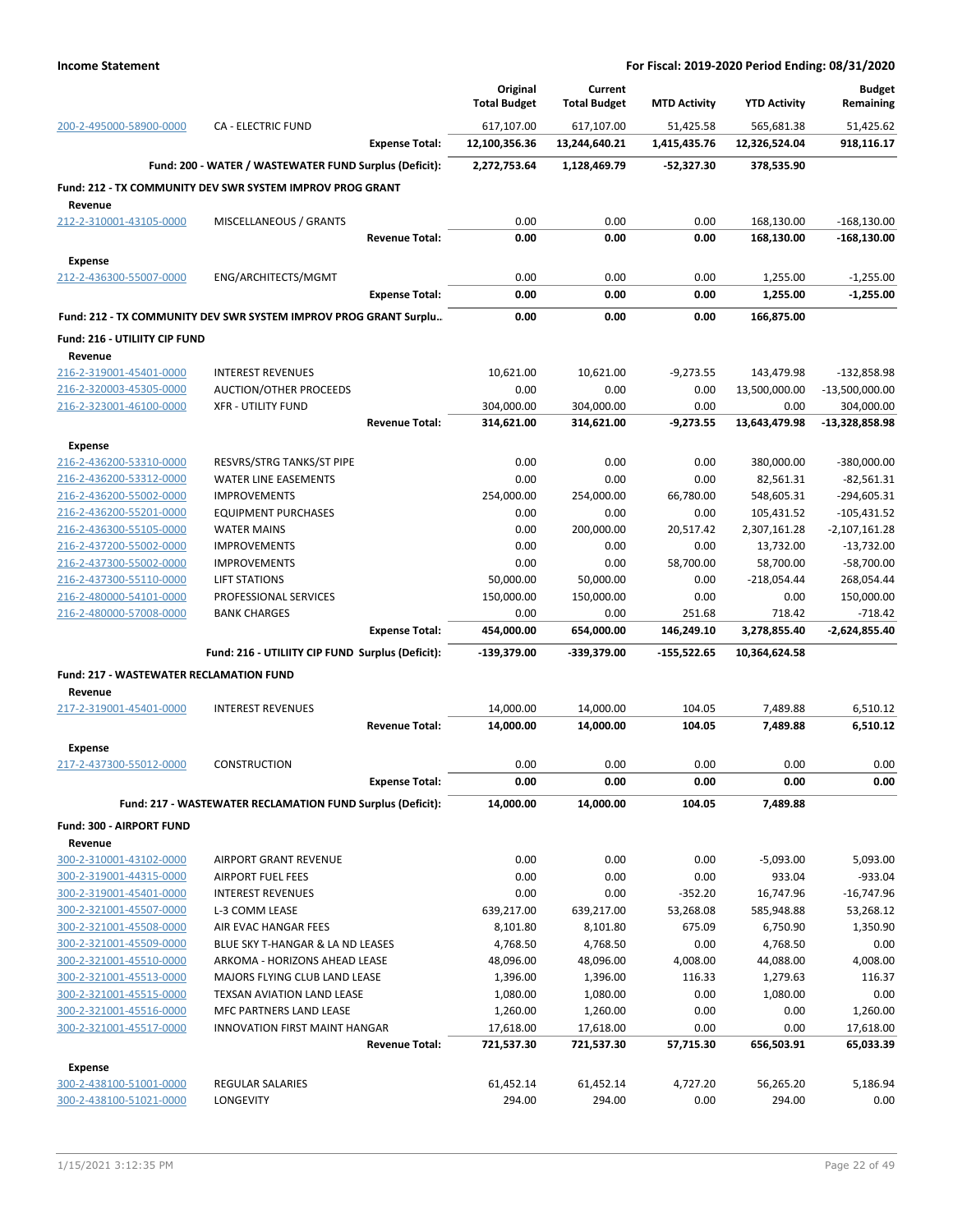| | | Original Total Budget | Current Total Budget | MTD Activity | YTD Activity | Budget Remaining |
|---|---|---|---|---|---|---|
| 200-2-495000-58900-0000 | CA - ELECTRIC FUND | 617,107.00 | 617,107.00 | 51,425.58 | 565,681.38 | 51,425.62 |
| | **Expense Total:** | **12,100,356.36** | **13,244,640.21** | **1,415,435.76** | **12,326,524.04** | **918,116.17** |
| | **Fund: 200 - WATER / WASTEWATER FUND Surplus (Deficit):** | **2,272,753.64** | **1,128,469.79** | **-52,327.30** | **378,535.90** | |
| **Fund: 212 - TX COMMUNITY DEV SWR SYSTEM IMPROV PROG GRANT** | | | | | | |
| **Revenue** | | | | | | |
| 212-2-310001-43105-0000 | MISCELLANEOUS / GRANTS | 0.00 | 0.00 | 0.00 | 168,130.00 | -168,130.00 |
| | **Revenue Total:** | **0.00** | **0.00** | **0.00** | **168,130.00** | **-168,130.00** |
| **Expense** | | | | | | |
| 212-2-436300-55007-0000 | ENG/ARCHITECTS/MGMT | 0.00 | 0.00 | 0.00 | 1,255.00 | -1,255.00 |
| | **Expense Total:** | **0.00** | **0.00** | **0.00** | **1,255.00** | **-1,255.00** |
| **Fund: 212 - TX COMMUNITY DEV SWR SYSTEM IMPROV PROG GRANT Surplu..** | | **0.00** | **0.00** | **0.00** | **166,875.00** | |
| **Fund: 216 - UTILIITY CIP FUND** | | | | | | |
| **Revenue** | | | | | | |
| 216-2-319001-45401-0000 | INTEREST REVENUES | 10,621.00 | 10,621.00 | -9,273.55 | 143,479.98 | -132,858.98 |
| 216-2-320003-45305-0000 | AUCTION/OTHER PROCEEDS | 0.00 | 0.00 | 0.00 | 13,500,000.00 | -13,500,000.00 |
| 216-2-323001-46100-0000 | XFR - UTILITY FUND | 304,000.00 | 304,000.00 | 0.00 | 0.00 | 304,000.00 |
| | **Revenue Total:** | **314,621.00** | **314,621.00** | **-9,273.55** | **13,643,479.98** | **-13,328,858.98** |
| **Expense** | | | | | | |
| 216-2-436200-53310-0000 | RESVRS/STRG TANKS/ST PIPE | 0.00 | 0.00 | 0.00 | 380,000.00 | -380,000.00 |
| 216-2-436200-53312-0000 | WATER LINE EASEMENTS | 0.00 | 0.00 | 0.00 | 82,561.31 | -82,561.31 |
| 216-2-436200-55002-0000 | IMPROVEMENTS | 254,000.00 | 254,000.00 | 66,780.00 | 548,605.31 | -294,605.31 |
| 216-2-436200-55201-0000 | EQUIPMENT PURCHASES | 0.00 | 0.00 | 0.00 | 105,431.52 | -105,431.52 |
| 216-2-436300-55105-0000 | WATER MAINS | 0.00 | 200,000.00 | 20,517.42 | 2,307,161.28 | -2,107,161.28 |
| 216-2-437200-55002-0000 | IMPROVEMENTS | 0.00 | 0.00 | 0.00 | 13,732.00 | -13,732.00 |
| 216-2-437300-55002-0000 | IMPROVEMENTS | 0.00 | 0.00 | 58,700.00 | 58,700.00 | -58,700.00 |
| 216-2-437300-55110-0000 | LIFT STATIONS | 50,000.00 | 50,000.00 | 0.00 | -218,054.44 | 268,054.44 |
| 216-2-480000-54101-0000 | PROFESSIONAL SERVICES | 150,000.00 | 150,000.00 | 0.00 | 0.00 | 150,000.00 |
| 216-2-480000-57008-0000 | BANK CHARGES | 0.00 | 0.00 | 251.68 | 718.42 | -718.42 |
| | **Expense Total:** | **454,000.00** | **654,000.00** | **146,249.10** | **3,278,855.40** | **-2,624,855.40** |
| | **Fund: 216 - UTILIITY CIP FUND Surplus (Deficit):** | **-139,379.00** | **-339,379.00** | **-155,522.65** | **10,364,624.58** | |
| **Fund: 217 - WASTEWATER RECLAMATION FUND** | | | | | | |
| **Revenue** | | | | | | |
| 217-2-319001-45401-0000 | INTEREST REVENUES | 14,000.00 | 14,000.00 | 104.05 | 7,489.88 | 6,510.12 |
| | **Revenue Total:** | **14,000.00** | **14,000.00** | **104.05** | **7,489.88** | **6,510.12** |
| **Expense** | | | | | | |
| 217-2-437300-55012-0000 | CONSTRUCTION | 0.00 | 0.00 | 0.00 | 0.00 | 0.00 |
| | **Expense Total:** | **0.00** | **0.00** | **0.00** | **0.00** | **0.00** |
| | **Fund: 217 - WASTEWATER RECLAMATION FUND Surplus (Deficit):** | **14,000.00** | **14,000.00** | **104.05** | **7,489.88** | |
| **Fund: 300 - AIRPORT FUND** | | | | | | |
| **Revenue** | | | | | | |
| 300-2-310001-43102-0000 | AIRPORT GRANT REVENUE | 0.00 | 0.00 | 0.00 | -5,093.00 | 5,093.00 |
| 300-2-319001-44315-0000 | AIRPORT FUEL FEES | 0.00 | 0.00 | 0.00 | 933.04 | -933.04 |
| 300-2-319001-45401-0000 | INTEREST REVENUES | 0.00 | 0.00 | -352.20 | 16,747.96 | -16,747.96 |
| 300-2-321001-45507-0000 | L-3 COMM LEASE | 639,217.00 | 639,217.00 | 53,268.08 | 585,948.88 | 53,268.12 |
| 300-2-321001-45508-0000 | AIR EVAC HANGAR FEES | 8,101.80 | 8,101.80 | 675.09 | 6,750.90 | 1,350.90 |
| 300-2-321001-45509-0000 | BLUE SKY T-HANGAR & LA ND LEASES | 4,768.50 | 4,768.50 | 0.00 | 4,768.50 | 0.00 |
| 300-2-321001-45510-0000 | ARKOMA - HORIZONS AHEAD LEASE | 48,096.00 | 48,096.00 | 4,008.00 | 44,088.00 | 4,008.00 |
| 300-2-321001-45513-0000 | MAJORS FLYING CLUB LAND LEASE | 1,396.00 | 1,396.00 | 116.33 | 1,279.63 | 116.37 |
| 300-2-321001-45515-0000 | TEXSAN AVIATION LAND LEASE | 1,080.00 | 1,080.00 | 0.00 | 1,080.00 | 0.00 |
| 300-2-321001-45516-0000 | MFC PARTNERS LAND LEASE | 1,260.00 | 1,260.00 | 0.00 | 0.00 | 1,260.00 |
| 300-2-321001-45517-0000 | INNOVATION FIRST MAINT HANGAR | 17,618.00 | 17,618.00 | 0.00 | 0.00 | 17,618.00 |
| | **Revenue Total:** | **721,537.30** | **721,537.30** | **57,715.30** | **656,503.91** | **65,033.39** |
| **Expense** | | | | | | |
| 300-2-438100-51001-0000 | REGULAR SALARIES | 61,452.14 | 61,452.14 | 4,727.20 | 56,265.20 | 5,186.94 |
| 300-2-438100-51021-0000 | LONGEVITY | 294.00 | 294.00 | 0.00 | 294.00 | 0.00 |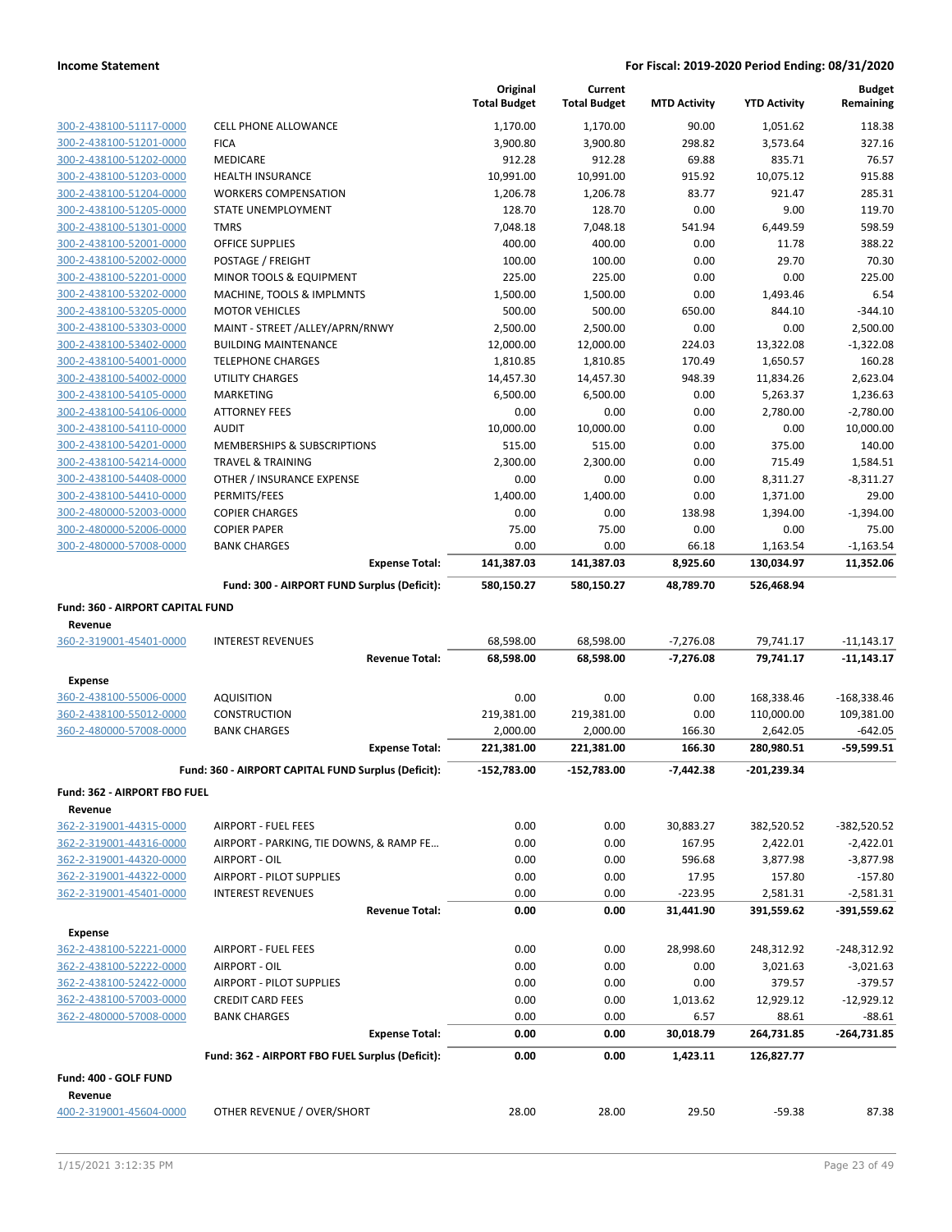| | | Original Total Budget | Current Total Budget | MTD Activity | YTD Activity | Budget Remaining |
|---|---|---|---|---|---|---|
| 300-2-438100-51117-0000 | CELL PHONE ALLOWANCE | 1,170.00 | 1,170.00 | 90.00 | 1,051.62 | 118.38 |
| 300-2-438100-51201-0000 | FICA | 3,900.80 | 3,900.80 | 298.82 | 3,573.64 | 327.16 |
| 300-2-438100-51202-0000 | MEDICARE | 912.28 | 912.28 | 69.88 | 835.71 | 76.57 |
| 300-2-438100-51203-0000 | HEALTH INSURANCE | 10,991.00 | 10,991.00 | 915.92 | 10,075.12 | 915.88 |
| 300-2-438100-51204-0000 | WORKERS COMPENSATION | 1,206.78 | 1,206.78 | 83.77 | 921.47 | 285.31 |
| 300-2-438100-51205-0000 | STATE UNEMPLOYMENT | 128.70 | 128.70 | 0.00 | 9.00 | 119.70 |
| 300-2-438100-51301-0000 | TMRS | 7,048.18 | 7,048.18 | 541.94 | 6,449.59 | 598.59 |
| 300-2-438100-52001-0000 | OFFICE SUPPLIES | 400.00 | 400.00 | 0.00 | 11.78 | 388.22 |
| 300-2-438100-52002-0000 | POSTAGE / FREIGHT | 100.00 | 100.00 | 0.00 | 29.70 | 70.30 |
| 300-2-438100-52201-0000 | MINOR TOOLS & EQUIPMENT | 225.00 | 225.00 | 0.00 | 0.00 | 225.00 |
| 300-2-438100-53202-0000 | MACHINE, TOOLS & IMPLMNTS | 1,500.00 | 1,500.00 | 0.00 | 1,493.46 | 6.54 |
| 300-2-438100-53205-0000 | MOTOR VEHICLES | 500.00 | 500.00 | 650.00 | 844.10 | -344.10 |
| 300-2-438100-53303-0000 | MAINT - STREET /ALLEY/APRN/RNWY | 2,500.00 | 2,500.00 | 0.00 | 0.00 | 2,500.00 |
| 300-2-438100-53402-0000 | BUILDING MAINTENANCE | 12,000.00 | 12,000.00 | 224.03 | 13,322.08 | -1,322.08 |
| 300-2-438100-54001-0000 | TELEPHONE CHARGES | 1,810.85 | 1,810.85 | 170.49 | 1,650.57 | 160.28 |
| 300-2-438100-54002-0000 | UTILITY CHARGES | 14,457.30 | 14,457.30 | 948.39 | 11,834.26 | 2,623.04 |
| 300-2-438100-54105-0000 | MARKETING | 6,500.00 | 6,500.00 | 0.00 | 5,263.37 | 1,236.63 |
| 300-2-438100-54106-0000 | ATTORNEY FEES | 0.00 | 0.00 | 0.00 | 2,780.00 | -2,780.00 |
| 300-2-438100-54110-0000 | AUDIT | 10,000.00 | 10,000.00 | 0.00 | 0.00 | 10,000.00 |
| 300-2-438100-54201-0000 | MEMBERSHIPS & SUBSCRIPTIONS | 515.00 | 515.00 | 0.00 | 375.00 | 140.00 |
| 300-2-438100-54214-0000 | TRAVEL & TRAINING | 2,300.00 | 2,300.00 | 0.00 | 715.49 | 1,584.51 |
| 300-2-438100-54408-0000 | OTHER / INSURANCE EXPENSE | 0.00 | 0.00 | 0.00 | 8,311.27 | -8,311.27 |
| 300-2-438100-54410-0000 | PERMITS/FEES | 1,400.00 | 1,400.00 | 0.00 | 1,371.00 | 29.00 |
| 300-2-480000-52003-0000 | COPIER CHARGES | 0.00 | 0.00 | 138.98 | 1,394.00 | -1,394.00 |
| 300-2-480000-52006-0000 | COPIER PAPER | 75.00 | 75.00 | 0.00 | 0.00 | 75.00 |
| 300-2-480000-57008-0000 | BANK CHARGES | 0.00 | 0.00 | 66.18 | 1,163.54 | -1,163.54 |
| | **Expense Total:** | **141,387.03** | **141,387.03** | **8,925.60** | **130,034.97** | **11,352.06** |
| | **Fund: 300 - AIRPORT FUND Surplus (Deficit):** | **580,150.27** | **580,150.27** | **48,789.70** | **526,468.94** | |
| **Fund: 360 - AIRPORT CAPITAL FUND** | | | | | | |
| **Revenue** | | | | | | |
| 360-2-319001-45401-0000 | INTEREST REVENUES | 68,598.00 | 68,598.00 | -7,276.08 | 79,741.17 | -11,143.17 |
| | **Revenue Total:** | **68,598.00** | **68,598.00** | **-7,276.08** | **79,741.17** | **-11,143.17** |
| **Expense** | | | | | | |
| 360-2-438100-55006-0000 | AQUISITION | 0.00 | 0.00 | 0.00 | 168,338.46 | -168,338.46 |
| 360-2-438100-55012-0000 | CONSTRUCTION | 219,381.00 | 219,381.00 | 0.00 | 110,000.00 | 109,381.00 |
| 360-2-480000-57008-0000 | BANK CHARGES | 2,000.00 | 2,000.00 | 166.30 | 2,642.05 | -642.05 |
| | **Expense Total:** | **221,381.00** | **221,381.00** | **166.30** | **280,980.51** | **-59,599.51** |
| | **Fund: 360 - AIRPORT CAPITAL FUND Surplus (Deficit):** | **-152,783.00** | **-152,783.00** | **-7,442.38** | **-201,239.34** | |
| **Fund: 362 - AIRPORT FBO FUEL** | | | | | | |
| **Revenue** | | | | | | |
| 362-2-319001-44315-0000 | AIRPORT - FUEL FEES | 0.00 | 0.00 | 30,883.27 | 382,520.52 | -382,520.52 |
| 362-2-319001-44316-0000 | AIRPORT - PARKING, TIE DOWNS, & RAMP FE… | 0.00 | 0.00 | 167.95 | 2,422.01 | -2,422.01 |
| 362-2-319001-44320-0000 | AIRPORT - OIL | 0.00 | 0.00 | 596.68 | 3,877.98 | -3,877.98 |
| 362-2-319001-44322-0000 | AIRPORT - PILOT SUPPLIES | 0.00 | 0.00 | 17.95 | 157.80 | -157.80 |
| 362-2-319001-45401-0000 | INTEREST REVENUES | 0.00 | 0.00 | -223.95 | 2,581.31 | -2,581.31 |
| | **Revenue Total:** | **0.00** | **0.00** | **31,441.90** | **391,559.62** | **-391,559.62** |
| **Expense** | | | | | | |
| 362-2-438100-52221-0000 | AIRPORT - FUEL FEES | 0.00 | 0.00 | 28,998.60 | 248,312.92 | -248,312.92 |
| 362-2-438100-52222-0000 | AIRPORT - OIL | 0.00 | 0.00 | 0.00 | 3,021.63 | -3,021.63 |
| 362-2-438100-52422-0000 | AIRPORT - PILOT SUPPLIES | 0.00 | 0.00 | 0.00 | 379.57 | -379.57 |
| 362-2-438100-57003-0000 | CREDIT CARD FEES | 0.00 | 0.00 | 1,013.62 | 12,929.12 | -12,929.12 |
| 362-2-480000-57008-0000 | BANK CHARGES | 0.00 | 0.00 | 6.57 | 88.61 | -88.61 |
| | **Expense Total:** | **0.00** | **0.00** | **30,018.79** | **264,731.85** | **-264,731.85** |
| | **Fund: 362 - AIRPORT FBO FUEL Surplus (Deficit):** | **0.00** | **0.00** | **1,423.11** | **126,827.77** | |
| **Fund: 400 - GOLF FUND** | | | | | | |
| **Revenue** | | | | | | |
| 400-2-319001-45604-0000 | OTHER REVENUE / OVER/SHORT | 28.00 | 28.00 | 29.50 | -59.38 | 87.38 |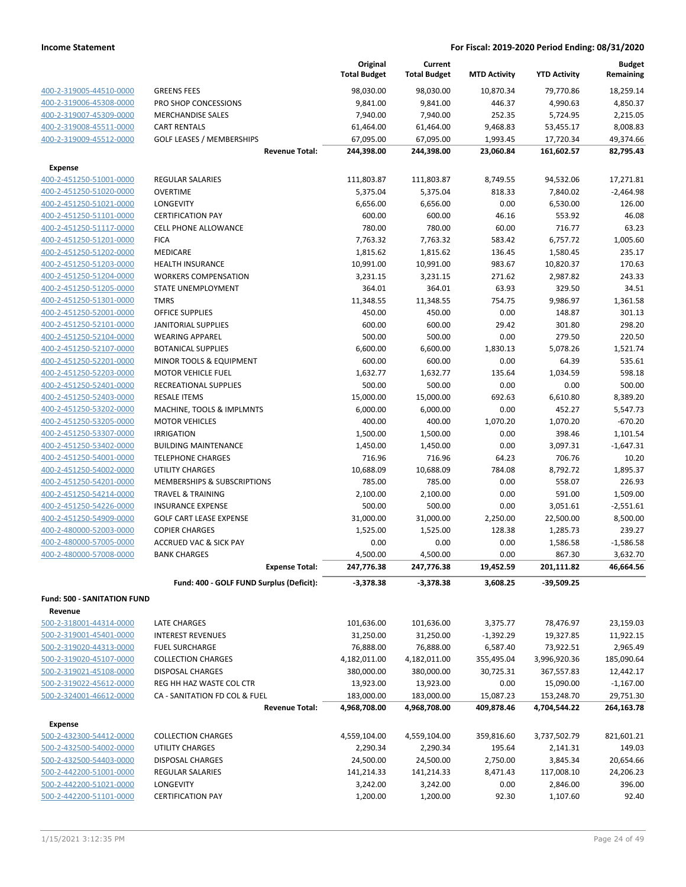| | | Original Total Budget | Current Total Budget | MTD Activity | YTD Activity | Budget Remaining |
|---|---|---|---|---|---|---|
| 400-2-319005-44510-0000 | GREENS FEES | 98,030.00 | 98,030.00 | 10,870.34 | 79,770.86 | 18,259.14 |
| 400-2-319006-45308-0000 | PRO SHOP CONCESSIONS | 9,841.00 | 9,841.00 | 446.37 | 4,990.63 | 4,850.37 |
| 400-2-319007-45309-0000 | MERCHANDISE SALES | 7,940.00 | 7,940.00 | 252.35 | 5,724.95 | 2,215.05 |
| 400-2-319008-45511-0000 | CART RENTALS | 61,464.00 | 61,464.00 | 9,468.83 | 53,455.17 | 8,008.83 |
| 400-2-319009-45512-0000 | GOLF LEASES / MEMBERSHIPS | 67,095.00 | 67,095.00 | 1,993.45 | 17,720.34 | 49,374.66 |
| | **Revenue Total:** | **244,398.00** | **244,398.00** | **23,060.84** | **161,602.57** | **82,795.43** |
| **Expense** | | | | | | |
| 400-2-451250-51001-0000 | REGULAR SALARIES | 111,803.87 | 111,803.87 | 8,749.55 | 94,532.06 | 17,271.81 |
| 400-2-451250-51020-0000 | OVERTIME | 5,375.04 | 5,375.04 | 818.33 | 7,840.02 | -2,464.98 |
| 400-2-451250-51021-0000 | LONGEVITY | 6,656.00 | 6,656.00 | 0.00 | 6,530.00 | 126.00 |
| 400-2-451250-51101-0000 | CERTIFICATION PAY | 600.00 | 600.00 | 46.16 | 553.92 | 46.08 |
| 400-2-451250-51117-0000 | CELL PHONE ALLOWANCE | 780.00 | 780.00 | 60.00 | 716.77 | 63.23 |
| 400-2-451250-51201-0000 | FICA | 7,763.32 | 7,763.32 | 583.42 | 6,757.72 | 1,005.60 |
| 400-2-451250-51202-0000 | MEDICARE | 1,815.62 | 1,815.62 | 136.45 | 1,580.45 | 235.17 |
| 400-2-451250-51203-0000 | HEALTH INSURANCE | 10,991.00 | 10,991.00 | 983.67 | 10,820.37 | 170.63 |
| 400-2-451250-51204-0000 | WORKERS COMPENSATION | 3,231.15 | 3,231.15 | 271.62 | 2,987.82 | 243.33 |
| 400-2-451250-51205-0000 | STATE UNEMPLOYMENT | 364.01 | 364.01 | 63.93 | 329.50 | 34.51 |
| 400-2-451250-51301-0000 | TMRS | 11,348.55 | 11,348.55 | 754.75 | 9,986.97 | 1,361.58 |
| 400-2-451250-52001-0000 | OFFICE SUPPLIES | 450.00 | 450.00 | 0.00 | 148.87 | 301.13 |
| 400-2-451250-52101-0000 | JANITORIAL SUPPLIES | 600.00 | 600.00 | 29.42 | 301.80 | 298.20 |
| 400-2-451250-52104-0000 | WEARING APPAREL | 500.00 | 500.00 | 0.00 | 279.50 | 220.50 |
| 400-2-451250-52107-0000 | BOTANICAL SUPPLIES | 6,600.00 | 6,600.00 | 1,830.13 | 5,078.26 | 1,521.74 |
| 400-2-451250-52201-0000 | MINOR TOOLS & EQUIPMENT | 600.00 | 600.00 | 0.00 | 64.39 | 535.61 |
| 400-2-451250-52203-0000 | MOTOR VEHICLE FUEL | 1,632.77 | 1,632.77 | 135.64 | 1,034.59 | 598.18 |
| 400-2-451250-52401-0000 | RECREATIONAL SUPPLIES | 500.00 | 500.00 | 0.00 | 0.00 | 500.00 |
| 400-2-451250-52403-0000 | RESALE ITEMS | 15,000.00 | 15,000.00 | 692.63 | 6,610.80 | 8,389.20 |
| 400-2-451250-53202-0000 | MACHINE, TOOLS & IMPLMNTS | 6,000.00 | 6,000.00 | 0.00 | 452.27 | 5,547.73 |
| 400-2-451250-53205-0000 | MOTOR VEHICLES | 400.00 | 400.00 | 1,070.20 | 1,070.20 | -670.20 |
| 400-2-451250-53307-0000 | IRRIGATION | 1,500.00 | 1,500.00 | 0.00 | 398.46 | 1,101.54 |
| 400-2-451250-53402-0000 | BUILDING MAINTENANCE | 1,450.00 | 1,450.00 | 0.00 | 3,097.31 | -1,647.31 |
| 400-2-451250-54001-0000 | TELEPHONE CHARGES | 716.96 | 716.96 | 64.23 | 706.76 | 10.20 |
| 400-2-451250-54002-0000 | UTILITY CHARGES | 10,688.09 | 10,688.09 | 784.08 | 8,792.72 | 1,895.37 |
| 400-2-451250-54201-0000 | MEMBERSHIPS & SUBSCRIPTIONS | 785.00 | 785.00 | 0.00 | 558.07 | 226.93 |
| 400-2-451250-54214-0000 | TRAVEL & TRAINING | 2,100.00 | 2,100.00 | 0.00 | 591.00 | 1,509.00 |
| 400-2-451250-54226-0000 | INSURANCE EXPENSE | 500.00 | 500.00 | 0.00 | 3,051.61 | -2,551.61 |
| 400-2-451250-54909-0000 | GOLF CART LEASE EXPENSE | 31,000.00 | 31,000.00 | 2,250.00 | 22,500.00 | 8,500.00 |
| 400-2-480000-52003-0000 | COPIER CHARGES | 1,525.00 | 1,525.00 | 128.38 | 1,285.73 | 239.27 |
| 400-2-480000-57005-0000 | ACCRUED VAC & SICK PAY | 0.00 | 0.00 | 0.00 | 1,586.58 | -1,586.58 |
| 400-2-480000-57008-0000 | BANK CHARGES | 4,500.00 | 4,500.00 | 0.00 | 867.30 | 3,632.70 |
| | **Expense Total:** | **247,776.38** | **247,776.38** | **19,452.59** | **201,111.82** | **46,664.56** |
| | **Fund: 400 - GOLF FUND Surplus (Deficit):** | **-3,378.38** | **-3,378.38** | **3,608.25** | **-39,509.25** | |
| **Fund: 500 - SANITATION FUND** | | | | | | |
| **Revenue** | | | | | | |
| 500-2-318001-44314-0000 | LATE CHARGES | 101,636.00 | 101,636.00 | 3,375.77 | 78,476.97 | 23,159.03 |
| 500-2-319001-45401-0000 | INTEREST REVENUES | 31,250.00 | 31,250.00 | -1,392.29 | 19,327.85 | 11,922.15 |
| 500-2-319020-44313-0000 | FUEL SURCHARGE | 76,888.00 | 76,888.00 | 6,587.40 | 73,922.51 | 2,965.49 |
| 500-2-319020-45107-0000 | COLLECTION CHARGES | 4,182,011.00 | 4,182,011.00 | 355,495.04 | 3,996,920.36 | 185,090.64 |
| 500-2-319021-45108-0000 | DISPOSAL CHARGES | 380,000.00 | 380,000.00 | 30,725.31 | 367,557.83 | 12,442.17 |
| 500-2-319022-45612-0000 | REG HH HAZ WASTE COL CTR | 13,923.00 | 13,923.00 | 0.00 | 15,090.00 | -1,167.00 |
| 500-2-324001-46612-0000 | CA - SANITATION FD COL & FUEL | 183,000.00 | 183,000.00 | 15,087.23 | 153,248.70 | 29,751.30 |
| | **Revenue Total:** | **4,968,708.00** | **4,968,708.00** | **409,878.46** | **4,704,544.22** | **264,163.78** |
| **Expense** | | | | | | |
| 500-2-432300-54412-0000 | COLLECTION CHARGES | 4,559,104.00 | 4,559,104.00 | 359,816.60 | 3,737,502.79 | 821,601.21 |
| 500-2-432500-54002-0000 | UTILITY CHARGES | 2,290.34 | 2,290.34 | 195.64 | 2,141.31 | 149.03 |
| 500-2-432500-54403-0000 | DISPOSAL CHARGES | 24,500.00 | 24,500.00 | 2,750.00 | 3,845.34 | 20,654.66 |
| 500-2-442200-51001-0000 | REGULAR SALARIES | 141,214.33 | 141,214.33 | 8,471.43 | 117,008.10 | 24,206.23 |
| 500-2-442200-51021-0000 | LONGEVITY | 3,242.00 | 3,242.00 | 0.00 | 2,846.00 | 396.00 |
| 500-2-442200-51101-0000 | CERTIFICATION PAY | 1,200.00 | 1,200.00 | 92.30 | 1,107.60 | 92.40 |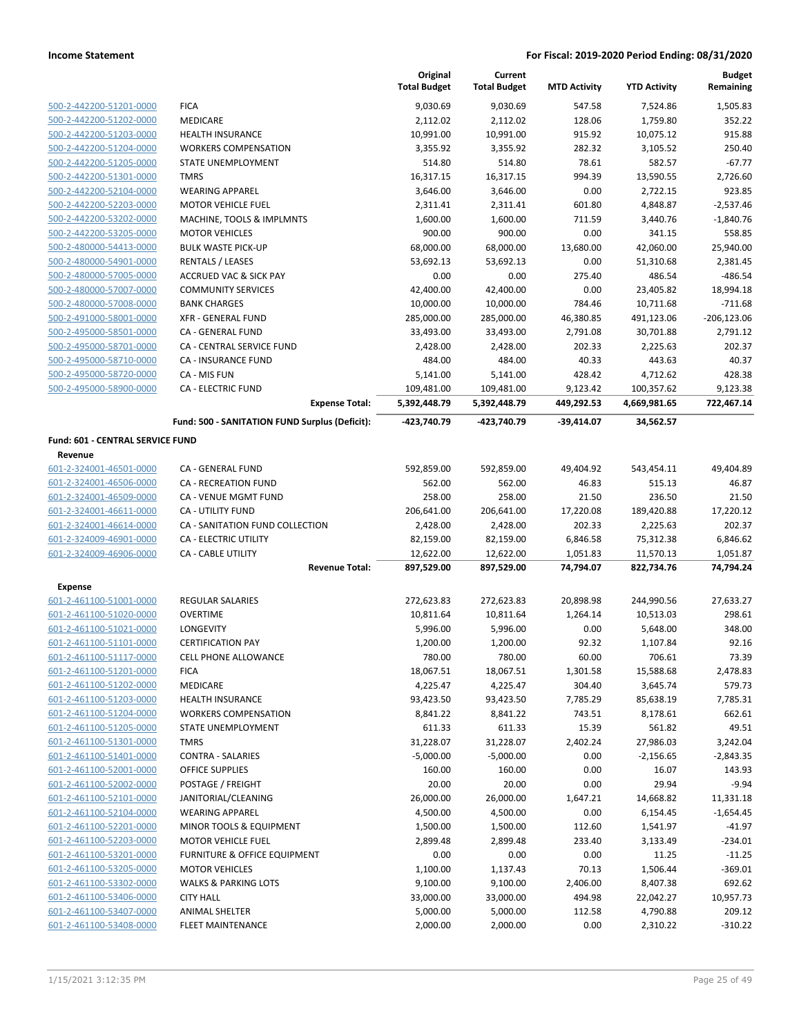|  |  | Original Total Budget | Current Total Budget | MTD Activity | YTD Activity | Budget Remaining |
|---|---|---|---|---|---|---|
| 500-2-442200-51201-0000 | FICA | 9,030.69 | 9,030.69 | 547.58 | 7,524.86 | 1,505.83 |
| 500-2-442200-51202-0000 | MEDICARE | 2,112.02 | 2,112.02 | 128.06 | 1,759.80 | 352.22 |
| 500-2-442200-51203-0000 | HEALTH INSURANCE | 10,991.00 | 10,991.00 | 915.92 | 10,075.12 | 915.88 |
| 500-2-442200-51204-0000 | WORKERS COMPENSATION | 3,355.92 | 3,355.92 | 282.32 | 3,105.52 | 250.40 |
| 500-2-442200-51205-0000 | STATE UNEMPLOYMENT | 514.80 | 514.80 | 78.61 | 582.57 | -67.77 |
| 500-2-442200-51301-0000 | TMRS | 16,317.15 | 16,317.15 | 994.39 | 13,590.55 | 2,726.60 |
| 500-2-442200-52104-0000 | WEARING APPAREL | 3,646.00 | 3,646.00 | 0.00 | 2,722.15 | 923.85 |
| 500-2-442200-52203-0000 | MOTOR VEHICLE FUEL | 2,311.41 | 2,311.41 | 601.80 | 4,848.87 | -2,537.46 |
| 500-2-442200-53202-0000 | MACHINE, TOOLS & IMPLMNTS | 1,600.00 | 1,600.00 | 711.59 | 3,440.76 | -1,840.76 |
| 500-2-442200-53205-0000 | MOTOR VEHICLES | 900.00 | 900.00 | 0.00 | 341.15 | 558.85 |
| 500-2-480000-54413-0000 | BULK WASTE PICK-UP | 68,000.00 | 68,000.00 | 13,680.00 | 42,060.00 | 25,940.00 |
| 500-2-480000-54901-0000 | RENTALS / LEASES | 53,692.13 | 53,692.13 | 0.00 | 51,310.68 | 2,381.45 |
| 500-2-480000-57005-0000 | ACCRUED VAC & SICK PAY | 0.00 | 0.00 | 275.40 | 486.54 | -486.54 |
| 500-2-480000-57007-0000 | COMMUNITY SERVICES | 42,400.00 | 42,400.00 | 0.00 | 23,405.82 | 18,994.18 |
| 500-2-480000-57008-0000 | BANK CHARGES | 10,000.00 | 10,000.00 | 784.46 | 10,711.68 | -711.68 |
| 500-2-491000-58001-0000 | XFR - GENERAL FUND | 285,000.00 | 285,000.00 | 46,380.85 | 491,123.06 | -206,123.06 |
| 500-2-495000-58501-0000 | CA - GENERAL FUND | 33,493.00 | 33,493.00 | 2,791.08 | 30,701.88 | 2,791.12 |
| 500-2-495000-58701-0000 | CA - CENTRAL SERVICE FUND | 2,428.00 | 2,428.00 | 202.33 | 2,225.63 | 202.37 |
| 500-2-495000-58710-0000 | CA - INSURANCE FUND | 484.00 | 484.00 | 40.33 | 443.63 | 40.37 |
| 500-2-495000-58720-0000 | CA - MIS FUN | 5,141.00 | 5,141.00 | 428.42 | 4,712.62 | 428.38 |
| 500-2-495000-58900-0000 | CA - ELECTRIC FUND | 109,481.00 | 109,481.00 | 9,123.42 | 100,357.62 | 9,123.38 |
|  | **Expense Total:** | **5,392,448.79** | **5,392,448.79** | **449,292.53** | **4,669,981.65** | **722,467.14** |
|  | **Fund: 500 - SANITATION FUND Surplus (Deficit):** | **-423,740.79** | **-423,740.79** | **-39,414.07** | **34,562.57** |  |

**Fund: 601 - CENTRAL SERVICE FUND**

**Revenue**

|  |  | Original Total Budget | Current Total Budget | MTD Activity | YTD Activity | Budget Remaining |
|---|---|---|---|---|---|---|
| 601-2-324001-46501-0000 | CA - GENERAL FUND | 592,859.00 | 592,859.00 | 49,404.92 | 543,454.11 | 49,404.89 |
| 601-2-324001-46506-0000 | CA - RECREATION FUND | 562.00 | 562.00 | 46.83 | 515.13 | 46.87 |
| 601-2-324001-46509-0000 | CA - VENUE MGMT FUND | 258.00 | 258.00 | 21.50 | 236.50 | 21.50 |
| 601-2-324001-46611-0000 | CA - UTILITY FUND | 206,641.00 | 206,641.00 | 17,220.08 | 189,420.88 | 17,220.12 |
| 601-2-324001-46614-0000 | CA - SANITATION FUND COLLECTION | 2,428.00 | 2,428.00 | 202.33 | 2,225.63 | 202.37 |
| 601-2-324009-46901-0000 | CA - ELECTRIC UTILITY | 82,159.00 | 82,159.00 | 6,846.58 | 75,312.38 | 6,846.62 |
| 601-2-324009-46906-0000 | CA - CABLE UTILITY | 12,622.00 | 12,622.00 | 1,051.83 | 11,570.13 | 1,051.87 |
|  | **Revenue Total:** | **897,529.00** | **897,529.00** | **74,794.07** | **822,734.76** | **74,794.24** |

**Expense**

|  |  | Original Total Budget | Current Total Budget | MTD Activity | YTD Activity | Budget Remaining |
|---|---|---|---|---|---|---|
| 601-2-461100-51001-0000 | REGULAR SALARIES | 272,623.83 | 272,623.83 | 20,898.98 | 244,990.56 | 27,633.27 |
| 601-2-461100-51020-0000 | OVERTIME | 10,811.64 | 10,811.64 | 1,264.14 | 10,513.03 | 298.61 |
| 601-2-461100-51021-0000 | LONGEVITY | 5,996.00 | 5,996.00 | 0.00 | 5,648.00 | 348.00 |
| 601-2-461100-51101-0000 | CERTIFICATION PAY | 1,200.00 | 1,200.00 | 92.32 | 1,107.84 | 92.16 |
| 601-2-461100-51117-0000 | CELL PHONE ALLOWANCE | 780.00 | 780.00 | 60.00 | 706.61 | 73.39 |
| 601-2-461100-51201-0000 | FICA | 18,067.51 | 18,067.51 | 1,301.58 | 15,588.68 | 2,478.83 |
| 601-2-461100-51202-0000 | MEDICARE | 4,225.47 | 4,225.47 | 304.40 | 3,645.74 | 579.73 |
| 601-2-461100-51203-0000 | HEALTH INSURANCE | 93,423.50 | 93,423.50 | 7,785.29 | 85,638.19 | 7,785.31 |
| 601-2-461100-51204-0000 | WORKERS COMPENSATION | 8,841.22 | 8,841.22 | 743.51 | 8,178.61 | 662.61 |
| 601-2-461100-51205-0000 | STATE UNEMPLOYMENT | 611.33 | 611.33 | 15.39 | 561.82 | 49.51 |
| 601-2-461100-51301-0000 | TMRS | 31,228.07 | 31,228.07 | 2,402.24 | 27,986.03 | 3,242.04 |
| 601-2-461100-51401-0000 | CONTRA - SALARIES | -5,000.00 | -5,000.00 | 0.00 | -2,156.65 | -2,843.35 |
| 601-2-461100-52001-0000 | OFFICE SUPPLIES | 160.00 | 160.00 | 0.00 | 16.07 | 143.93 |
| 601-2-461100-52002-0000 | POSTAGE / FREIGHT | 20.00 | 20.00 | 0.00 | 29.94 | -9.94 |
| 601-2-461100-52101-0000 | JANITORIAL/CLEANING | 26,000.00 | 26,000.00 | 1,647.21 | 14,668.82 | 11,331.18 |
| 601-2-461100-52104-0000 | WEARING APPAREL | 4,500.00 | 4,500.00 | 0.00 | 6,154.45 | -1,654.45 |
| 601-2-461100-52201-0000 | MINOR TOOLS & EQUIPMENT | 1,500.00 | 1,500.00 | 112.60 | 1,541.97 | -41.97 |
| 601-2-461100-52203-0000 | MOTOR VEHICLE FUEL | 2,899.48 | 2,899.48 | 233.40 | 3,133.49 | -234.01 |
| 601-2-461100-53201-0000 | FURNITURE & OFFICE EQUIPMENT | 0.00 | 0.00 | 0.00 | 11.25 | -11.25 |
| 601-2-461100-53205-0000 | MOTOR VEHICLES | 1,100.00 | 1,137.43 | 70.13 | 1,506.44 | -369.01 |
| 601-2-461100-53302-0000 | WALKS & PARKING LOTS | 9,100.00 | 9,100.00 | 2,406.00 | 8,407.38 | 692.62 |
| 601-2-461100-53406-0000 | CITY HALL | 33,000.00 | 33,000.00 | 494.98 | 22,042.27 | 10,957.73 |
| 601-2-461100-53407-0000 | ANIMAL SHELTER | 5,000.00 | 5,000.00 | 112.58 | 4,790.88 | 209.12 |
| 601-2-461100-53408-0000 | FLEET MAINTENANCE | 2,000.00 | 2,000.00 | 0.00 | 2,310.22 | -310.22 |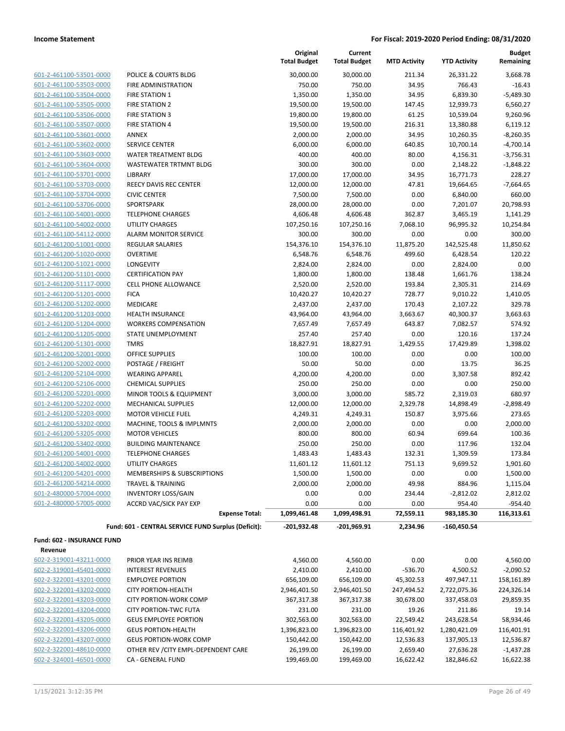| | | Original Total Budget | Current Total Budget | MTD Activity | YTD Activity | Budget Remaining |
|---|---|---|---|---|---|---|
| 601-2-461100-53501-0000 | POLICE & COURTS BLDG | 30,000.00 | 30,000.00 | 211.34 | 26,331.22 | 3,668.78 |
| 601-2-461100-53503-0000 | FIRE ADMINISTRATION | 750.00 | 750.00 | 34.95 | 766.43 | -16.43 |
| 601-2-461100-53504-0000 | FIRE STATION 1 | 1,350.00 | 1,350.00 | 34.95 | 6,839.30 | -5,489.30 |
| 601-2-461100-53505-0000 | FIRE STATION 2 | 19,500.00 | 19,500.00 | 147.45 | 12,939.73 | 6,560.27 |
| 601-2-461100-53506-0000 | FIRE STATION 3 | 19,800.00 | 19,800.00 | 61.25 | 10,539.04 | 9,260.96 |
| 601-2-461100-53507-0000 | FIRE STATION 4 | 19,500.00 | 19,500.00 | 216.31 | 13,380.88 | 6,119.12 |
| 601-2-461100-53601-0000 | ANNEX | 2,000.00 | 2,000.00 | 34.95 | 10,260.35 | -8,260.35 |
| 601-2-461100-53602-0000 | SERVICE CENTER | 6,000.00 | 6,000.00 | 640.85 | 10,700.14 | -4,700.14 |
| 601-2-461100-53603-0000 | WATER TREATMENT BLDG | 400.00 | 400.00 | 80.00 | 4,156.31 | -3,756.31 |
| 601-2-461100-53604-0000 | WASTEWATER TRTMNT BLDG | 300.00 | 300.00 | 0.00 | 2,148.22 | -1,848.22 |
| 601-2-461100-53701-0000 | LIBRARY | 17,000.00 | 17,000.00 | 34.95 | 16,771.73 | 228.27 |
| 601-2-461100-53703-0000 | REECY DAVIS REC CENTER | 12,000.00 | 12,000.00 | 47.81 | 19,664.65 | -7,664.65 |
| 601-2-461100-53704-0000 | CIVIC CENTER | 7,500.00 | 7,500.00 | 0.00 | 6,840.00 | 660.00 |
| 601-2-461100-53706-0000 | SPORTSPARK | 28,000.00 | 28,000.00 | 0.00 | 7,201.07 | 20,798.93 |
| 601-2-461100-54001-0000 | TELEPHONE CHARGES | 4,606.48 | 4,606.48 | 362.87 | 3,465.19 | 1,141.29 |
| 601-2-461100-54002-0000 | UTILITY CHARGES | 107,250.16 | 107,250.16 | 7,068.10 | 96,995.32 | 10,254.84 |
| 601-2-461100-54112-0000 | ALARM MONITOR SERVICE | 300.00 | 300.00 | 0.00 | 0.00 | 300.00 |
| 601-2-461200-51001-0000 | REGULAR SALARIES | 154,376.10 | 154,376.10 | 11,875.20 | 142,525.48 | 11,850.62 |
| 601-2-461200-51020-0000 | OVERTIME | 6,548.76 | 6,548.76 | 499.60 | 6,428.54 | 120.22 |
| 601-2-461200-51021-0000 | LONGEVITY | 2,824.00 | 2,824.00 | 0.00 | 2,824.00 | 0.00 |
| 601-2-461200-51101-0000 | CERTIFICATION PAY | 1,800.00 | 1,800.00 | 138.48 | 1,661.76 | 138.24 |
| 601-2-461200-51117-0000 | CELL PHONE ALLOWANCE | 2,520.00 | 2,520.00 | 193.84 | 2,305.31 | 214.69 |
| 601-2-461200-51201-0000 | FICA | 10,420.27 | 10,420.27 | 728.77 | 9,010.22 | 1,410.05 |
| 601-2-461200-51202-0000 | MEDICARE | 2,437.00 | 2,437.00 | 170.43 | 2,107.22 | 329.78 |
| 601-2-461200-51203-0000 | HEALTH INSURANCE | 43,964.00 | 43,964.00 | 3,663.67 | 40,300.37 | 3,663.63 |
| 601-2-461200-51204-0000 | WORKERS COMPENSATION | 7,657.49 | 7,657.49 | 643.87 | 7,082.57 | 574.92 |
| 601-2-461200-51205-0000 | STATE UNEMPLOYMENT | 257.40 | 257.40 | 0.00 | 120.16 | 137.24 |
| 601-2-461200-51301-0000 | TMRS | 18,827.91 | 18,827.91 | 1,429.55 | 17,429.89 | 1,398.02 |
| 601-2-461200-52001-0000 | OFFICE SUPPLIES | 100.00 | 100.00 | 0.00 | 0.00 | 100.00 |
| 601-2-461200-52002-0000 | POSTAGE / FREIGHT | 50.00 | 50.00 | 0.00 | 13.75 | 36.25 |
| 601-2-461200-52104-0000 | WEARING APPAREL | 4,200.00 | 4,200.00 | 0.00 | 3,307.58 | 892.42 |
| 601-2-461200-52106-0000 | CHEMICAL SUPPLIES | 250.00 | 250.00 | 0.00 | 0.00 | 250.00 |
| 601-2-461200-52201-0000 | MINOR TOOLS & EQUIPMENT | 3,000.00 | 3,000.00 | 585.72 | 2,319.03 | 680.97 |
| 601-2-461200-52202-0000 | MECHANICAL SUPPLIES | 12,000.00 | 12,000.00 | 2,329.78 | 14,898.49 | -2,898.49 |
| 601-2-461200-52203-0000 | MOTOR VEHICLE FUEL | 4,249.31 | 4,249.31 | 150.87 | 3,975.66 | 273.65 |
| 601-2-461200-53202-0000 | MACHINE, TOOLS & IMPLMNTS | 2,000.00 | 2,000.00 | 0.00 | 0.00 | 2,000.00 |
| 601-2-461200-53205-0000 | MOTOR VEHICLES | 800.00 | 800.00 | 60.94 | 699.64 | 100.36 |
| 601-2-461200-53402-0000 | BUILDING MAINTENANCE | 250.00 | 250.00 | 0.00 | 117.96 | 132.04 |
| 601-2-461200-54001-0000 | TELEPHONE CHARGES | 1,483.43 | 1,483.43 | 132.31 | 1,309.59 | 173.84 |
| 601-2-461200-54002-0000 | UTILITY CHARGES | 11,601.12 | 11,601.12 | 751.13 | 9,699.52 | 1,901.60 |
| 601-2-461200-54201-0000 | MEMBERSHIPS & SUBSCRIPTIONS | 1,500.00 | 1,500.00 | 0.00 | 0.00 | 1,500.00 |
| 601-2-461200-54214-0000 | TRAVEL & TRAINING | 2,000.00 | 2,000.00 | 49.98 | 884.96 | 1,115.04 |
| 601-2-480000-57004-0000 | INVENTORY LOSS/GAIN | 0.00 | 0.00 | 234.44 | -2,812.02 | 2,812.02 |
| 601-2-480000-57005-0000 | ACCRD VAC/SICK PAY EXP | 0.00 | 0.00 | 0.00 | 954.40 | -954.40 |
| | **Expense Total:** | **1,099,461.48** | **1,099,498.91** | **72,559.11** | **983,185.30** | **116,313.61** |
| | **Fund: 601 - CENTRAL SERVICE FUND Surplus (Deficit):** | **-201,932.48** | **-201,969.91** | **2,234.96** | **-160,450.54** | |

**Fund: 602 - INSURANCE FUND**

**Revenue**

| | | Original Total Budget | Current Total Budget | MTD Activity | YTD Activity | Budget Remaining |
|---|---|---|---|---|---|---|
| 602-2-319001-43211-0000 | PRIOR YEAR INS REIMB | 4,560.00 | 4,560.00 | 0.00 | 0.00 | 4,560.00 |
| 602-2-319001-45401-0000 | INTEREST REVENUES | 2,410.00 | 2,410.00 | -536.70 | 4,500.52 | -2,090.52 |
| 602-2-322001-43201-0000 | EMPLOYEE PORTION | 656,109.00 | 656,109.00 | 45,302.53 | 497,947.11 | 158,161.89 |
| 602-2-322001-43202-0000 | CITY PORTION-HEALTH | 2,946,401.50 | 2,946,401.50 | 247,494.52 | 2,722,075.36 | 224,326.14 |
| 602-2-322001-43203-0000 | CITY PORTION-WORK COMP | 367,317.38 | 367,317.38 | 30,678.00 | 337,458.03 | 29,859.35 |
| 602-2-322001-43204-0000 | CITY PORTION-TWC FUTA | 231.00 | 231.00 | 19.26 | 211.86 | 19.14 |
| 602-2-322001-43205-0000 | GEUS EMPLOYEE PORTION | 302,563.00 | 302,563.00 | 22,549.42 | 243,628.54 | 58,934.46 |
| 602-2-322001-43206-0000 | GEUS PORTION-HEALTH | 1,396,823.00 | 1,396,823.00 | 116,401.92 | 1,280,421.09 | 116,401.91 |
| 602-2-322001-43207-0000 | GEUS PORTION-WORK COMP | 150,442.00 | 150,442.00 | 12,536.83 | 137,905.13 | 12,536.87 |
| 602-2-322001-48610-0000 | OTHER REV /CITY EMPL-DEPENDENT CARE | 26,199.00 | 26,199.00 | 2,659.40 | 27,636.28 | -1,437.28 |
| 602-2-324001-46501-0000 | CA - GENERAL FUND | 199,469.00 | 199,469.00 | 16,622.42 | 182,846.62 | 16,622.38 |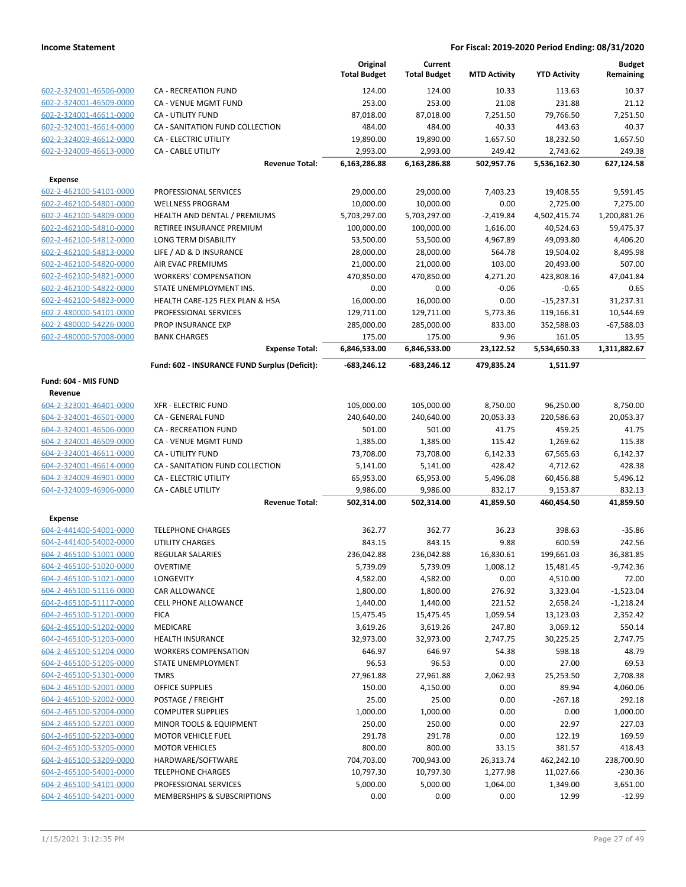## Income Statement

**For Fiscal: 2019-2020 Period Ending: 08/31/2020**

| | | Original Total Budget | Current Total Budget | MTD Activity | YTD Activity | Budget Remaining |
|---|---|---|---|---|---|---|
| 602-2-324001-46506-0000 | CA - RECREATION FUND | 124.00 | 124.00 | 10.33 | 113.63 | 10.37 |
| 602-2-324001-46509-0000 | CA - VENUE MGMT FUND | 253.00 | 253.00 | 21.08 | 231.88 | 21.12 |
| 602-2-324001-46611-0000 | CA - UTILITY FUND | 87,018.00 | 87,018.00 | 7,251.50 | 79,766.50 | 7,251.50 |
| 602-2-324001-46614-0000 | CA - SANITATION FUND COLLECTION | 484.00 | 484.00 | 40.33 | 443.63 | 40.37 |
| 602-2-324009-46612-0000 | CA - ELECTRIC UTILITY | 19,890.00 | 19,890.00 | 1,657.50 | 18,232.50 | 1,657.50 |
| 602-2-324009-46613-0000 | CA - CABLE UTILITY | 2,993.00 | 2,993.00 | 249.42 | 2,743.62 | 249.38 |
| | **Revenue Total:** | **6,163,286.88** | **6,163,286.88** | **502,957.76** | **5,536,162.30** | **627,124.58** |
| **Expense** | | | | | | |
| 602-2-462100-54101-0000 | PROFESSIONAL SERVICES | 29,000.00 | 29,000.00 | 7,403.23 | 19,408.55 | 9,591.45 |
| 602-2-462100-54801-0000 | WELLNESS PROGRAM | 10,000.00 | 10,000.00 | 0.00 | 2,725.00 | 7,275.00 |
| 602-2-462100-54809-0000 | HEALTH AND DENTAL / PREMIUMS | 5,703,297.00 | 5,703,297.00 | -2,419.84 | 4,502,415.74 | 1,200,881.26 |
| 602-2-462100-54810-0000 | RETIREE INSURANCE PREMIUM | 100,000.00 | 100,000.00 | 1,616.00 | 40,524.63 | 59,475.37 |
| 602-2-462100-54812-0000 | LONG TERM DISABILITY | 53,500.00 | 53,500.00 | 4,967.89 | 49,093.80 | 4,406.20 |
| 602-2-462100-54813-0000 | LIFE / AD & D INSURANCE | 28,000.00 | 28,000.00 | 564.78 | 19,504.02 | 8,495.98 |
| 602-2-462100-54820-0000 | AIR EVAC PREMIUMS | 21,000.00 | 21,000.00 | 103.00 | 20,493.00 | 507.00 |
| 602-2-462100-54821-0000 | WORKERS' COMPENSATION | 470,850.00 | 470,850.00 | 4,271.20 | 423,808.16 | 47,041.84 |
| 602-2-462100-54822-0000 | STATE UNEMPLOYMENT INS. | 0.00 | 0.00 | -0.06 | -0.65 | 0.65 |
| 602-2-462100-54823-0000 | HEALTH CARE-125 FLEX PLAN & HSA | 16,000.00 | 16,000.00 | 0.00 | -15,237.31 | 31,237.31 |
| 602-2-480000-54101-0000 | PROFESSIONAL SERVICES | 129,711.00 | 129,711.00 | 5,773.36 | 119,166.31 | 10,544.69 |
| 602-2-480000-54226-0000 | PROP INSURANCE EXP | 285,000.00 | 285,000.00 | 833.00 | 352,588.03 | -67,588.03 |
| 602-2-480000-57008-0000 | BANK CHARGES | 175.00 | 175.00 | 9.96 | 161.05 | 13.95 |
| | **Expense Total:** | **6,846,533.00** | **6,846,533.00** | **23,122.52** | **5,534,650.33** | **1,311,882.67** |
| | **Fund: 602 - INSURANCE FUND Surplus (Deficit):** | **-683,246.12** | **-683,246.12** | **479,835.24** | **1,511.97** | |
| **Fund: 604 - MIS FUND** | | | | | | |
| **Revenue** | | | | | | |
| 604-2-323001-46401-0000 | XFR - ELECTRIC FUND | 105,000.00 | 105,000.00 | 8,750.00 | 96,250.00 | 8,750.00 |
| 604-2-324001-46501-0000 | CA - GENERAL FUND | 240,640.00 | 240,640.00 | 20,053.33 | 220,586.63 | 20,053.37 |
| 604-2-324001-46506-0000 | CA - RECREATION FUND | 501.00 | 501.00 | 41.75 | 459.25 | 41.75 |
| 604-2-324001-46509-0000 | CA - VENUE MGMT FUND | 1,385.00 | 1,385.00 | 115.42 | 1,269.62 | 115.38 |
| 604-2-324001-46611-0000 | CA - UTILITY FUND | 73,708.00 | 73,708.00 | 6,142.33 | 67,565.63 | 6,142.37 |
| 604-2-324001-46614-0000 | CA - SANITATION FUND COLLECTION | 5,141.00 | 5,141.00 | 428.42 | 4,712.62 | 428.38 |
| 604-2-324009-46901-0000 | CA - ELECTRIC UTILITY | 65,953.00 | 65,953.00 | 5,496.08 | 60,456.88 | 5,496.12 |
| 604-2-324009-46906-0000 | CA - CABLE UTILITY | 9,986.00 | 9,986.00 | 832.17 | 9,153.87 | 832.13 |
| | **Revenue Total:** | **502,314.00** | **502,314.00** | **41,859.50** | **460,454.50** | **41,859.50** |
| **Expense** | | | | | | |
| 604-2-441400-54001-0000 | TELEPHONE CHARGES | 362.77 | 362.77 | 36.23 | 398.63 | -35.86 |
| 604-2-441400-54002-0000 | UTILITY CHARGES | 843.15 | 843.15 | 9.88 | 600.59 | 242.56 |
| 604-2-465100-51001-0000 | REGULAR SALARIES | 236,042.88 | 236,042.88 | 16,830.61 | 199,661.03 | 36,381.85 |
| 604-2-465100-51020-0000 | OVERTIME | 5,739.09 | 5,739.09 | 1,008.12 | 15,481.45 | -9,742.36 |
| 604-2-465100-51021-0000 | LONGEVITY | 4,582.00 | 4,582.00 | 0.00 | 4,510.00 | 72.00 |
| 604-2-465100-51116-0000 | CAR ALLOWANCE | 1,800.00 | 1,800.00 | 276.92 | 3,323.04 | -1,523.04 |
| 604-2-465100-51117-0000 | CELL PHONE ALLOWANCE | 1,440.00 | 1,440.00 | 221.52 | 2,658.24 | -1,218.24 |
| 604-2-465100-51201-0000 | FICA | 15,475.45 | 15,475.45 | 1,059.54 | 13,123.03 | 2,352.42 |
| 604-2-465100-51202-0000 | MEDICARE | 3,619.26 | 3,619.26 | 247.80 | 3,069.12 | 550.14 |
| 604-2-465100-51203-0000 | HEALTH INSURANCE | 32,973.00 | 32,973.00 | 2,747.75 | 30,225.25 | 2,747.75 |
| 604-2-465100-51204-0000 | WORKERS COMPENSATION | 646.97 | 646.97 | 54.38 | 598.18 | 48.79 |
| 604-2-465100-51205-0000 | STATE UNEMPLOYMENT | 96.53 | 96.53 | 0.00 | 27.00 | 69.53 |
| 604-2-465100-51301-0000 | TMRS | 27,961.88 | 27,961.88 | 2,062.93 | 25,253.50 | 2,708.38 |
| 604-2-465100-52001-0000 | OFFICE SUPPLIES | 150.00 | 4,150.00 | 0.00 | 89.94 | 4,060.06 |
| 604-2-465100-52002-0000 | POSTAGE / FREIGHT | 25.00 | 25.00 | 0.00 | -267.18 | 292.18 |
| 604-2-465100-52004-0000 | COMPUTER SUPPLIES | 1,000.00 | 1,000.00 | 0.00 | 0.00 | 1,000.00 |
| 604-2-465100-52201-0000 | MINOR TOOLS & EQUIPMENT | 250.00 | 250.00 | 0.00 | 22.97 | 227.03 |
| 604-2-465100-52203-0000 | MOTOR VEHICLE FUEL | 291.78 | 291.78 | 0.00 | 122.19 | 169.59 |
| 604-2-465100-53205-0000 | MOTOR VEHICLES | 800.00 | 800.00 | 33.15 | 381.57 | 418.43 |
| 604-2-465100-53209-0000 | HARDWARE/SOFTWARE | 704,703.00 | 700,943.00 | 26,313.74 | 462,242.10 | 238,700.90 |
| 604-2-465100-54001-0000 | TELEPHONE CHARGES | 10,797.30 | 10,797.30 | 1,277.98 | 11,027.66 | -230.36 |
| 604-2-465100-54101-0000 | PROFESSIONAL SERVICES | 5,000.00 | 5,000.00 | 1,064.00 | 1,349.00 | 3,651.00 |
| 604-2-465100-54201-0000 | MEMBERSHIPS & SUBSCRIPTIONS | 0.00 | 0.00 | 0.00 | 12.99 | -12.99 |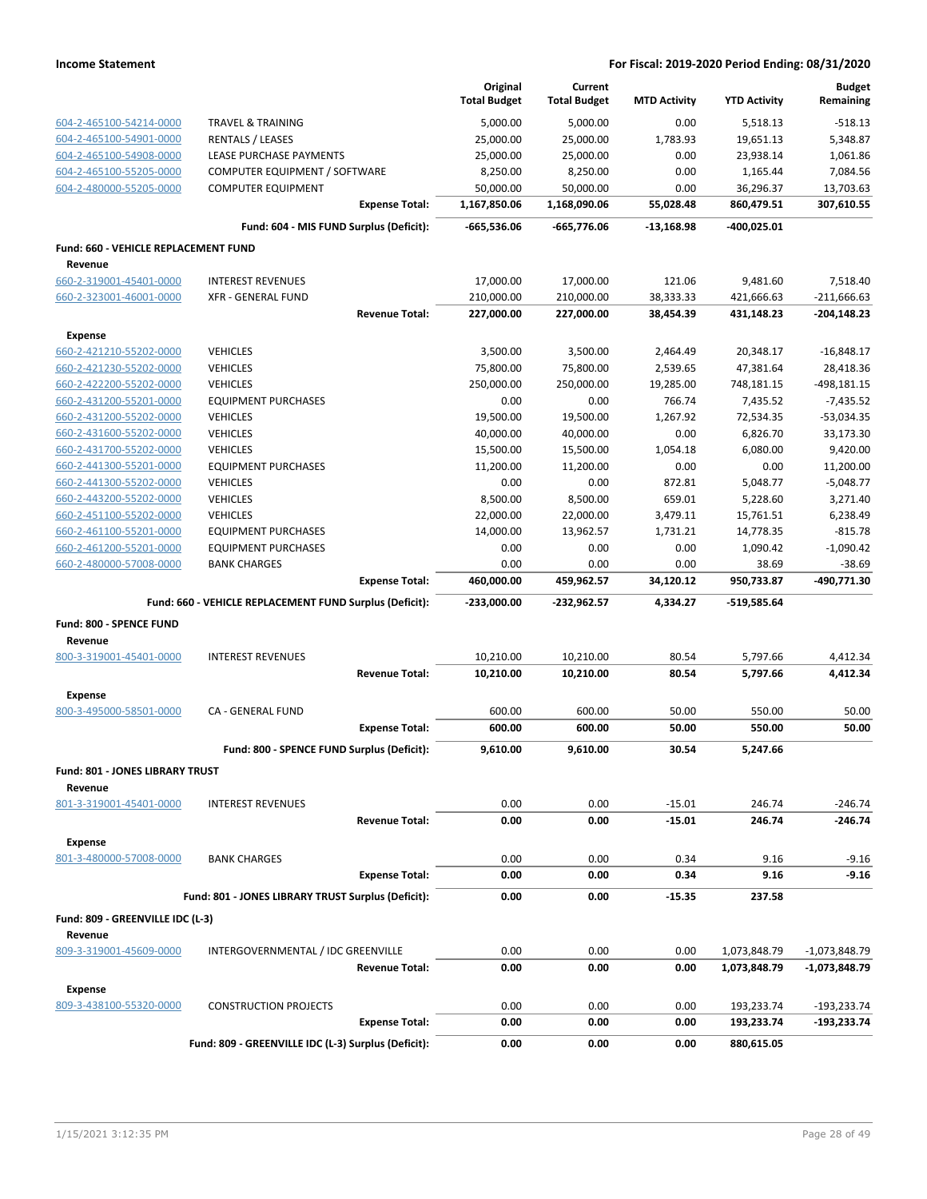**Income Statement** — **For Fiscal: 2019-2020 Period Ending: 08/31/2020**

| | | Original Total Budget | Current Total Budget | MTD Activity | YTD Activity | Budget Remaining |
|---|---|---|---|---|---|---|
| 604-2-465100-54214-0000 | TRAVEL & TRAINING | 5,000.00 | 5,000.00 | 0.00 | 5,518.13 | -518.13 |
| 604-2-465100-54901-0000 | RENTALS / LEASES | 25,000.00 | 25,000.00 | 1,783.93 | 19,651.13 | 5,348.87 |
| 604-2-465100-54908-0000 | LEASE PURCHASE PAYMENTS | 25,000.00 | 25,000.00 | 0.00 | 23,938.14 | 1,061.86 |
| 604-2-465100-55205-0000 | COMPUTER EQUIPMENT / SOFTWARE | 8,250.00 | 8,250.00 | 0.00 | 1,165.44 | 7,084.56 |
| 604-2-480000-55205-0000 | COMPUTER EQUIPMENT | 50,000.00 | 50,000.00 | 0.00 | 36,296.37 | 13,703.63 |
| | **Expense Total:** | **1,167,850.06** | **1,168,090.06** | **55,028.48** | **860,479.51** | **307,610.55** |
| | **Fund: 604 - MIS FUND Surplus (Deficit):** | **-665,536.06** | **-665,776.06** | **-13,168.98** | **-400,025.01** | |
| **Fund: 660 - VEHICLE REPLACEMENT FUND** | | | | | | |
| **Revenue** | | | | | | |
| 660-2-319001-45401-0000 | INTEREST REVENUES | 17,000.00 | 17,000.00 | 121.06 | 9,481.60 | 7,518.40 |
| 660-2-323001-46001-0000 | XFR - GENERAL FUND | 210,000.00 | 210,000.00 | 38,333.33 | 421,666.63 | -211,666.63 |
| | **Revenue Total:** | **227,000.00** | **227,000.00** | **38,454.39** | **431,148.23** | **-204,148.23** |
| **Expense** | | | | | | |
| 660-2-421210-55202-0000 | VEHICLES | 3,500.00 | 3,500.00 | 2,464.49 | 20,348.17 | -16,848.17 |
| 660-2-421230-55202-0000 | VEHICLES | 75,800.00 | 75,800.00 | 2,539.65 | 47,381.64 | 28,418.36 |
| 660-2-422200-55202-0000 | VEHICLES | 250,000.00 | 250,000.00 | 19,285.00 | 748,181.15 | -498,181.15 |
| 660-2-431200-55201-0000 | EQUIPMENT PURCHASES | 0.00 | 0.00 | 766.74 | 7,435.52 | -7,435.52 |
| 660-2-431200-55202-0000 | VEHICLES | 19,500.00 | 19,500.00 | 1,267.92 | 72,534.35 | -53,034.35 |
| 660-2-431600-55202-0000 | VEHICLES | 40,000.00 | 40,000.00 | 0.00 | 6,826.70 | 33,173.30 |
| 660-2-431700-55202-0000 | VEHICLES | 15,500.00 | 15,500.00 | 1,054.18 | 6,080.00 | 9,420.00 |
| 660-2-441300-55201-0000 | EQUIPMENT PURCHASES | 11,200.00 | 11,200.00 | 0.00 | 0.00 | 11,200.00 |
| 660-2-441300-55202-0000 | VEHICLES | 0.00 | 0.00 | 872.81 | 5,048.77 | -5,048.77 |
| 660-2-443200-55202-0000 | VEHICLES | 8,500.00 | 8,500.00 | 659.01 | 5,228.60 | 3,271.40 |
| 660-2-451100-55202-0000 | VEHICLES | 22,000.00 | 22,000.00 | 3,479.11 | 15,761.51 | 6,238.49 |
| 660-2-461100-55201-0000 | EQUIPMENT PURCHASES | 14,000.00 | 13,962.57 | 1,731.21 | 14,778.35 | -815.78 |
| 660-2-461200-55201-0000 | EQUIPMENT PURCHASES | 0.00 | 0.00 | 0.00 | 1,090.42 | -1,090.42 |
| 660-2-480000-57008-0000 | BANK CHARGES | 0.00 | 0.00 | 0.00 | 38.69 | -38.69 |
| | **Expense Total:** | **460,000.00** | **459,962.57** | **34,120.12** | **950,733.87** | **-490,771.30** |
| | **Fund: 660 - VEHICLE REPLACEMENT FUND Surplus (Deficit):** | **-233,000.00** | **-232,962.57** | **4,334.27** | **-519,585.64** | |
| **Fund: 800 - SPENCE FUND** | | | | | | |
| **Revenue** | | | | | | |
| 800-3-319001-45401-0000 | INTEREST REVENUES | 10,210.00 | 10,210.00 | 80.54 | 5,797.66 | 4,412.34 |
| | **Revenue Total:** | **10,210.00** | **10,210.00** | **80.54** | **5,797.66** | **4,412.34** |
| **Expense** | | | | | | |
| 800-3-495000-58501-0000 | CA - GENERAL FUND | 600.00 | 600.00 | 50.00 | 550.00 | 50.00 |
| | **Expense Total:** | **600.00** | **600.00** | **50.00** | **550.00** | **50.00** |
| | **Fund: 800 - SPENCE FUND Surplus (Deficit):** | **9,610.00** | **9,610.00** | **30.54** | **5,247.66** | |
| **Fund: 801 - JONES LIBRARY TRUST** | | | | | | |
| **Revenue** | | | | | | |
| 801-3-319001-45401-0000 | INTEREST REVENUES | 0.00 | 0.00 | -15.01 | 246.74 | -246.74 |
| | **Revenue Total:** | **0.00** | **0.00** | **-15.01** | **246.74** | **-246.74** |
| **Expense** | | | | | | |
| 801-3-480000-57008-0000 | BANK CHARGES | 0.00 | 0.00 | 0.34 | 9.16 | -9.16 |
| | **Expense Total:** | **0.00** | **0.00** | **0.34** | **9.16** | **-9.16** |
| | **Fund: 801 - JONES LIBRARY TRUST Surplus (Deficit):** | **0.00** | **0.00** | **-15.35** | **237.58** | |
| **Fund: 809 - GREENVILLE IDC (L-3)** | | | | | | |
| **Revenue** | | | | | | |
| 809-3-319001-45609-0000 | INTERGOVERNMENTAL / IDC GREENVILLE | 0.00 | 0.00 | 0.00 | 1,073,848.79 | -1,073,848.79 |
| | **Revenue Total:** | **0.00** | **0.00** | **0.00** | **1,073,848.79** | **-1,073,848.79** |
| **Expense** | | | | | | |
| 809-3-438100-55320-0000 | CONSTRUCTION PROJECTS | 0.00 | 0.00 | 0.00 | 193,233.74 | -193,233.74 |
| | **Expense Total:** | **0.00** | **0.00** | **0.00** | **193,233.74** | **-193,233.74** |
| | **Fund: 809 - GREENVILLE IDC (L-3) Surplus (Deficit):** | **0.00** | **0.00** | **0.00** | **880,615.05** | |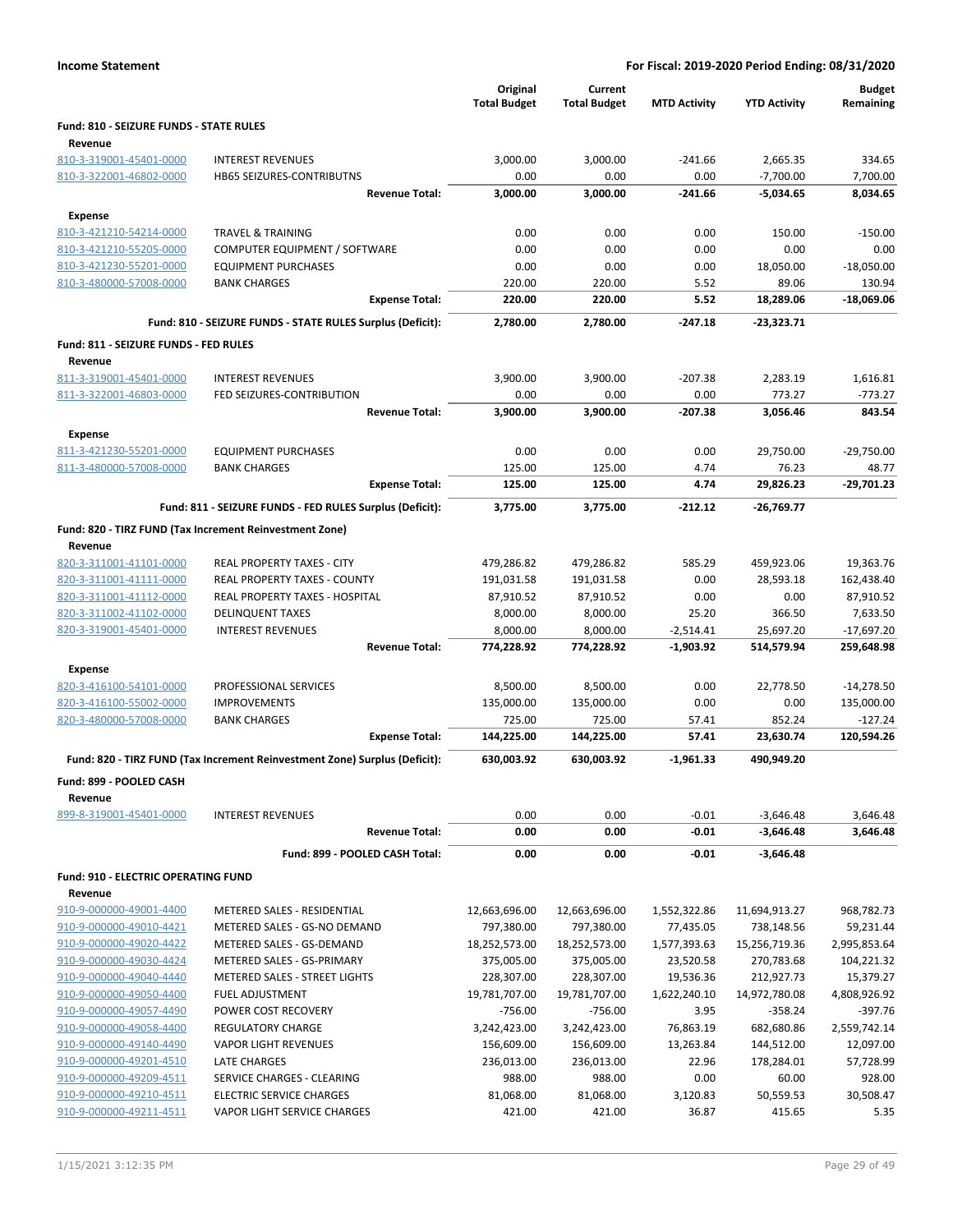**Income Statement** — **For Fiscal: 2019-2020 Period Ending: 08/31/2020**

| | | Original Total Budget | Current Total Budget | MTD Activity | YTD Activity | Budget Remaining |
|---|---|---|---|---|---|---|
| **Fund: 810 - SEIZURE FUNDS - STATE RULES** | | | | | | |
| **Revenue** | | | | | | |
| 810-3-319001-45401-0000 | INTEREST REVENUES | 3,000.00 | 3,000.00 | -241.66 | 2,665.35 | 334.65 |
| 810-3-322001-46802-0000 | HB65 SEIZURES-CONTRIBUTNS | 0.00 | 0.00 | 0.00 | -7,700.00 | 7,700.00 |
| | **Revenue Total:** | **3,000.00** | **3,000.00** | **-241.66** | **-5,034.65** | **8,034.65** |
| **Expense** | | | | | | |
| 810-3-421210-54214-0000 | TRAVEL & TRAINING | 0.00 | 0.00 | 0.00 | 150.00 | -150.00 |
| 810-3-421210-55205-0000 | COMPUTER EQUIPMENT / SOFTWARE | 0.00 | 0.00 | 0.00 | 0.00 | 0.00 |
| 810-3-421230-55201-0000 | EQUIPMENT PURCHASES | 0.00 | 0.00 | 0.00 | 18,050.00 | -18,050.00 |
| 810-3-480000-57008-0000 | BANK CHARGES | 220.00 | 220.00 | 5.52 | 89.06 | 130.94 |
| | **Expense Total:** | **220.00** | **220.00** | **5.52** | **18,289.06** | **-18,069.06** |
| | **Fund: 810 - SEIZURE FUNDS - STATE RULES Surplus (Deficit):** | **2,780.00** | **2,780.00** | **-247.18** | **-23,323.71** | |
| **Fund: 811 - SEIZURE FUNDS - FED RULES** | | | | | | |
| **Revenue** | | | | | | |
| 811-3-319001-45401-0000 | INTEREST REVENUES | 3,900.00 | 3,900.00 | -207.38 | 2,283.19 | 1,616.81 |
| 811-3-322001-46803-0000 | FED SEIZURES-CONTRIBUTION | 0.00 | 0.00 | 0.00 | 773.27 | -773.27 |
| | **Revenue Total:** | **3,900.00** | **3,900.00** | **-207.38** | **3,056.46** | **843.54** |
| **Expense** | | | | | | |
| 811-3-421230-55201-0000 | EQUIPMENT PURCHASES | 0.00 | 0.00 | 0.00 | 29,750.00 | -29,750.00 |
| 811-3-480000-57008-0000 | BANK CHARGES | 125.00 | 125.00 | 4.74 | 76.23 | 48.77 |
| | **Expense Total:** | **125.00** | **125.00** | **4.74** | **29,826.23** | **-29,701.23** |
| | **Fund: 811 - SEIZURE FUNDS - FED RULES Surplus (Deficit):** | **3,775.00** | **3,775.00** | **-212.12** | **-26,769.77** | |
| **Fund: 820 - TIRZ FUND (Tax Increment Reinvestment Zone)** | | | | | | |
| **Revenue** | | | | | | |
| 820-3-311001-41101-0000 | REAL PROPERTY TAXES - CITY | 479,286.82 | 479,286.82 | 585.29 | 459,923.06 | 19,363.76 |
| 820-3-311001-41111-0000 | REAL PROPERTY TAXES - COUNTY | 191,031.58 | 191,031.58 | 0.00 | 28,593.18 | 162,438.40 |
| 820-3-311001-41112-0000 | REAL PROPERTY TAXES - HOSPITAL | 87,910.52 | 87,910.52 | 0.00 | 0.00 | 87,910.52 |
| 820-3-311002-41102-0000 | DELINQUENT TAXES | 8,000.00 | 8,000.00 | 25.20 | 366.50 | 7,633.50 |
| 820-3-319001-45401-0000 | INTEREST REVENUES | 8,000.00 | 8,000.00 | -2,514.41 | 25,697.20 | -17,697.20 |
| | **Revenue Total:** | **774,228.92** | **774,228.92** | **-1,903.92** | **514,579.94** | **259,648.98** |
| **Expense** | | | | | | |
| 820-3-416100-54101-0000 | PROFESSIONAL SERVICES | 8,500.00 | 8,500.00 | 0.00 | 22,778.50 | -14,278.50 |
| 820-3-416100-55002-0000 | IMPROVEMENTS | 135,000.00 | 135,000.00 | 0.00 | 0.00 | 135,000.00 |
| 820-3-480000-57008-0000 | BANK CHARGES | 725.00 | 725.00 | 57.41 | 852.24 | -127.24 |
| | **Expense Total:** | **144,225.00** | **144,225.00** | **57.41** | **23,630.74** | **120,594.26** |
| | **Fund: 820 - TIRZ FUND (Tax Increment Reinvestment Zone) Surplus (Deficit):** | **630,003.92** | **630,003.92** | **-1,961.33** | **490,949.20** | |
| **Fund: 899 - POOLED CASH** | | | | | | |
| **Revenue** | | | | | | |
| 899-8-319001-45401-0000 | INTEREST REVENUES | 0.00 | 0.00 | -0.01 | -3,646.48 | 3,646.48 |
| | **Revenue Total:** | **0.00** | **0.00** | **-0.01** | **-3,646.48** | **3,646.48** |
| | **Fund: 899 - POOLED CASH Total:** | **0.00** | **0.00** | **-0.01** | **-3,646.48** | |
| **Fund: 910 - ELECTRIC OPERATING FUND** | | | | | | |
| **Revenue** | | | | | | |
| 910-9-000000-49001-4400 | METERED SALES - RESIDENTIAL | 12,663,696.00 | 12,663,696.00 | 1,552,322.86 | 11,694,913.27 | 968,782.73 |
| 910-9-000000-49010-4421 | METERED SALES - GS-NO DEMAND | 797,380.00 | 797,380.00 | 77,435.05 | 738,148.56 | 59,231.44 |
| 910-9-000000-49020-4422 | METERED SALES - GS-DEMAND | 18,252,573.00 | 18,252,573.00 | 1,577,393.63 | 15,256,719.36 | 2,995,853.64 |
| 910-9-000000-49030-4424 | METERED SALES - GS-PRIMARY | 375,005.00 | 375,005.00 | 23,520.58 | 270,783.68 | 104,221.32 |
| 910-9-000000-49040-4440 | METERED SALES - STREET LIGHTS | 228,307.00 | 228,307.00 | 19,536.36 | 212,927.73 | 15,379.27 |
| 910-9-000000-49050-4400 | FUEL ADJUSTMENT | 19,781,707.00 | 19,781,707.00 | 1,622,240.10 | 14,972,780.08 | 4,808,926.92 |
| 910-9-000000-49057-4490 | POWER COST RECOVERY | -756.00 | -756.00 | 3.95 | -358.24 | -397.76 |
| 910-9-000000-49058-4400 | REGULATORY CHARGE | 3,242,423.00 | 3,242,423.00 | 76,863.19 | 682,680.86 | 2,559,742.14 |
| 910-9-000000-49140-4490 | VAPOR LIGHT REVENUES | 156,609.00 | 156,609.00 | 13,263.84 | 144,512.00 | 12,097.00 |
| 910-9-000000-49201-4510 | LATE CHARGES | 236,013.00 | 236,013.00 | 22.96 | 178,284.01 | 57,728.99 |
| 910-9-000000-49209-4511 | SERVICE CHARGES - CLEARING | 988.00 | 988.00 | 0.00 | 60.00 | 928.00 |
| 910-9-000000-49210-4511 | ELECTRIC SERVICE CHARGES | 81,068.00 | 81,068.00 | 3,120.83 | 50,559.53 | 30,508.47 |
| 910-9-000000-49211-4511 | VAPOR LIGHT SERVICE CHARGES | 421.00 | 421.00 | 36.87 | 415.65 | 5.35 |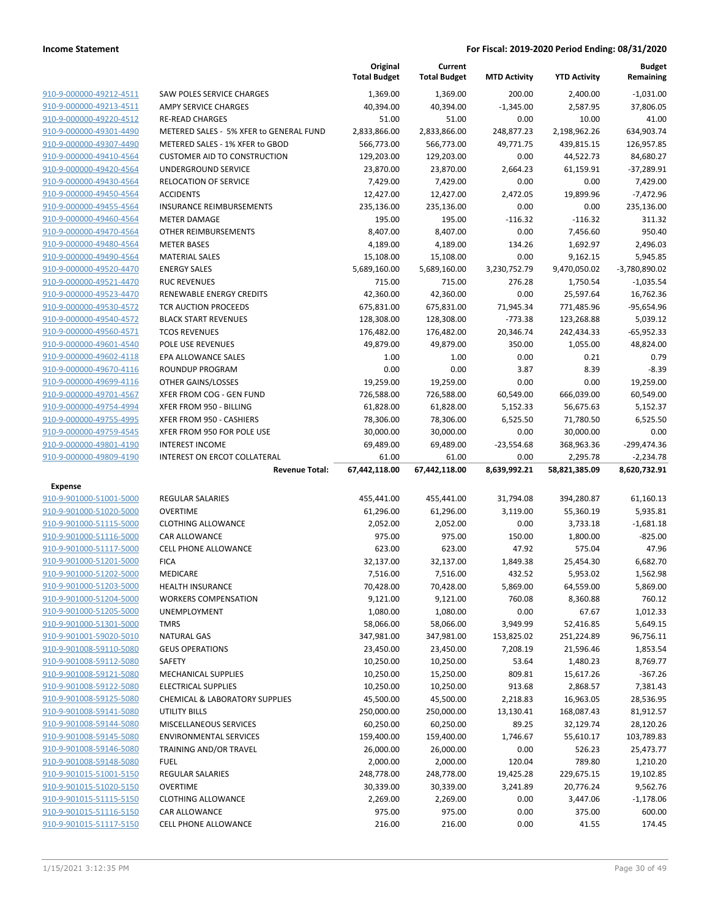**Income Statement** — **For Fiscal: 2019-2020 Period Ending: 08/31/2020**

| | | Original Total Budget | Current Total Budget | MTD Activity | YTD Activity | Budget Remaining |
|---|---|---|---|---|---|---|
| 910-9-000000-49212-4511 | SAW POLES SERVICE CHARGES | 1,369.00 | 1,369.00 | 200.00 | 2,400.00 | -1,031.00 |
| 910-9-000000-49213-4511 | AMPY SERVICE CHARGES | 40,394.00 | 40,394.00 | -1,345.00 | 2,587.95 | 37,806.05 |
| 910-9-000000-49220-4512 | RE-READ CHARGES | 51.00 | 51.00 | 0.00 | 10.00 | 41.00 |
| 910-9-000000-49301-4490 | METERED SALES - 5% XFER to GENERAL FUND | 2,833,866.00 | 2,833,866.00 | 248,877.23 | 2,198,962.26 | 634,903.74 |
| 910-9-000000-49307-4490 | METERED SALES - 1% XFER to GBOD | 566,773.00 | 566,773.00 | 49,771.75 | 439,815.15 | 126,957.85 |
| 910-9-000000-49410-4564 | CUSTOMER AID TO CONSTRUCTION | 129,203.00 | 129,203.00 | 0.00 | 44,522.73 | 84,680.27 |
| 910-9-000000-49420-4564 | UNDERGROUND SERVICE | 23,870.00 | 23,870.00 | 2,664.23 | 61,159.91 | -37,289.91 |
| 910-9-000000-49430-4564 | RELOCATION OF SERVICE | 7,429.00 | 7,429.00 | 0.00 | 0.00 | 7,429.00 |
| 910-9-000000-49450-4564 | ACCIDENTS | 12,427.00 | 12,427.00 | 2,472.05 | 19,899.96 | -7,472.96 |
| 910-9-000000-49455-4564 | INSURANCE REIMBURSEMENTS | 235,136.00 | 235,136.00 | 0.00 | 0.00 | 235,136.00 |
| 910-9-000000-49460-4564 | METER DAMAGE | 195.00 | 195.00 | -116.32 | -116.32 | 311.32 |
| 910-9-000000-49470-4564 | OTHER REIMBURSEMENTS | 8,407.00 | 8,407.00 | 0.00 | 7,456.60 | 950.40 |
| 910-9-000000-49480-4564 | METER BASES | 4,189.00 | 4,189.00 | 134.26 | 1,692.97 | 2,496.03 |
| 910-9-000000-49490-4564 | MATERIAL SALES | 15,108.00 | 15,108.00 | 0.00 | 9,162.15 | 5,945.85 |
| 910-9-000000-49520-4470 | ENERGY SALES | 5,689,160.00 | 5,689,160.00 | 3,230,752.79 | 9,470,050.02 | -3,780,890.02 |
| 910-9-000000-49521-4470 | RUC REVENUES | 715.00 | 715.00 | 276.28 | 1,750.54 | -1,035.54 |
| 910-9-000000-49523-4470 | RENEWABLE ENERGY CREDITS | 42,360.00 | 42,360.00 | 0.00 | 25,597.64 | 16,762.36 |
| 910-9-000000-49530-4572 | TCR AUCTION PROCEEDS | 675,831.00 | 675,831.00 | 71,945.34 | 771,485.96 | -95,654.96 |
| 910-9-000000-49540-4572 | BLACK START REVENUES | 128,308.00 | 128,308.00 | -773.38 | 123,268.88 | 5,039.12 |
| 910-9-000000-49560-4571 | TCOS REVENUES | 176,482.00 | 176,482.00 | 20,346.74 | 242,434.33 | -65,952.33 |
| 910-9-000000-49601-4540 | POLE USE REVENUES | 49,879.00 | 49,879.00 | 350.00 | 1,055.00 | 48,824.00 |
| 910-9-000000-49602-4118 | EPA ALLOWANCE SALES | 1.00 | 1.00 | 0.00 | 0.21 | 0.79 |
| 910-9-000000-49670-4116 | ROUNDUP PROGRAM | 0.00 | 0.00 | 3.87 | 8.39 | -8.39 |
| 910-9-000000-49699-4116 | OTHER GAINS/LOSSES | 19,259.00 | 19,259.00 | 0.00 | 0.00 | 19,259.00 |
| 910-9-000000-49701-4567 | XFER FROM COG - GEN FUND | 726,588.00 | 726,588.00 | 60,549.00 | 666,039.00 | 60,549.00 |
| 910-9-000000-49754-4994 | XFER FROM 950 - BILLING | 61,828.00 | 61,828.00 | 5,152.33 | 56,675.63 | 5,152.37 |
| 910-9-000000-49755-4995 | XFER FROM 950 - CASHIERS | 78,306.00 | 78,306.00 | 6,525.50 | 71,780.50 | 6,525.50 |
| 910-9-000000-49759-4545 | XFER FROM 950 FOR POLE USE | 30,000.00 | 30,000.00 | 0.00 | 30,000.00 | 0.00 |
| 910-9-000000-49801-4190 | INTEREST INCOME | 69,489.00 | 69,489.00 | -23,554.68 | 368,963.36 | -299,474.36 |
| 910-9-000000-49809-4190 | INTEREST ON ERCOT COLLATERAL | 61.00 | 61.00 | 0.00 | 2,295.78 | -2,234.78 |
| | **Revenue Total:** | **67,442,118.00** | **67,442,118.00** | **8,639,992.21** | **58,821,385.09** | **8,620,732.91** |
| **Expense** | | | | | | |
| 910-9-901000-51001-5000 | REGULAR SALARIES | 455,441.00 | 455,441.00 | 31,794.08 | 394,280.87 | 61,160.13 |
| 910-9-901000-51020-5000 | OVERTIME | 61,296.00 | 61,296.00 | 3,119.00 | 55,360.19 | 5,935.81 |
| 910-9-901000-51115-5000 | CLOTHING ALLOWANCE | 2,052.00 | 2,052.00 | 0.00 | 3,733.18 | -1,681.18 |
| 910-9-901000-51116-5000 | CAR ALLOWANCE | 975.00 | 975.00 | 150.00 | 1,800.00 | -825.00 |
| 910-9-901000-51117-5000 | CELL PHONE ALLOWANCE | 623.00 | 623.00 | 47.92 | 575.04 | 47.96 |
| 910-9-901000-51201-5000 | FICA | 32,137.00 | 32,137.00 | 1,849.38 | 25,454.30 | 6,682.70 |
| 910-9-901000-51202-5000 | MEDICARE | 7,516.00 | 7,516.00 | 432.52 | 5,953.02 | 1,562.98 |
| 910-9-901000-51203-5000 | HEALTH INSURANCE | 70,428.00 | 70,428.00 | 5,869.00 | 64,559.00 | 5,869.00 |
| 910-9-901000-51204-5000 | WORKERS COMPENSATION | 9,121.00 | 9,121.00 | 760.08 | 8,360.88 | 760.12 |
| 910-9-901000-51205-5000 | UNEMPLOYMENT | 1,080.00 | 1,080.00 | 0.00 | 67.67 | 1,012.33 |
| 910-9-901000-51301-5000 | TMRS | 58,066.00 | 58,066.00 | 3,949.99 | 52,416.85 | 5,649.15 |
| 910-9-901001-59020-5010 | NATURAL GAS | 347,981.00 | 347,981.00 | 153,825.02 | 251,224.89 | 96,756.11 |
| 910-9-901008-59110-5080 | GEUS OPERATIONS | 23,450.00 | 23,450.00 | 7,208.19 | 21,596.46 | 1,853.54 |
| 910-9-901008-59112-5080 | SAFETY | 10,250.00 | 10,250.00 | 53.64 | 1,480.23 | 8,769.77 |
| 910-9-901008-59121-5080 | MECHANICAL SUPPLIES | 10,250.00 | 15,250.00 | 809.81 | 15,617.26 | -367.26 |
| 910-9-901008-59122-5080 | ELECTRICAL SUPPLIES | 10,250.00 | 10,250.00 | 913.68 | 2,868.57 | 7,381.43 |
| 910-9-901008-59125-5080 | CHEMICAL & LABORATORY SUPPLIES | 45,500.00 | 45,500.00 | 2,218.83 | 16,963.05 | 28,536.95 |
| 910-9-901008-59141-5080 | UTILITY BILLS | 250,000.00 | 250,000.00 | 13,130.41 | 168,087.43 | 81,912.57 |
| 910-9-901008-59144-5080 | MISCELLANEOUS SERVICES | 60,250.00 | 60,250.00 | 89.25 | 32,129.74 | 28,120.26 |
| 910-9-901008-59145-5080 | ENVIRONMENTAL SERVICES | 159,400.00 | 159,400.00 | 1,746.67 | 55,610.17 | 103,789.83 |
| 910-9-901008-59146-5080 | TRAINING AND/OR TRAVEL | 26,000.00 | 26,000.00 | 0.00 | 526.23 | 25,473.77 |
| 910-9-901008-59148-5080 | FUEL | 2,000.00 | 2,000.00 | 120.04 | 789.80 | 1,210.20 |
| 910-9-901015-51001-5150 | REGULAR SALARIES | 248,778.00 | 248,778.00 | 19,425.28 | 229,675.15 | 19,102.85 |
| 910-9-901015-51020-5150 | OVERTIME | 30,339.00 | 30,339.00 | 3,241.89 | 20,776.24 | 9,562.76 |
| 910-9-901015-51115-5150 | CLOTHING ALLOWANCE | 2,269.00 | 2,269.00 | 0.00 | 3,447.06 | -1,178.06 |
| 910-9-901015-51116-5150 | CAR ALLOWANCE | 975.00 | 975.00 | 0.00 | 375.00 | 600.00 |
| 910-9-901015-51117-5150 | CELL PHONE ALLOWANCE | 216.00 | 216.00 | 0.00 | 41.55 | 174.45 |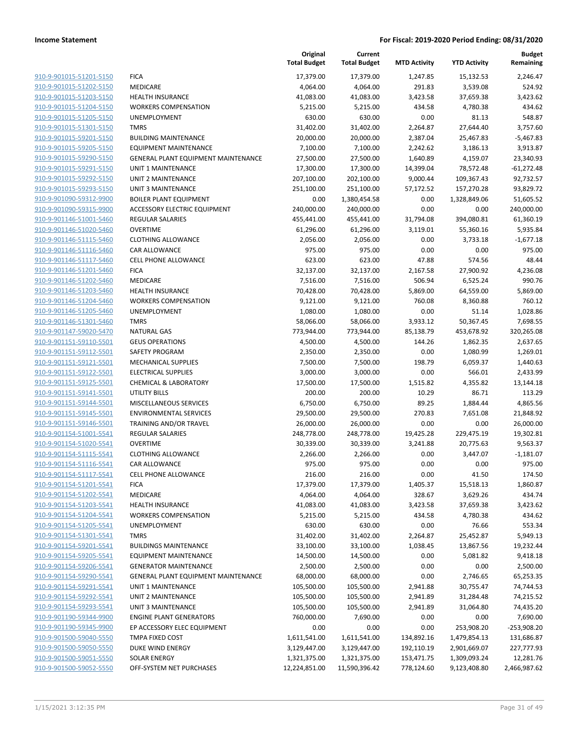**Income Statement** | **For Fiscal: 2019-2020 Period Ending: 08/31/2020**

| | | Original Total Budget | Current Total Budget | MTD Activity | YTD Activity | Budget Remaining |
|---|---|---|---|---|---|---|
| 910-9-901015-51201-5150 | FICA | 17,379.00 | 17,379.00 | 1,247.85 | 15,132.53 | 2,246.47 |
| 910-9-901015-51202-5150 | MEDICARE | 4,064.00 | 4,064.00 | 291.83 | 3,539.08 | 524.92 |
| 910-9-901015-51203-5150 | HEALTH INSURANCE | 41,083.00 | 41,083.00 | 3,423.58 | 37,659.38 | 3,423.62 |
| 910-9-901015-51204-5150 | WORKERS COMPENSATION | 5,215.00 | 5,215.00 | 434.58 | 4,780.38 | 434.62 |
| 910-9-901015-51205-5150 | UNEMPLOYMENT | 630.00 | 630.00 | 0.00 | 81.13 | 548.87 |
| 910-9-901015-51301-5150 | TMRS | 31,402.00 | 31,402.00 | 2,264.87 | 27,644.40 | 3,757.60 |
| 910-9-901015-59201-5150 | BUILDING MAINTENANCE | 20,000.00 | 20,000.00 | 2,387.04 | 25,467.83 | -5,467.83 |
| 910-9-901015-59205-5150 | EQUIPMENT MAINTENANCE | 7,100.00 | 7,100.00 | 2,242.62 | 3,186.13 | 3,913.87 |
| 910-9-901015-59290-5150 | GENERAL PLANT EQUIPMENT MAINTENANCE | 27,500.00 | 27,500.00 | 1,640.89 | 4,159.07 | 23,340.93 |
| 910-9-901015-59291-5150 | UNIT 1 MAINTENANCE | 17,300.00 | 17,300.00 | 14,399.04 | 78,572.48 | -61,272.48 |
| 910-9-901015-59292-5150 | UNIT 2 MAINTENANCE | 207,100.00 | 202,100.00 | 9,000.44 | 109,367.43 | 92,732.57 |
| 910-9-901015-59293-5150 | UNIT 3 MAINTENANCE | 251,100.00 | 251,100.00 | 57,172.52 | 157,270.28 | 93,829.72 |
| 910-9-901090-59312-9900 | BOILER PLANT EQUIPMENT | 0.00 | 1,380,454.58 | 0.00 | 1,328,849.06 | 51,605.52 |
| 910-9-901090-59315-9900 | ACCESSORY ELECTRIC EQUIPMENT | 240,000.00 | 240,000.00 | 0.00 | 0.00 | 240,000.00 |
| 910-9-901146-51001-5460 | REGULAR SALARIES | 455,441.00 | 455,441.00 | 31,794.08 | 394,080.81 | 61,360.19 |
| 910-9-901146-51020-5460 | OVERTIME | 61,296.00 | 61,296.00 | 3,119.01 | 55,360.16 | 5,935.84 |
| 910-9-901146-51115-5460 | CLOTHING ALLOWANCE | 2,056.00 | 2,056.00 | 0.00 | 3,733.18 | -1,677.18 |
| 910-9-901146-51116-5460 | CAR ALLOWANCE | 975.00 | 975.00 | 0.00 | 0.00 | 975.00 |
| 910-9-901146-51117-5460 | CELL PHONE ALLOWANCE | 623.00 | 623.00 | 47.88 | 574.56 | 48.44 |
| 910-9-901146-51201-5460 | FICA | 32,137.00 | 32,137.00 | 2,167.58 | 27,900.92 | 4,236.08 |
| 910-9-901146-51202-5460 | MEDICARE | 7,516.00 | 7,516.00 | 506.94 | 6,525.24 | 990.76 |
| 910-9-901146-51203-5460 | HEALTH INSURANCE | 70,428.00 | 70,428.00 | 5,869.00 | 64,559.00 | 5,869.00 |
| 910-9-901146-51204-5460 | WORKERS COMPENSATION | 9,121.00 | 9,121.00 | 760.08 | 8,360.88 | 760.12 |
| 910-9-901146-51205-5460 | UNEMPLOYMENT | 1,080.00 | 1,080.00 | 0.00 | 51.14 | 1,028.86 |
| 910-9-901146-51301-5460 | TMRS | 58,066.00 | 58,066.00 | 3,933.12 | 50,367.45 | 7,698.55 |
| 910-9-901147-59020-5470 | NATURAL GAS | 773,944.00 | 773,944.00 | 85,138.79 | 453,678.92 | 320,265.08 |
| 910-9-901151-59110-5501 | GEUS OPERATIONS | 4,500.00 | 4,500.00 | 144.26 | 1,862.35 | 2,637.65 |
| 910-9-901151-59112-5501 | SAFETY PROGRAM | 2,350.00 | 2,350.00 | 0.00 | 1,080.99 | 1,269.01 |
| 910-9-901151-59121-5501 | MECHANICAL SUPPLIES | 7,500.00 | 7,500.00 | 198.79 | 6,059.37 | 1,440.63 |
| 910-9-901151-59122-5501 | ELECTRICAL SUPPLIES | 3,000.00 | 3,000.00 | 0.00 | 566.01 | 2,433.99 |
| 910-9-901151-59125-5501 | CHEMICAL & LABORATORY | 17,500.00 | 17,500.00 | 1,515.82 | 4,355.82 | 13,144.18 |
| 910-9-901151-59141-5501 | UTILITY BILLS | 200.00 | 200.00 | 10.29 | 86.71 | 113.29 |
| 910-9-901151-59144-5501 | MISCELLANEOUS SERVICES | 6,750.00 | 6,750.00 | 89.25 | 1,884.44 | 4,865.56 |
| 910-9-901151-59145-5501 | ENVIRONMENTAL SERVICES | 29,500.00 | 29,500.00 | 270.83 | 7,651.08 | 21,848.92 |
| 910-9-901151-59146-5501 | TRAINING AND/OR TRAVEL | 26,000.00 | 26,000.00 | 0.00 | 0.00 | 26,000.00 |
| 910-9-901154-51001-5541 | REGULAR SALARIES | 248,778.00 | 248,778.00 | 19,425.28 | 229,475.19 | 19,302.81 |
| 910-9-901154-51020-5541 | OVERTIME | 30,339.00 | 30,339.00 | 3,241.88 | 20,775.63 | 9,563.37 |
| 910-9-901154-51115-5541 | CLOTHING ALLOWANCE | 2,266.00 | 2,266.00 | 0.00 | 3,447.07 | -1,181.07 |
| 910-9-901154-51116-5541 | CAR ALLOWANCE | 975.00 | 975.00 | 0.00 | 0.00 | 975.00 |
| 910-9-901154-51117-5541 | CELL PHONE ALLOWANCE | 216.00 | 216.00 | 0.00 | 41.50 | 174.50 |
| 910-9-901154-51201-5541 | FICA | 17,379.00 | 17,379.00 | 1,405.37 | 15,518.13 | 1,860.87 |
| 910-9-901154-51202-5541 | MEDICARE | 4,064.00 | 4,064.00 | 328.67 | 3,629.26 | 434.74 |
| 910-9-901154-51203-5541 | HEALTH INSURANCE | 41,083.00 | 41,083.00 | 3,423.58 | 37,659.38 | 3,423.62 |
| 910-9-901154-51204-5541 | WORKERS COMPENSATION | 5,215.00 | 5,215.00 | 434.58 | 4,780.38 | 434.62 |
| 910-9-901154-51205-5541 | UNEMPLOYMENT | 630.00 | 630.00 | 0.00 | 76.66 | 553.34 |
| 910-9-901154-51301-5541 | TMRS | 31,402.00 | 31,402.00 | 2,264.87 | 25,452.87 | 5,949.13 |
| 910-9-901154-59201-5541 | BUILDINGS MAINTENANCE | 33,100.00 | 33,100.00 | 1,038.45 | 13,867.56 | 19,232.44 |
| 910-9-901154-59205-5541 | EQUIPMENT MAINTENANCE | 14,500.00 | 14,500.00 | 0.00 | 5,081.82 | 9,418.18 |
| 910-9-901154-59206-5541 | GENERATOR MAINTENANCE | 2,500.00 | 2,500.00 | 0.00 | 0.00 | 2,500.00 |
| 910-9-901154-59290-5541 | GENERAL PLANT EQUIPMENT MAINTENANCE | 68,000.00 | 68,000.00 | 0.00 | 2,746.65 | 65,253.35 |
| 910-9-901154-59291-5541 | UNIT 1 MAINTENANCE | 105,500.00 | 105,500.00 | 2,941.88 | 30,755.47 | 74,744.53 |
| 910-9-901154-59292-5541 | UNIT 2 MAINTENANCE | 105,500.00 | 105,500.00 | 2,941.89 | 31,284.48 | 74,215.52 |
| 910-9-901154-59293-5541 | UNIT 3 MAINTENANCE | 105,500.00 | 105,500.00 | 2,941.89 | 31,064.80 | 74,435.20 |
| 910-9-901190-59344-9900 | ENGINE PLANT GENERATORS | 760,000.00 | 7,690.00 | 0.00 | 0.00 | 7,690.00 |
| 910-9-901190-59345-9900 | EP ACCESSORY ELEC EQUIPMENT | 0.00 | 0.00 | 0.00 | 253,908.20 | -253,908.20 |
| 910-9-901500-59040-5550 | TMPA FIXED COST | 1,611,541.00 | 1,611,541.00 | 134,892.16 | 1,479,854.13 | 131,686.87 |
| 910-9-901500-59050-5550 | DUKE WIND ENERGY | 3,129,447.00 | 3,129,447.00 | 192,110.19 | 2,901,669.07 | 227,777.93 |
| 910-9-901500-59051-5550 | SOLAR ENERGY | 1,321,375.00 | 1,321,375.00 | 153,471.75 | 1,309,093.24 | 12,281.76 |
| 910-9-901500-59052-5550 | OFF-SYSTEM NET PURCHASES | 12,224,851.00 | 11,590,396.42 | 778,124.60 | 9,123,408.80 | 2,466,987.62 |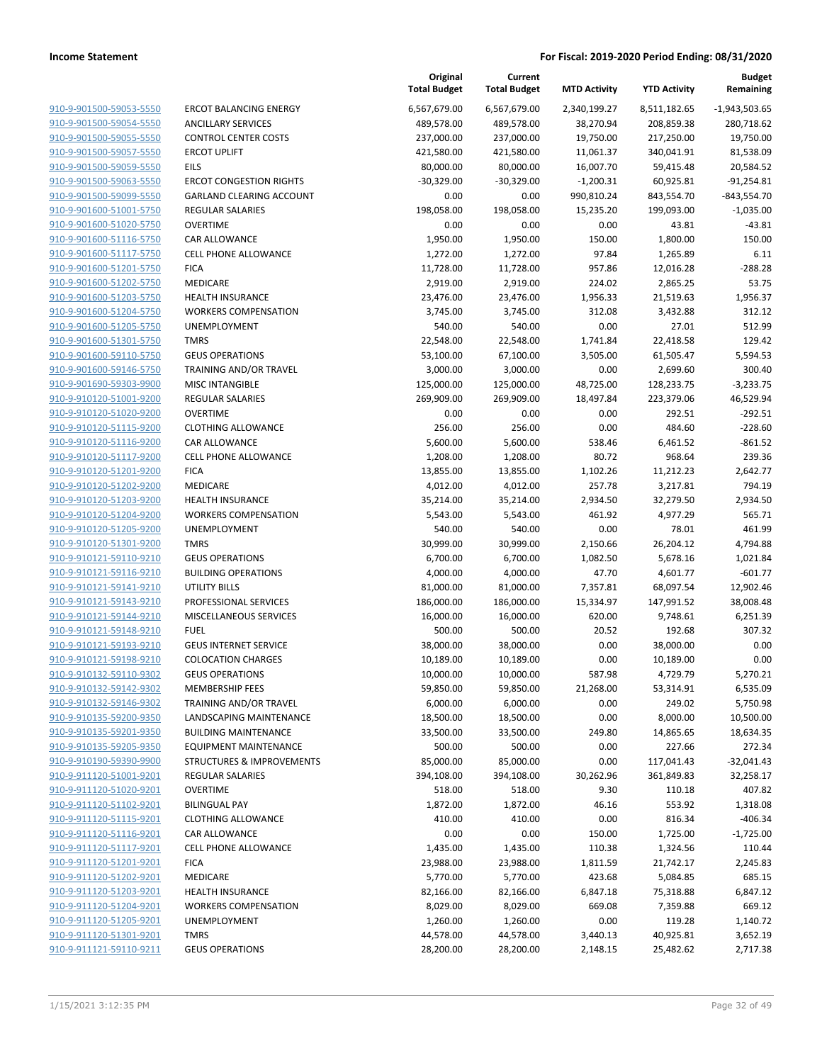**Income Statement** **For Fiscal: 2019-2020 Period Ending: 08/31/2020**

| | | Original Total Budget | Current Total Budget | MTD Activity | YTD Activity | Budget Remaining |
|---|---|---|---|---|---|---|
| 910-9-901500-59053-5550 | ERCOT BALANCING ENERGY | 6,567,679.00 | 6,567,679.00 | 2,340,199.27 | 8,511,182.65 | -1,943,503.65 |
| 910-9-901500-59054-5550 | ANCILLARY SERVICES | 489,578.00 | 489,578.00 | 38,270.94 | 208,859.38 | 280,718.62 |
| 910-9-901500-59055-5550 | CONTROL CENTER COSTS | 237,000.00 | 237,000.00 | 19,750.00 | 217,250.00 | 19,750.00 |
| 910-9-901500-59057-5550 | ERCOT UPLIFT | 421,580.00 | 421,580.00 | 11,061.37 | 340,041.91 | 81,538.09 |
| 910-9-901500-59059-5550 | EILS | 80,000.00 | 80,000.00 | 16,007.70 | 59,415.48 | 20,584.52 |
| 910-9-901500-59063-5550 | ERCOT CONGESTION RIGHTS | -30,329.00 | -30,329.00 | -1,200.31 | 60,925.81 | -91,254.81 |
| 910-9-901500-59099-5550 | GARLAND CLEARING ACCOUNT | 0.00 | 0.00 | 990,810.24 | 843,554.70 | -843,554.70 |
| 910-9-901600-51001-5750 | REGULAR SALARIES | 198,058.00 | 198,058.00 | 15,235.20 | 199,093.00 | -1,035.00 |
| 910-9-901600-51020-5750 | OVERTIME | 0.00 | 0.00 | 0.00 | 43.81 | -43.81 |
| 910-9-901600-51116-5750 | CAR ALLOWANCE | 1,950.00 | 1,950.00 | 150.00 | 1,800.00 | 150.00 |
| 910-9-901600-51117-5750 | CELL PHONE ALLOWANCE | 1,272.00 | 1,272.00 | 97.84 | 1,265.89 | 6.11 |
| 910-9-901600-51201-5750 | FICA | 11,728.00 | 11,728.00 | 957.86 | 12,016.28 | -288.28 |
| 910-9-901600-51202-5750 | MEDICARE | 2,919.00 | 2,919.00 | 224.02 | 2,865.25 | 53.75 |
| 910-9-901600-51203-5750 | HEALTH INSURANCE | 23,476.00 | 23,476.00 | 1,956.33 | 21,519.63 | 1,956.37 |
| 910-9-901600-51204-5750 | WORKERS COMPENSATION | 3,745.00 | 3,745.00 | 312.08 | 3,432.88 | 312.12 |
| 910-9-901600-51205-5750 | UNEMPLOYMENT | 540.00 | 540.00 | 0.00 | 27.01 | 512.99 |
| 910-9-901600-51301-5750 | TMRS | 22,548.00 | 22,548.00 | 1,741.84 | 22,418.58 | 129.42 |
| 910-9-901600-59110-5750 | GEUS OPERATIONS | 53,100.00 | 67,100.00 | 3,505.00 | 61,505.47 | 5,594.53 |
| 910-9-901600-59146-5750 | TRAINING AND/OR TRAVEL | 3,000.00 | 3,000.00 | 0.00 | 2,699.60 | 300.40 |
| 910-9-901690-59303-9900 | MISC INTANGIBLE | 125,000.00 | 125,000.00 | 48,725.00 | 128,233.75 | -3,233.75 |
| 910-9-910120-51001-9200 | REGULAR SALARIES | 269,909.00 | 269,909.00 | 18,497.84 | 223,379.06 | 46,529.94 |
| 910-9-910120-51020-9200 | OVERTIME | 0.00 | 0.00 | 0.00 | 292.51 | -292.51 |
| 910-9-910120-51115-9200 | CLOTHING ALLOWANCE | 256.00 | 256.00 | 0.00 | 484.60 | -228.60 |
| 910-9-910120-51116-9200 | CAR ALLOWANCE | 5,600.00 | 5,600.00 | 538.46 | 6,461.52 | -861.52 |
| 910-9-910120-51117-9200 | CELL PHONE ALLOWANCE | 1,208.00 | 1,208.00 | 80.72 | 968.64 | 239.36 |
| 910-9-910120-51201-9200 | FICA | 13,855.00 | 13,855.00 | 1,102.26 | 11,212.23 | 2,642.77 |
| 910-9-910120-51202-9200 | MEDICARE | 4,012.00 | 4,012.00 | 257.78 | 3,217.81 | 794.19 |
| 910-9-910120-51203-9200 | HEALTH INSURANCE | 35,214.00 | 35,214.00 | 2,934.50 | 32,279.50 | 2,934.50 |
| 910-9-910120-51204-9200 | WORKERS COMPENSATION | 5,543.00 | 5,543.00 | 461.92 | 4,977.29 | 565.71 |
| 910-9-910120-51205-9200 | UNEMPLOYMENT | 540.00 | 540.00 | 0.00 | 78.01 | 461.99 |
| 910-9-910120-51301-9200 | TMRS | 30,999.00 | 30,999.00 | 2,150.66 | 26,204.12 | 4,794.88 |
| 910-9-910121-59110-9210 | GEUS OPERATIONS | 6,700.00 | 6,700.00 | 1,082.50 | 5,678.16 | 1,021.84 |
| 910-9-910121-59116-9210 | BUILDING OPERATIONS | 4,000.00 | 4,000.00 | 47.70 | 4,601.77 | -601.77 |
| 910-9-910121-59141-9210 | UTILITY BILLS | 81,000.00 | 81,000.00 | 7,357.81 | 68,097.54 | 12,902.46 |
| 910-9-910121-59143-9210 | PROFESSIONAL SERVICES | 186,000.00 | 186,000.00 | 15,334.97 | 147,991.52 | 38,008.48 |
| 910-9-910121-59144-9210 | MISCELLANEOUS SERVICES | 16,000.00 | 16,000.00 | 620.00 | 9,748.61 | 6,251.39 |
| 910-9-910121-59148-9210 | FUEL | 500.00 | 500.00 | 20.52 | 192.68 | 307.32 |
| 910-9-910121-59193-9210 | GEUS INTERNET SERVICE | 38,000.00 | 38,000.00 | 0.00 | 38,000.00 | 0.00 |
| 910-9-910121-59198-9210 | COLOCATION CHARGES | 10,189.00 | 10,189.00 | 0.00 | 10,189.00 | 0.00 |
| 910-9-910132-59110-9302 | GEUS OPERATIONS | 10,000.00 | 10,000.00 | 587.98 | 4,729.79 | 5,270.21 |
| 910-9-910132-59142-9302 | MEMBERSHIP FEES | 59,850.00 | 59,850.00 | 21,268.00 | 53,314.91 | 6,535.09 |
| 910-9-910132-59146-9302 | TRAINING AND/OR TRAVEL | 6,000.00 | 6,000.00 | 0.00 | 249.02 | 5,750.98 |
| 910-9-910135-59200-9350 | LANDSCAPING MAINTENANCE | 18,500.00 | 18,500.00 | 0.00 | 8,000.00 | 10,500.00 |
| 910-9-910135-59201-9350 | BUILDING MAINTENANCE | 33,500.00 | 33,500.00 | 249.80 | 14,865.65 | 18,634.35 |
| 910-9-910135-59205-9350 | EQUIPMENT MAINTENANCE | 500.00 | 500.00 | 0.00 | 227.66 | 272.34 |
| 910-9-910190-59390-9900 | STRUCTURES & IMPROVEMENTS | 85,000.00 | 85,000.00 | 0.00 | 117,041.43 | -32,041.43 |
| 910-9-911120-51001-9201 | REGULAR SALARIES | 394,108.00 | 394,108.00 | 30,262.96 | 361,849.83 | 32,258.17 |
| 910-9-911120-51020-9201 | OVERTIME | 518.00 | 518.00 | 9.30 | 110.18 | 407.82 |
| 910-9-911120-51102-9201 | BILINGUAL PAY | 1,872.00 | 1,872.00 | 46.16 | 553.92 | 1,318.08 |
| 910-9-911120-51115-9201 | CLOTHING ALLOWANCE | 410.00 | 410.00 | 0.00 | 816.34 | -406.34 |
| 910-9-911120-51116-9201 | CAR ALLOWANCE | 0.00 | 0.00 | 150.00 | 1,725.00 | -1,725.00 |
| 910-9-911120-51117-9201 | CELL PHONE ALLOWANCE | 1,435.00 | 1,435.00 | 110.38 | 1,324.56 | 110.44 |
| 910-9-911120-51201-9201 | FICA | 23,988.00 | 23,988.00 | 1,811.59 | 21,742.17 | 2,245.83 |
| 910-9-911120-51202-9201 | MEDICARE | 5,770.00 | 5,770.00 | 423.68 | 5,084.85 | 685.15 |
| 910-9-911120-51203-9201 | HEALTH INSURANCE | 82,166.00 | 82,166.00 | 6,847.18 | 75,318.88 | 6,847.12 |
| 910-9-911120-51204-9201 | WORKERS COMPENSATION | 8,029.00 | 8,029.00 | 669.08 | 7,359.88 | 669.12 |
| 910-9-911120-51205-9201 | UNEMPLOYMENT | 1,260.00 | 1,260.00 | 0.00 | 119.28 | 1,140.72 |
| 910-9-911120-51301-9201 | TMRS | 44,578.00 | 44,578.00 | 3,440.13 | 40,925.81 | 3,652.19 |
| 910-9-911121-59110-9211 | GEUS OPERATIONS | 28,200.00 | 28,200.00 | 2,148.15 | 25,482.62 | 2,717.38 |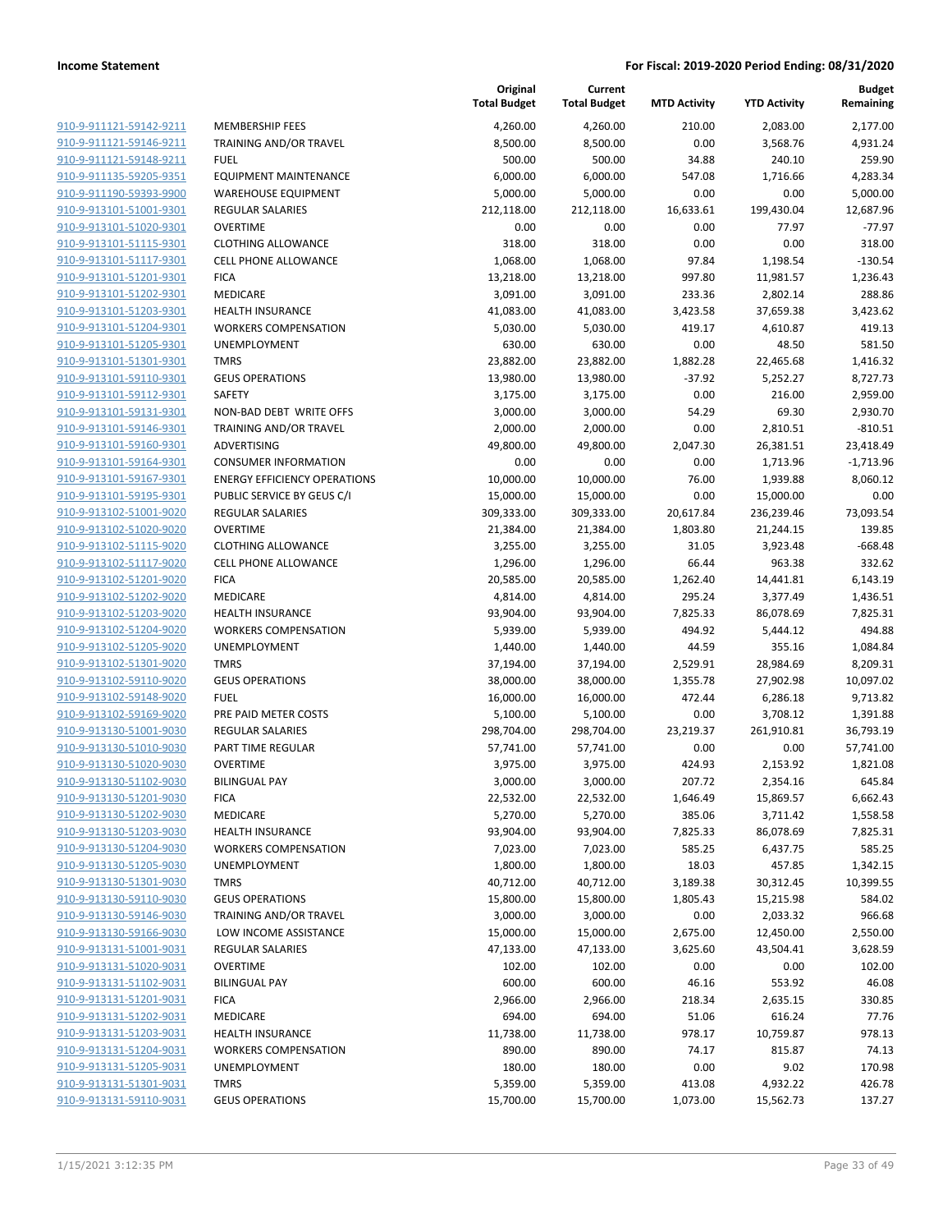| | | Original Total Budget | Current Total Budget | MTD Activity | YTD Activity | Budget Remaining |
|---|---|---|---|---|---|---|
| 910-9-911121-59142-9211 | MEMBERSHIP FEES | 4,260.00 | 4,260.00 | 210.00 | 2,083.00 | 2,177.00 |
| 910-9-911121-59146-9211 | TRAINING AND/OR TRAVEL | 8,500.00 | 8,500.00 | 0.00 | 3,568.76 | 4,931.24 |
| 910-9-911121-59148-9211 | FUEL | 500.00 | 500.00 | 34.88 | 240.10 | 259.90 |
| 910-9-911135-59205-9351 | EQUIPMENT MAINTENANCE | 6,000.00 | 6,000.00 | 547.08 | 1,716.66 | 4,283.34 |
| 910-9-911190-59393-9900 | WAREHOUSE EQUIPMENT | 5,000.00 | 5,000.00 | 0.00 | 0.00 | 5,000.00 |
| 910-9-913101-51001-9301 | REGULAR SALARIES | 212,118.00 | 212,118.00 | 16,633.61 | 199,430.04 | 12,687.96 |
| 910-9-913101-51020-9301 | OVERTIME | 0.00 | 0.00 | 0.00 | 77.97 | -77.97 |
| 910-9-913101-51115-9301 | CLOTHING ALLOWANCE | 318.00 | 318.00 | 0.00 | 0.00 | 318.00 |
| 910-9-913101-51117-9301 | CELL PHONE ALLOWANCE | 1,068.00 | 1,068.00 | 97.84 | 1,198.54 | -130.54 |
| 910-9-913101-51201-9301 | FICA | 13,218.00 | 13,218.00 | 997.80 | 11,981.57 | 1,236.43 |
| 910-9-913101-51202-9301 | MEDICARE | 3,091.00 | 3,091.00 | 233.36 | 2,802.14 | 288.86 |
| 910-9-913101-51203-9301 | HEALTH INSURANCE | 41,083.00 | 41,083.00 | 3,423.58 | 37,659.38 | 3,423.62 |
| 910-9-913101-51204-9301 | WORKERS COMPENSATION | 5,030.00 | 5,030.00 | 419.17 | 4,610.87 | 419.13 |
| 910-9-913101-51205-9301 | UNEMPLOYMENT | 630.00 | 630.00 | 0.00 | 48.50 | 581.50 |
| 910-9-913101-51301-9301 | TMRS | 23,882.00 | 23,882.00 | 1,882.28 | 22,465.68 | 1,416.32 |
| 910-9-913101-59110-9301 | GEUS OPERATIONS | 13,980.00 | 13,980.00 | -37.92 | 5,252.27 | 8,727.73 |
| 910-9-913101-59112-9301 | SAFETY | 3,175.00 | 3,175.00 | 0.00 | 216.00 | 2,959.00 |
| 910-9-913101-59131-9301 | NON-BAD DEBT WRITE OFFS | 3,000.00 | 3,000.00 | 54.29 | 69.30 | 2,930.70 |
| 910-9-913101-59146-9301 | TRAINING AND/OR TRAVEL | 2,000.00 | 2,000.00 | 0.00 | 2,810.51 | -810.51 |
| 910-9-913101-59160-9301 | ADVERTISING | 49,800.00 | 49,800.00 | 2,047.30 | 26,381.51 | 23,418.49 |
| 910-9-913101-59164-9301 | CONSUMER INFORMATION | 0.00 | 0.00 | 0.00 | 1,713.96 | -1,713.96 |
| 910-9-913101-59167-9301 | ENERGY EFFICIENCY OPERATIONS | 10,000.00 | 10,000.00 | 76.00 | 1,939.88 | 8,060.12 |
| 910-9-913101-59195-9301 | PUBLIC SERVICE BY GEUS C/I | 15,000.00 | 15,000.00 | 0.00 | 15,000.00 | 0.00 |
| 910-9-913102-51001-9020 | REGULAR SALARIES | 309,333.00 | 309,333.00 | 20,617.84 | 236,239.46 | 73,093.54 |
| 910-9-913102-51020-9020 | OVERTIME | 21,384.00 | 21,384.00 | 1,803.80 | 21,244.15 | 139.85 |
| 910-9-913102-51115-9020 | CLOTHING ALLOWANCE | 3,255.00 | 3,255.00 | 31.05 | 3,923.48 | -668.48 |
| 910-9-913102-51117-9020 | CELL PHONE ALLOWANCE | 1,296.00 | 1,296.00 | 66.44 | 963.38 | 332.62 |
| 910-9-913102-51201-9020 | FICA | 20,585.00 | 20,585.00 | 1,262.40 | 14,441.81 | 6,143.19 |
| 910-9-913102-51202-9020 | MEDICARE | 4,814.00 | 4,814.00 | 295.24 | 3,377.49 | 1,436.51 |
| 910-9-913102-51203-9020 | HEALTH INSURANCE | 93,904.00 | 93,904.00 | 7,825.33 | 86,078.69 | 7,825.31 |
| 910-9-913102-51204-9020 | WORKERS COMPENSATION | 5,939.00 | 5,939.00 | 494.92 | 5,444.12 | 494.88 |
| 910-9-913102-51205-9020 | UNEMPLOYMENT | 1,440.00 | 1,440.00 | 44.59 | 355.16 | 1,084.84 |
| 910-9-913102-51301-9020 | TMRS | 37,194.00 | 37,194.00 | 2,529.91 | 28,984.69 | 8,209.31 |
| 910-9-913102-59110-9020 | GEUS OPERATIONS | 38,000.00 | 38,000.00 | 1,355.78 | 27,902.98 | 10,097.02 |
| 910-9-913102-59148-9020 | FUEL | 16,000.00 | 16,000.00 | 472.44 | 6,286.18 | 9,713.82 |
| 910-9-913102-59169-9020 | PRE PAID METER COSTS | 5,100.00 | 5,100.00 | 0.00 | 3,708.12 | 1,391.88 |
| 910-9-913130-51001-9030 | REGULAR SALARIES | 298,704.00 | 298,704.00 | 23,219.37 | 261,910.81 | 36,793.19 |
| 910-9-913130-51010-9030 | PART TIME REGULAR | 57,741.00 | 57,741.00 | 0.00 | 0.00 | 57,741.00 |
| 910-9-913130-51020-9030 | OVERTIME | 3,975.00 | 3,975.00 | 424.93 | 2,153.92 | 1,821.08 |
| 910-9-913130-51102-9030 | BILINGUAL PAY | 3,000.00 | 3,000.00 | 207.72 | 2,354.16 | 645.84 |
| 910-9-913130-51201-9030 | FICA | 22,532.00 | 22,532.00 | 1,646.49 | 15,869.57 | 6,662.43 |
| 910-9-913130-51202-9030 | MEDICARE | 5,270.00 | 5,270.00 | 385.06 | 3,711.42 | 1,558.58 |
| 910-9-913130-51203-9030 | HEALTH INSURANCE | 93,904.00 | 93,904.00 | 7,825.33 | 86,078.69 | 7,825.31 |
| 910-9-913130-51204-9030 | WORKERS COMPENSATION | 7,023.00 | 7,023.00 | 585.25 | 6,437.75 | 585.25 |
| 910-9-913130-51205-9030 | UNEMPLOYMENT | 1,800.00 | 1,800.00 | 18.03 | 457.85 | 1,342.15 |
| 910-9-913130-51301-9030 | TMRS | 40,712.00 | 40,712.00 | 3,189.38 | 30,312.45 | 10,399.55 |
| 910-9-913130-59110-9030 | GEUS OPERATIONS | 15,800.00 | 15,800.00 | 1,805.43 | 15,215.98 | 584.02 |
| 910-9-913130-59146-9030 | TRAINING AND/OR TRAVEL | 3,000.00 | 3,000.00 | 0.00 | 2,033.32 | 966.68 |
| 910-9-913130-59166-9030 | LOW INCOME ASSISTANCE | 15,000.00 | 15,000.00 | 2,675.00 | 12,450.00 | 2,550.00 |
| 910-9-913131-51001-9031 | REGULAR SALARIES | 47,133.00 | 47,133.00 | 3,625.60 | 43,504.41 | 3,628.59 |
| 910-9-913131-51020-9031 | OVERTIME | 102.00 | 102.00 | 0.00 | 0.00 | 102.00 |
| 910-9-913131-51102-9031 | BILINGUAL PAY | 600.00 | 600.00 | 46.16 | 553.92 | 46.08 |
| 910-9-913131-51201-9031 | FICA | 2,966.00 | 2,966.00 | 218.34 | 2,635.15 | 330.85 |
| 910-9-913131-51202-9031 | MEDICARE | 694.00 | 694.00 | 51.06 | 616.24 | 77.76 |
| 910-9-913131-51203-9031 | HEALTH INSURANCE | 11,738.00 | 11,738.00 | 978.17 | 10,759.87 | 978.13 |
| 910-9-913131-51204-9031 | WORKERS COMPENSATION | 890.00 | 890.00 | 74.17 | 815.87 | 74.13 |
| 910-9-913131-51205-9031 | UNEMPLOYMENT | 180.00 | 180.00 | 0.00 | 9.02 | 170.98 |
| 910-9-913131-51301-9031 | TMRS | 5,359.00 | 5,359.00 | 413.08 | 4,932.22 | 426.78 |
| 910-9-913131-59110-9031 | GEUS OPERATIONS | 15,700.00 | 15,700.00 | 1,073.00 | 15,562.73 | 137.27 |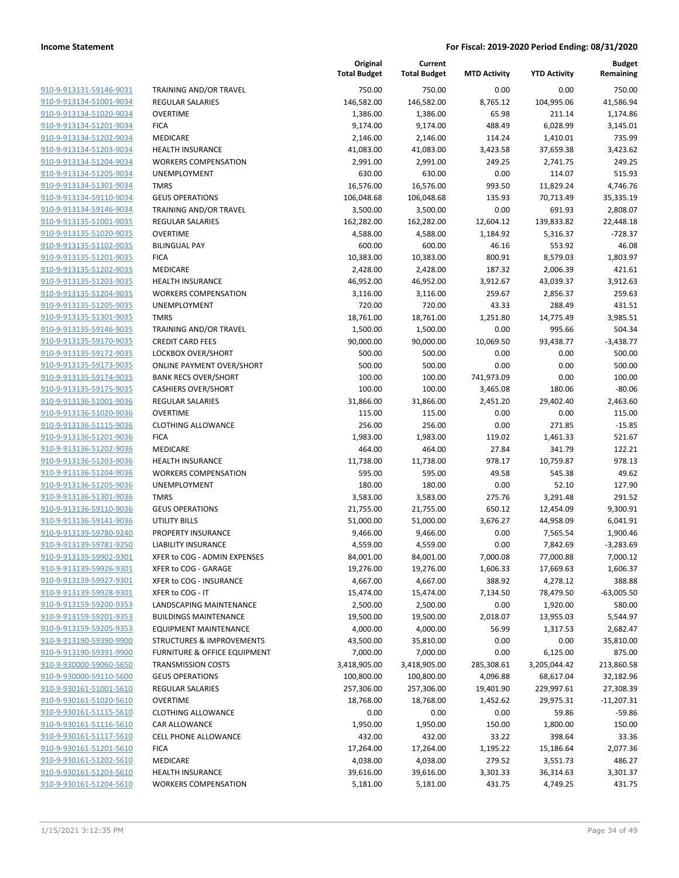**Income Statement** | **For Fiscal: 2019-2020 Period Ending: 08/31/2020**

| | | Original Total Budget | Current Total Budget | MTD Activity | YTD Activity | Budget Remaining |
|---|---|---|---|---|---|---|
| 910-9-913131-59146-9031 | TRAINING AND/OR TRAVEL | 750.00 | 750.00 | 0.00 | 0.00 | 750.00 |
| 910-9-913134-51001-9034 | REGULAR SALARIES | 146,582.00 | 146,582.00 | 8,765.12 | 104,995.06 | 41,586.94 |
| 910-9-913134-51020-9034 | OVERTIME | 1,386.00 | 1,386.00 | 65.98 | 211.14 | 1,174.86 |
| 910-9-913134-51201-9034 | FICA | 9,174.00 | 9,174.00 | 488.49 | 6,028.99 | 3,145.01 |
| 910-9-913134-51202-9034 | MEDICARE | 2,146.00 | 2,146.00 | 114.24 | 1,410.01 | 735.99 |
| 910-9-913134-51203-9034 | HEALTH INSURANCE | 41,083.00 | 41,083.00 | 3,423.58 | 37,659.38 | 3,423.62 |
| 910-9-913134-51204-9034 | WORKERS COMPENSATION | 2,991.00 | 2,991.00 | 249.25 | 2,741.75 | 249.25 |
| 910-9-913134-51205-9034 | UNEMPLOYMENT | 630.00 | 630.00 | 0.00 | 114.07 | 515.93 |
| 910-9-913134-51301-9034 | TMRS | 16,576.00 | 16,576.00 | 993.50 | 11,829.24 | 4,746.76 |
| 910-9-913134-59110-9034 | GEUS OPERATIONS | 106,048.68 | 106,048.68 | 135.93 | 70,713.49 | 35,335.19 |
| 910-9-913134-59146-9034 | TRAINING AND/OR TRAVEL | 3,500.00 | 3,500.00 | 0.00 | 691.93 | 2,808.07 |
| 910-9-913135-51001-9035 | REGULAR SALARIES | 162,282.00 | 162,282.00 | 12,604.12 | 139,833.82 | 22,448.18 |
| 910-9-913135-51020-9035 | OVERTIME | 4,588.00 | 4,588.00 | 1,184.92 | 5,316.37 | -728.37 |
| 910-9-913135-51102-9035 | BILINGUAL PAY | 600.00 | 600.00 | 46.16 | 553.92 | 46.08 |
| 910-9-913135-51201-9035 | FICA | 10,383.00 | 10,383.00 | 800.91 | 8,579.03 | 1,803.97 |
| 910-9-913135-51202-9035 | MEDICARE | 2,428.00 | 2,428.00 | 187.32 | 2,006.39 | 421.61 |
| 910-9-913135-51203-9035 | HEALTH INSURANCE | 46,952.00 | 46,952.00 | 3,912.67 | 43,039.37 | 3,912.63 |
| 910-9-913135-51204-9035 | WORKERS COMPENSATION | 3,116.00 | 3,116.00 | 259.67 | 2,856.37 | 259.63 |
| 910-9-913135-51205-9035 | UNEMPLOYMENT | 720.00 | 720.00 | 43.33 | 288.49 | 431.51 |
| 910-9-913135-51301-9035 | TMRS | 18,761.00 | 18,761.00 | 1,251.80 | 14,775.49 | 3,985.51 |
| 910-9-913135-59146-9035 | TRAINING AND/OR TRAVEL | 1,500.00 | 1,500.00 | 0.00 | 995.66 | 504.34 |
| 910-9-913135-59170-9035 | CREDIT CARD FEES | 90,000.00 | 90,000.00 | 10,069.50 | 93,438.77 | -3,438.77 |
| 910-9-913135-59172-9035 | LOCKBOX OVER/SHORT | 500.00 | 500.00 | 0.00 | 0.00 | 500.00 |
| 910-9-913135-59173-9035 | ONLINE PAYMENT OVER/SHORT | 500.00 | 500.00 | 0.00 | 0.00 | 500.00 |
| 910-9-913135-59174-9035 | BANK RECS OVER/SHORT | 100.00 | 100.00 | 741,973.09 | 0.00 | 100.00 |
| 910-9-913135-59175-9035 | CASHIERS OVER/SHORT | 100.00 | 100.00 | 3,465.08 | 180.06 | -80.06 |
| 910-9-913136-51001-9036 | REGULAR SALARIES | 31,866.00 | 31,866.00 | 2,451.20 | 29,402.40 | 2,463.60 |
| 910-9-913136-51020-9036 | OVERTIME | 115.00 | 115.00 | 0.00 | 0.00 | 115.00 |
| 910-9-913136-51115-9036 | CLOTHING ALLOWANCE | 256.00 | 256.00 | 0.00 | 271.85 | -15.85 |
| 910-9-913136-51201-9036 | FICA | 1,983.00 | 1,983.00 | 119.02 | 1,461.33 | 521.67 |
| 910-9-913136-51202-9036 | MEDICARE | 464.00 | 464.00 | 27.84 | 341.79 | 122.21 |
| 910-9-913136-51203-9036 | HEALTH INSURANCE | 11,738.00 | 11,738.00 | 978.17 | 10,759.87 | 978.13 |
| 910-9-913136-51204-9036 | WORKERS COMPENSATION | 595.00 | 595.00 | 49.58 | 545.38 | 49.62 |
| 910-9-913136-51205-9036 | UNEMPLOYMENT | 180.00 | 180.00 | 0.00 | 52.10 | 127.90 |
| 910-9-913136-51301-9036 | TMRS | 3,583.00 | 3,583.00 | 275.76 | 3,291.48 | 291.52 |
| 910-9-913136-59110-9036 | GEUS OPERATIONS | 21,755.00 | 21,755.00 | 650.12 | 12,454.09 | 9,300.91 |
| 910-9-913136-59141-9036 | UTILITY BILLS | 51,000.00 | 51,000.00 | 3,676.27 | 44,958.09 | 6,041.91 |
| 910-9-913139-59780-9240 | PROPERTY INSURANCE | 9,466.00 | 9,466.00 | 0.00 | 7,565.54 | 1,900.46 |
| 910-9-913139-59781-9250 | LIABILITY INSURANCE | 4,559.00 | 4,559.00 | 0.00 | 7,842.69 | -3,283.69 |
| 910-9-913139-59902-9301 | XFER to COG - ADMIN EXPENSES | 84,001.00 | 84,001.00 | 7,000.08 | 77,000.88 | 7,000.12 |
| 910-9-913139-59926-9301 | XFER to COG - GARAGE | 19,276.00 | 19,276.00 | 1,606.33 | 17,669.63 | 1,606.37 |
| 910-9-913139-59927-9301 | XFER to COG - INSURANCE | 4,667.00 | 4,667.00 | 388.92 | 4,278.12 | 388.88 |
| 910-9-913139-59928-9301 | XFER to COG - IT | 15,474.00 | 15,474.00 | 7,134.50 | 78,479.50 | -63,005.50 |
| 910-9-913159-59200-9353 | LANDSCAPING MAINTENANCE | 2,500.00 | 2,500.00 | 0.00 | 1,920.00 | 580.00 |
| 910-9-913159-59201-9353 | BUILDINGS MAINTENANCE | 19,500.00 | 19,500.00 | 2,018.07 | 13,955.03 | 5,544.97 |
| 910-9-913159-59205-9353 | EQUIPMENT MAINTENANCE | 4,000.00 | 4,000.00 | 56.99 | 1,317.53 | 2,682.47 |
| 910-9-913190-59390-9900 | STRUCTURES & IMPROVEMENTS | 43,500.00 | 35,810.00 | 0.00 | 0.00 | 35,810.00 |
| 910-9-913190-59391-9900 | FURNITURE & OFFICE EQUIPMENT | 7,000.00 | 7,000.00 | 0.00 | 6,125.00 | 875.00 |
| 910-9-930000-59060-5650 | TRANSMISSION COSTS | 3,418,905.00 | 3,418,905.00 | 285,308.61 | 3,205,044.42 | 213,860.58 |
| 910-9-930000-59110-5600 | GEUS OPERATIONS | 100,800.00 | 100,800.00 | 4,096.88 | 68,617.04 | 32,182.96 |
| 910-9-930161-51001-5610 | REGULAR SALARIES | 257,306.00 | 257,306.00 | 19,401.90 | 229,997.61 | 27,308.39 |
| 910-9-930161-51020-5610 | OVERTIME | 18,768.00 | 18,768.00 | 1,452.62 | 29,975.31 | -11,207.31 |
| 910-9-930161-51115-5610 | CLOTHING ALLOWANCE | 0.00 | 0.00 | 0.00 | 59.86 | -59.86 |
| 910-9-930161-51116-5610 | CAR ALLOWANCE | 1,950.00 | 1,950.00 | 150.00 | 1,800.00 | 150.00 |
| 910-9-930161-51117-5610 | CELL PHONE ALLOWANCE | 432.00 | 432.00 | 33.22 | 398.64 | 33.36 |
| 910-9-930161-51201-5610 | FICA | 17,264.00 | 17,264.00 | 1,195.22 | 15,186.64 | 2,077.36 |
| 910-9-930161-51202-5610 | MEDICARE | 4,038.00 | 4,038.00 | 279.52 | 3,551.73 | 486.27 |
| 910-9-930161-51203-5610 | HEALTH INSURANCE | 39,616.00 | 39,616.00 | 3,301.33 | 36,314.63 | 3,301.37 |
| 910-9-930161-51204-5610 | WORKERS COMPENSATION | 5,181.00 | 5,181.00 | 431.75 | 4,749.25 | 431.75 |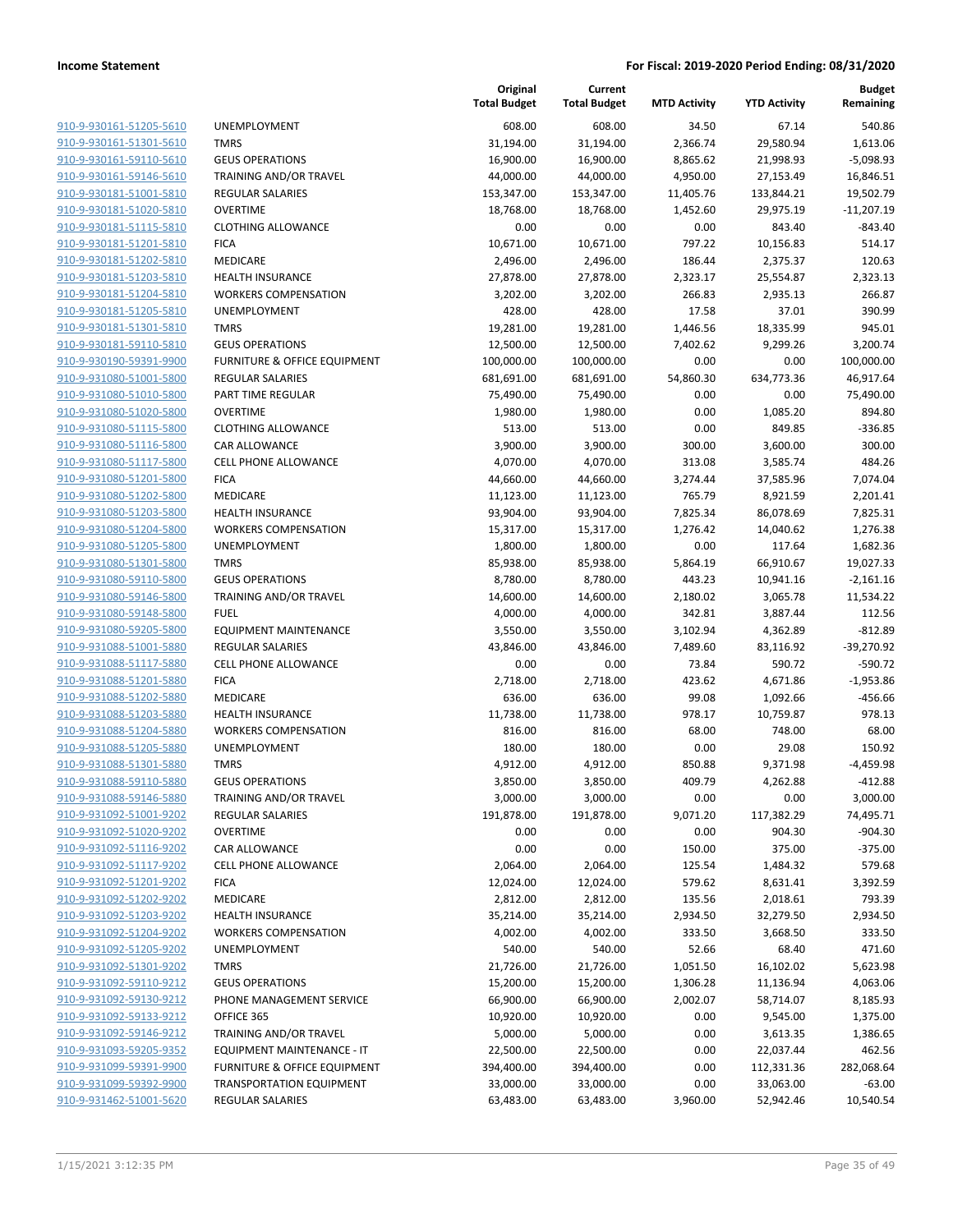| | | Original Total Budget | Current Total Budget | MTD Activity | YTD Activity | Budget Remaining |
|---|---|---|---|---|---|---|
| 910-9-930161-51205-5610 | UNEMPLOYMENT | 608.00 | 608.00 | 34.50 | 67.14 | 540.86 |
| 910-9-930161-51301-5610 | TMRS | 31,194.00 | 31,194.00 | 2,366.74 | 29,580.94 | 1,613.06 |
| 910-9-930161-59110-5610 | GEUS OPERATIONS | 16,900.00 | 16,900.00 | 8,865.62 | 21,998.93 | -5,098.93 |
| 910-9-930161-59146-5610 | TRAINING AND/OR TRAVEL | 44,000.00 | 44,000.00 | 4,950.00 | 27,153.49 | 16,846.51 |
| 910-9-930181-51001-5810 | REGULAR SALARIES | 153,347.00 | 153,347.00 | 11,405.76 | 133,844.21 | 19,502.79 |
| 910-9-930181-51020-5810 | OVERTIME | 18,768.00 | 18,768.00 | 1,452.60 | 29,975.19 | -11,207.19 |
| 910-9-930181-51115-5810 | CLOTHING ALLOWANCE | 0.00 | 0.00 | 0.00 | 843.40 | -843.40 |
| 910-9-930181-51201-5810 | FICA | 10,671.00 | 10,671.00 | 797.22 | 10,156.83 | 514.17 |
| 910-9-930181-51202-5810 | MEDICARE | 2,496.00 | 2,496.00 | 186.44 | 2,375.37 | 120.63 |
| 910-9-930181-51203-5810 | HEALTH INSURANCE | 27,878.00 | 27,878.00 | 2,323.17 | 25,554.87 | 2,323.13 |
| 910-9-930181-51204-5810 | WORKERS COMPENSATION | 3,202.00 | 3,202.00 | 266.83 | 2,935.13 | 266.87 |
| 910-9-930181-51205-5810 | UNEMPLOYMENT | 428.00 | 428.00 | 17.58 | 37.01 | 390.99 |
| 910-9-930181-51301-5810 | TMRS | 19,281.00 | 19,281.00 | 1,446.56 | 18,335.99 | 945.01 |
| 910-9-930181-59110-5810 | GEUS OPERATIONS | 12,500.00 | 12,500.00 | 7,402.62 | 9,299.26 | 3,200.74 |
| 910-9-930190-59391-9900 | FURNITURE & OFFICE EQUIPMENT | 100,000.00 | 100,000.00 | 0.00 | 0.00 | 100,000.00 |
| 910-9-931080-51001-5800 | REGULAR SALARIES | 681,691.00 | 681,691.00 | 54,860.30 | 634,773.36 | 46,917.64 |
| 910-9-931080-51010-5800 | PART TIME REGULAR | 75,490.00 | 75,490.00 | 0.00 | 0.00 | 75,490.00 |
| 910-9-931080-51020-5800 | OVERTIME | 1,980.00 | 1,980.00 | 0.00 | 1,085.20 | 894.80 |
| 910-9-931080-51115-5800 | CLOTHING ALLOWANCE | 513.00 | 513.00 | 0.00 | 849.85 | -336.85 |
| 910-9-931080-51116-5800 | CAR ALLOWANCE | 3,900.00 | 3,900.00 | 300.00 | 3,600.00 | 300.00 |
| 910-9-931080-51117-5800 | CELL PHONE ALLOWANCE | 4,070.00 | 4,070.00 | 313.08 | 3,585.74 | 484.26 |
| 910-9-931080-51201-5800 | FICA | 44,660.00 | 44,660.00 | 3,274.44 | 37,585.96 | 7,074.04 |
| 910-9-931080-51202-5800 | MEDICARE | 11,123.00 | 11,123.00 | 765.79 | 8,921.59 | 2,201.41 |
| 910-9-931080-51203-5800 | HEALTH INSURANCE | 93,904.00 | 93,904.00 | 7,825.34 | 86,078.69 | 7,825.31 |
| 910-9-931080-51204-5800 | WORKERS COMPENSATION | 15,317.00 | 15,317.00 | 1,276.42 | 14,040.62 | 1,276.38 |
| 910-9-931080-51205-5800 | UNEMPLOYMENT | 1,800.00 | 1,800.00 | 0.00 | 117.64 | 1,682.36 |
| 910-9-931080-51301-5800 | TMRS | 85,938.00 | 85,938.00 | 5,864.19 | 66,910.67 | 19,027.33 |
| 910-9-931080-59110-5800 | GEUS OPERATIONS | 8,780.00 | 8,780.00 | 443.23 | 10,941.16 | -2,161.16 |
| 910-9-931080-59146-5800 | TRAINING AND/OR TRAVEL | 14,600.00 | 14,600.00 | 2,180.02 | 3,065.78 | 11,534.22 |
| 910-9-931080-59148-5800 | FUEL | 4,000.00 | 4,000.00 | 342.81 | 3,887.44 | 112.56 |
| 910-9-931080-59205-5800 | EQUIPMENT MAINTENANCE | 3,550.00 | 3,550.00 | 3,102.94 | 4,362.89 | -812.89 |
| 910-9-931088-51001-5880 | REGULAR SALARIES | 43,846.00 | 43,846.00 | 7,489.60 | 83,116.92 | -39,270.92 |
| 910-9-931088-51117-5880 | CELL PHONE ALLOWANCE | 0.00 | 0.00 | 73.84 | 590.72 | -590.72 |
| 910-9-931088-51201-5880 | FICA | 2,718.00 | 2,718.00 | 423.62 | 4,671.86 | -1,953.86 |
| 910-9-931088-51202-5880 | MEDICARE | 636.00 | 636.00 | 99.08 | 1,092.66 | -456.66 |
| 910-9-931088-51203-5880 | HEALTH INSURANCE | 11,738.00 | 11,738.00 | 978.17 | 10,759.87 | 978.13 |
| 910-9-931088-51204-5880 | WORKERS COMPENSATION | 816.00 | 816.00 | 68.00 | 748.00 | 68.00 |
| 910-9-931088-51205-5880 | UNEMPLOYMENT | 180.00 | 180.00 | 0.00 | 29.08 | 150.92 |
| 910-9-931088-51301-5880 | TMRS | 4,912.00 | 4,912.00 | 850.88 | 9,371.98 | -4,459.98 |
| 910-9-931088-59110-5880 | GEUS OPERATIONS | 3,850.00 | 3,850.00 | 409.79 | 4,262.88 | -412.88 |
| 910-9-931088-59146-5880 | TRAINING AND/OR TRAVEL | 3,000.00 | 3,000.00 | 0.00 | 0.00 | 3,000.00 |
| 910-9-931092-51001-9202 | REGULAR SALARIES | 191,878.00 | 191,878.00 | 9,071.20 | 117,382.29 | 74,495.71 |
| 910-9-931092-51020-9202 | OVERTIME | 0.00 | 0.00 | 0.00 | 904.30 | -904.30 |
| 910-9-931092-51116-9202 | CAR ALLOWANCE | 0.00 | 0.00 | 150.00 | 375.00 | -375.00 |
| 910-9-931092-51117-9202 | CELL PHONE ALLOWANCE | 2,064.00 | 2,064.00 | 125.54 | 1,484.32 | 579.68 |
| 910-9-931092-51201-9202 | FICA | 12,024.00 | 12,024.00 | 579.62 | 8,631.41 | 3,392.59 |
| 910-9-931092-51202-9202 | MEDICARE | 2,812.00 | 2,812.00 | 135.56 | 2,018.61 | 793.39 |
| 910-9-931092-51203-9202 | HEALTH INSURANCE | 35,214.00 | 35,214.00 | 2,934.50 | 32,279.50 | 2,934.50 |
| 910-9-931092-51204-9202 | WORKERS COMPENSATION | 4,002.00 | 4,002.00 | 333.50 | 3,668.50 | 333.50 |
| 910-9-931092-51205-9202 | UNEMPLOYMENT | 540.00 | 540.00 | 52.66 | 68.40 | 471.60 |
| 910-9-931092-51301-9202 | TMRS | 21,726.00 | 21,726.00 | 1,051.50 | 16,102.02 | 5,623.98 |
| 910-9-931092-59110-9212 | GEUS OPERATIONS | 15,200.00 | 15,200.00 | 1,306.28 | 11,136.94 | 4,063.06 |
| 910-9-931092-59130-9212 | PHONE MANAGEMENT SERVICE | 66,900.00 | 66,900.00 | 2,002.07 | 58,714.07 | 8,185.93 |
| 910-9-931092-59133-9212 | OFFICE 365 | 10,920.00 | 10,920.00 | 0.00 | 9,545.00 | 1,375.00 |
| 910-9-931092-59146-9212 | TRAINING AND/OR TRAVEL | 5,000.00 | 5,000.00 | 0.00 | 3,613.35 | 1,386.65 |
| 910-9-931093-59205-9352 | EQUIPMENT MAINTENANCE - IT | 22,500.00 | 22,500.00 | 0.00 | 22,037.44 | 462.56 |
| 910-9-931099-59391-9900 | FURNITURE & OFFICE EQUIPMENT | 394,400.00 | 394,400.00 | 0.00 | 112,331.36 | 282,068.64 |
| 910-9-931099-59392-9900 | TRANSPORTATION EQUIPMENT | 33,000.00 | 33,000.00 | 0.00 | 33,063.00 | -63.00 |
| 910-9-931462-51001-5620 | REGULAR SALARIES | 63,483.00 | 63,483.00 | 3,960.00 | 52,942.46 | 10,540.54 |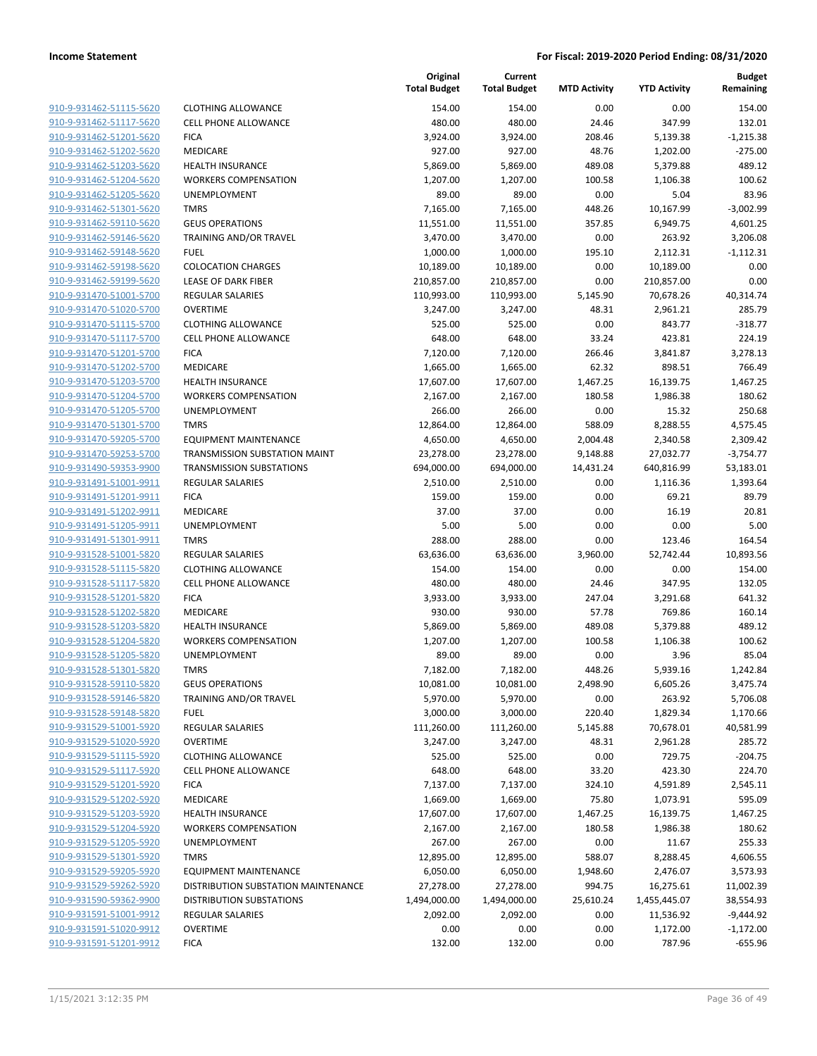| | | Original Total Budget | Current Total Budget | MTD Activity | YTD Activity | Budget Remaining |
|---|---|---|---|---|---|---|
| 910-9-931462-51115-5620 | CLOTHING ALLOWANCE | 154.00 | 154.00 | 0.00 | 0.00 | 154.00 |
| 910-9-931462-51117-5620 | CELL PHONE ALLOWANCE | 480.00 | 480.00 | 24.46 | 347.99 | 132.01 |
| 910-9-931462-51201-5620 | FICA | 3,924.00 | 3,924.00 | 208.46 | 5,139.38 | -1,215.38 |
| 910-9-931462-51202-5620 | MEDICARE | 927.00 | 927.00 | 48.76 | 1,202.00 | -275.00 |
| 910-9-931462-51203-5620 | HEALTH INSURANCE | 5,869.00 | 5,869.00 | 489.08 | 5,379.88 | 489.12 |
| 910-9-931462-51204-5620 | WORKERS COMPENSATION | 1,207.00 | 1,207.00 | 100.58 | 1,106.38 | 100.62 |
| 910-9-931462-51205-5620 | UNEMPLOYMENT | 89.00 | 89.00 | 0.00 | 5.04 | 83.96 |
| 910-9-931462-51301-5620 | TMRS | 7,165.00 | 7,165.00 | 448.26 | 10,167.99 | -3,002.99 |
| 910-9-931462-59110-5620 | GEUS OPERATIONS | 11,551.00 | 11,551.00 | 357.85 | 6,949.75 | 4,601.25 |
| 910-9-931462-59146-5620 | TRAINING AND/OR TRAVEL | 3,470.00 | 3,470.00 | 0.00 | 263.92 | 3,206.08 |
| 910-9-931462-59148-5620 | FUEL | 1,000.00 | 1,000.00 | 195.10 | 2,112.31 | -1,112.31 |
| 910-9-931462-59198-5620 | COLOCATION CHARGES | 10,189.00 | 10,189.00 | 0.00 | 10,189.00 | 0.00 |
| 910-9-931462-59199-5620 | LEASE OF DARK FIBER | 210,857.00 | 210,857.00 | 0.00 | 210,857.00 | 0.00 |
| 910-9-931470-51001-5700 | REGULAR SALARIES | 110,993.00 | 110,993.00 | 5,145.90 | 70,678.26 | 40,314.74 |
| 910-9-931470-51020-5700 | OVERTIME | 3,247.00 | 3,247.00 | 48.31 | 2,961.21 | 285.79 |
| 910-9-931470-51115-5700 | CLOTHING ALLOWANCE | 525.00 | 525.00 | 0.00 | 843.77 | -318.77 |
| 910-9-931470-51117-5700 | CELL PHONE ALLOWANCE | 648.00 | 648.00 | 33.24 | 423.81 | 224.19 |
| 910-9-931470-51201-5700 | FICA | 7,120.00 | 7,120.00 | 266.46 | 3,841.87 | 3,278.13 |
| 910-9-931470-51202-5700 | MEDICARE | 1,665.00 | 1,665.00 | 62.32 | 898.51 | 766.49 |
| 910-9-931470-51203-5700 | HEALTH INSURANCE | 17,607.00 | 17,607.00 | 1,467.25 | 16,139.75 | 1,467.25 |
| 910-9-931470-51204-5700 | WORKERS COMPENSATION | 2,167.00 | 2,167.00 | 180.58 | 1,986.38 | 180.62 |
| 910-9-931470-51205-5700 | UNEMPLOYMENT | 266.00 | 266.00 | 0.00 | 15.32 | 250.68 |
| 910-9-931470-51301-5700 | TMRS | 12,864.00 | 12,864.00 | 588.09 | 8,288.55 | 4,575.45 |
| 910-9-931470-59205-5700 | EQUIPMENT MAINTENANCE | 4,650.00 | 4,650.00 | 2,004.48 | 2,340.58 | 2,309.42 |
| 910-9-931470-59253-5700 | TRANSMISSION SUBSTATION MAINT | 23,278.00 | 23,278.00 | 9,148.88 | 27,032.77 | -3,754.77 |
| 910-9-931490-59353-9900 | TRANSMISSION SUBSTATIONS | 694,000.00 | 694,000.00 | 14,431.24 | 640,816.99 | 53,183.01 |
| 910-9-931491-51001-9911 | REGULAR SALARIES | 2,510.00 | 2,510.00 | 0.00 | 1,116.36 | 1,393.64 |
| 910-9-931491-51201-9911 | FICA | 159.00 | 159.00 | 0.00 | 69.21 | 89.79 |
| 910-9-931491-51202-9911 | MEDICARE | 37.00 | 37.00 | 0.00 | 16.19 | 20.81 |
| 910-9-931491-51205-9911 | UNEMPLOYMENT | 5.00 | 5.00 | 0.00 | 0.00 | 5.00 |
| 910-9-931491-51301-9911 | TMRS | 288.00 | 288.00 | 0.00 | 123.46 | 164.54 |
| 910-9-931528-51001-5820 | REGULAR SALARIES | 63,636.00 | 63,636.00 | 3,960.00 | 52,742.44 | 10,893.56 |
| 910-9-931528-51115-5820 | CLOTHING ALLOWANCE | 154.00 | 154.00 | 0.00 | 0.00 | 154.00 |
| 910-9-931528-51117-5820 | CELL PHONE ALLOWANCE | 480.00 | 480.00 | 24.46 | 347.95 | 132.05 |
| 910-9-931528-51201-5820 | FICA | 3,933.00 | 3,933.00 | 247.04 | 3,291.68 | 641.32 |
| 910-9-931528-51202-5820 | MEDICARE | 930.00 | 930.00 | 57.78 | 769.86 | 160.14 |
| 910-9-931528-51203-5820 | HEALTH INSURANCE | 5,869.00 | 5,869.00 | 489.08 | 5,379.88 | 489.12 |
| 910-9-931528-51204-5820 | WORKERS COMPENSATION | 1,207.00 | 1,207.00 | 100.58 | 1,106.38 | 100.62 |
| 910-9-931528-51205-5820 | UNEMPLOYMENT | 89.00 | 89.00 | 0.00 | 3.96 | 85.04 |
| 910-9-931528-51301-5820 | TMRS | 7,182.00 | 7,182.00 | 448.26 | 5,939.16 | 1,242.84 |
| 910-9-931528-59110-5820 | GEUS OPERATIONS | 10,081.00 | 10,081.00 | 2,498.90 | 6,605.26 | 3,475.74 |
| 910-9-931528-59146-5820 | TRAINING AND/OR TRAVEL | 5,970.00 | 5,970.00 | 0.00 | 263.92 | 5,706.08 |
| 910-9-931528-59148-5820 | FUEL | 3,000.00 | 3,000.00 | 220.40 | 1,829.34 | 1,170.66 |
| 910-9-931529-51001-5920 | REGULAR SALARIES | 111,260.00 | 111,260.00 | 5,145.88 | 70,678.01 | 40,581.99 |
| 910-9-931529-51020-5920 | OVERTIME | 3,247.00 | 3,247.00 | 48.31 | 2,961.28 | 285.72 |
| 910-9-931529-51115-5920 | CLOTHING ALLOWANCE | 525.00 | 525.00 | 0.00 | 729.75 | -204.75 |
| 910-9-931529-51117-5920 | CELL PHONE ALLOWANCE | 648.00 | 648.00 | 33.20 | 423.30 | 224.70 |
| 910-9-931529-51201-5920 | FICA | 7,137.00 | 7,137.00 | 324.10 | 4,591.89 | 2,545.11 |
| 910-9-931529-51202-5920 | MEDICARE | 1,669.00 | 1,669.00 | 75.80 | 1,073.91 | 595.09 |
| 910-9-931529-51203-5920 | HEALTH INSURANCE | 17,607.00 | 17,607.00 | 1,467.25 | 16,139.75 | 1,467.25 |
| 910-9-931529-51204-5920 | WORKERS COMPENSATION | 2,167.00 | 2,167.00 | 180.58 | 1,986.38 | 180.62 |
| 910-9-931529-51205-5920 | UNEMPLOYMENT | 267.00 | 267.00 | 0.00 | 11.67 | 255.33 |
| 910-9-931529-51301-5920 | TMRS | 12,895.00 | 12,895.00 | 588.07 | 8,288.45 | 4,606.55 |
| 910-9-931529-59205-5920 | EQUIPMENT MAINTENANCE | 6,050.00 | 6,050.00 | 1,948.60 | 2,476.07 | 3,573.93 |
| 910-9-931529-59262-5920 | DISTRIBUTION SUBSTATION MAINTENANCE | 27,278.00 | 27,278.00 | 994.75 | 16,275.61 | 11,002.39 |
| 910-9-931590-59362-9900 | DISTRIBUTION SUBSTATIONS | 1,494,000.00 | 1,494,000.00 | 25,610.24 | 1,455,445.07 | 38,554.93 |
| 910-9-931591-51001-9912 | REGULAR SALARIES | 2,092.00 | 2,092.00 | 0.00 | 11,536.92 | -9,444.92 |
| 910-9-931591-51020-9912 | OVERTIME | 0.00 | 0.00 | 0.00 | 1,172.00 | -1,172.00 |
| 910-9-931591-51201-9912 | FICA | 132.00 | 132.00 | 0.00 | 787.96 | -655.96 |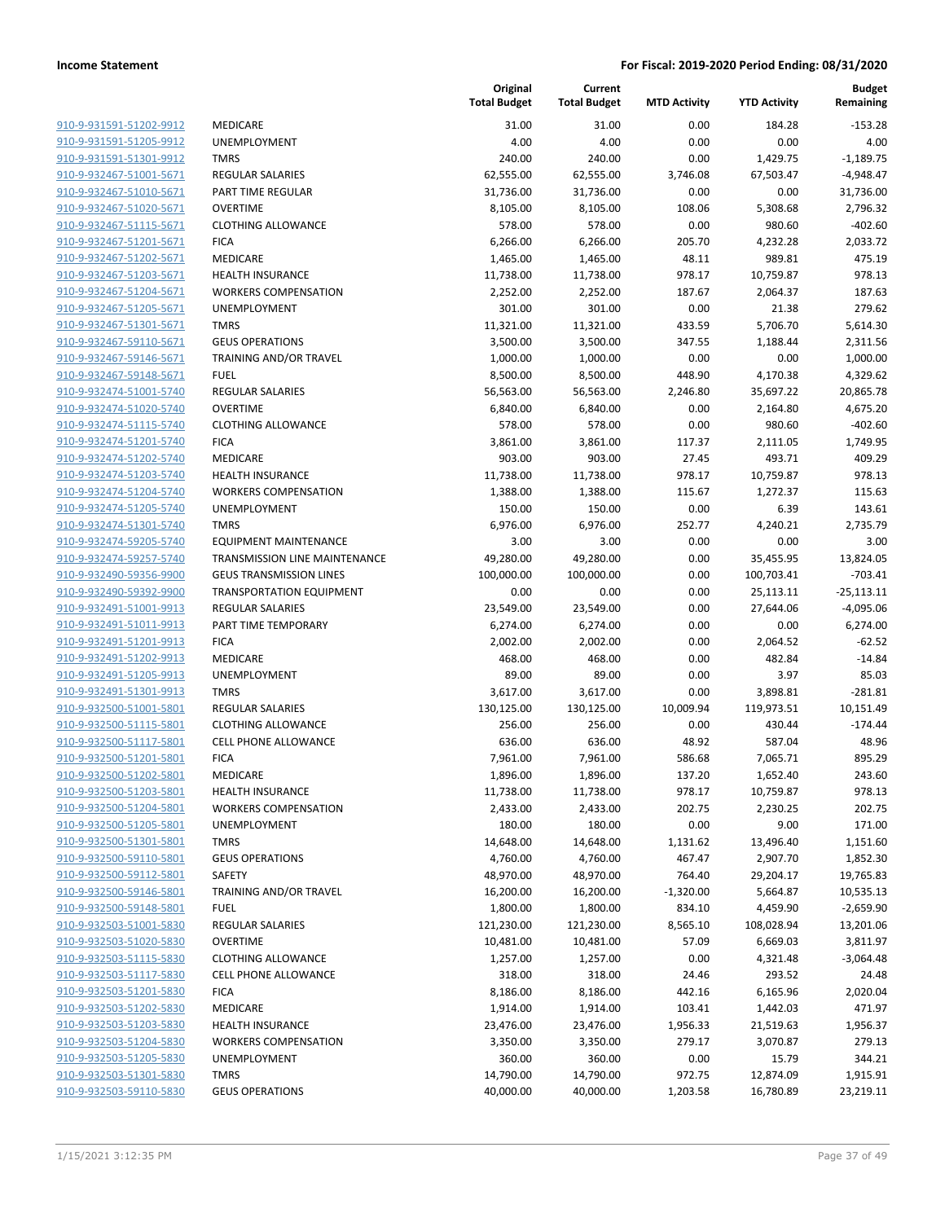| | | Original Total Budget | Current Total Budget | MTD Activity | YTD Activity | Budget Remaining |
|---|---|---|---|---|---|---|
| 910-9-931591-51202-9912 | MEDICARE | 31.00 | 31.00 | 0.00 | 184.28 | -153.28 |
| 910-9-931591-51205-9912 | UNEMPLOYMENT | 4.00 | 4.00 | 0.00 | 0.00 | 4.00 |
| 910-9-931591-51301-9912 | TMRS | 240.00 | 240.00 | 0.00 | 1,429.75 | -1,189.75 |
| 910-9-932467-51001-5671 | REGULAR SALARIES | 62,555.00 | 62,555.00 | 3,746.08 | 67,503.47 | -4,948.47 |
| 910-9-932467-51010-5671 | PART TIME REGULAR | 31,736.00 | 31,736.00 | 0.00 | 0.00 | 31,736.00 |
| 910-9-932467-51020-5671 | OVERTIME | 8,105.00 | 8,105.00 | 108.06 | 5,308.68 | 2,796.32 |
| 910-9-932467-51115-5671 | CLOTHING ALLOWANCE | 578.00 | 578.00 | 0.00 | 980.60 | -402.60 |
| 910-9-932467-51201-5671 | FICA | 6,266.00 | 6,266.00 | 205.70 | 4,232.28 | 2,033.72 |
| 910-9-932467-51202-5671 | MEDICARE | 1,465.00 | 1,465.00 | 48.11 | 989.81 | 475.19 |
| 910-9-932467-51203-5671 | HEALTH INSURANCE | 11,738.00 | 11,738.00 | 978.17 | 10,759.87 | 978.13 |
| 910-9-932467-51204-5671 | WORKERS COMPENSATION | 2,252.00 | 2,252.00 | 187.67 | 2,064.37 | 187.63 |
| 910-9-932467-51205-5671 | UNEMPLOYMENT | 301.00 | 301.00 | 0.00 | 21.38 | 279.62 |
| 910-9-932467-51301-5671 | TMRS | 11,321.00 | 11,321.00 | 433.59 | 5,706.70 | 5,614.30 |
| 910-9-932467-59110-5671 | GEUS OPERATIONS | 3,500.00 | 3,500.00 | 347.55 | 1,188.44 | 2,311.56 |
| 910-9-932467-59146-5671 | TRAINING AND/OR TRAVEL | 1,000.00 | 1,000.00 | 0.00 | 0.00 | 1,000.00 |
| 910-9-932467-59148-5671 | FUEL | 8,500.00 | 8,500.00 | 448.90 | 4,170.38 | 4,329.62 |
| 910-9-932474-51001-5740 | REGULAR SALARIES | 56,563.00 | 56,563.00 | 2,246.80 | 35,697.22 | 20,865.78 |
| 910-9-932474-51020-5740 | OVERTIME | 6,840.00 | 6,840.00 | 0.00 | 2,164.80 | 4,675.20 |
| 910-9-932474-51115-5740 | CLOTHING ALLOWANCE | 578.00 | 578.00 | 0.00 | 980.60 | -402.60 |
| 910-9-932474-51201-5740 | FICA | 3,861.00 | 3,861.00 | 117.37 | 2,111.05 | 1,749.95 |
| 910-9-932474-51202-5740 | MEDICARE | 903.00 | 903.00 | 27.45 | 493.71 | 409.29 |
| 910-9-932474-51203-5740 | HEALTH INSURANCE | 11,738.00 | 11,738.00 | 978.17 | 10,759.87 | 978.13 |
| 910-9-932474-51204-5740 | WORKERS COMPENSATION | 1,388.00 | 1,388.00 | 115.67 | 1,272.37 | 115.63 |
| 910-9-932474-51205-5740 | UNEMPLOYMENT | 150.00 | 150.00 | 0.00 | 6.39 | 143.61 |
| 910-9-932474-51301-5740 | TMRS | 6,976.00 | 6,976.00 | 252.77 | 4,240.21 | 2,735.79 |
| 910-9-932474-59205-5740 | EQUIPMENT MAINTENANCE | 3.00 | 3.00 | 0.00 | 0.00 | 3.00 |
| 910-9-932474-59257-5740 | TRANSMISSION LINE MAINTENANCE | 49,280.00 | 49,280.00 | 0.00 | 35,455.95 | 13,824.05 |
| 910-9-932490-59356-9900 | GEUS TRANSMISSION LINES | 100,000.00 | 100,000.00 | 0.00 | 100,703.41 | -703.41 |
| 910-9-932490-59392-9900 | TRANSPORTATION EQUIPMENT | 0.00 | 0.00 | 0.00 | 25,113.11 | -25,113.11 |
| 910-9-932491-51001-9913 | REGULAR SALARIES | 23,549.00 | 23,549.00 | 0.00 | 27,644.06 | -4,095.06 |
| 910-9-932491-51011-9913 | PART TIME TEMPORARY | 6,274.00 | 6,274.00 | 0.00 | 0.00 | 6,274.00 |
| 910-9-932491-51201-9913 | FICA | 2,002.00 | 2,002.00 | 0.00 | 2,064.52 | -62.52 |
| 910-9-932491-51202-9913 | MEDICARE | 468.00 | 468.00 | 0.00 | 482.84 | -14.84 |
| 910-9-932491-51205-9913 | UNEMPLOYMENT | 89.00 | 89.00 | 0.00 | 3.97 | 85.03 |
| 910-9-932491-51301-9913 | TMRS | 3,617.00 | 3,617.00 | 0.00 | 3,898.81 | -281.81 |
| 910-9-932500-51001-5801 | REGULAR SALARIES | 130,125.00 | 130,125.00 | 10,009.94 | 119,973.51 | 10,151.49 |
| 910-9-932500-51115-5801 | CLOTHING ALLOWANCE | 256.00 | 256.00 | 0.00 | 430.44 | -174.44 |
| 910-9-932500-51117-5801 | CELL PHONE ALLOWANCE | 636.00 | 636.00 | 48.92 | 587.04 | 48.96 |
| 910-9-932500-51201-5801 | FICA | 7,961.00 | 7,961.00 | 586.68 | 7,065.71 | 895.29 |
| 910-9-932500-51202-5801 | MEDICARE | 1,896.00 | 1,896.00 | 137.20 | 1,652.40 | 243.60 |
| 910-9-932500-51203-5801 | HEALTH INSURANCE | 11,738.00 | 11,738.00 | 978.17 | 10,759.87 | 978.13 |
| 910-9-932500-51204-5801 | WORKERS COMPENSATION | 2,433.00 | 2,433.00 | 202.75 | 2,230.25 | 202.75 |
| 910-9-932500-51205-5801 | UNEMPLOYMENT | 180.00 | 180.00 | 0.00 | 9.00 | 171.00 |
| 910-9-932500-51301-5801 | TMRS | 14,648.00 | 14,648.00 | 1,131.62 | 13,496.40 | 1,151.60 |
| 910-9-932500-59110-5801 | GEUS OPERATIONS | 4,760.00 | 4,760.00 | 467.47 | 2,907.70 | 1,852.30 |
| 910-9-932500-59112-5801 | SAFETY | 48,970.00 | 48,970.00 | 764.40 | 29,204.17 | 19,765.83 |
| 910-9-932500-59146-5801 | TRAINING AND/OR TRAVEL | 16,200.00 | 16,200.00 | -1,320.00 | 5,664.87 | 10,535.13 |
| 910-9-932500-59148-5801 | FUEL | 1,800.00 | 1,800.00 | 834.10 | 4,459.90 | -2,659.90 |
| 910-9-932503-51001-5830 | REGULAR SALARIES | 121,230.00 | 121,230.00 | 8,565.10 | 108,028.94 | 13,201.06 |
| 910-9-932503-51020-5830 | OVERTIME | 10,481.00 | 10,481.00 | 57.09 | 6,669.03 | 3,811.97 |
| 910-9-932503-51115-5830 | CLOTHING ALLOWANCE | 1,257.00 | 1,257.00 | 0.00 | 4,321.48 | -3,064.48 |
| 910-9-932503-51117-5830 | CELL PHONE ALLOWANCE | 318.00 | 318.00 | 24.46 | 293.52 | 24.48 |
| 910-9-932503-51201-5830 | FICA | 8,186.00 | 8,186.00 | 442.16 | 6,165.96 | 2,020.04 |
| 910-9-932503-51202-5830 | MEDICARE | 1,914.00 | 1,914.00 | 103.41 | 1,442.03 | 471.97 |
| 910-9-932503-51203-5830 | HEALTH INSURANCE | 23,476.00 | 23,476.00 | 1,956.33 | 21,519.63 | 1,956.37 |
| 910-9-932503-51204-5830 | WORKERS COMPENSATION | 3,350.00 | 3,350.00 | 279.17 | 3,070.87 | 279.13 |
| 910-9-932503-51205-5830 | UNEMPLOYMENT | 360.00 | 360.00 | 0.00 | 15.79 | 344.21 |
| 910-9-932503-51301-5830 | TMRS | 14,790.00 | 14,790.00 | 972.75 | 12,874.09 | 1,915.91 |
| 910-9-932503-59110-5830 | GEUS OPERATIONS | 40,000.00 | 40,000.00 | 1,203.58 | 16,780.89 | 23,219.11 |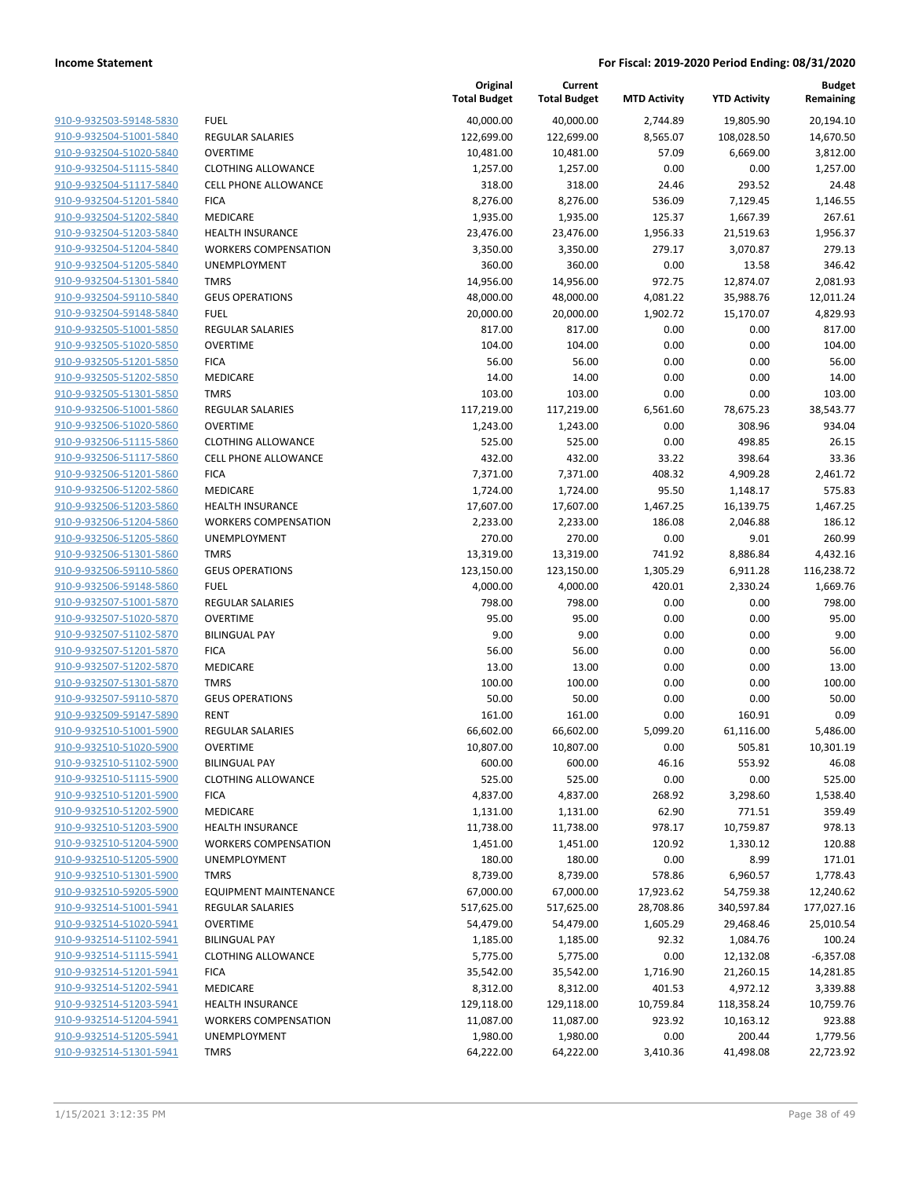**Income Statement** | **For Fiscal: 2019-2020 Period Ending: 08/31/2020**

| | | Original Total Budget | Current Total Budget | MTD Activity | YTD Activity | Budget Remaining |
|---|---|---|---|---|---|---|
| 910-9-932503-59148-5830 | FUEL | 40,000.00 | 40,000.00 | 2,744.89 | 19,805.90 | 20,194.10 |
| 910-9-932504-51001-5840 | REGULAR SALARIES | 122,699.00 | 122,699.00 | 8,565.07 | 108,028.50 | 14,670.50 |
| 910-9-932504-51020-5840 | OVERTIME | 10,481.00 | 10,481.00 | 57.09 | 6,669.00 | 3,812.00 |
| 910-9-932504-51115-5840 | CLOTHING ALLOWANCE | 1,257.00 | 1,257.00 | 0.00 | 0.00 | 1,257.00 |
| 910-9-932504-51117-5840 | CELL PHONE ALLOWANCE | 318.00 | 318.00 | 24.46 | 293.52 | 24.48 |
| 910-9-932504-51201-5840 | FICA | 8,276.00 | 8,276.00 | 536.09 | 7,129.45 | 1,146.55 |
| 910-9-932504-51202-5840 | MEDICARE | 1,935.00 | 1,935.00 | 125.37 | 1,667.39 | 267.61 |
| 910-9-932504-51203-5840 | HEALTH INSURANCE | 23,476.00 | 23,476.00 | 1,956.33 | 21,519.63 | 1,956.37 |
| 910-9-932504-51204-5840 | WORKERS COMPENSATION | 3,350.00 | 3,350.00 | 279.17 | 3,070.87 | 279.13 |
| 910-9-932504-51205-5840 | UNEMPLOYMENT | 360.00 | 360.00 | 0.00 | 13.58 | 346.42 |
| 910-9-932504-51301-5840 | TMRS | 14,956.00 | 14,956.00 | 972.75 | 12,874.07 | 2,081.93 |
| 910-9-932504-59110-5840 | GEUS OPERATIONS | 48,000.00 | 48,000.00 | 4,081.22 | 35,988.76 | 12,011.24 |
| 910-9-932504-59148-5840 | FUEL | 20,000.00 | 20,000.00 | 1,902.72 | 15,170.07 | 4,829.93 |
| 910-9-932505-51001-5850 | REGULAR SALARIES | 817.00 | 817.00 | 0.00 | 0.00 | 817.00 |
| 910-9-932505-51020-5850 | OVERTIME | 104.00 | 104.00 | 0.00 | 0.00 | 104.00 |
| 910-9-932505-51201-5850 | FICA | 56.00 | 56.00 | 0.00 | 0.00 | 56.00 |
| 910-9-932505-51202-5850 | MEDICARE | 14.00 | 14.00 | 0.00 | 0.00 | 14.00 |
| 910-9-932505-51301-5850 | TMRS | 103.00 | 103.00 | 0.00 | 0.00 | 103.00 |
| 910-9-932506-51001-5860 | REGULAR SALARIES | 117,219.00 | 117,219.00 | 6,561.60 | 78,675.23 | 38,543.77 |
| 910-9-932506-51020-5860 | OVERTIME | 1,243.00 | 1,243.00 | 0.00 | 308.96 | 934.04 |
| 910-9-932506-51115-5860 | CLOTHING ALLOWANCE | 525.00 | 525.00 | 0.00 | 498.85 | 26.15 |
| 910-9-932506-51117-5860 | CELL PHONE ALLOWANCE | 432.00 | 432.00 | 33.22 | 398.64 | 33.36 |
| 910-9-932506-51201-5860 | FICA | 7,371.00 | 7,371.00 | 408.32 | 4,909.28 | 2,461.72 |
| 910-9-932506-51202-5860 | MEDICARE | 1,724.00 | 1,724.00 | 95.50 | 1,148.17 | 575.83 |
| 910-9-932506-51203-5860 | HEALTH INSURANCE | 17,607.00 | 17,607.00 | 1,467.25 | 16,139.75 | 1,467.25 |
| 910-9-932506-51204-5860 | WORKERS COMPENSATION | 2,233.00 | 2,233.00 | 186.08 | 2,046.88 | 186.12 |
| 910-9-932506-51205-5860 | UNEMPLOYMENT | 270.00 | 270.00 | 0.00 | 9.01 | 260.99 |
| 910-9-932506-51301-5860 | TMRS | 13,319.00 | 13,319.00 | 741.92 | 8,886.84 | 4,432.16 |
| 910-9-932506-59110-5860 | GEUS OPERATIONS | 123,150.00 | 123,150.00 | 1,305.29 | 6,911.28 | 116,238.72 |
| 910-9-932506-59148-5860 | FUEL | 4,000.00 | 4,000.00 | 420.01 | 2,330.24 | 1,669.76 |
| 910-9-932507-51001-5870 | REGULAR SALARIES | 798.00 | 798.00 | 0.00 | 0.00 | 798.00 |
| 910-9-932507-51020-5870 | OVERTIME | 95.00 | 95.00 | 0.00 | 0.00 | 95.00 |
| 910-9-932507-51102-5870 | BILINGUAL PAY | 9.00 | 9.00 | 0.00 | 0.00 | 9.00 |
| 910-9-932507-51201-5870 | FICA | 56.00 | 56.00 | 0.00 | 0.00 | 56.00 |
| 910-9-932507-51202-5870 | MEDICARE | 13.00 | 13.00 | 0.00 | 0.00 | 13.00 |
| 910-9-932507-51301-5870 | TMRS | 100.00 | 100.00 | 0.00 | 0.00 | 100.00 |
| 910-9-932507-59110-5870 | GEUS OPERATIONS | 50.00 | 50.00 | 0.00 | 0.00 | 50.00 |
| 910-9-932509-59147-5890 | RENT | 161.00 | 161.00 | 0.00 | 160.91 | 0.09 |
| 910-9-932510-51001-5900 | REGULAR SALARIES | 66,602.00 | 66,602.00 | 5,099.20 | 61,116.00 | 5,486.00 |
| 910-9-932510-51020-5900 | OVERTIME | 10,807.00 | 10,807.00 | 0.00 | 505.81 | 10,301.19 |
| 910-9-932510-51102-5900 | BILINGUAL PAY | 600.00 | 600.00 | 46.16 | 553.92 | 46.08 |
| 910-9-932510-51115-5900 | CLOTHING ALLOWANCE | 525.00 | 525.00 | 0.00 | 0.00 | 525.00 |
| 910-9-932510-51201-5900 | FICA | 4,837.00 | 4,837.00 | 268.92 | 3,298.60 | 1,538.40 |
| 910-9-932510-51202-5900 | MEDICARE | 1,131.00 | 1,131.00 | 62.90 | 771.51 | 359.49 |
| 910-9-932510-51203-5900 | HEALTH INSURANCE | 11,738.00 | 11,738.00 | 978.17 | 10,759.87 | 978.13 |
| 910-9-932510-51204-5900 | WORKERS COMPENSATION | 1,451.00 | 1,451.00 | 120.92 | 1,330.12 | 120.88 |
| 910-9-932510-51205-5900 | UNEMPLOYMENT | 180.00 | 180.00 | 0.00 | 8.99 | 171.01 |
| 910-9-932510-51301-5900 | TMRS | 8,739.00 | 8,739.00 | 578.86 | 6,960.57 | 1,778.43 |
| 910-9-932510-59205-5900 | EQUIPMENT MAINTENANCE | 67,000.00 | 67,000.00 | 17,923.62 | 54,759.38 | 12,240.62 |
| 910-9-932514-51001-5941 | REGULAR SALARIES | 517,625.00 | 517,625.00 | 28,708.86 | 340,597.84 | 177,027.16 |
| 910-9-932514-51020-5941 | OVERTIME | 54,479.00 | 54,479.00 | 1,605.29 | 29,468.46 | 25,010.54 |
| 910-9-932514-51102-5941 | BILINGUAL PAY | 1,185.00 | 1,185.00 | 92.32 | 1,084.76 | 100.24 |
| 910-9-932514-51115-5941 | CLOTHING ALLOWANCE | 5,775.00 | 5,775.00 | 0.00 | 12,132.08 | -6,357.08 |
| 910-9-932514-51201-5941 | FICA | 35,542.00 | 35,542.00 | 1,716.90 | 21,260.15 | 14,281.85 |
| 910-9-932514-51202-5941 | MEDICARE | 8,312.00 | 8,312.00 | 401.53 | 4,972.12 | 3,339.88 |
| 910-9-932514-51203-5941 | HEALTH INSURANCE | 129,118.00 | 129,118.00 | 10,759.84 | 118,358.24 | 10,759.76 |
| 910-9-932514-51204-5941 | WORKERS COMPENSATION | 11,087.00 | 11,087.00 | 923.92 | 10,163.12 | 923.88 |
| 910-9-932514-51205-5941 | UNEMPLOYMENT | 1,980.00 | 1,980.00 | 0.00 | 200.44 | 1,779.56 |
| 910-9-932514-51301-5941 | TMRS | 64,222.00 | 64,222.00 | 3,410.36 | 41,498.08 | 22,723.92 |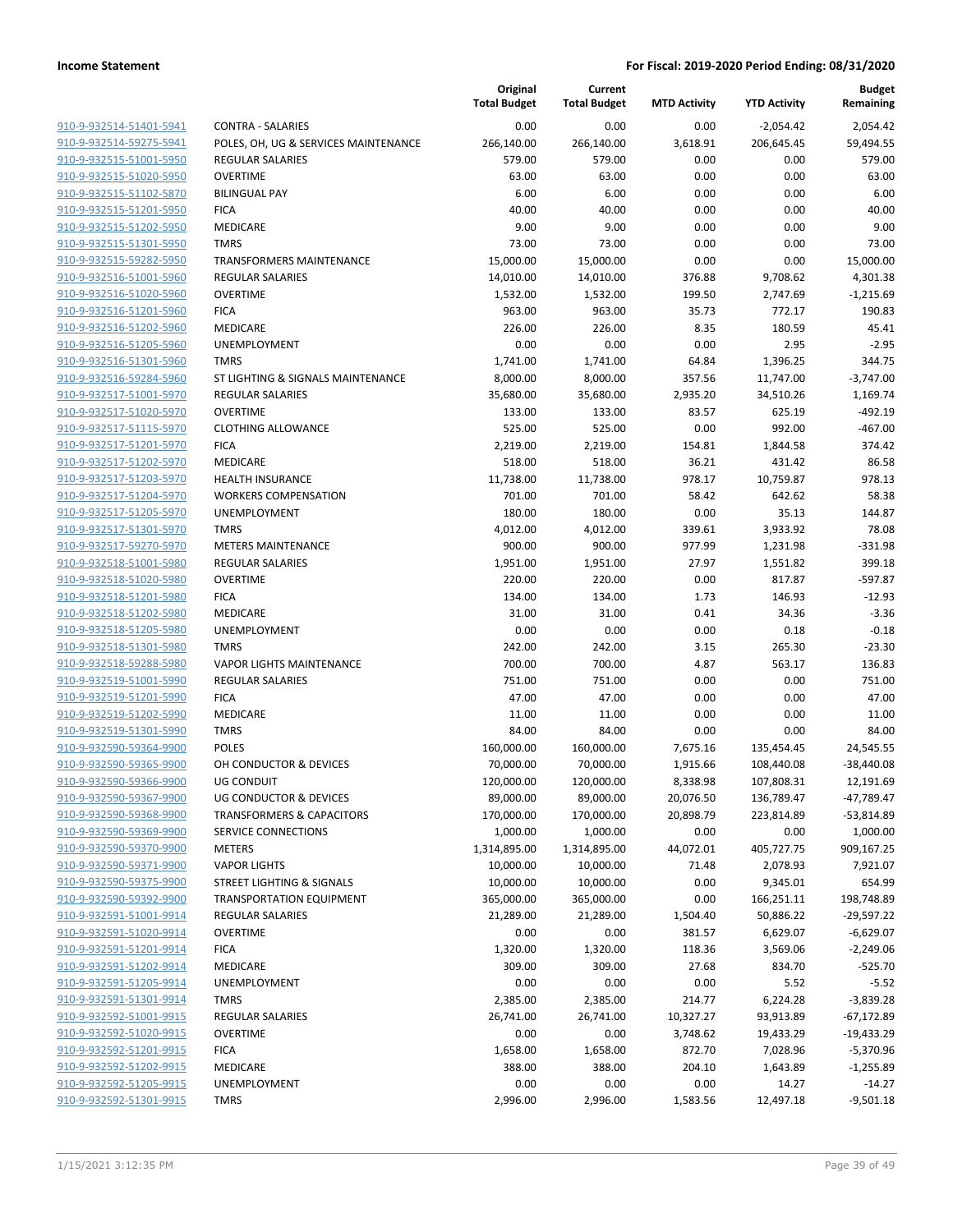**Income Statement** | **For Fiscal: 2019-2020 Period Ending: 08/31/2020**

| | | Original Total Budget | Current Total Budget | MTD Activity | YTD Activity | Budget Remaining |
|---|---|---|---|---|---|---|
| 910-9-932514-51401-5941 | CONTRA - SALARIES | 0.00 | 0.00 | 0.00 | -2,054.42 | 2,054.42 |
| 910-9-932514-59275-5941 | POLES, OH, UG & SERVICES MAINTENANCE | 266,140.00 | 266,140.00 | 3,618.91 | 206,645.45 | 59,494.55 |
| 910-9-932515-51001-5950 | REGULAR SALARIES | 579.00 | 579.00 | 0.00 | 0.00 | 579.00 |
| 910-9-932515-51020-5950 | OVERTIME | 63.00 | 63.00 | 0.00 | 0.00 | 63.00 |
| 910-9-932515-51102-5870 | BILINGUAL PAY | 6.00 | 6.00 | 0.00 | 0.00 | 6.00 |
| 910-9-932515-51201-5950 | FICA | 40.00 | 40.00 | 0.00 | 0.00 | 40.00 |
| 910-9-932515-51202-5950 | MEDICARE | 9.00 | 9.00 | 0.00 | 0.00 | 9.00 |
| 910-9-932515-51301-5950 | TMRS | 73.00 | 73.00 | 0.00 | 0.00 | 73.00 |
| 910-9-932515-59282-5950 | TRANSFORMERS MAINTENANCE | 15,000.00 | 15,000.00 | 0.00 | 0.00 | 15,000.00 |
| 910-9-932516-51001-5960 | REGULAR SALARIES | 14,010.00 | 14,010.00 | 376.88 | 9,708.62 | 4,301.38 |
| 910-9-932516-51020-5960 | OVERTIME | 1,532.00 | 1,532.00 | 199.50 | 2,747.69 | -1,215.69 |
| 910-9-932516-51201-5960 | FICA | 963.00 | 963.00 | 35.73 | 772.17 | 190.83 |
| 910-9-932516-51202-5960 | MEDICARE | 226.00 | 226.00 | 8.35 | 180.59 | 45.41 |
| 910-9-932516-51205-5960 | UNEMPLOYMENT | 0.00 | 0.00 | 0.00 | 2.95 | -2.95 |
| 910-9-932516-51301-5960 | TMRS | 1,741.00 | 1,741.00 | 64.84 | 1,396.25 | 344.75 |
| 910-9-932516-59284-5960 | ST LIGHTING & SIGNALS MAINTENANCE | 8,000.00 | 8,000.00 | 357.56 | 11,747.00 | -3,747.00 |
| 910-9-932517-51001-5970 | REGULAR SALARIES | 35,680.00 | 35,680.00 | 2,935.20 | 34,510.26 | 1,169.74 |
| 910-9-932517-51020-5970 | OVERTIME | 133.00 | 133.00 | 83.57 | 625.19 | -492.19 |
| 910-9-932517-51115-5970 | CLOTHING ALLOWANCE | 525.00 | 525.00 | 0.00 | 992.00 | -467.00 |
| 910-9-932517-51201-5970 | FICA | 2,219.00 | 2,219.00 | 154.81 | 1,844.58 | 374.42 |
| 910-9-932517-51202-5970 | MEDICARE | 518.00 | 518.00 | 36.21 | 431.42 | 86.58 |
| 910-9-932517-51203-5970 | HEALTH INSURANCE | 11,738.00 | 11,738.00 | 978.17 | 10,759.87 | 978.13 |
| 910-9-932517-51204-5970 | WORKERS COMPENSATION | 701.00 | 701.00 | 58.42 | 642.62 | 58.38 |
| 910-9-932517-51205-5970 | UNEMPLOYMENT | 180.00 | 180.00 | 0.00 | 35.13 | 144.87 |
| 910-9-932517-51301-5970 | TMRS | 4,012.00 | 4,012.00 | 339.61 | 3,933.92 | 78.08 |
| 910-9-932517-59270-5970 | METERS MAINTENANCE | 900.00 | 900.00 | 977.99 | 1,231.98 | -331.98 |
| 910-9-932518-51001-5980 | REGULAR SALARIES | 1,951.00 | 1,951.00 | 27.97 | 1,551.82 | 399.18 |
| 910-9-932518-51020-5980 | OVERTIME | 220.00 | 220.00 | 0.00 | 817.87 | -597.87 |
| 910-9-932518-51201-5980 | FICA | 134.00 | 134.00 | 1.73 | 146.93 | -12.93 |
| 910-9-932518-51202-5980 | MEDICARE | 31.00 | 31.00 | 0.41 | 34.36 | -3.36 |
| 910-9-932518-51205-5980 | UNEMPLOYMENT | 0.00 | 0.00 | 0.00 | 0.18 | -0.18 |
| 910-9-932518-51301-5980 | TMRS | 242.00 | 242.00 | 3.15 | 265.30 | -23.30 |
| 910-9-932518-59288-5980 | VAPOR LIGHTS MAINTENANCE | 700.00 | 700.00 | 4.87 | 563.17 | 136.83 |
| 910-9-932519-51001-5990 | REGULAR SALARIES | 751.00 | 751.00 | 0.00 | 0.00 | 751.00 |
| 910-9-932519-51201-5990 | FICA | 47.00 | 47.00 | 0.00 | 0.00 | 47.00 |
| 910-9-932519-51202-5990 | MEDICARE | 11.00 | 11.00 | 0.00 | 0.00 | 11.00 |
| 910-9-932519-51301-5990 | TMRS | 84.00 | 84.00 | 0.00 | 0.00 | 84.00 |
| 910-9-932590-59364-9900 | POLES | 160,000.00 | 160,000.00 | 7,675.16 | 135,454.45 | 24,545.55 |
| 910-9-932590-59365-9900 | OH CONDUCTOR & DEVICES | 70,000.00 | 70,000.00 | 1,915.66 | 108,440.08 | -38,440.08 |
| 910-9-932590-59366-9900 | UG CONDUIT | 120,000.00 | 120,000.00 | 8,338.98 | 107,808.31 | 12,191.69 |
| 910-9-932590-59367-9900 | UG CONDUCTOR & DEVICES | 89,000.00 | 89,000.00 | 20,076.50 | 136,789.47 | -47,789.47 |
| 910-9-932590-59368-9900 | TRANSFORMERS & CAPACITORS | 170,000.00 | 170,000.00 | 20,898.79 | 223,814.89 | -53,814.89 |
| 910-9-932590-59369-9900 | SERVICE CONNECTIONS | 1,000.00 | 1,000.00 | 0.00 | 0.00 | 1,000.00 |
| 910-9-932590-59370-9900 | METERS | 1,314,895.00 | 1,314,895.00 | 44,072.01 | 405,727.75 | 909,167.25 |
| 910-9-932590-59371-9900 | VAPOR LIGHTS | 10,000.00 | 10,000.00 | 71.48 | 2,078.93 | 7,921.07 |
| 910-9-932590-59375-9900 | STREET LIGHTING & SIGNALS | 10,000.00 | 10,000.00 | 0.00 | 9,345.01 | 654.99 |
| 910-9-932590-59392-9900 | TRANSPORTATION EQUIPMENT | 365,000.00 | 365,000.00 | 0.00 | 166,251.11 | 198,748.89 |
| 910-9-932591-51001-9914 | REGULAR SALARIES | 21,289.00 | 21,289.00 | 1,504.40 | 50,886.22 | -29,597.22 |
| 910-9-932591-51020-9914 | OVERTIME | 0.00 | 0.00 | 381.57 | 6,629.07 | -6,629.07 |
| 910-9-932591-51201-9914 | FICA | 1,320.00 | 1,320.00 | 118.36 | 3,569.06 | -2,249.06 |
| 910-9-932591-51202-9914 | MEDICARE | 309.00 | 309.00 | 27.68 | 834.70 | -525.70 |
| 910-9-932591-51205-9914 | UNEMPLOYMENT | 0.00 | 0.00 | 0.00 | 5.52 | -5.52 |
| 910-9-932591-51301-9914 | TMRS | 2,385.00 | 2,385.00 | 214.77 | 6,224.28 | -3,839.28 |
| 910-9-932592-51001-9915 | REGULAR SALARIES | 26,741.00 | 26,741.00 | 10,327.27 | 93,913.89 | -67,172.89 |
| 910-9-932592-51020-9915 | OVERTIME | 0.00 | 0.00 | 3,748.62 | 19,433.29 | -19,433.29 |
| 910-9-932592-51201-9915 | FICA | 1,658.00 | 1,658.00 | 872.70 | 7,028.96 | -5,370.96 |
| 910-9-932592-51202-9915 | MEDICARE | 388.00 | 388.00 | 204.10 | 1,643.89 | -1,255.89 |
| 910-9-932592-51205-9915 | UNEMPLOYMENT | 0.00 | 0.00 | 0.00 | 14.27 | -14.27 |
| 910-9-932592-51301-9915 | TMRS | 2,996.00 | 2,996.00 | 1,583.56 | 12,497.18 | -9,501.18 |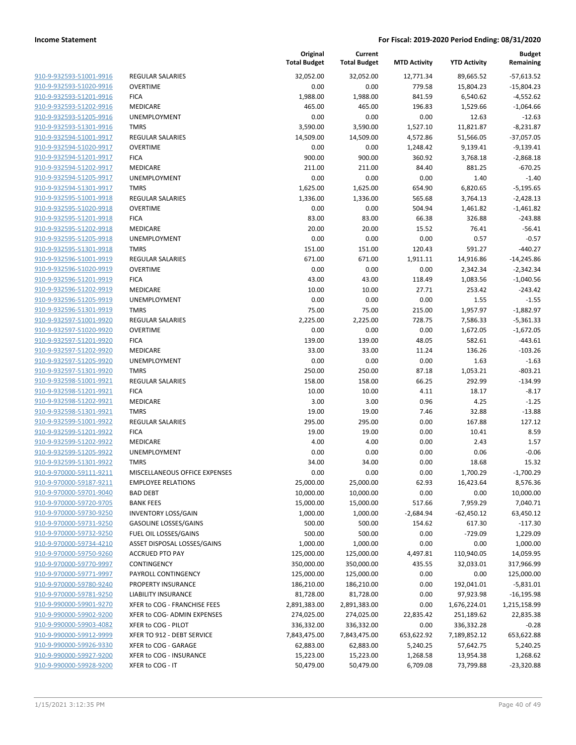**Income Statement** **For Fiscal: 2019-2020 Period Ending: 08/31/2020**

| | | Original Total Budget | Current Total Budget | MTD Activity | YTD Activity | Budget Remaining |
|---|---|---|---|---|---|---|
| 910-9-932593-51001-9916 | REGULAR SALARIES | 32,052.00 | 32,052.00 | 12,771.34 | 89,665.52 | -57,613.52 |
| 910-9-932593-51020-9916 | OVERTIME | 0.00 | 0.00 | 779.58 | 15,804.23 | -15,804.23 |
| 910-9-932593-51201-9916 | FICA | 1,988.00 | 1,988.00 | 841.59 | 6,540.62 | -4,552.62 |
| 910-9-932593-51202-9916 | MEDICARE | 465.00 | 465.00 | 196.83 | 1,529.66 | -1,064.66 |
| 910-9-932593-51205-9916 | UNEMPLOYMENT | 0.00 | 0.00 | 0.00 | 12.63 | -12.63 |
| 910-9-932593-51301-9916 | TMRS | 3,590.00 | 3,590.00 | 1,527.10 | 11,821.87 | -8,231.87 |
| 910-9-932594-51001-9917 | REGULAR SALARIES | 14,509.00 | 14,509.00 | 4,572.86 | 51,566.05 | -37,057.05 |
| 910-9-932594-51020-9917 | OVERTIME | 0.00 | 0.00 | 1,248.42 | 9,139.41 | -9,139.41 |
| 910-9-932594-51201-9917 | FICA | 900.00 | 900.00 | 360.92 | 3,768.18 | -2,868.18 |
| 910-9-932594-51202-9917 | MEDICARE | 211.00 | 211.00 | 84.40 | 881.25 | -670.25 |
| 910-9-932594-51205-9917 | UNEMPLOYMENT | 0.00 | 0.00 | 0.00 | 1.40 | -1.40 |
| 910-9-932594-51301-9917 | TMRS | 1,625.00 | 1,625.00 | 654.90 | 6,820.65 | -5,195.65 |
| 910-9-932595-51001-9918 | REGULAR SALARIES | 1,336.00 | 1,336.00 | 565.68 | 3,764.13 | -2,428.13 |
| 910-9-932595-51020-9918 | OVERTIME | 0.00 | 0.00 | 504.94 | 1,461.82 | -1,461.82 |
| 910-9-932595-51201-9918 | FICA | 83.00 | 83.00 | 66.38 | 326.88 | -243.88 |
| 910-9-932595-51202-9918 | MEDICARE | 20.00 | 20.00 | 15.52 | 76.41 | -56.41 |
| 910-9-932595-51205-9918 | UNEMPLOYMENT | 0.00 | 0.00 | 0.00 | 0.57 | -0.57 |
| 910-9-932595-51301-9918 | TMRS | 151.00 | 151.00 | 120.43 | 591.27 | -440.27 |
| 910-9-932596-51001-9919 | REGULAR SALARIES | 671.00 | 671.00 | 1,911.11 | 14,916.86 | -14,245.86 |
| 910-9-932596-51020-9919 | OVERTIME | 0.00 | 0.00 | 0.00 | 2,342.34 | -2,342.34 |
| 910-9-932596-51201-9919 | FICA | 43.00 | 43.00 | 118.49 | 1,083.56 | -1,040.56 |
| 910-9-932596-51202-9919 | MEDICARE | 10.00 | 10.00 | 27.71 | 253.42 | -243.42 |
| 910-9-932596-51205-9919 | UNEMPLOYMENT | 0.00 | 0.00 | 0.00 | 1.55 | -1.55 |
| 910-9-932596-51301-9919 | TMRS | 75.00 | 75.00 | 215.00 | 1,957.97 | -1,882.97 |
| 910-9-932597-51001-9920 | REGULAR SALARIES | 2,225.00 | 2,225.00 | 728.75 | 7,586.33 | -5,361.33 |
| 910-9-932597-51020-9920 | OVERTIME | 0.00 | 0.00 | 0.00 | 1,672.05 | -1,672.05 |
| 910-9-932597-51201-9920 | FICA | 139.00 | 139.00 | 48.05 | 582.61 | -443.61 |
| 910-9-932597-51202-9920 | MEDICARE | 33.00 | 33.00 | 11.24 | 136.26 | -103.26 |
| 910-9-932597-51205-9920 | UNEMPLOYMENT | 0.00 | 0.00 | 0.00 | 1.63 | -1.63 |
| 910-9-932597-51301-9920 | TMRS | 250.00 | 250.00 | 87.18 | 1,053.21 | -803.21 |
| 910-9-932598-51001-9921 | REGULAR SALARIES | 158.00 | 158.00 | 66.25 | 292.99 | -134.99 |
| 910-9-932598-51201-9921 | FICA | 10.00 | 10.00 | 4.11 | 18.17 | -8.17 |
| 910-9-932598-51202-9921 | MEDICARE | 3.00 | 3.00 | 0.96 | 4.25 | -1.25 |
| 910-9-932598-51301-9921 | TMRS | 19.00 | 19.00 | 7.46 | 32.88 | -13.88 |
| 910-9-932599-51001-9922 | REGULAR SALARIES | 295.00 | 295.00 | 0.00 | 167.88 | 127.12 |
| 910-9-932599-51201-9922 | FICA | 19.00 | 19.00 | 0.00 | 10.41 | 8.59 |
| 910-9-932599-51202-9922 | MEDICARE | 4.00 | 4.00 | 0.00 | 2.43 | 1.57 |
| 910-9-932599-51205-9922 | UNEMPLOYMENT | 0.00 | 0.00 | 0.00 | 0.06 | -0.06 |
| 910-9-932599-51301-9922 | TMRS | 34.00 | 34.00 | 0.00 | 18.68 | 15.32 |
| 910-9-970000-59111-9211 | MISCELLANEOUS OFFICE EXPENSES | 0.00 | 0.00 | 0.00 | 1,700.29 | -1,700.29 |
| 910-9-970000-59187-9211 | EMPLOYEE RELATIONS | 25,000.00 | 25,000.00 | 62.93 | 16,423.64 | 8,576.36 |
| 910-9-970000-59701-9040 | BAD DEBT | 10,000.00 | 10,000.00 | 0.00 | 0.00 | 10,000.00 |
| 910-9-970000-59720-9705 | BANK FEES | 15,000.00 | 15,000.00 | 517.66 | 7,959.29 | 7,040.71 |
| 910-9-970000-59730-9250 | INVENTORY LOSS/GAIN | 1,000.00 | 1,000.00 | -2,684.94 | -62,450.12 | 63,450.12 |
| 910-9-970000-59731-9250 | GASOLINE LOSSES/GAINS | 500.00 | 500.00 | 154.62 | 617.30 | -117.30 |
| 910-9-970000-59732-9250 | FUEL OIL LOSSES/GAINS | 500.00 | 500.00 | 0.00 | -729.09 | 1,229.09 |
| 910-9-970000-59734-4210 | ASSET DISPOSAL LOSSES/GAINS | 1,000.00 | 1,000.00 | 0.00 | 0.00 | 1,000.00 |
| 910-9-970000-59750-9260 | ACCRUED PTO PAY | 125,000.00 | 125,000.00 | 4,497.81 | 110,940.05 | 14,059.95 |
| 910-9-970000-59770-9997 | CONTINGENCY | 350,000.00 | 350,000.00 | 435.55 | 32,033.01 | 317,966.99 |
| 910-9-970000-59771-9997 | PAYROLL CONTINGENCY | 125,000.00 | 125,000.00 | 0.00 | 0.00 | 125,000.00 |
| 910-9-970000-59780-9240 | PROPERTY INSURANCE | 186,210.00 | 186,210.00 | 0.00 | 192,041.01 | -5,831.01 |
| 910-9-970000-59781-9250 | LIABILITY INSURANCE | 81,728.00 | 81,728.00 | 0.00 | 97,923.98 | -16,195.98 |
| 910-9-990000-59901-9270 | XFER to COG - FRANCHISE FEES | 2,891,383.00 | 2,891,383.00 | 0.00 | 1,676,224.01 | 1,215,158.99 |
| 910-9-990000-59902-9200 | XFER to COG- ADMIN EXPENSES | 274,025.00 | 274,025.00 | 22,835.42 | 251,189.62 | 22,835.38 |
| 910-9-990000-59903-4082 | XFER to COG - PILOT | 336,332.00 | 336,332.00 | 0.00 | 336,332.28 | -0.28 |
| 910-9-990000-59912-9999 | XFER TO 912 - DEBT SERVICE | 7,843,475.00 | 7,843,475.00 | 653,622.92 | 7,189,852.12 | 653,622.88 |
| 910-9-990000-59926-9330 | XFER to COG - GARAGE | 62,883.00 | 62,883.00 | 5,240.25 | 57,642.75 | 5,240.25 |
| 910-9-990000-59927-9200 | XFER to COG - INSURANCE | 15,223.00 | 15,223.00 | 1,268.58 | 13,954.38 | 1,268.62 |
| 910-9-990000-59928-9200 | XFER to COG - IT | 50,479.00 | 50,479.00 | 6,709.08 | 73,799.88 | -23,320.88 |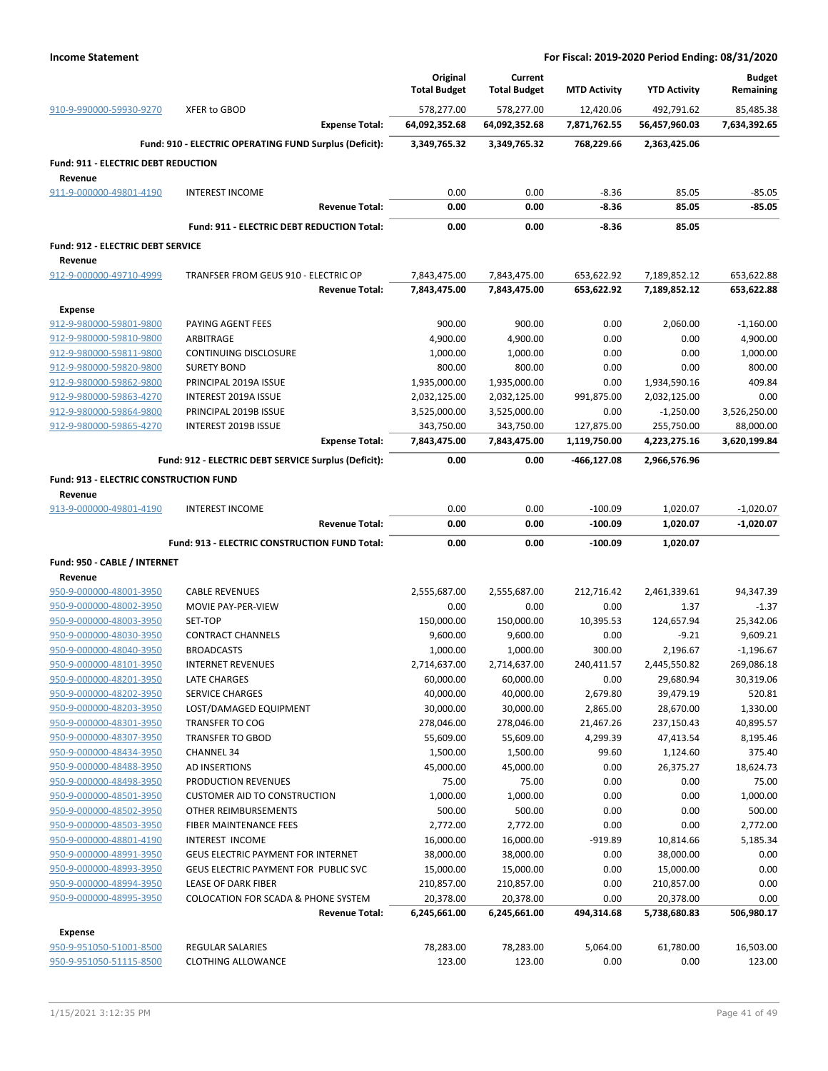**Income Statement** — For Fiscal: 2019-2020 Period Ending: 08/31/2020

| | | Original Total Budget | Current Total Budget | MTD Activity | YTD Activity | Budget Remaining |
|---|---|---|---|---|---|---|
| 910-9-990000-59930-9270 | XFER to GBOD | 578,277.00 | 578,277.00 | 12,420.06 | 492,791.62 | 85,485.38 |
| | **Expense Total:** | **64,092,352.68** | **64,092,352.68** | **7,871,762.55** | **56,457,960.03** | **7,634,392.65** |
| | **Fund: 910 - ELECTRIC OPERATING FUND Surplus (Deficit):** | **3,349,765.32** | **3,349,765.32** | **768,229.66** | **2,363,425.06** | |
| **Fund: 911 - ELECTRIC DEBT REDUCTION** | | | | | | |
| **Revenue** | | | | | | |
| 911-9-000000-49801-4190 | INTEREST INCOME | 0.00 | 0.00 | -8.36 | 85.05 | -85.05 |
| | **Revenue Total:** | **0.00** | **0.00** | **-8.36** | **85.05** | **-85.05** |
| | **Fund: 911 - ELECTRIC DEBT REDUCTION Total:** | **0.00** | **0.00** | **-8.36** | **85.05** | |
| **Fund: 912 - ELECTRIC DEBT SERVICE** | | | | | | |
| **Revenue** | | | | | | |
| 912-9-000000-49710-4999 | TRANFSER FROM GEUS 910 - ELECTRIC OP | 7,843,475.00 | 7,843,475.00 | 653,622.92 | 7,189,852.12 | 653,622.88 |
| | **Revenue Total:** | **7,843,475.00** | **7,843,475.00** | **653,622.92** | **7,189,852.12** | **653,622.88** |
| **Expense** | | | | | | |
| 912-9-980000-59801-9800 | PAYING AGENT FEES | 900.00 | 900.00 | 0.00 | 2,060.00 | -1,160.00 |
| 912-9-980000-59810-9800 | ARBITRAGE | 4,900.00 | 4,900.00 | 0.00 | 0.00 | 4,900.00 |
| 912-9-980000-59811-9800 | CONTINUING DISCLOSURE | 1,000.00 | 1,000.00 | 0.00 | 0.00 | 1,000.00 |
| 912-9-980000-59820-9800 | SURETY BOND | 800.00 | 800.00 | 0.00 | 0.00 | 800.00 |
| 912-9-980000-59862-9800 | PRINCIPAL 2019A ISSUE | 1,935,000.00 | 1,935,000.00 | 0.00 | 1,934,590.16 | 409.84 |
| 912-9-980000-59863-4270 | INTEREST 2019A ISSUE | 2,032,125.00 | 2,032,125.00 | 991,875.00 | 2,032,125.00 | 0.00 |
| 912-9-980000-59864-9800 | PRINCIPAL 2019B ISSUE | 3,525,000.00 | 3,525,000.00 | 0.00 | -1,250.00 | 3,526,250.00 |
| 912-9-980000-59865-4270 | INTEREST 2019B ISSUE | 343,750.00 | 343,750.00 | 127,875.00 | 255,750.00 | 88,000.00 |
| | **Expense Total:** | **7,843,475.00** | **7,843,475.00** | **1,119,750.00** | **4,223,275.16** | **3,620,199.84** |
| | **Fund: 912 - ELECTRIC DEBT SERVICE Surplus (Deficit):** | **0.00** | **0.00** | **-466,127.08** | **2,966,576.96** | |
| **Fund: 913 - ELECTRIC CONSTRUCTION FUND** | | | | | | |
| **Revenue** | | | | | | |
| 913-9-000000-49801-4190 | INTEREST INCOME | 0.00 | 0.00 | -100.09 | 1,020.07 | -1,020.07 |
| | **Revenue Total:** | **0.00** | **0.00** | **-100.09** | **1,020.07** | **-1,020.07** |
| | **Fund: 913 - ELECTRIC CONSTRUCTION FUND Total:** | **0.00** | **0.00** | **-100.09** | **1,020.07** | |
| **Fund: 950 - CABLE / INTERNET** | | | | | | |
| **Revenue** | | | | | | |
| 950-9-000000-48001-3950 | CABLE REVENUES | 2,555,687.00 | 2,555,687.00 | 212,716.42 | 2,461,339.61 | 94,347.39 |
| 950-9-000000-48002-3950 | MOVIE PAY-PER-VIEW | 0.00 | 0.00 | 0.00 | 1.37 | -1.37 |
| 950-9-000000-48003-3950 | SET-TOP | 150,000.00 | 150,000.00 | 10,395.53 | 124,657.94 | 25,342.06 |
| 950-9-000000-48030-3950 | CONTRACT CHANNELS | 9,600.00 | 9,600.00 | 0.00 | -9.21 | 9,609.21 |
| 950-9-000000-48040-3950 | BROADCASTS | 1,000.00 | 1,000.00 | 300.00 | 2,196.67 | -1,196.67 |
| 950-9-000000-48101-3950 | INTERNET REVENUES | 2,714,637.00 | 2,714,637.00 | 240,411.57 | 2,445,550.82 | 269,086.18 |
| 950-9-000000-48201-3950 | LATE CHARGES | 60,000.00 | 60,000.00 | 0.00 | 29,680.94 | 30,319.06 |
| 950-9-000000-48202-3950 | SERVICE CHARGES | 40,000.00 | 40,000.00 | 2,679.80 | 39,479.19 | 520.81 |
| 950-9-000000-48203-3950 | LOST/DAMAGED EQUIPMENT | 30,000.00 | 30,000.00 | 2,865.00 | 28,670.00 | 1,330.00 |
| 950-9-000000-48301-3950 | TRANSFER TO COG | 278,046.00 | 278,046.00 | 21,467.26 | 237,150.43 | 40,895.57 |
| 950-9-000000-48307-3950 | TRANSFER TO GBOD | 55,609.00 | 55,609.00 | 4,299.39 | 47,413.54 | 8,195.46 |
| 950-9-000000-48434-3950 | CHANNEL 34 | 1,500.00 | 1,500.00 | 99.60 | 1,124.60 | 375.40 |
| 950-9-000000-48488-3950 | AD INSERTIONS | 45,000.00 | 45,000.00 | 0.00 | 26,375.27 | 18,624.73 |
| 950-9-000000-48498-3950 | PRODUCTION REVENUES | 75.00 | 75.00 | 0.00 | 0.00 | 75.00 |
| 950-9-000000-48501-3950 | CUSTOMER AID TO CONSTRUCTION | 1,000.00 | 1,000.00 | 0.00 | 0.00 | 1,000.00 |
| 950-9-000000-48502-3950 | OTHER REIMBURSEMENTS | 500.00 | 500.00 | 0.00 | 0.00 | 500.00 |
| 950-9-000000-48503-3950 | FIBER MAINTENANCE FEES | 2,772.00 | 2,772.00 | 0.00 | 0.00 | 2,772.00 |
| 950-9-000000-48801-4190 | INTEREST INCOME | 16,000.00 | 16,000.00 | -919.89 | 10,814.66 | 5,185.34 |
| 950-9-000000-48991-3950 | GEUS ELECTRIC PAYMENT FOR INTERNET | 38,000.00 | 38,000.00 | 0.00 | 38,000.00 | 0.00 |
| 950-9-000000-48993-3950 | GEUS ELECTRIC PAYMENT FOR PUBLIC SVC | 15,000.00 | 15,000.00 | 0.00 | 15,000.00 | 0.00 |
| 950-9-000000-48994-3950 | LEASE OF DARK FIBER | 210,857.00 | 210,857.00 | 0.00 | 210,857.00 | 0.00 |
| 950-9-000000-48995-3950 | COLOCATION FOR SCADA & PHONE SYSTEM | 20,378.00 | 20,378.00 | 0.00 | 20,378.00 | 0.00 |
| | **Revenue Total:** | **6,245,661.00** | **6,245,661.00** | **494,314.68** | **5,738,680.83** | **506,980.17** |
| **Expense** | | | | | | |
| 950-9-951050-51001-8500 | REGULAR SALARIES | 78,283.00 | 78,283.00 | 5,064.00 | 61,780.00 | 16,503.00 |
| 950-9-951050-51115-8500 | CLOTHING ALLOWANCE | 123.00 | 123.00 | 0.00 | 0.00 | 123.00 |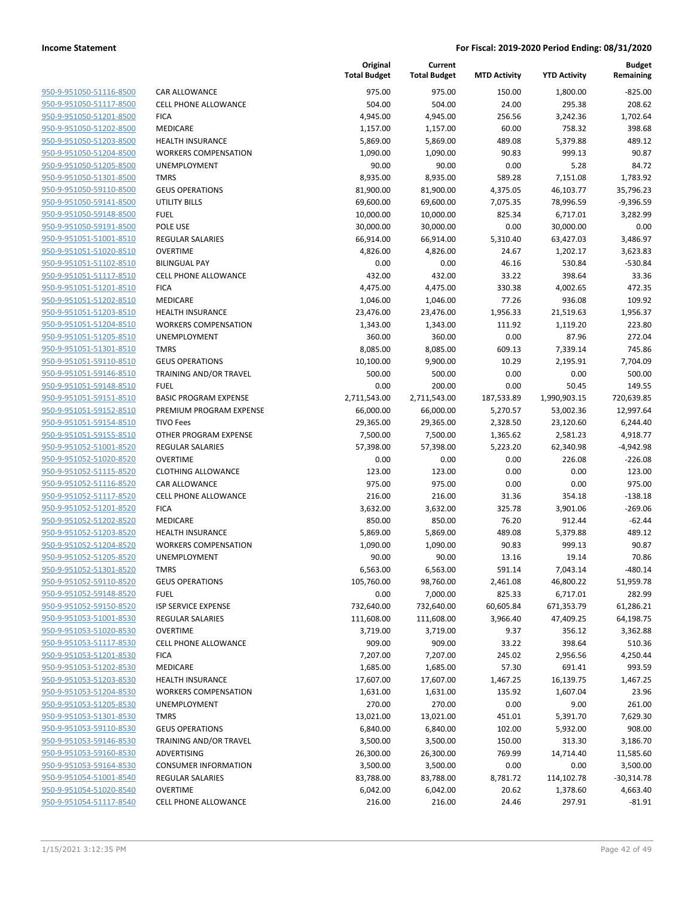| | | Original Total Budget | Current Total Budget | MTD Activity | YTD Activity | Budget Remaining |
|---|---|---|---|---|---|---|
| 950-9-951050-51116-8500 | CAR ALLOWANCE | 975.00 | 975.00 | 150.00 | 1,800.00 | -825.00 |
| 950-9-951050-51117-8500 | CELL PHONE ALLOWANCE | 504.00 | 504.00 | 24.00 | 295.38 | 208.62 |
| 950-9-951050-51201-8500 | FICA | 4,945.00 | 4,945.00 | 256.56 | 3,242.36 | 1,702.64 |
| 950-9-951050-51202-8500 | MEDICARE | 1,157.00 | 1,157.00 | 60.00 | 758.32 | 398.68 |
| 950-9-951050-51203-8500 | HEALTH INSURANCE | 5,869.00 | 5,869.00 | 489.08 | 5,379.88 | 489.12 |
| 950-9-951050-51204-8500 | WORKERS COMPENSATION | 1,090.00 | 1,090.00 | 90.83 | 999.13 | 90.87 |
| 950-9-951050-51205-8500 | UNEMPLOYMENT | 90.00 | 90.00 | 0.00 | 5.28 | 84.72 |
| 950-9-951050-51301-8500 | TMRS | 8,935.00 | 8,935.00 | 589.28 | 7,151.08 | 1,783.92 |
| 950-9-951050-59110-8500 | GEUS OPERATIONS | 81,900.00 | 81,900.00 | 4,375.05 | 46,103.77 | 35,796.23 |
| 950-9-951050-59141-8500 | UTILITY BILLS | 69,600.00 | 69,600.00 | 7,075.35 | 78,996.59 | -9,396.59 |
| 950-9-951050-59148-8500 | FUEL | 10,000.00 | 10,000.00 | 825.34 | 6,717.01 | 3,282.99 |
| 950-9-951050-59191-8500 | POLE USE | 30,000.00 | 30,000.00 | 0.00 | 30,000.00 | 0.00 |
| 950-9-951051-51001-8510 | REGULAR SALARIES | 66,914.00 | 66,914.00 | 5,310.40 | 63,427.03 | 3,486.97 |
| 950-9-951051-51020-8510 | OVERTIME | 4,826.00 | 4,826.00 | 24.67 | 1,202.17 | 3,623.83 |
| 950-9-951051-51102-8510 | BILINGUAL PAY | 0.00 | 0.00 | 46.16 | 530.84 | -530.84 |
| 950-9-951051-51117-8510 | CELL PHONE ALLOWANCE | 432.00 | 432.00 | 33.22 | 398.64 | 33.36 |
| 950-9-951051-51201-8510 | FICA | 4,475.00 | 4,475.00 | 330.38 | 4,002.65 | 472.35 |
| 950-9-951051-51202-8510 | MEDICARE | 1,046.00 | 1,046.00 | 77.26 | 936.08 | 109.92 |
| 950-9-951051-51203-8510 | HEALTH INSURANCE | 23,476.00 | 23,476.00 | 1,956.33 | 21,519.63 | 1,956.37 |
| 950-9-951051-51204-8510 | WORKERS COMPENSATION | 1,343.00 | 1,343.00 | 111.92 | 1,119.20 | 223.80 |
| 950-9-951051-51205-8510 | UNEMPLOYMENT | 360.00 | 360.00 | 0.00 | 87.96 | 272.04 |
| 950-9-951051-51301-8510 | TMRS | 8,085.00 | 8,085.00 | 609.13 | 7,339.14 | 745.86 |
| 950-9-951051-59110-8510 | GEUS OPERATIONS | 10,100.00 | 9,900.00 | 10.29 | 2,195.91 | 7,704.09 |
| 950-9-951051-59146-8510 | TRAINING AND/OR TRAVEL | 500.00 | 500.00 | 0.00 | 0.00 | 500.00 |
| 950-9-951051-59148-8510 | FUEL | 0.00 | 200.00 | 0.00 | 50.45 | 149.55 |
| 950-9-951051-59151-8510 | BASIC PROGRAM EXPENSE | 2,711,543.00 | 2,711,543.00 | 187,533.89 | 1,990,903.15 | 720,639.85 |
| 950-9-951051-59152-8510 | PREMIUM PROGRAM EXPENSE | 66,000.00 | 66,000.00 | 5,270.57 | 53,002.36 | 12,997.64 |
| 950-9-951051-59154-8510 | TIVO Fees | 29,365.00 | 29,365.00 | 2,328.50 | 23,120.60 | 6,244.40 |
| 950-9-951051-59155-8510 | OTHER PROGRAM EXPENSE | 7,500.00 | 7,500.00 | 1,365.62 | 2,581.23 | 4,918.77 |
| 950-9-951052-51001-8520 | REGULAR SALARIES | 57,398.00 | 57,398.00 | 5,223.20 | 62,340.98 | -4,942.98 |
| 950-9-951052-51020-8520 | OVERTIME | 0.00 | 0.00 | 0.00 | 226.08 | -226.08 |
| 950-9-951052-51115-8520 | CLOTHING ALLOWANCE | 123.00 | 123.00 | 0.00 | 0.00 | 123.00 |
| 950-9-951052-51116-8520 | CAR ALLOWANCE | 975.00 | 975.00 | 0.00 | 0.00 | 975.00 |
| 950-9-951052-51117-8520 | CELL PHONE ALLOWANCE | 216.00 | 216.00 | 31.36 | 354.18 | -138.18 |
| 950-9-951052-51201-8520 | FICA | 3,632.00 | 3,632.00 | 325.78 | 3,901.06 | -269.06 |
| 950-9-951052-51202-8520 | MEDICARE | 850.00 | 850.00 | 76.20 | 912.44 | -62.44 |
| 950-9-951052-51203-8520 | HEALTH INSURANCE | 5,869.00 | 5,869.00 | 489.08 | 5,379.88 | 489.12 |
| 950-9-951052-51204-8520 | WORKERS COMPENSATION | 1,090.00 | 1,090.00 | 90.83 | 999.13 | 90.87 |
| 950-9-951052-51205-8520 | UNEMPLOYMENT | 90.00 | 90.00 | 13.16 | 19.14 | 70.86 |
| 950-9-951052-51301-8520 | TMRS | 6,563.00 | 6,563.00 | 591.14 | 7,043.14 | -480.14 |
| 950-9-951052-59110-8520 | GEUS OPERATIONS | 105,760.00 | 98,760.00 | 2,461.08 | 46,800.22 | 51,959.78 |
| 950-9-951052-59148-8520 | FUEL | 0.00 | 7,000.00 | 825.33 | 6,717.01 | 282.99 |
| 950-9-951052-59150-8520 | ISP SERVICE EXPENSE | 732,640.00 | 732,640.00 | 60,605.84 | 671,353.79 | 61,286.21 |
| 950-9-951053-51001-8530 | REGULAR SALARIES | 111,608.00 | 111,608.00 | 3,966.40 | 47,409.25 | 64,198.75 |
| 950-9-951053-51020-8530 | OVERTIME | 3,719.00 | 3,719.00 | 9.37 | 356.12 | 3,362.88 |
| 950-9-951053-51117-8530 | CELL PHONE ALLOWANCE | 909.00 | 909.00 | 33.22 | 398.64 | 510.36 |
| 950-9-951053-51201-8530 | FICA | 7,207.00 | 7,207.00 | 245.02 | 2,956.56 | 4,250.44 |
| 950-9-951053-51202-8530 | MEDICARE | 1,685.00 | 1,685.00 | 57.30 | 691.41 | 993.59 |
| 950-9-951053-51203-8530 | HEALTH INSURANCE | 17,607.00 | 17,607.00 | 1,467.25 | 16,139.75 | 1,467.25 |
| 950-9-951053-51204-8530 | WORKERS COMPENSATION | 1,631.00 | 1,631.00 | 135.92 | 1,607.04 | 23.96 |
| 950-9-951053-51205-8530 | UNEMPLOYMENT | 270.00 | 270.00 | 0.00 | 9.00 | 261.00 |
| 950-9-951053-51301-8530 | TMRS | 13,021.00 | 13,021.00 | 451.01 | 5,391.70 | 7,629.30 |
| 950-9-951053-59110-8530 | GEUS OPERATIONS | 6,840.00 | 6,840.00 | 102.00 | 5,932.00 | 908.00 |
| 950-9-951053-59146-8530 | TRAINING AND/OR TRAVEL | 3,500.00 | 3,500.00 | 150.00 | 313.30 | 3,186.70 |
| 950-9-951053-59160-8530 | ADVERTISING | 26,300.00 | 26,300.00 | 769.99 | 14,714.40 | 11,585.60 |
| 950-9-951053-59164-8530 | CONSUMER INFORMATION | 3,500.00 | 3,500.00 | 0.00 | 0.00 | 3,500.00 |
| 950-9-951054-51001-8540 | REGULAR SALARIES | 83,788.00 | 83,788.00 | 8,781.72 | 114,102.78 | -30,314.78 |
| 950-9-951054-51020-8540 | OVERTIME | 6,042.00 | 6,042.00 | 20.62 | 1,378.60 | 4,663.40 |
| 950-9-951054-51117-8540 | CELL PHONE ALLOWANCE | 216.00 | 216.00 | 24.46 | 297.91 | -81.91 |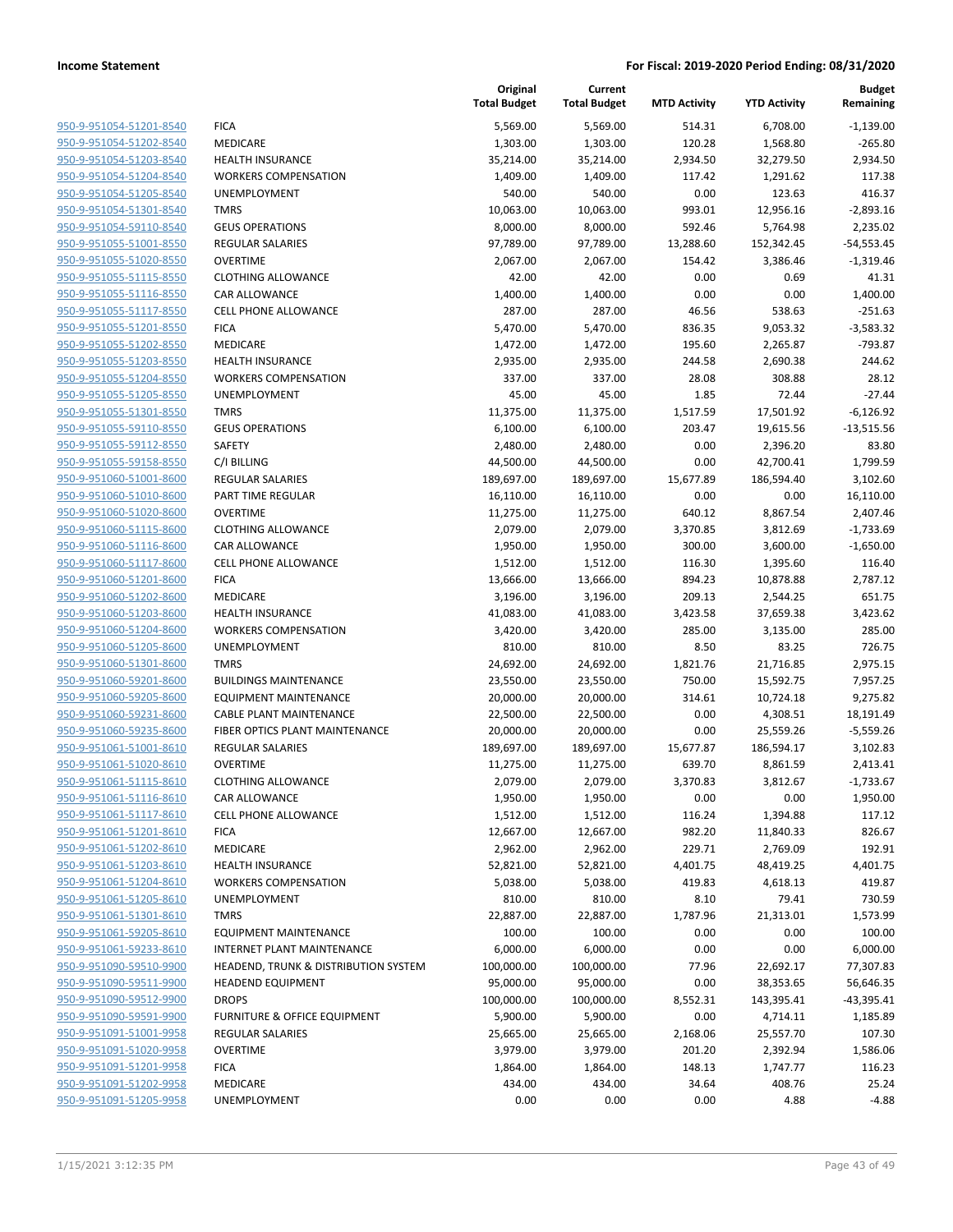| | | Original Total Budget | Current Total Budget | MTD Activity | YTD Activity | Budget Remaining |
|---|---|---|---|---|---|---|
| 950-9-951054-51201-8540 | FICA | 5,569.00 | 5,569.00 | 514.31 | 6,708.00 | -1,139.00 |
| 950-9-951054-51202-8540 | MEDICARE | 1,303.00 | 1,303.00 | 120.28 | 1,568.80 | -265.80 |
| 950-9-951054-51203-8540 | HEALTH INSURANCE | 35,214.00 | 35,214.00 | 2,934.50 | 32,279.50 | 2,934.50 |
| 950-9-951054-51204-8540 | WORKERS COMPENSATION | 1,409.00 | 1,409.00 | 117.42 | 1,291.62 | 117.38 |
| 950-9-951054-51205-8540 | UNEMPLOYMENT | 540.00 | 540.00 | 0.00 | 123.63 | 416.37 |
| 950-9-951054-51301-8540 | TMRS | 10,063.00 | 10,063.00 | 993.01 | 12,956.16 | -2,893.16 |
| 950-9-951054-59110-8540 | GEUS OPERATIONS | 8,000.00 | 8,000.00 | 592.46 | 5,764.98 | 2,235.02 |
| 950-9-951055-51001-8550 | REGULAR SALARIES | 97,789.00 | 97,789.00 | 13,288.60 | 152,342.45 | -54,553.45 |
| 950-9-951055-51020-8550 | OVERTIME | 2,067.00 | 2,067.00 | 154.42 | 3,386.46 | -1,319.46 |
| 950-9-951055-51115-8550 | CLOTHING ALLOWANCE | 42.00 | 42.00 | 0.00 | 0.69 | 41.31 |
| 950-9-951055-51116-8550 | CAR ALLOWANCE | 1,400.00 | 1,400.00 | 0.00 | 0.00 | 1,400.00 |
| 950-9-951055-51117-8550 | CELL PHONE ALLOWANCE | 287.00 | 287.00 | 46.56 | 538.63 | -251.63 |
| 950-9-951055-51201-8550 | FICA | 5,470.00 | 5,470.00 | 836.35 | 9,053.32 | -3,583.32 |
| 950-9-951055-51202-8550 | MEDICARE | 1,472.00 | 1,472.00 | 195.60 | 2,265.87 | -793.87 |
| 950-9-951055-51203-8550 | HEALTH INSURANCE | 2,935.00 | 2,935.00 | 244.58 | 2,690.38 | 244.62 |
| 950-9-951055-51204-8550 | WORKERS COMPENSATION | 337.00 | 337.00 | 28.08 | 308.88 | 28.12 |
| 950-9-951055-51205-8550 | UNEMPLOYMENT | 45.00 | 45.00 | 1.85 | 72.44 | -27.44 |
| 950-9-951055-51301-8550 | TMRS | 11,375.00 | 11,375.00 | 1,517.59 | 17,501.92 | -6,126.92 |
| 950-9-951055-59110-8550 | GEUS OPERATIONS | 6,100.00 | 6,100.00 | 203.47 | 19,615.56 | -13,515.56 |
| 950-9-951055-59112-8550 | SAFETY | 2,480.00 | 2,480.00 | 0.00 | 2,396.20 | 83.80 |
| 950-9-951055-59158-8550 | C/I BILLING | 44,500.00 | 44,500.00 | 0.00 | 42,700.41 | 1,799.59 |
| 950-9-951060-51001-8600 | REGULAR SALARIES | 189,697.00 | 189,697.00 | 15,677.89 | 186,594.40 | 3,102.60 |
| 950-9-951060-51010-8600 | PART TIME REGULAR | 16,110.00 | 16,110.00 | 0.00 | 0.00 | 16,110.00 |
| 950-9-951060-51020-8600 | OVERTIME | 11,275.00 | 11,275.00 | 640.12 | 8,867.54 | 2,407.46 |
| 950-9-951060-51115-8600 | CLOTHING ALLOWANCE | 2,079.00 | 2,079.00 | 3,370.85 | 3,812.69 | -1,733.69 |
| 950-9-951060-51116-8600 | CAR ALLOWANCE | 1,950.00 | 1,950.00 | 300.00 | 3,600.00 | -1,650.00 |
| 950-9-951060-51117-8600 | CELL PHONE ALLOWANCE | 1,512.00 | 1,512.00 | 116.30 | 1,395.60 | 116.40 |
| 950-9-951060-51201-8600 | FICA | 13,666.00 | 13,666.00 | 894.23 | 10,878.88 | 2,787.12 |
| 950-9-951060-51202-8600 | MEDICARE | 3,196.00 | 3,196.00 | 209.13 | 2,544.25 | 651.75 |
| 950-9-951060-51203-8600 | HEALTH INSURANCE | 41,083.00 | 41,083.00 | 3,423.58 | 37,659.38 | 3,423.62 |
| 950-9-951060-51204-8600 | WORKERS COMPENSATION | 3,420.00 | 3,420.00 | 285.00 | 3,135.00 | 285.00 |
| 950-9-951060-51205-8600 | UNEMPLOYMENT | 810.00 | 810.00 | 8.50 | 83.25 | 726.75 |
| 950-9-951060-51301-8600 | TMRS | 24,692.00 | 24,692.00 | 1,821.76 | 21,716.85 | 2,975.15 |
| 950-9-951060-59201-8600 | BUILDINGS MAINTENANCE | 23,550.00 | 23,550.00 | 750.00 | 15,592.75 | 7,957.25 |
| 950-9-951060-59205-8600 | EQUIPMENT MAINTENANCE | 20,000.00 | 20,000.00 | 314.61 | 10,724.18 | 9,275.82 |
| 950-9-951060-59231-8600 | CABLE PLANT MAINTENANCE | 22,500.00 | 22,500.00 | 0.00 | 4,308.51 | 18,191.49 |
| 950-9-951060-59235-8600 | FIBER OPTICS PLANT MAINTENANCE | 20,000.00 | 20,000.00 | 0.00 | 25,559.26 | -5,559.26 |
| 950-9-951061-51001-8610 | REGULAR SALARIES | 189,697.00 | 189,697.00 | 15,677.87 | 186,594.17 | 3,102.83 |
| 950-9-951061-51020-8610 | OVERTIME | 11,275.00 | 11,275.00 | 639.70 | 8,861.59 | 2,413.41 |
| 950-9-951061-51115-8610 | CLOTHING ALLOWANCE | 2,079.00 | 2,079.00 | 3,370.83 | 3,812.67 | -1,733.67 |
| 950-9-951061-51116-8610 | CAR ALLOWANCE | 1,950.00 | 1,950.00 | 0.00 | 0.00 | 1,950.00 |
| 950-9-951061-51117-8610 | CELL PHONE ALLOWANCE | 1,512.00 | 1,512.00 | 116.24 | 1,394.88 | 117.12 |
| 950-9-951061-51201-8610 | FICA | 12,667.00 | 12,667.00 | 982.20 | 11,840.33 | 826.67 |
| 950-9-951061-51202-8610 | MEDICARE | 2,962.00 | 2,962.00 | 229.71 | 2,769.09 | 192.91 |
| 950-9-951061-51203-8610 | HEALTH INSURANCE | 52,821.00 | 52,821.00 | 4,401.75 | 48,419.25 | 4,401.75 |
| 950-9-951061-51204-8610 | WORKERS COMPENSATION | 5,038.00 | 5,038.00 | 419.83 | 4,618.13 | 419.87 |
| 950-9-951061-51205-8610 | UNEMPLOYMENT | 810.00 | 810.00 | 8.10 | 79.41 | 730.59 |
| 950-9-951061-51301-8610 | TMRS | 22,887.00 | 22,887.00 | 1,787.96 | 21,313.01 | 1,573.99 |
| 950-9-951061-59205-8610 | EQUIPMENT MAINTENANCE | 100.00 | 100.00 | 0.00 | 0.00 | 100.00 |
| 950-9-951061-59233-8610 | INTERNET PLANT MAINTENANCE | 6,000.00 | 6,000.00 | 0.00 | 0.00 | 6,000.00 |
| 950-9-951090-59510-9900 | HEADEND, TRUNK & DISTRIBUTION SYSTEM | 100,000.00 | 100,000.00 | 77.96 | 22,692.17 | 77,307.83 |
| 950-9-951090-59511-9900 | HEADEND EQUIPMENT | 95,000.00 | 95,000.00 | 0.00 | 38,353.65 | 56,646.35 |
| 950-9-951090-59512-9900 | DROPS | 100,000.00 | 100,000.00 | 8,552.31 | 143,395.41 | -43,395.41 |
| 950-9-951090-59591-9900 | FURNITURE & OFFICE EQUIPMENT | 5,900.00 | 5,900.00 | 0.00 | 4,714.11 | 1,185.89 |
| 950-9-951091-51001-9958 | REGULAR SALARIES | 25,665.00 | 25,665.00 | 2,168.06 | 25,557.70 | 107.30 |
| 950-9-951091-51020-9958 | OVERTIME | 3,979.00 | 3,979.00 | 201.20 | 2,392.94 | 1,586.06 |
| 950-9-951091-51201-9958 | FICA | 1,864.00 | 1,864.00 | 148.13 | 1,747.77 | 116.23 |
| 950-9-951091-51202-9958 | MEDICARE | 434.00 | 434.00 | 34.64 | 408.76 | 25.24 |
| 950-9-951091-51205-9958 | UNEMPLOYMENT | 0.00 | 0.00 | 0.00 | 4.88 | -4.88 |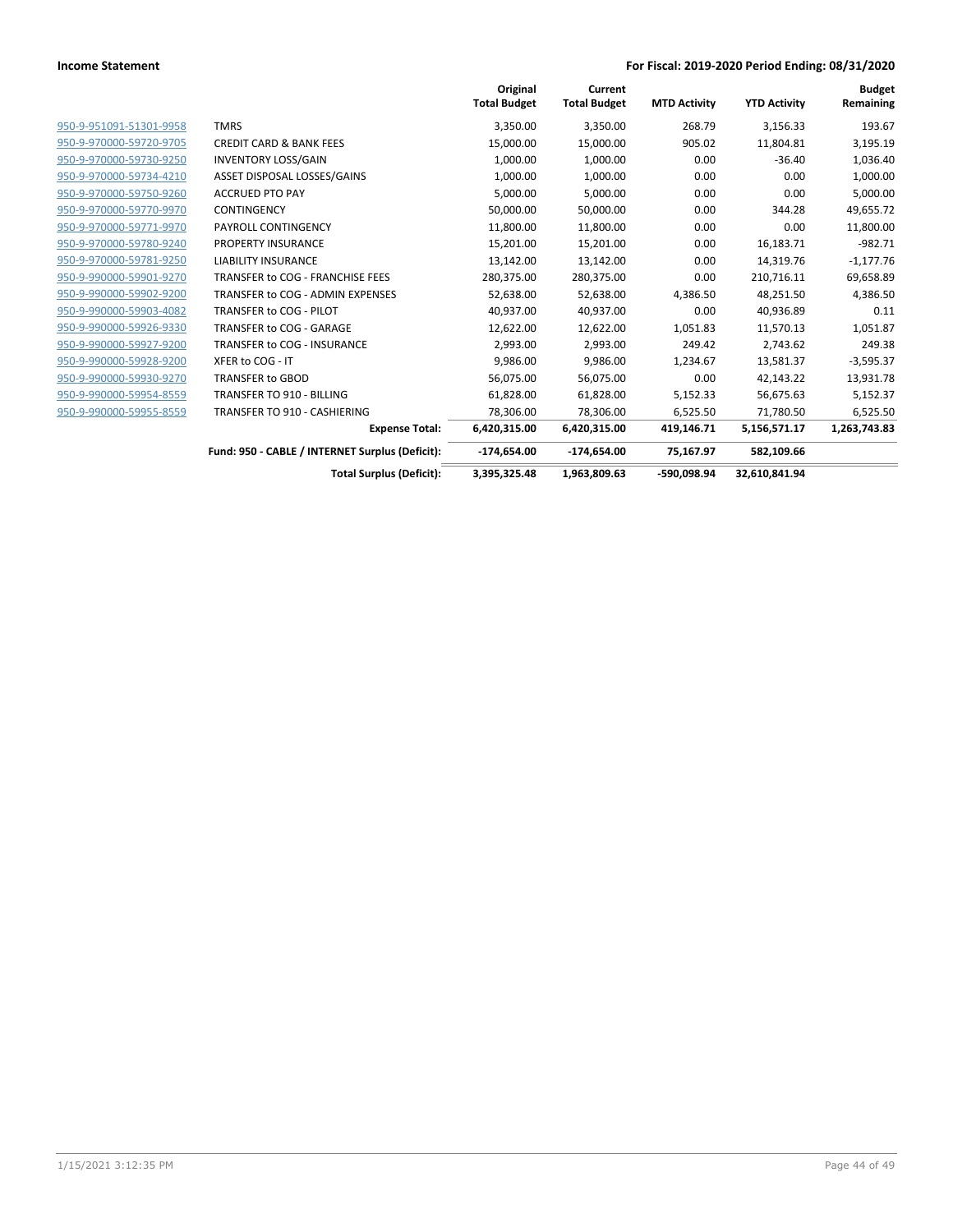**Income Statement** | **For Fiscal: 2019-2020 Period Ending: 08/31/2020**

| | | Original Total Budget | Current Total Budget | MTD Activity | YTD Activity | Budget Remaining |
|---|---|---|---|---|---|---|
| 950-9-951091-51301-9958 | TMRS | 3,350.00 | 3,350.00 | 268.79 | 3,156.33 | 193.67 |
| 950-9-970000-59720-9705 | CREDIT CARD & BANK FEES | 15,000.00 | 15,000.00 | 905.02 | 11,804.81 | 3,195.19 |
| 950-9-970000-59730-9250 | INVENTORY LOSS/GAIN | 1,000.00 | 1,000.00 | 0.00 | -36.40 | 1,036.40 |
| 950-9-970000-59734-4210 | ASSET DISPOSAL LOSSES/GAINS | 1,000.00 | 1,000.00 | 0.00 | 0.00 | 1,000.00 |
| 950-9-970000-59750-9260 | ACCRUED PTO PAY | 5,000.00 | 5,000.00 | 0.00 | 0.00 | 5,000.00 |
| 950-9-970000-59770-9970 | CONTINGENCY | 50,000.00 | 50,000.00 | 0.00 | 344.28 | 49,655.72 |
| 950-9-970000-59771-9970 | PAYROLL CONTINGENCY | 11,800.00 | 11,800.00 | 0.00 | 0.00 | 11,800.00 |
| 950-9-970000-59780-9240 | PROPERTY INSURANCE | 15,201.00 | 15,201.00 | 0.00 | 16,183.71 | -982.71 |
| 950-9-970000-59781-9250 | LIABILITY INSURANCE | 13,142.00 | 13,142.00 | 0.00 | 14,319.76 | -1,177.76 |
| 950-9-990000-59901-9270 | TRANSFER to COG - FRANCHISE FEES | 280,375.00 | 280,375.00 | 0.00 | 210,716.11 | 69,658.89 |
| 950-9-990000-59902-9200 | TRANSFER to COG - ADMIN EXPENSES | 52,638.00 | 52,638.00 | 4,386.50 | 48,251.50 | 4,386.50 |
| 950-9-990000-59903-4082 | TRANSFER to COG - PILOT | 40,937.00 | 40,937.00 | 0.00 | 40,936.89 | 0.11 |
| 950-9-990000-59926-9330 | TRANSFER to COG - GARAGE | 12,622.00 | 12,622.00 | 1,051.83 | 11,570.13 | 1,051.87 |
| 950-9-990000-59927-9200 | TRANSFER to COG - INSURANCE | 2,993.00 | 2,993.00 | 249.42 | 2,743.62 | 249.38 |
| 950-9-990000-59928-9200 | XFER to COG - IT | 9,986.00 | 9,986.00 | 1,234.67 | 13,581.37 | -3,595.37 |
| 950-9-990000-59930-9270 | TRANSFER to GBOD | 56,075.00 | 56,075.00 | 0.00 | 42,143.22 | 13,931.78 |
| 950-9-990000-59954-8559 | TRANSFER TO 910 - BILLING | 61,828.00 | 61,828.00 | 5,152.33 | 56,675.63 | 5,152.37 |
| 950-9-990000-59955-8559 | TRANSFER TO 910 - CASHIERING | 78,306.00 | 78,306.00 | 6,525.50 | 71,780.50 | 6,525.50 |
| | **Expense Total:** | **6,420,315.00** | **6,420,315.00** | **419,146.71** | **5,156,571.17** | **1,263,743.83** |
| | **Fund: 950 - CABLE / INTERNET Surplus (Deficit):** | **-174,654.00** | **-174,654.00** | **75,167.97** | **582,109.66** | |
| | **Total Surplus (Deficit):** | **3,395,325.48** | **1,963,809.63** | **-590,098.94** | **32,610,841.94** | |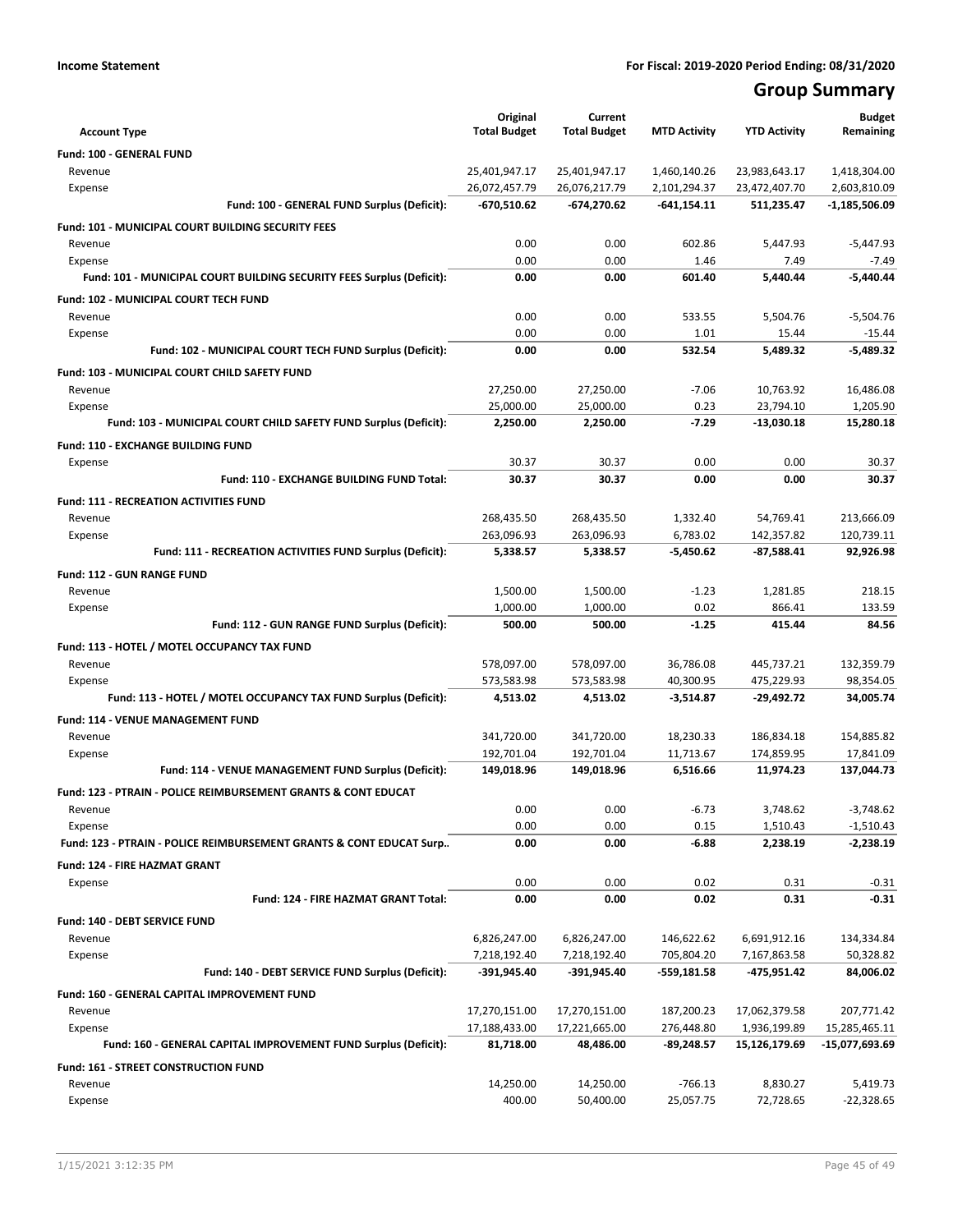**Income Statement** — For Fiscal: 2019-2020 Period Ending: 08/31/2020

# Group Summary

| Account Type | Original Total Budget | Current Total Budget | MTD Activity | YTD Activity | Budget Remaining |
|---|---|---|---|---|---|
| **Fund: 100 - GENERAL FUND** | | | | | |
| Revenue | 25,401,947.17 | 25,401,947.17 | 1,460,140.26 | 23,983,643.17 | 1,418,304.00 |
| Expense | 26,072,457.79 | 26,076,217.79 | 2,101,294.37 | 23,472,407.70 | 2,603,810.09 |
| **Fund: 100 - GENERAL FUND Surplus (Deficit):** | **-670,510.62** | **-674,270.62** | **-641,154.11** | **511,235.47** | **-1,185,506.09** |
| **Fund: 101 - MUNICIPAL COURT BUILDING SECURITY FEES** | | | | | |
| Revenue | 0.00 | 0.00 | 602.86 | 5,447.93 | -5,447.93 |
| Expense | 0.00 | 0.00 | 1.46 | 7.49 | -7.49 |
| **Fund: 101 - MUNICIPAL COURT BUILDING SECURITY FEES Surplus (Deficit):** | **0.00** | **0.00** | **601.40** | **5,440.44** | **-5,440.44** |
| **Fund: 102 - MUNICIPAL COURT TECH FUND** | | | | | |
| Revenue | 0.00 | 0.00 | 533.55 | 5,504.76 | -5,504.76 |
| Expense | 0.00 | 0.00 | 1.01 | 15.44 | -15.44 |
| **Fund: 102 - MUNICIPAL COURT TECH FUND Surplus (Deficit):** | **0.00** | **0.00** | **532.54** | **5,489.32** | **-5,489.32** |
| **Fund: 103 - MUNICIPAL COURT CHILD SAFETY FUND** | | | | | |
| Revenue | 27,250.00 | 27,250.00 | -7.06 | 10,763.92 | 16,486.08 |
| Expense | 25,000.00 | 25,000.00 | 0.23 | 23,794.10 | 1,205.90 |
| **Fund: 103 - MUNICIPAL COURT CHILD SAFETY FUND Surplus (Deficit):** | **2,250.00** | **2,250.00** | **-7.29** | **-13,030.18** | **15,280.18** |
| **Fund: 110 - EXCHANGE BUILDING FUND** | | | | | |
| Expense | 30.37 | 30.37 | 0.00 | 0.00 | 30.37 |
| **Fund: 110 - EXCHANGE BUILDING FUND Total:** | **30.37** | **30.37** | **0.00** | **0.00** | **30.37** |
| **Fund: 111 - RECREATION ACTIVITIES FUND** | | | | | |
| Revenue | 268,435.50 | 268,435.50 | 1,332.40 | 54,769.41 | 213,666.09 |
| Expense | 263,096.93 | 263,096.93 | 6,783.02 | 142,357.82 | 120,739.11 |
| **Fund: 111 - RECREATION ACTIVITIES FUND Surplus (Deficit):** | **5,338.57** | **5,338.57** | **-5,450.62** | **-87,588.41** | **92,926.98** |
| **Fund: 112 - GUN RANGE FUND** | | | | | |
| Revenue | 1,500.00 | 1,500.00 | -1.23 | 1,281.85 | 218.15 |
| Expense | 1,000.00 | 1,000.00 | 0.02 | 866.41 | 133.59 |
| **Fund: 112 - GUN RANGE FUND Surplus (Deficit):** | **500.00** | **500.00** | **-1.25** | **415.44** | **84.56** |
| **Fund: 113 - HOTEL / MOTEL OCCUPANCY TAX FUND** | | | | | |
| Revenue | 578,097.00 | 578,097.00 | 36,786.08 | 445,737.21 | 132,359.79 |
| Expense | 573,583.98 | 573,583.98 | 40,300.95 | 475,229.93 | 98,354.05 |
| **Fund: 113 - HOTEL / MOTEL OCCUPANCY TAX FUND Surplus (Deficit):** | **4,513.02** | **4,513.02** | **-3,514.87** | **-29,492.72** | **34,005.74** |
| **Fund: 114 - VENUE MANAGEMENT FUND** | | | | | |
| Revenue | 341,720.00 | 341,720.00 | 18,230.33 | 186,834.18 | 154,885.82 |
| Expense | 192,701.04 | 192,701.04 | 11,713.67 | 174,859.95 | 17,841.09 |
| **Fund: 114 - VENUE MANAGEMENT FUND Surplus (Deficit):** | **149,018.96** | **149,018.96** | **6,516.66** | **11,974.23** | **137,044.73** |
| **Fund: 123 - PTRAIN - POLICE REIMBURSEMENT GRANTS & CONT EDUCAT** | | | | | |
| Revenue | 0.00 | 0.00 | -6.73 | 3,748.62 | -3,748.62 |
| Expense | 0.00 | 0.00 | 0.15 | 1,510.43 | -1,510.43 |
| **Fund: 123 - PTRAIN - POLICE REIMBURSEMENT GRANTS & CONT EDUCAT Surp..** | **0.00** | **0.00** | **-6.88** | **2,238.19** | **-2,238.19** |
| **Fund: 124 - FIRE HAZMAT GRANT** | | | | | |
| Expense | 0.00 | 0.00 | 0.02 | 0.31 | -0.31 |
| **Fund: 124 - FIRE HAZMAT GRANT Total:** | **0.00** | **0.00** | **0.02** | **0.31** | **-0.31** |
| **Fund: 140 - DEBT SERVICE FUND** | | | | | |
| Revenue | 6,826,247.00 | 6,826,247.00 | 146,622.62 | 6,691,912.16 | 134,334.84 |
| Expense | 7,218,192.40 | 7,218,192.40 | 705,804.20 | 7,167,863.58 | 50,328.82 |
| **Fund: 140 - DEBT SERVICE FUND Surplus (Deficit):** | **-391,945.40** | **-391,945.40** | **-559,181.58** | **-475,951.42** | **84,006.02** |
| **Fund: 160 - GENERAL CAPITAL IMPROVEMENT FUND** | | | | | |
| Revenue | 17,270,151.00 | 17,270,151.00 | 187,200.23 | 17,062,379.58 | 207,771.42 |
| Expense | 17,188,433.00 | 17,221,665.00 | 276,448.80 | 1,936,199.89 | 15,285,465.11 |
| **Fund: 160 - GENERAL CAPITAL IMPROVEMENT FUND Surplus (Deficit):** | **81,718.00** | **48,486.00** | **-89,248.57** | **15,126,179.69** | **-15,077,693.69** |
| **Fund: 161 - STREET CONSTRUCTION FUND** | | | | | |
| Revenue | 14,250.00 | 14,250.00 | -766.13 | 8,830.27 | 5,419.73 |
| Expense | 400.00 | 50,400.00 | 25,057.75 | 72,728.65 | -22,328.65 |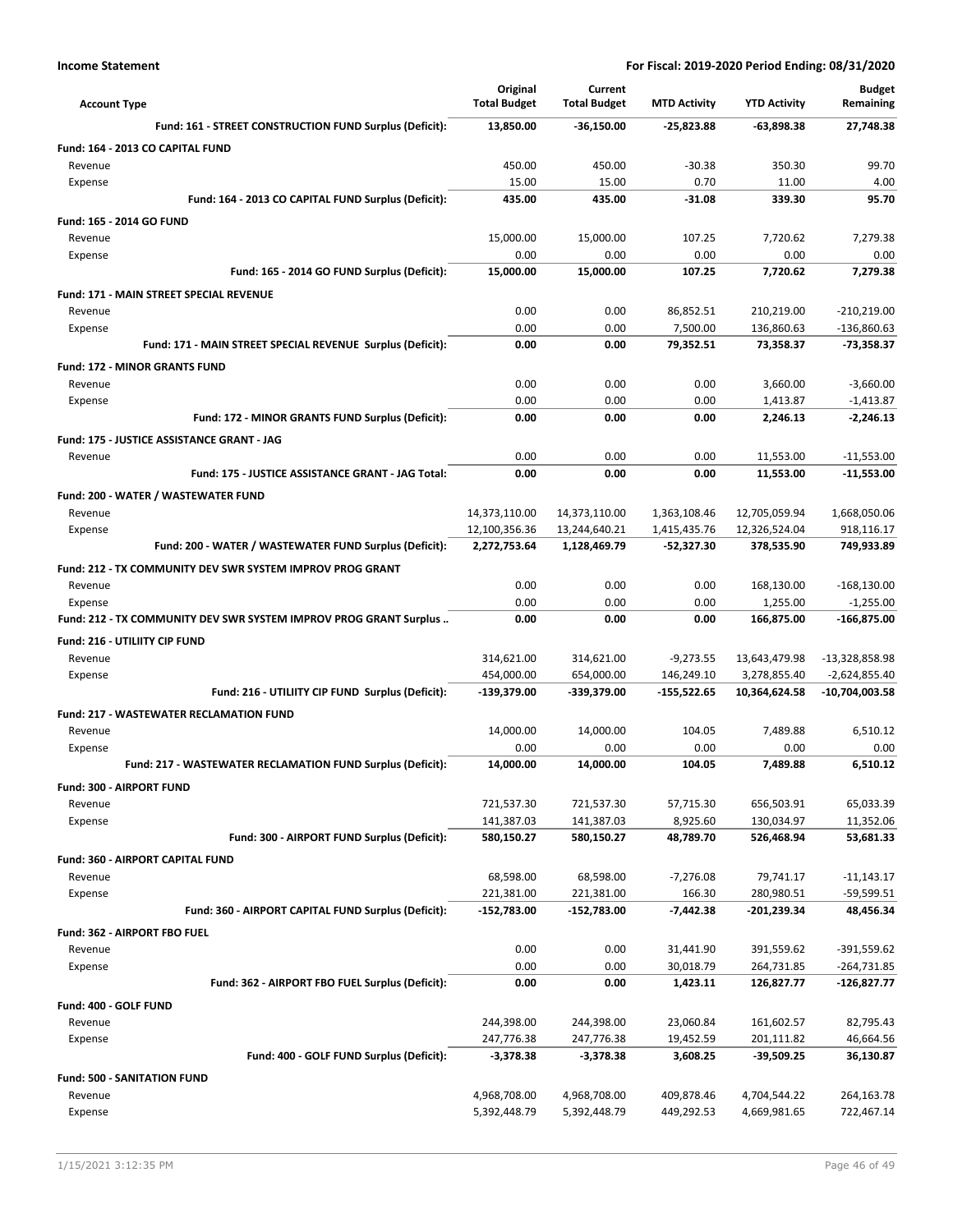**Income Statement** | **For Fiscal: 2019-2020 Period Ending: 08/31/2020**

| Account Type | Original Total Budget | Current Total Budget | MTD Activity | YTD Activity | Budget Remaining |
|---|---|---|---|---|---|
| **Fund: 161 - STREET CONSTRUCTION FUND Surplus (Deficit):** | **13,850.00** | **-36,150.00** | **-25,823.88** | **-63,898.38** | **27,748.38** |
| **Fund: 164 - 2013 CO CAPITAL FUND** | | | | | |
| Revenue | 450.00 | 450.00 | -30.38 | 350.30 | 99.70 |
| Expense | 15.00 | 15.00 | 0.70 | 11.00 | 4.00 |
| **Fund: 164 - 2013 CO CAPITAL FUND Surplus (Deficit):** | **435.00** | **435.00** | **-31.08** | **339.30** | **95.70** |
| **Fund: 165 - 2014 GO FUND** | | | | | |
| Revenue | 15,000.00 | 15,000.00 | 107.25 | 7,720.62 | 7,279.38 |
| Expense | 0.00 | 0.00 | 0.00 | 0.00 | 0.00 |
| **Fund: 165 - 2014 GO FUND Surplus (Deficit):** | **15,000.00** | **15,000.00** | **107.25** | **7,720.62** | **7,279.38** |
| **Fund: 171 - MAIN STREET SPECIAL REVENUE** | | | | | |
| Revenue | 0.00 | 0.00 | 86,852.51 | 210,219.00 | -210,219.00 |
| Expense | 0.00 | 0.00 | 7,500.00 | 136,860.63 | -136,860.63 |
| **Fund: 171 - MAIN STREET SPECIAL REVENUE Surplus (Deficit):** | **0.00** | **0.00** | **79,352.51** | **73,358.37** | **-73,358.37** |
| **Fund: 172 - MINOR GRANTS FUND** | | | | | |
| Revenue | 0.00 | 0.00 | 0.00 | 3,660.00 | -3,660.00 |
| Expense | 0.00 | 0.00 | 0.00 | 1,413.87 | -1,413.87 |
| **Fund: 172 - MINOR GRANTS FUND Surplus (Deficit):** | **0.00** | **0.00** | **0.00** | **2,246.13** | **-2,246.13** |
| **Fund: 175 - JUSTICE ASSISTANCE GRANT - JAG** | | | | | |
| Revenue | 0.00 | 0.00 | 0.00 | 11,553.00 | -11,553.00 |
| **Fund: 175 - JUSTICE ASSISTANCE GRANT - JAG Total:** | **0.00** | **0.00** | **0.00** | **11,553.00** | **-11,553.00** |
| **Fund: 200 - WATER / WASTEWATER FUND** | | | | | |
| Revenue | 14,373,110.00 | 14,373,110.00 | 1,363,108.46 | 12,705,059.94 | 1,668,050.06 |
| Expense | 12,100,356.36 | 13,244,640.21 | 1,415,435.76 | 12,326,524.04 | 918,116.17 |
| **Fund: 200 - WATER / WASTEWATER FUND Surplus (Deficit):** | **2,272,753.64** | **1,128,469.79** | **-52,327.30** | **378,535.90** | **749,933.89** |
| **Fund: 212 - TX COMMUNITY DEV SWR SYSTEM IMPROV PROG GRANT** | | | | | |
| Revenue | 0.00 | 0.00 | 0.00 | 168,130.00 | -168,130.00 |
| Expense | 0.00 | 0.00 | 0.00 | 1,255.00 | -1,255.00 |
| **Fund: 212 - TX COMMUNITY DEV SWR SYSTEM IMPROV PROG GRANT Surplus ..** | **0.00** | **0.00** | **0.00** | **166,875.00** | **-166,875.00** |
| **Fund: 216 - UTILIITY CIP FUND** | | | | | |
| Revenue | 314,621.00 | 314,621.00 | -9,273.55 | 13,643,479.98 | -13,328,858.98 |
| Expense | 454,000.00 | 654,000.00 | 146,249.10 | 3,278,855.40 | -2,624,855.40 |
| **Fund: 216 - UTILIITY CIP FUND Surplus (Deficit):** | **-139,379.00** | **-339,379.00** | **-155,522.65** | **10,364,624.58** | **-10,704,003.58** |
| **Fund: 217 - WASTEWATER RECLAMATION FUND** | | | | | |
| Revenue | 14,000.00 | 14,000.00 | 104.05 | 7,489.88 | 6,510.12 |
| Expense | 0.00 | 0.00 | 0.00 | 0.00 | 0.00 |
| **Fund: 217 - WASTEWATER RECLAMATION FUND Surplus (Deficit):** | **14,000.00** | **14,000.00** | **104.05** | **7,489.88** | **6,510.12** |
| **Fund: 300 - AIRPORT FUND** | | | | | |
| Revenue | 721,537.30 | 721,537.30 | 57,715.30 | 656,503.91 | 65,033.39 |
| Expense | 141,387.03 | 141,387.03 | 8,925.60 | 130,034.97 | 11,352.06 |
| **Fund: 300 - AIRPORT FUND Surplus (Deficit):** | **580,150.27** | **580,150.27** | **48,789.70** | **526,468.94** | **53,681.33** |
| **Fund: 360 - AIRPORT CAPITAL FUND** | | | | | |
| Revenue | 68,598.00 | 68,598.00 | -7,276.08 | 79,741.17 | -11,143.17 |
| Expense | 221,381.00 | 221,381.00 | 166.30 | 280,980.51 | -59,599.51 |
| **Fund: 360 - AIRPORT CAPITAL FUND Surplus (Deficit):** | **-152,783.00** | **-152,783.00** | **-7,442.38** | **-201,239.34** | **48,456.34** |
| **Fund: 362 - AIRPORT FBO FUEL** | | | | | |
| Revenue | 0.00 | 0.00 | 31,441.90 | 391,559.62 | -391,559.62 |
| Expense | 0.00 | 0.00 | 30,018.79 | 264,731.85 | -264,731.85 |
| **Fund: 362 - AIRPORT FBO FUEL Surplus (Deficit):** | **0.00** | **0.00** | **1,423.11** | **126,827.77** | **-126,827.77** |
| **Fund: 400 - GOLF FUND** | | | | | |
| Revenue | 244,398.00 | 244,398.00 | 23,060.84 | 161,602.57 | 82,795.43 |
| Expense | 247,776.38 | 247,776.38 | 19,452.59 | 201,111.82 | 46,664.56 |
| **Fund: 400 - GOLF FUND Surplus (Deficit):** | **-3,378.38** | **-3,378.38** | **3,608.25** | **-39,509.25** | **36,130.87** |
| **Fund: 500 - SANITATION FUND** | | | | | |
| Revenue | 4,968,708.00 | 4,968,708.00 | 409,878.46 | 4,704,544.22 | 264,163.78 |
| Expense | 5,392,448.79 | 5,392,448.79 | 449,292.53 | 4,669,981.65 | 722,467.14 |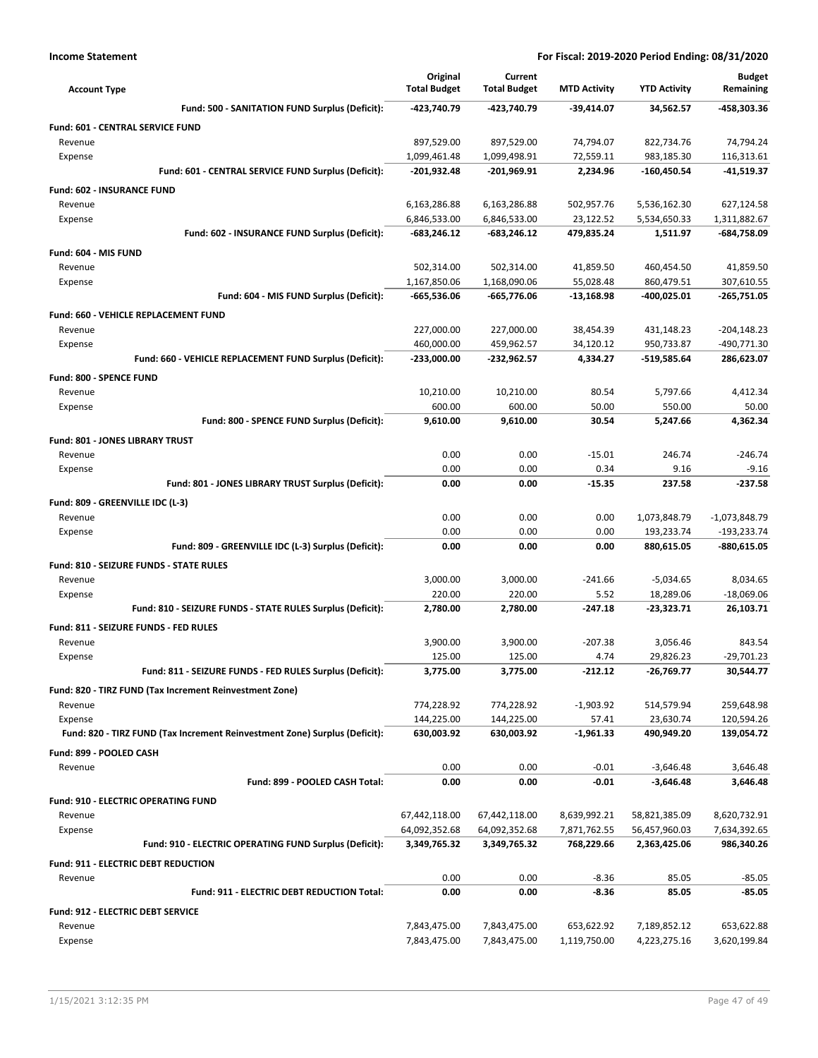**Income Statement** — For Fiscal: 2019-2020 Period Ending: 08/31/2020

| Account Type | Original Total Budget | Current Total Budget | MTD Activity | YTD Activity | Budget Remaining |
|---|---|---|---|---|---|
| **Fund: 500 - SANITATION FUND Surplus (Deficit):** | **-423,740.79** | **-423,740.79** | **-39,414.07** | **34,562.57** | **-458,303.36** |
| **Fund: 601 - CENTRAL SERVICE FUND** | | | | | |
| Revenue | 897,529.00 | 897,529.00 | 74,794.07 | 822,734.76 | 74,794.24 |
| Expense | 1,099,461.48 | 1,099,498.91 | 72,559.11 | 983,185.30 | 116,313.61 |
| **Fund: 601 - CENTRAL SERVICE FUND Surplus (Deficit):** | **-201,932.48** | **-201,969.91** | **2,234.96** | **-160,450.54** | **-41,519.37** |
| **Fund: 602 - INSURANCE FUND** | | | | | |
| Revenue | 6,163,286.88 | 6,163,286.88 | 502,957.76 | 5,536,162.30 | 627,124.58 |
| Expense | 6,846,533.00 | 6,846,533.00 | 23,122.52 | 5,534,650.33 | 1,311,882.67 |
| **Fund: 602 - INSURANCE FUND Surplus (Deficit):** | **-683,246.12** | **-683,246.12** | **479,835.24** | **1,511.97** | **-684,758.09** |
| **Fund: 604 - MIS FUND** | | | | | |
| Revenue | 502,314.00 | 502,314.00 | 41,859.50 | 460,454.50 | 41,859.50 |
| Expense | 1,167,850.06 | 1,168,090.06 | 55,028.48 | 860,479.51 | 307,610.55 |
| **Fund: 604 - MIS FUND Surplus (Deficit):** | **-665,536.06** | **-665,776.06** | **-13,168.98** | **-400,025.01** | **-265,751.05** |
| **Fund: 660 - VEHICLE REPLACEMENT FUND** | | | | | |
| Revenue | 227,000.00 | 227,000.00 | 38,454.39 | 431,148.23 | -204,148.23 |
| Expense | 460,000.00 | 459,962.57 | 34,120.12 | 950,733.87 | -490,771.30 |
| **Fund: 660 - VEHICLE REPLACEMENT FUND Surplus (Deficit):** | **-233,000.00** | **-232,962.57** | **4,334.27** | **-519,585.64** | **286,623.07** |
| **Fund: 800 - SPENCE FUND** | | | | | |
| Revenue | 10,210.00 | 10,210.00 | 80.54 | 5,797.66 | 4,412.34 |
| Expense | 600.00 | 600.00 | 50.00 | 550.00 | 50.00 |
| **Fund: 800 - SPENCE FUND Surplus (Deficit):** | **9,610.00** | **9,610.00** | **30.54** | **5,247.66** | **4,362.34** |
| **Fund: 801 - JONES LIBRARY TRUST** | | | | | |
| Revenue | 0.00 | 0.00 | -15.01 | 246.74 | -246.74 |
| Expense | 0.00 | 0.00 | 0.34 | 9.16 | -9.16 |
| **Fund: 801 - JONES LIBRARY TRUST Surplus (Deficit):** | **0.00** | **0.00** | **-15.35** | **237.58** | **-237.58** |
| **Fund: 809 - GREENVILLE IDC (L-3)** | | | | | |
| Revenue | 0.00 | 0.00 | 0.00 | 1,073,848.79 | -1,073,848.79 |
| Expense | 0.00 | 0.00 | 0.00 | 193,233.74 | -193,233.74 |
| **Fund: 809 - GREENVILLE IDC (L-3) Surplus (Deficit):** | **0.00** | **0.00** | **0.00** | **880,615.05** | **-880,615.05** |
| **Fund: 810 - SEIZURE FUNDS - STATE RULES** | | | | | |
| Revenue | 3,000.00 | 3,000.00 | -241.66 | -5,034.65 | 8,034.65 |
| Expense | 220.00 | 220.00 | 5.52 | 18,289.06 | -18,069.06 |
| **Fund: 810 - SEIZURE FUNDS - STATE RULES Surplus (Deficit):** | **2,780.00** | **2,780.00** | **-247.18** | **-23,323.71** | **26,103.71** |
| **Fund: 811 - SEIZURE FUNDS - FED RULES** | | | | | |
| Revenue | 3,900.00 | 3,900.00 | -207.38 | 3,056.46 | 843.54 |
| Expense | 125.00 | 125.00 | 4.74 | 29,826.23 | -29,701.23 |
| **Fund: 811 - SEIZURE FUNDS - FED RULES Surplus (Deficit):** | **3,775.00** | **3,775.00** | **-212.12** | **-26,769.77** | **30,544.77** |
| **Fund: 820 - TIRZ FUND (Tax Increment Reinvestment Zone)** | | | | | |
| Revenue | 774,228.92 | 774,228.92 | -1,903.92 | 514,579.94 | 259,648.98 |
| Expense | 144,225.00 | 144,225.00 | 57.41 | 23,630.74 | 120,594.26 |
| **Fund: 820 - TIRZ FUND (Tax Increment Reinvestment Zone) Surplus (Deficit):** | **630,003.92** | **630,003.92** | **-1,961.33** | **490,949.20** | **139,054.72** |
| **Fund: 899 - POOLED CASH** | | | | | |
| Revenue | 0.00 | 0.00 | -0.01 | -3,646.48 | 3,646.48 |
| **Fund: 899 - POOLED CASH Total:** | **0.00** | **0.00** | **-0.01** | **-3,646.48** | **3,646.48** |
| **Fund: 910 - ELECTRIC OPERATING FUND** | | | | | |
| Revenue | 67,442,118.00 | 67,442,118.00 | 8,639,992.21 | 58,821,385.09 | 8,620,732.91 |
| Expense | 64,092,352.68 | 64,092,352.68 | 7,871,762.55 | 56,457,960.03 | 7,634,392.65 |
| **Fund: 910 - ELECTRIC OPERATING FUND Surplus (Deficit):** | **3,349,765.32** | **3,349,765.32** | **768,229.66** | **2,363,425.06** | **986,340.26** |
| **Fund: 911 - ELECTRIC DEBT REDUCTION** | | | | | |
| Revenue | 0.00 | 0.00 | -8.36 | 85.05 | -85.05 |
| **Fund: 911 - ELECTRIC DEBT REDUCTION Total:** | **0.00** | **0.00** | **-8.36** | **85.05** | **-85.05** |
| **Fund: 912 - ELECTRIC DEBT SERVICE** | | | | | |
| Revenue | 7,843,475.00 | 7,843,475.00 | 653,622.92 | 7,189,852.12 | 653,622.88 |
| Expense | 7,843,475.00 | 7,843,475.00 | 1,119,750.00 | 4,223,275.16 | 3,620,199.84 |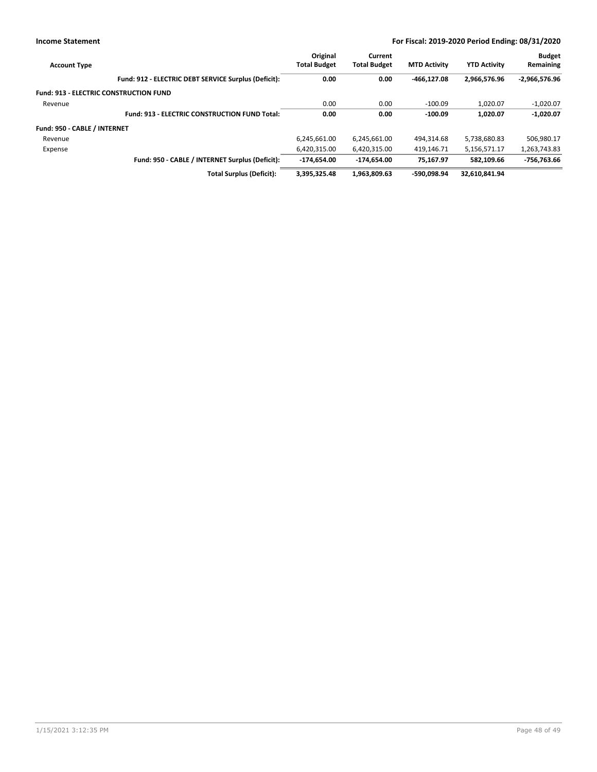**Income Statement** | **For Fiscal: 2019-2020 Period Ending: 08/31/2020**

| Account Type | Original Total Budget | Current Total Budget | MTD Activity | YTD Activity | Budget Remaining |
|---|---|---|---|---|---|
| **Fund: 912 - ELECTRIC DEBT SERVICE Surplus (Deficit):** | **0.00** | **0.00** | **-466,127.08** | **2,966,576.96** | **-2,966,576.96** |
| **Fund: 913 - ELECTRIC CONSTRUCTION FUND** | | | | | |
| Revenue | 0.00 | 0.00 | -100.09 | 1,020.07 | -1,020.07 |
| **Fund: 913 - ELECTRIC CONSTRUCTION FUND Total:** | **0.00** | **0.00** | **-100.09** | **1,020.07** | **-1,020.07** |
| **Fund: 950 - CABLE / INTERNET** | | | | | |
| Revenue | 6,245,661.00 | 6,245,661.00 | 494,314.68 | 5,738,680.83 | 506,980.17 |
| Expense | 6,420,315.00 | 6,420,315.00 | 419,146.71 | 5,156,571.17 | 1,263,743.83 |
| **Fund: 950 - CABLE / INTERNET Surplus (Deficit):** | **-174,654.00** | **-174,654.00** | **75,167.97** | **582,109.66** | **-756,763.66** |
| **Total Surplus (Deficit):** | **3,395,325.48** | **1,963,809.63** | **-590,098.94** | **32,610,841.94** | |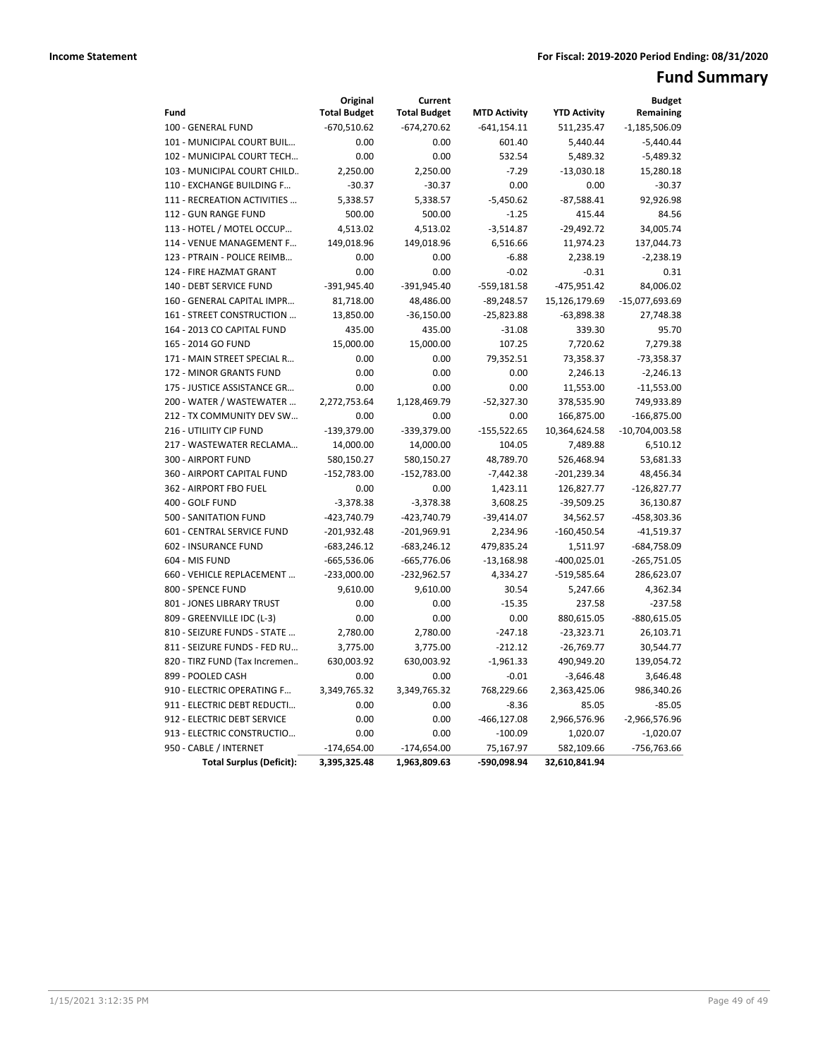**Income Statement** For Fiscal: 2019-2020 Period Ending: 08/31/2020

# Fund Summary

| Fund | Original Total Budget | Current Total Budget | MTD Activity | YTD Activity | Budget Remaining |
|---|---|---|---|---|---|
| 100 - GENERAL FUND | -670,510.62 | -674,270.62 | -641,154.11 | 511,235.47 | -1,185,506.09 |
| 101 - MUNICIPAL COURT BUIL… | 0.00 | 0.00 | 601.40 | 5,440.44 | -5,440.44 |
| 102 - MUNICIPAL COURT TECH… | 0.00 | 0.00 | 532.54 | 5,489.32 | -5,489.32 |
| 103 - MUNICIPAL COURT CHILD.. | 2,250.00 | 2,250.00 | -7.29 | -13,030.18 | 15,280.18 |
| 110 - EXCHANGE BUILDING F… | -30.37 | -30.37 | 0.00 | 0.00 | -30.37 |
| 111 - RECREATION ACTIVITIES … | 5,338.57 | 5,338.57 | -5,450.62 | -87,588.41 | 92,926.98 |
| 112 - GUN RANGE FUND | 500.00 | 500.00 | -1.25 | 415.44 | 84.56 |
| 113 - HOTEL / MOTEL OCCUP… | 4,513.02 | 4,513.02 | -3,514.87 | -29,492.72 | 34,005.74 |
| 114 - VENUE MANAGEMENT F… | 149,018.96 | 149,018.96 | 6,516.66 | 11,974.23 | 137,044.73 |
| 123 - PTRAIN - POLICE REIMB… | 0.00 | 0.00 | -6.88 | 2,238.19 | -2,238.19 |
| 124 - FIRE HAZMAT GRANT | 0.00 | 0.00 | -0.02 | -0.31 | 0.31 |
| 140 - DEBT SERVICE FUND | -391,945.40 | -391,945.40 | -559,181.58 | -475,951.42 | 84,006.02 |
| 160 - GENERAL CAPITAL IMPR… | 81,718.00 | 48,486.00 | -89,248.57 | 15,126,179.69 | -15,077,693.69 |
| 161 - STREET CONSTRUCTION … | 13,850.00 | -36,150.00 | -25,823.88 | -63,898.38 | 27,748.38 |
| 164 - 2013 CO CAPITAL FUND | 435.00 | 435.00 | -31.08 | 339.30 | 95.70 |
| 165 - 2014 GO FUND | 15,000.00 | 15,000.00 | 107.25 | 7,720.62 | 7,279.38 |
| 171 - MAIN STREET SPECIAL R… | 0.00 | 0.00 | 79,352.51 | 73,358.37 | -73,358.37 |
| 172 - MINOR GRANTS FUND | 0.00 | 0.00 | 0.00 | 2,246.13 | -2,246.13 |
| 175 - JUSTICE ASSISTANCE GR… | 0.00 | 0.00 | 0.00 | 11,553.00 | -11,553.00 |
| 200 - WATER / WASTEWATER … | 2,272,753.64 | 1,128,469.79 | -52,327.30 | 378,535.90 | 749,933.89 |
| 212 - TX COMMUNITY DEV SW… | 0.00 | 0.00 | 0.00 | 166,875.00 | -166,875.00 |
| 216 - UTILIITY CIP FUND | -139,379.00 | -339,379.00 | -155,522.65 | 10,364,624.58 | -10,704,003.58 |
| 217 - WASTEWATER RECLAMA… | 14,000.00 | 14,000.00 | 104.05 | 7,489.88 | 6,510.12 |
| 300 - AIRPORT FUND | 580,150.27 | 580,150.27 | 48,789.70 | 526,468.94 | 53,681.33 |
| 360 - AIRPORT CAPITAL FUND | -152,783.00 | -152,783.00 | -7,442.38 | -201,239.34 | 48,456.34 |
| 362 - AIRPORT FBO FUEL | 0.00 | 0.00 | 1,423.11 | 126,827.77 | -126,827.77 |
| 400 - GOLF FUND | -3,378.38 | -3,378.38 | 3,608.25 | -39,509.25 | 36,130.87 |
| 500 - SANITATION FUND | -423,740.79 | -423,740.79 | -39,414.07 | 34,562.57 | -458,303.36 |
| 601 - CENTRAL SERVICE FUND | -201,932.48 | -201,969.91 | 2,234.96 | -160,450.54 | -41,519.37 |
| 602 - INSURANCE FUND | -683,246.12 | -683,246.12 | 479,835.24 | 1,511.97 | -684,758.09 |
| 604 - MIS FUND | -665,536.06 | -665,776.06 | -13,168.98 | -400,025.01 | -265,751.05 |
| 660 - VEHICLE REPLACEMENT … | -233,000.00 | -232,962.57 | 4,334.27 | -519,585.64 | 286,623.07 |
| 800 - SPENCE FUND | 9,610.00 | 9,610.00 | 30.54 | 5,247.66 | 4,362.34 |
| 801 - JONES LIBRARY TRUST | 0.00 | 0.00 | -15.35 | 237.58 | -237.58 |
| 809 - GREENVILLE IDC (L-3) | 0.00 | 0.00 | 0.00 | 880,615.05 | -880,615.05 |
| 810 - SEIZURE FUNDS - STATE … | 2,780.00 | 2,780.00 | -247.18 | -23,323.71 | 26,103.71 |
| 811 - SEIZURE FUNDS - FED RU… | 3,775.00 | 3,775.00 | -212.12 | -26,769.77 | 30,544.77 |
| 820 - TIRZ FUND (Tax Incremen.. | 630,003.92 | 630,003.92 | -1,961.33 | 490,949.20 | 139,054.72 |
| 899 - POOLED CASH | 0.00 | 0.00 | -0.01 | -3,646.48 | 3,646.48 |
| 910 - ELECTRIC OPERATING F… | 3,349,765.32 | 3,349,765.32 | 768,229.66 | 2,363,425.06 | 986,340.26 |
| 911 - ELECTRIC DEBT REDUCTI… | 0.00 | 0.00 | -8.36 | 85.05 | -85.05 |
| 912 - ELECTRIC DEBT SERVICE | 0.00 | 0.00 | -466,127.08 | 2,966,576.96 | -2,966,576.96 |
| 913 - ELECTRIC CONSTRUCTIO… | 0.00 | 0.00 | -100.09 | 1,020.07 | -1,020.07 |
| 950 - CABLE / INTERNET | -174,654.00 | -174,654.00 | 75,167.97 | 582,109.66 | -756,763.66 |
| **Total Surplus (Deficit):** | **3,395,325.48** | **1,963,809.63** | **-590,098.94** | **32,610,841.94** | |

1/15/2021 3:12:35 PM